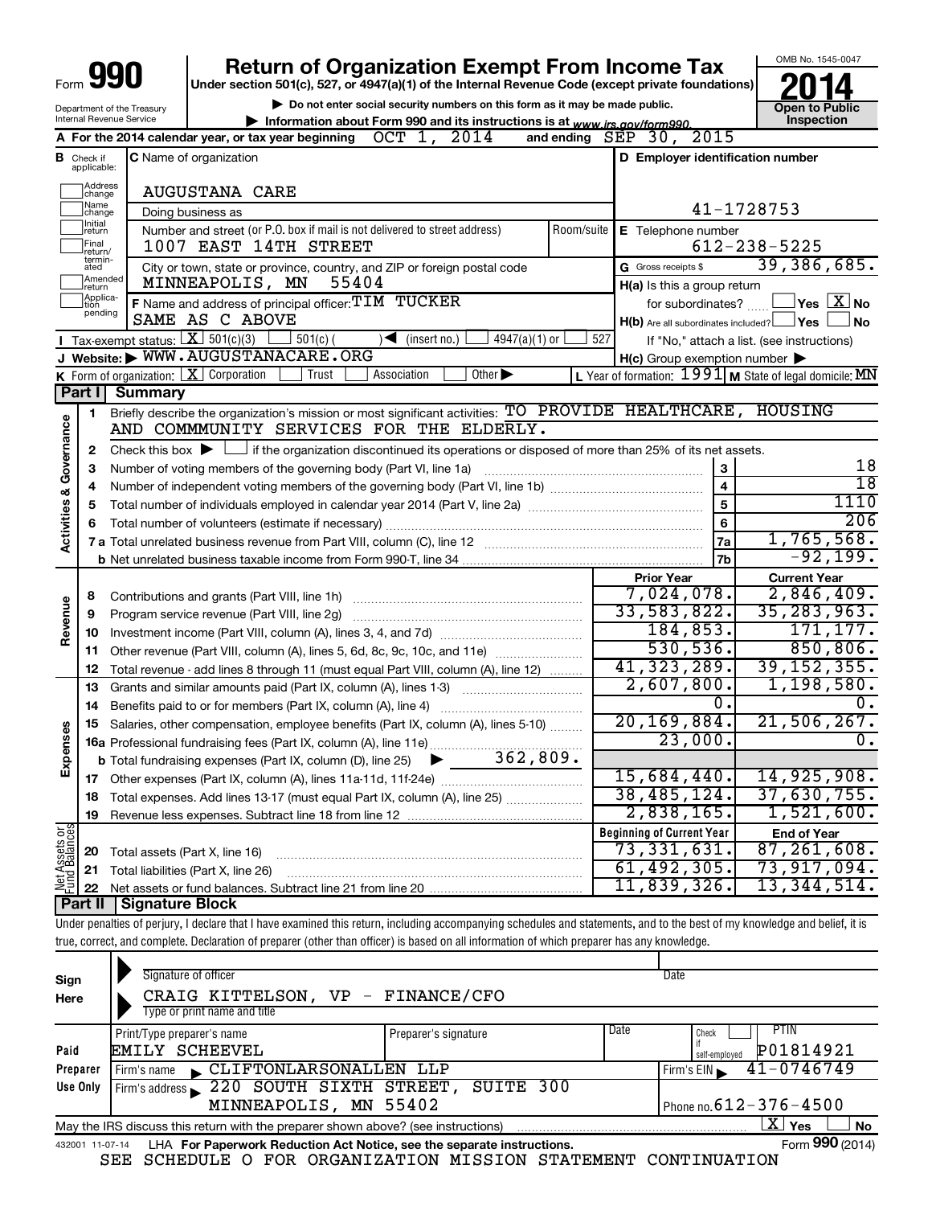Form **990**

# Return of Organization Exempt From Income Tax

**Under section 501(c), 527, or 4947(a)(1) of the Internal Revenue Code (except private foundations)**

▶ Do not enter social security numbers on this form as it may be made public.

▶ Information about Form 990 and its instructions is at www.irs.gov/form990.

Department of the Treasury
Internal Revenue Service

OMB No. 1545-0047

**2014**

**Open to Public Inspection**

**A** For the 2014 calendar year, or tax year beginning OCT 1, 2014 and ending SEP 30, 2015

**B** Check if applicable: Address change, Name change, Initial return, Final return/terminated, Amended return, Application pending

**C** Name of organization: AUGUSTANA CARE

Doing business as

Number and street (or P.O. box if mail is not delivered to street address): 1007 EAST 14TH STREET Room/suite

City or town, state or province, country, and ZIP or foreign postal code: MINNEAPOLIS, MN 55404

**D** Employer identification number: 41-1728753

**E** Telephone number: 612-238-5225

**G** Gross receipts $ 39,386,685.

**F** Name and address of principal officer: TIM TUCKER SAME AS C ABOVE

**H(a)** Is this a group return for subordinates? Yes [ ] No [X]

**H(b)** Are all subordinates included? Yes [ ] No [ ] If "No," attach a list. (see instructions)

**H(c)** Group exemption number ▶

**I** Tax-exempt status: [X] 501(c)(3) [ ] 501(c) ( ) ◀ (insert no.) [ ] 4947(a)(1) or [ ] 527

**J** Website: ▶ WWW.AUGUSTANACARE.ORG

**K** Form of organization: [X] Corporation [ ] Trust [ ] Association [ ] Other ▶

**L** Year of formation: 1991 **M** State of legal domicile: MN

## Part I Summary

**Activities & Governance**

1 Briefly describe the organization's mission or most significant activities: TO PROVIDE HEALTHCARE, HOUSING AND COMMMUNITY SERVICES FOR THE ELDERLY.

2 Check this box ▶ [ ] if the organization discontinued its operations or disposed of more than 25% of its net assets.

| | | | |
|---|---|---|---|
| 3 | Number of voting members of the governing body (Part VI, line 1a) | 3 | 18 |
| 4 | Number of independent voting members of the governing body (Part VI, line 1b) | 4 | 18 |
| 5 | Total number of individuals employed in calendar year 2014 (Part V, line 2a) | 5 | 1110 |
| 6 | Total number of volunteers (estimate if necessary) | 6 | 206 |
| 7a | Total unrelated business revenue from Part VIII, column (C), line 12 | 7a | 1,765,568. |
| b | Net unrelated business taxable income from Form 990-T, line 34 | 7b | -92,199. |

| | | | Prior Year | Current Year |
|---|---|---|---|---|
| **Revenue** | 8 | Contributions and grants (Part VIII, line 1h) | 7,024,078. | 2,846,409. |
| | 9 | Program service revenue (Part VIII, line 2g) | 33,583,822. | 35,283,963. |
| | 10 | Investment income (Part VIII, column (A), lines 3, 4, and 7d) | 184,853. | 171,177. |
| | 11 | Other revenue (Part VIII, column (A), lines 5, 6d, 8c, 9c, 10c, and 11e) | 530,536. | 850,806. |
| | 12 | Total revenue - add lines 8 through 11 (must equal Part VIII, column (A), line 12) | 41,323,289. | 39,152,355. |
| **Expenses** | 13 | Grants and similar amounts paid (Part IX, column (A), lines 1-3) | 2,607,800. | 1,198,580. |
| | 14 | Benefits paid to or for members (Part IX, column (A), line 4) | 0. | 0. |
| | 15 | Salaries, other compensation, employee benefits (Part IX, column (A), lines 5-10) | 20,169,884. | 21,506,267. |
| | 16a | Professional fundraising fees (Part IX, column (A), line 11e) | 23,000. | 0. |
| | b | Total fundraising expenses (Part IX, column (D), line 25) ▶ 362,809. | | |
| | 17 | Other expenses (Part IX, column (A), lines 11a-11d, 11f-24e) | 15,684,440. | 14,925,908. |
| | 18 | Total expenses. Add lines 13-17 (must equal Part IX, column (A), line 25) | 38,485,124. | 37,630,755. |
| | 19 | Revenue less expenses. Subtract line 18 from line 12 | 2,838,165. | 1,521,600. |
| | | | **Beginning of Current Year** | **End of Year** |
| **Net Assets or Fund Balances** | 20 | Total assets (Part X, line 16) | 73,331,631. | 87,261,608. |
| | 21 | Total liabilities (Part X, line 26) | 61,492,305. | 73,917,094. |
| | 22 | Net assets or fund balances. Subtract line 21 from line 20 | 11,839,326. | 13,344,514. |

## Part II Signature Block

Under penalties of perjury, I declare that I have examined this return, including accompanying schedules and statements, and to the best of my knowledge and belief, it is true, correct, and complete. Declaration of preparer (other than officer) is based on all information of which preparer has any knowledge.

**Sign Here**

Signature of officer Date

CRAIG KITTELSON, VP - FINANCE/CFO
Type or print name and title

**Paid Preparer Use Only**

| Print/Type preparer's name | Preparer's signature | Date | Check [ ] if self-employed | PTIN |
|---|---|---|---|---|
| EMILY SCHEEVEL | | | | P01814921 |

Firm's name ▶ CLIFTONLARSONALLEN LLP Firm's EIN ▶ 41-0746749

Firm's address ▶ 220 SOUTH SIXTH STREET, SUITE 300 MINNEAPOLIS, MN 55402 Phone no. 612-376-4500

May the IRS discuss this return with the preparer shown above? (see instructions) [X] Yes [ ] No

432001 11-07-14 LHA For Paperwork Reduction Act Notice, see the separate instructions. Form **990** (2014)

SEE SCHEDULE O FOR ORGANIZATION MISSION STATEMENT CONTINUATION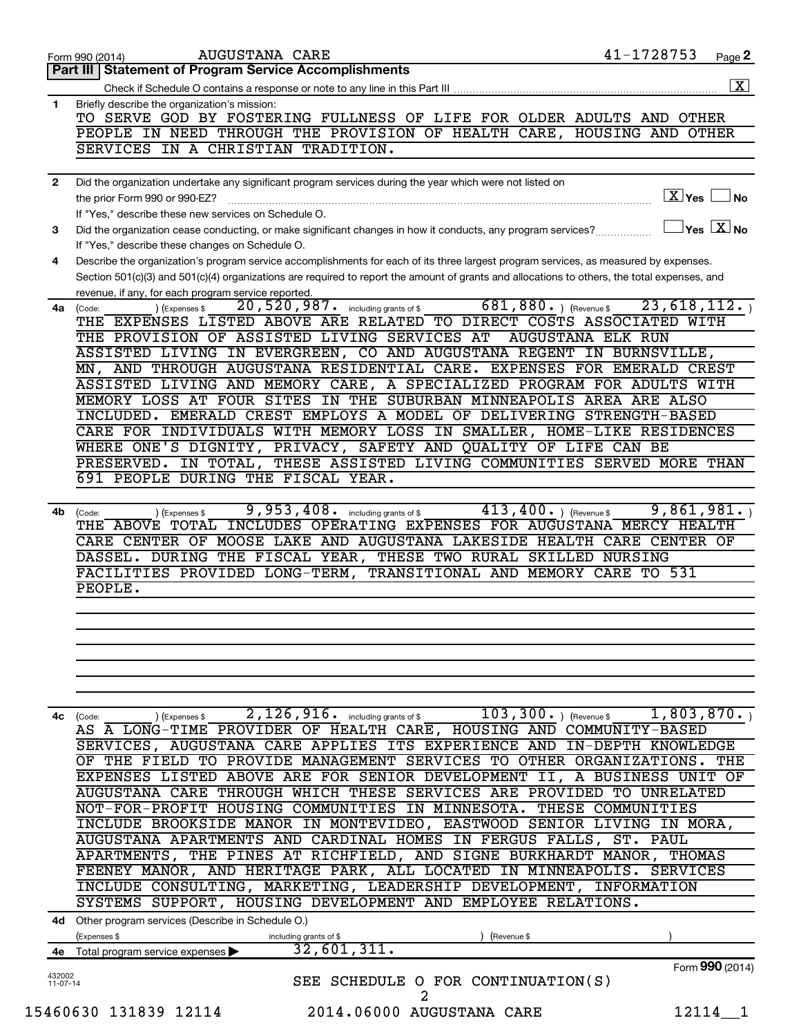Form 990 (2014) AUGUSTANA CARE 41-1728753

## Part III Statement of Program Service Accomplishments

Check if Schedule O contains a response or note to any line in this Part III [X]

**1** Briefly describe the organization's mission:

TO SERVE GOD BY FOSTERING FULLNESS OF LIFE FOR OLDER ADULTS AND OTHER PEOPLE IN NEED THROUGH THE PROVISION OF HEALTH CARE, HOUSING AND OTHER SERVICES IN A CHRISTIAN TRADITION.

**2** Did the organization undertake any significant program services during the year which were not listed on the prior Form 990 or 990-EZ? [X] Yes [ ] No

If "Yes," describe these new services on Schedule O.

**3** Did the organization cease conducting, or make significant changes in how it conducts, any program services? [ ] Yes [X] No

If "Yes," describe these changes on Schedule O.

**4** Describe the organization's program service accomplishments for each of its three largest program services, as measured by expenses. Section 501(c)(3) and 501(c)(4) organizations are required to report the amount of grants and allocations to others, the total expenses, and revenue, if any, for each program service reported.

**4a** (Code: ) (Expenses $ 20,520,987. including grants of $ 681,880. ) (Revenue $ 23,618,112. )

THE EXPENSES LISTED ABOVE ARE RELATED TO DIRECT COSTS ASSOCIATED WITH THE PROVISION OF ASSISTED LIVING SERVICES AT AUGUSTANA ELK RUN ASSISTED LIVING IN EVERGREEN, CO AND AUGUSTANA REGENT IN BURNSVILLE, MN, AND THROUGH AUGUSTANA RESIDENTIAL CARE. EXPENSES FOR EMERALD CREST ASSISTED LIVING AND MEMORY CARE, A SPECIALIZED PROGRAM FOR ADULTS WITH MEMORY LOSS AT FOUR SITES IN THE SUBURBAN MINNEAPOLIS AREA ARE ALSO INCLUDED. EMERALD CREST EMPLOYS A MODEL OF DELIVERING STRENGTH-BASED CARE FOR INDIVIDUALS WITH MEMORY LOSS IN SMALLER, HOME-LIKE RESIDENCES WHERE ONE'S DIGNITY, PRIVACY, SAFETY AND QUALITY OF LIFE CAN BE PRESERVED. IN TOTAL, THESE ASSISTED LIVING COMMUNITIES SERVED MORE THAN 691 PEOPLE DURING THE FISCAL YEAR.

**4b** (Code: ) (Expenses $ 9,953,408. including grants of $ 413,400. ) (Revenue $ 9,861,981. )

THE ABOVE TOTAL INCLUDES OPERATING EXPENSES FOR AUGUSTANA MERCY HEALTH CARE CENTER OF MOOSE LAKE AND AUGUSTANA LAKESIDE HEALTH CARE CENTER OF DASSEL. DURING THE FISCAL YEAR, THESE TWO RURAL SKILLED NURSING FACILITIES PROVIDED LONG-TERM, TRANSITIONAL AND MEMORY CARE TO 531 PEOPLE.

**4c** (Code: ) (Expenses $ 2,126,916. including grants of $ 103,300. ) (Revenue $ 1,803,870. )

AS A LONG-TIME PROVIDER OF HEALTH CARE, HOUSING AND COMMUNITY-BASED SERVICES, AUGUSTANA CARE APPLIES ITS EXPERIENCE AND IN-DEPTH KNOWLEDGE OF THE FIELD TO PROVIDE MANAGEMENT SERVICES TO OTHER ORGANIZATIONS. THE EXPENSES LISTED ABOVE ARE FOR SENIOR DEVELOPMENT II, A BUSINESS UNIT OF AUGUSTANA CARE THROUGH WHICH THESE SERVICES ARE PROVIDED TO UNRELATED NOT-FOR-PROFIT HOUSING COMMUNITIES IN MINNESOTA. THESE COMMUNITIES INCLUDE BROOKSIDE MANOR IN MONTEVIDEO, EASTWOOD SENIOR LIVING IN MORA, AUGUSTANA APARTMENTS AND CARDINAL HOMES IN FERGUS FALLS, ST. PAUL APARTMENTS, THE PINES AT RICHFIELD, AND SIGNE BURKHARDT MANOR, THOMAS FEENEY MANOR, AND HERITAGE PARK, ALL LOCATED IN MINNEAPOLIS. SERVICES INCLUDE CONSULTING, MARKETING, LEADERSHIP DEVELOPMENT, INFORMATION SYSTEMS SUPPORT, HOUSING DEVELOPMENT AND EMPLOYEE RELATIONS.

**4d** Other program services (Describe in Schedule O.)

(Expenses $ including grants of $ ) (Revenue $ )

**4e** Total program service expenses ▶ 32,601,311.

SEE SCHEDULE O FOR CONTINUATION(S)

Form **990** (2014)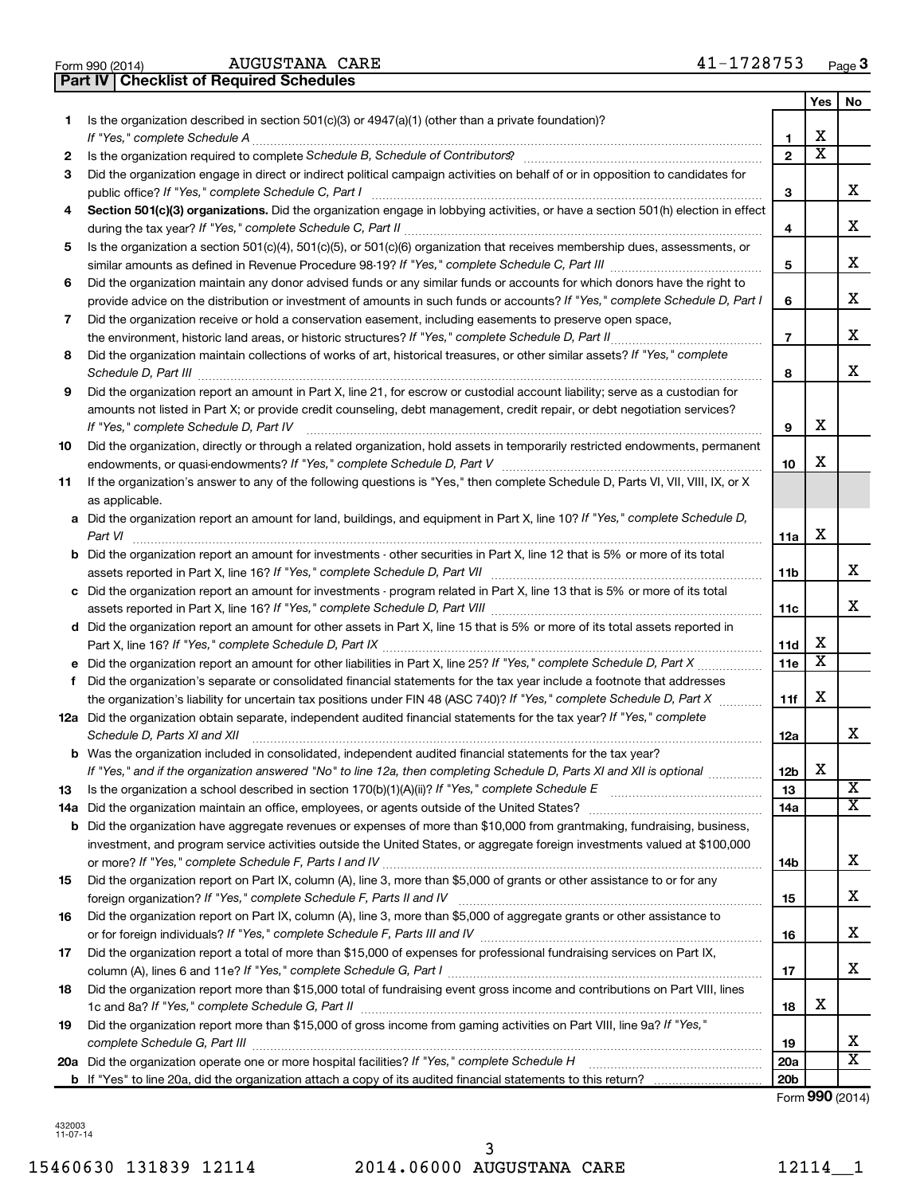Form 990 (2014) AUGUSTANA CARE 41-1728753 Page 3

**Part IV | Checklist of Required Schedules**

| | | | Yes | No |
|---|---|---|---|---|
| 1 | Is the organization described in section 501(c)(3) or 4947(a)(1) (other than a private foundation)? *If "Yes," complete Schedule A* | 1 | X | |
| 2 | Is the organization required to complete *Schedule B, Schedule of Contributors*? | 2 | X | |
| 3 | Did the organization engage in direct or indirect political campaign activities on behalf of or in opposition to candidates for public office? *If "Yes," complete Schedule C, Part I* | 3 | | X |
| 4 | **Section 501(c)(3) organizations.** Did the organization engage in lobbying activities, or have a section 501(h) election in effect during the tax year? *If "Yes," complete Schedule C, Part II* | 4 | | X |
| 5 | Is the organization a section 501(c)(4), 501(c)(5), or 501(c)(6) organization that receives membership dues, assessments, or similar amounts as defined in Revenue Procedure 98-19? *If "Yes," complete Schedule C, Part III* | 5 | | X |
| 6 | Did the organization maintain any donor advised funds or any similar funds or accounts for which donors have the right to provide advice on the distribution or investment of amounts in such funds or accounts? *If "Yes," complete Schedule D, Part I* | 6 | | X |
| 7 | Did the organization receive or hold a conservation easement, including easements to preserve open space, the environment, historic land areas, or historic structures? *If "Yes," complete Schedule D, Part II* | 7 | | X |
| 8 | Did the organization maintain collections of works of art, historical treasures, or other similar assets? *If "Yes," complete Schedule D, Part III* | 8 | | X |
| 9 | Did the organization report an amount in Part X, line 21, for escrow or custodial account liability; serve as a custodian for amounts not listed in Part X; or provide credit counseling, debt management, credit repair, or debt negotiation services? *If "Yes," complete Schedule D, Part IV* | 9 | X | |
| 10 | Did the organization, directly or through a related organization, hold assets in temporarily restricted endowments, permanent endowments, or quasi-endowments? *If "Yes," complete Schedule D, Part V* | 10 | X | |
| 11 | If the organization's answer to any of the following questions is "Yes," then complete Schedule D, Parts VI, VII, VIII, IX, or X as applicable. | | | |
| a | Did the organization report an amount for land, buildings, and equipment in Part X, line 10? *If "Yes," complete Schedule D, Part VI* | 11a | X | |
| b | Did the organization report an amount for investments - other securities in Part X, line 12 that is 5% or more of its total assets reported in Part X, line 16? *If "Yes," complete Schedule D, Part VII* | 11b | | X |
| c | Did the organization report an amount for investments - program related in Part X, line 13 that is 5% or more of its total assets reported in Part X, line 16? *If "Yes," complete Schedule D, Part VIII* | 11c | | X |
| d | Did the organization report an amount for other assets in Part X, line 15 that is 5% or more of its total assets reported in Part X, line 16? *If "Yes," complete Schedule D, Part IX* | 11d | X | |
| e | Did the organization report an amount for other liabilities in Part X, line 25? *If "Yes," complete Schedule D, Part X* | 11e | X | |
| f | Did the organization's separate or consolidated financial statements for the tax year include a footnote that addresses the organization's liability for uncertain tax positions under FIN 48 (ASC 740)? *If "Yes," complete Schedule D, Part X* | 11f | X | |
| 12a | Did the organization obtain separate, independent audited financial statements for the tax year? *If "Yes," complete Schedule D, Parts XI and XII* | 12a | | X |
| b | Was the organization included in consolidated, independent audited financial statements for the tax year? *If "Yes," and if the organization answered "No" to line 12a, then completing Schedule D, Parts XI and XII is optional* | 12b | X | |
| 13 | Is the organization a school described in section 170(b)(1)(A)(ii)? *If "Yes," complete Schedule E* | 13 | | X |
| 14a | Did the organization maintain an office, employees, or agents outside of the United States? | 14a | | X |
| b | Did the organization have aggregate revenues or expenses of more than $10,000 from grantmaking, fundraising, business, investment, and program service activities outside the United States, or aggregate foreign investments valued at $100,000 or more? *If "Yes," complete Schedule F, Parts I and IV* | 14b | | X |
| 15 | Did the organization report on Part IX, column (A), line 3, more than $5,000 of grants or other assistance to or for any foreign organization? *If "Yes," complete Schedule F, Parts II and IV* | 15 | | X |
| 16 | Did the organization report on Part IX, column (A), line 3, more than $5,000 of aggregate grants or other assistance to or for foreign individuals? *If "Yes," complete Schedule F, Parts III and IV* | 16 | | X |
| 17 | Did the organization report a total of more than $15,000 of expenses for professional fundraising services on Part IX, column (A), lines 6 and 11e? *If "Yes," complete Schedule G, Part I* | 17 | | X |
| 18 | Did the organization report more than $15,000 total of fundraising event gross income and contributions on Part VIII, lines 1c and 8a? *If "Yes," complete Schedule G, Part II* | 18 | X | |
| 19 | Did the organization report more than $15,000 of gross income from gaming activities on Part VIII, line 9a? *If "Yes," complete Schedule G, Part III* | 19 | | X |
| 20a | Did the organization operate one or more hospital facilities? *If "Yes," complete Schedule H* | 20a | | X |
| b | If "Yes" to line 20a, did the organization attach a copy of its audited financial statements to this return? | 20b | | |

Form **990** (2014)

432003 11-07-14

15460630 131839 12114 2014.06000 AUGUSTANA CARE 12114__1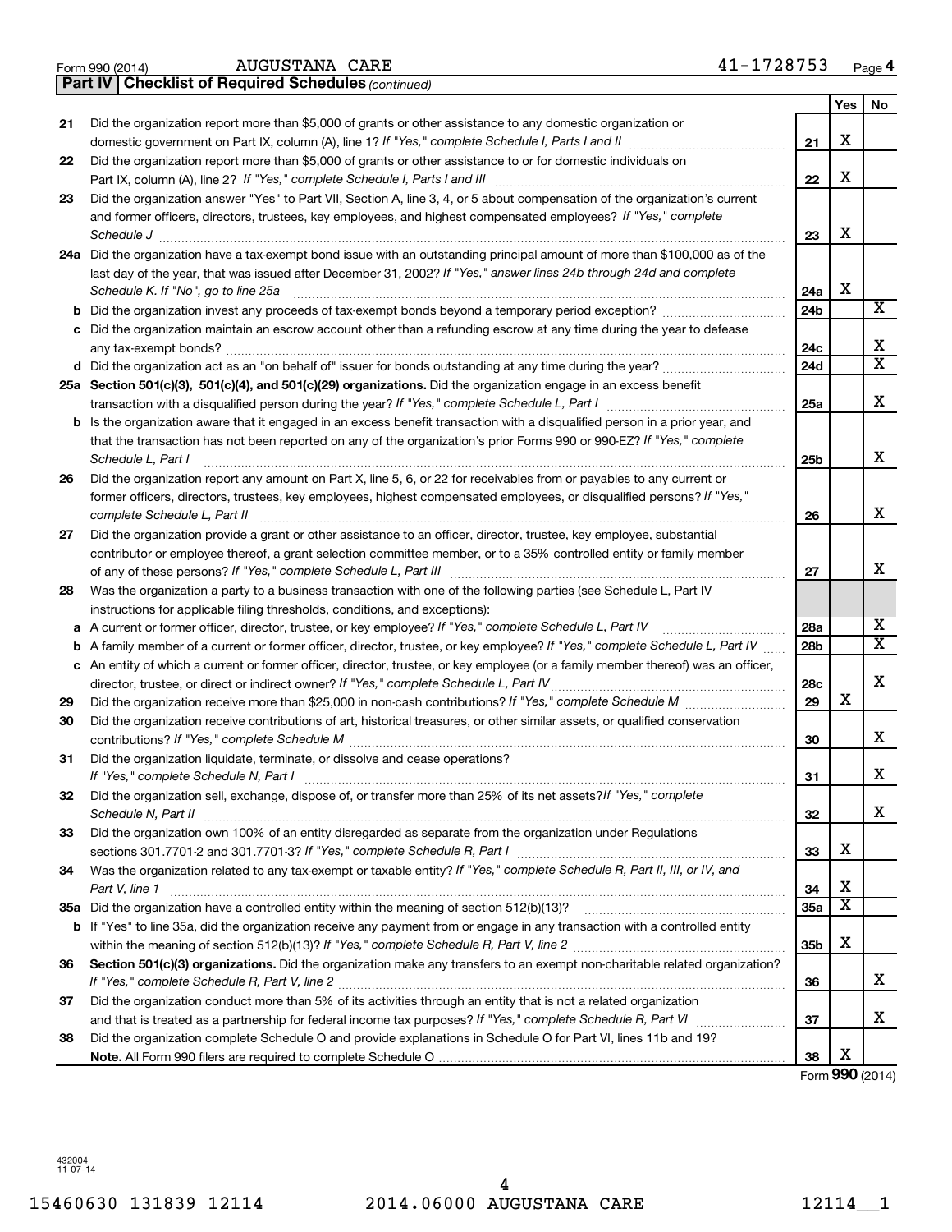Form 990 (2014) AUGUSTANA CARE 41-1728753

**Part IV | Checklist of Required Schedules** *(continued)*

| | | | Yes | No |
|---|---|---|---|---|
| 21 | Did the organization report more than $5,000 of grants or other assistance to any domestic organization or domestic government on Part IX, column (A), line 1? *If "Yes," complete Schedule I, Parts I and II* | 21 | X | |
| 22 | Did the organization report more than $5,000 of grants or other assistance to or for domestic individuals on Part IX, column (A), line 2? *If "Yes," complete Schedule I, Parts I and III* | 22 | X | |
| 23 | Did the organization answer "Yes" to Part VII, Section A, line 3, 4, or 5 about compensation of the organization's current and former officers, directors, trustees, key employees, and highest compensated employees? *If "Yes," complete Schedule J* | 23 | X | |
| 24a | Did the organization have a tax-exempt bond issue with an outstanding principal amount of more than $100,000 as of the last day of the year, that was issued after December 31, 2002? *If "Yes," answer lines 24b through 24d and complete Schedule K. If "No", go to line 25a* | 24a | X | |
| b | Did the organization invest any proceeds of tax-exempt bonds beyond a temporary period exception? | 24b | | X |
| c | Did the organization maintain an escrow account other than a refunding escrow at any time during the year to defease any tax-exempt bonds? | 24c | | X |
| d | Did the organization act as an "on behalf of" issuer for bonds outstanding at any time during the year? | 24d | | X |
| 25a | **Section 501(c)(3), 501(c)(4), and 501(c)(29) organizations.** Did the organization engage in an excess benefit transaction with a disqualified person during the year? *If "Yes," complete Schedule L, Part I* | 25a | | X |
| b | Is the organization aware that it engaged in an excess benefit transaction with a disqualified person in a prior year, and that the transaction has not been reported on any of the organization's prior Forms 990 or 990-EZ? *If "Yes," complete Schedule L, Part I* | 25b | | X |
| 26 | Did the organization report any amount on Part X, line 5, 6, or 22 for receivables from or payables to any current or former officers, directors, trustees, key employees, highest compensated employees, or disqualified persons? *If "Yes," complete Schedule L, Part II* | 26 | | X |
| 27 | Did the organization provide a grant or other assistance to an officer, director, trustee, key employee, substantial contributor or employee thereof, a grant selection committee member, or to a 35% controlled entity or family member of any of these persons? *If "Yes," complete Schedule L, Part III* | 27 | | X |
| 28 | Was the organization a party to a business transaction with one of the following parties (see Schedule L, Part IV instructions for applicable filing thresholds, conditions, and exceptions): | | | |
| a | A current or former officer, director, trustee, or key employee? *If "Yes," complete Schedule L, Part IV* | 28a | | X |
| b | A family member of a current or former officer, director, trustee, or key employee? *If "Yes," complete Schedule L, Part IV* | 28b | | X |
| c | An entity of which a current or former officer, director, trustee, or key employee (or a family member thereof) was an officer, director, trustee, or direct or indirect owner? *If "Yes," complete Schedule L, Part IV* | 28c | | X |
| 29 | Did the organization receive more than $25,000 in non-cash contributions? *If "Yes," complete Schedule M* | 29 | X | |
| 30 | Did the organization receive contributions of art, historical treasures, or other similar assets, or qualified conservation contributions? *If "Yes," complete Schedule M* | 30 | | X |
| 31 | Did the organization liquidate, terminate, or dissolve and cease operations? *If "Yes," complete Schedule N, Part I* | 31 | | X |
| 32 | Did the organization sell, exchange, dispose of, or transfer more than 25% of its net assets? *If "Yes," complete Schedule N, Part II* | 32 | | X |
| 33 | Did the organization own 100% of an entity disregarded as separate from the organization under Regulations sections 301.7701-2 and 301.7701-3? *If "Yes," complete Schedule R, Part I* | 33 | X | |
| 34 | Was the organization related to any tax-exempt or taxable entity? *If "Yes," complete Schedule R, Part II, III, or IV, and Part V, line 1* | 34 | X | |
| 35a | Did the organization have a controlled entity within the meaning of section 512(b)(13)? | 35a | X | |
| b | If "Yes" to line 35a, did the organization receive any payment from or engage in any transaction with a controlled entity within the meaning of section 512(b)(13)? *If "Yes," complete Schedule R, Part V, line 2* | 35b | X | |
| 36 | **Section 501(c)(3) organizations.** Did the organization make any transfers to an exempt non-charitable related organization? *If "Yes," complete Schedule R, Part V, line 2* | 36 | | X |
| 37 | Did the organization conduct more than 5% of its activities through an entity that is not a related organization and that is treated as a partnership for federal income tax purposes? *If "Yes," complete Schedule R, Part VI* | 37 | | X |
| 38 | Did the organization complete Schedule O and provide explanations in Schedule O for Part VI, lines 11b and 19? **Note.** All Form 990 filers are required to complete Schedule O | 38 | X | |

Form **990** (2014)

432004 11-07-14

15460630 131839 12114 2014.06000 AUGUSTANA CARE 12114__1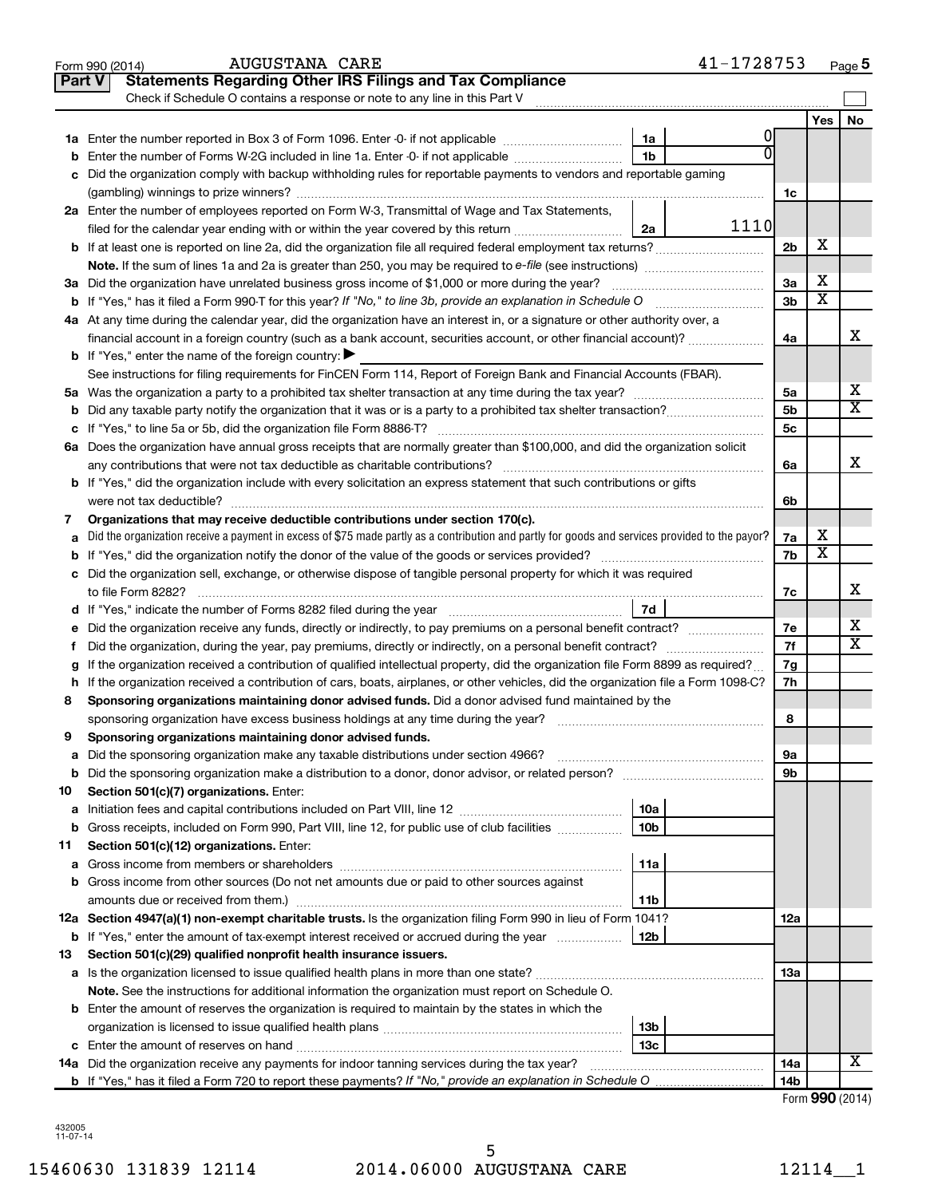Form 990 (2014) AUGUSTANA CARE 41-1728753 Page 5

## Part V Statements Regarding Other IRS Filings and Tax Compliance

Check if Schedule O contains a response or note to any line in this Part V

| | | | | | Yes | No |
|---|---|---|---|---|---|---|
| **1a** | Enter the number reported in Box 3 of Form 1096. Enter -0- if not applicable | 1a | 0 | | | |
| **b** | Enter the number of Forms W-2G included in line 1a. Enter -0- if not applicable | 1b | 0 | | | |
| **c** | Did the organization comply with backup withholding rules for reportable payments to vendors and reportable gaming (gambling) winnings to prize winners? | | | 1c | | |
| **2a** | Enter the number of employees reported on Form W-3, Transmittal of Wage and Tax Statements, filed for the calendar year ending with or within the year covered by this return | 2a | 1110 | | | |
| **b** | If at least one is reported on line 2a, did the organization file all required federal employment tax returns? | | | 2b | X | |
| | **Note.** If the sum of lines 1a and 2a is greater than 250, you may be required to *e-file* (see instructions) | | | | | |
| **3a** | Did the organization have unrelated business gross income of $1,000 or more during the year? | | | 3a | X | |
| **b** | If "Yes," has it filed a Form 990-T for this year? *If "No," to line 3b, provide an explanation in Schedule O* | | | 3b | X | |
| **4a** | At any time during the calendar year, did the organization have an interest in, or a signature or other authority over, a financial account in a foreign country (such as a bank account, securities account, or other financial account)? | | | 4a | | X |
| **b** | If "Yes," enter the name of the foreign country: ▶ | | | | | |
| | See instructions for filing requirements for FinCEN Form 114, Report of Foreign Bank and Financial Accounts (FBAR). | | | | | |
| **5a** | Was the organization a party to a prohibited tax shelter transaction at any time during the tax year? | | | 5a | | X |
| **b** | Did any taxable party notify the organization that it was or is a party to a prohibited tax shelter transaction? | | | 5b | | X |
| **c** | If "Yes," to line 5a or 5b, did the organization file Form 8886-T? | | | 5c | | |
| **6a** | Does the organization have annual gross receipts that are normally greater than $100,000, and did the organization solicit any contributions that were not tax deductible as charitable contributions? | | | 6a | | X |
| **b** | If "Yes," did the organization include with every solicitation an express statement that such contributions or gifts were not tax deductible? | | | 6b | | |
| **7** | **Organizations that may receive deductible contributions under section 170(c).** | | | | | |
| **a** | Did the organization receive a payment in excess of $75 made partly as a contribution and partly for goods and services provided to the payor? | | | 7a | X | |
| **b** | If "Yes," did the organization notify the donor of the value of the goods or services provided? | | | 7b | X | |
| **c** | Did the organization sell, exchange, or otherwise dispose of tangible personal property for which it was required to file Form 8282? | | | 7c | | X |
| **d** | If "Yes," indicate the number of Forms 8282 filed during the year | 7d | | | | |
| **e** | Did the organization receive any funds, directly or indirectly, to pay premiums on a personal benefit contract? | | | 7e | | X |
| **f** | Did the organization, during the year, pay premiums, directly or indirectly, on a personal benefit contract? | | | 7f | | X |
| **g** | If the organization received a contribution of qualified intellectual property, did the organization file Form 8899 as required? | | | 7g | | |
| **h** | If the organization received a contribution of cars, boats, airplanes, or other vehicles, did the organization file a Form 1098-C? | | | 7h | | |
| **8** | **Sponsoring organizations maintaining donor advised funds.** Did a donor advised fund maintained by the sponsoring organization have excess business holdings at any time during the year? | | | 8 | | |
| **9** | **Sponsoring organizations maintaining donor advised funds.** | | | | | |
| **a** | Did the sponsoring organization make any taxable distributions under section 4966? | | | 9a | | |
| **b** | Did the sponsoring organization make a distribution to a donor, donor advisor, or related person? | | | 9b | | |
| **10** | **Section 501(c)(7) organizations.** Enter: | | | | | |
| **a** | Initiation fees and capital contributions included on Part VIII, line 12 | 10a | | | | |
| **b** | Gross receipts, included on Form 990, Part VIII, line 12, for public use of club facilities | 10b | | | | |
| **11** | **Section 501(c)(12) organizations.** Enter: | | | | | |
| **a** | Gross income from members or shareholders | 11a | | | | |
| **b** | Gross income from other sources (Do not net amounts due or paid to other sources against amounts due or received from them.) | 11b | | | | |
| **12a** | **Section 4947(a)(1) non-exempt charitable trusts.** Is the organization filing Form 990 in lieu of Form 1041? | | | 12a | | |
| **b** | If "Yes," enter the amount of tax-exempt interest received or accrued during the year | 12b | | | | |
| **13** | **Section 501(c)(29) qualified nonprofit health insurance issuers.** | | | | | |
| **a** | Is the organization licensed to issue qualified health plans in more than one state? | | | 13a | | |
| | **Note.** See the instructions for additional information the organization must report on Schedule O. | | | | | |
| **b** | Enter the amount of reserves the organization is required to maintain by the states in which the organization is licensed to issue qualified health plans | 13b | | | | |
| **c** | Enter the amount of reserves on hand | 13c | | | | |
| **14a** | Did the organization receive any payments for indoor tanning services during the tax year? | | | 14a | | X |
| **b** | If "Yes," has it filed a Form 720 to report these payments? *If "No," provide an explanation in Schedule O* | | | 14b | | |

Form **990** (2014)

432005 11-07-14

15460630 131839 12114 2014.06000 AUGUSTANA CARE 12114__1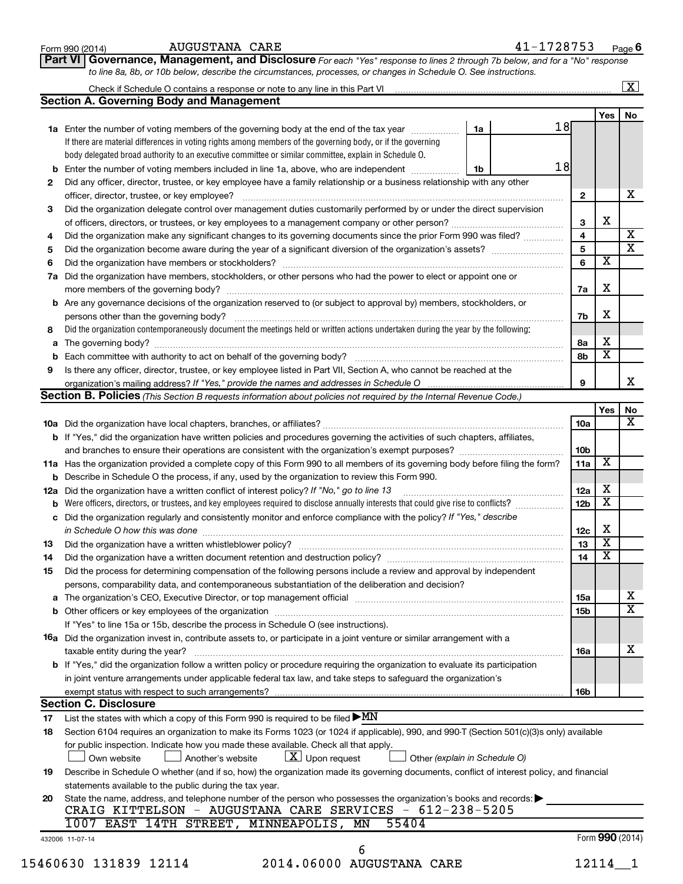Form 990 (2014) AUGUSTANA CARE 41-1728753 Page 6

**Part VI Governance, Management, and Disclosure** *For each "Yes" response to lines 2 through 7b below, and for a "No" response to line 8a, 8b, or 10b below, describe the circumstances, processes, or changes in Schedule O. See instructions.*

Check if Schedule O contains a response or note to any line in this Part VI [X]

## Section A. Governing Body and Management

| | | | | Yes | No |
|---|---|---|---|---|---|
| **1a** | Enter the number of voting members of the governing body at the end of the tax year. If there are material differences in voting rights among members of the governing body, or if the governing body delegated broad authority to an executive committee or similar committee, explain in Schedule O. | 1a: 18 | | | |
| **b** | Enter the number of voting members included in line 1a, above, who are independent | 1b: 18 | | | |
| **2** | Did any officer, director, trustee, or key employee have a family relationship or a business relationship with any other officer, director, trustee, or key employee? | | 2 | | X |
| **3** | Did the organization delegate control over management duties customarily performed by or under the direct supervision of officers, directors, or trustees, or key employees to a management company or other person? | | 3 | X | |
| **4** | Did the organization make any significant changes to its governing documents since the prior Form 990 was filed? | | 4 | | X |
| **5** | Did the organization become aware during the year of a significant diversion of the organization's assets? | | 5 | | X |
| **6** | Did the organization have members or stockholders? | | 6 | X | |
| **7a** | Did the organization have members, stockholders, or other persons who had the power to elect or appoint one or more members of the governing body? | | 7a | X | |
| **b** | Are any governance decisions of the organization reserved to (or subject to approval by) members, stockholders, or persons other than the governing body? | | 7b | X | |
| **8** | Did the organization contemporaneously document the meetings held or written actions undertaken during the year by the following: | | | | |
| **a** | The governing body? | | 8a | X | |
| **b** | Each committee with authority to act on behalf of the governing body? | | 8b | X | |
| **9** | Is there any officer, director, trustee, or key employee listed in Part VII, Section A, who cannot be reached at the organization's mailing address? *If "Yes," provide the names and addresses in Schedule O* | | 9 | | X |

## Section B. Policies *(This Section B requests information about policies not required by the Internal Revenue Code.)*

| | | | Yes | No |
|---|---|---|---|---|
| **10a** | Did the organization have local chapters, branches, or affiliates? | 10a | | X |
| **b** | If "Yes," did the organization have written policies and procedures governing the activities of such chapters, affiliates, and branches to ensure their operations are consistent with the organization's exempt purposes? | 10b | | |
| **11a** | Has the organization provided a complete copy of this Form 990 to all members of its governing body before filing the form? | 11a | X | |
| **b** | Describe in Schedule O the process, if any, used by the organization to review this Form 990. | | | |
| **12a** | Did the organization have a written conflict of interest policy? *If "No," go to line 13* | 12a | X | |
| **b** | Were officers, directors, or trustees, and key employees required to disclose annually interests that could give rise to conflicts? | 12b | X | |
| **c** | Did the organization regularly and consistently monitor and enforce compliance with the policy? *If "Yes," describe in Schedule O how this was done* | 12c | X | |
| **13** | Did the organization have a written whistleblower policy? | 13 | X | |
| **14** | Did the organization have a written document retention and destruction policy? | 14 | X | |
| **15** | Did the process for determining compensation of the following persons include a review and approval by independent persons, comparability data, and contemporaneous substantiation of the deliberation and decision? | | | |
| **a** | The organization's CEO, Executive Director, or top management official | 15a | | X |
| **b** | Other officers or key employees of the organization | 15b | | X |
| | If "Yes" to line 15a or 15b, describe the process in Schedule O (see instructions). | | | |
| **16a** | Did the organization invest in, contribute assets to, or participate in a joint venture or similar arrangement with a taxable entity during the year? | 16a | | X |
| **b** | If "Yes," did the organization follow a written policy or procedure requiring the organization to evaluate its participation in joint venture arrangements under applicable federal tax law, and take steps to safeguard the organization's exempt status with respect to such arrangements? | 16b | | |

## Section C. Disclosure

**17** List the states with which a copy of this Form 990 is required to be filed ▶MN

**18** Section 6104 requires an organization to make its Forms 1023 (or 1024 if applicable), 990, and 990-T (Section 501(c)(3)s only) available for public inspection. Indicate how you made these available. Check all that apply.

[ ] Own website [ ] Another's website [X] Upon request [ ] Other *(explain in Schedule O)*

**19** Describe in Schedule O whether (and if so, how) the organization made its governing documents, conflict of interest policy, and financial statements available to the public during the tax year.

**20** State the name, address, and telephone number of the person who possesses the organization's books and records: ▶

CRAIG KITTELSON - AUGUSTANA CARE SERVICES - 612-238-5205
1007 EAST 14TH STREET, MINNEAPOLIS, MN 55404

432006 11-07-14 Form **990** (2014)

15460630 131839 12114 2014.06000 AUGUSTANA CARE 12114__1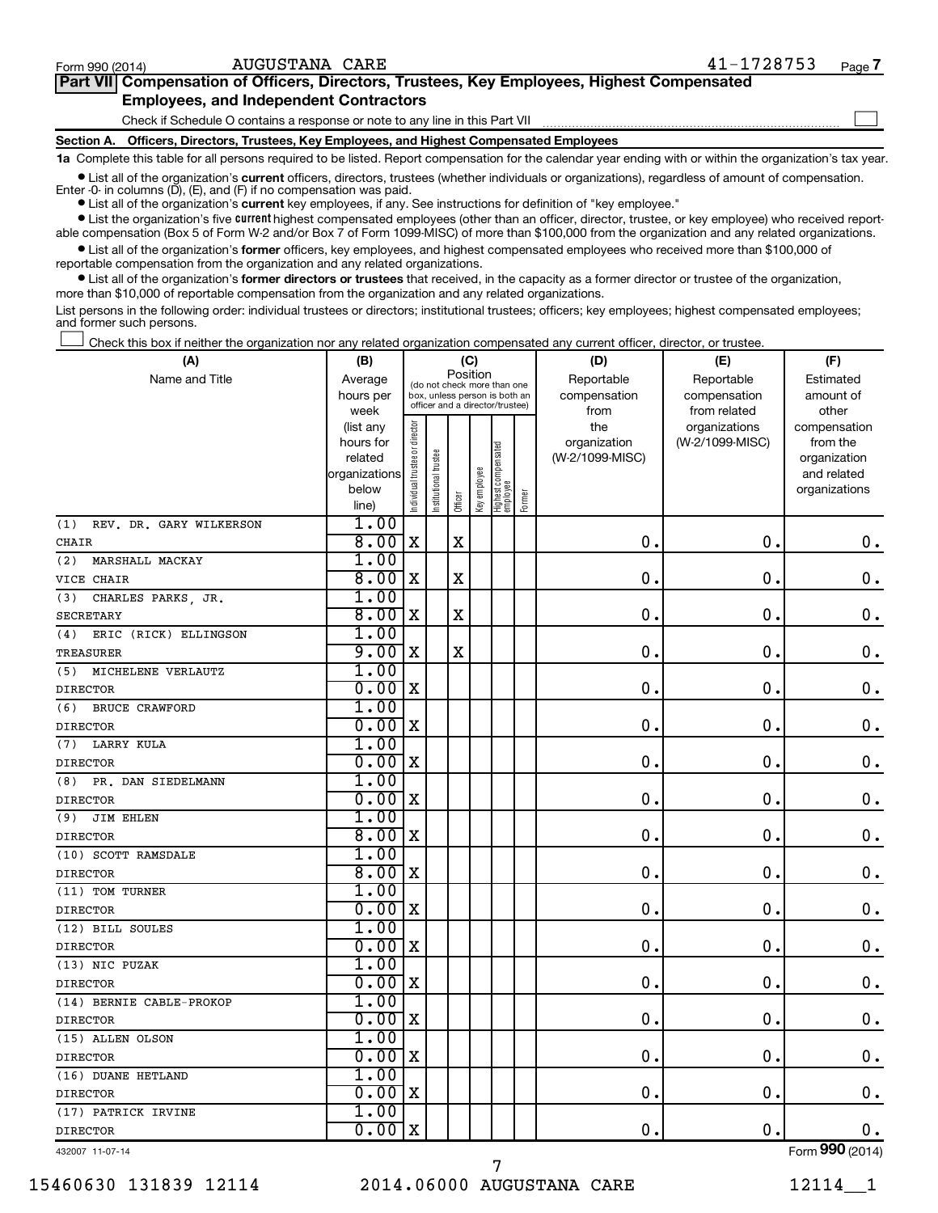Form 990 (2014) AUGUSTANA CARE 41-1728753 Page 7

## Part VII Compensation of Officers, Directors, Trustees, Key Employees, Highest Compensated Employees, and Independent Contractors

Check if Schedule O contains a response or note to any line in this Part VII ☐

### Section A. Officers, Directors, Trustees, Key Employees, and Highest Compensated Employees

**1a** Complete this table for all persons required to be listed. Report compensation for the calendar year ending with or within the organization's tax year.

- List all of the organization's **current** officers, directors, trustees (whether individuals or organizations), regardless of amount of compensation. Enter -0- in columns (D), (E), and (F) if no compensation was paid.
- List all of the organization's **current** key employees, if any. See instructions for definition of "key employee."
- List the organization's five **current** highest compensated employees (other than an officer, director, trustee, or key employee) who received reportable compensation (Box 5 of Form W-2 and/or Box 7 of Form 1099-MISC) of more than $100,000 from the organization and any related organizations.
- List all of the organization's **former** officers, key employees, and highest compensated employees who received more than $100,000 of reportable compensation from the organization and any related organizations.
- List all of the organization's **former directors or trustees** that received, in the capacity as a former director or trustee of the organization, more than $10,000 of reportable compensation from the organization and any related organizations.

List persons in the following order: individual trustees or directors; institutional trustees; officers; key employees; highest compensated employees; and former such persons.

☐ Check this box if neither the organization nor any related organization compensated any current officer, director, or trustee.

| (A) Name and Title | (B) Average hours per week (list any hours for related organizations below line) | (C) Position: Individual trustee or director | Institutional trustee | Officer | Key employee | Highest compensated employee | Former | (D) Reportable compensation from the organization (W-2/1099-MISC) | (E) Reportable compensation from related organizations (W-2/1099-MISC) | (F) Estimated amount of other compensation from the organization and related organizations |
|---|---|---|---|---|---|---|---|---|---|---|
| (1) REV. DR. GARY WILKERSON<br>CHAIR | 1.00<br>8.00 | X | | X | | | | 0. | 0. | 0. |
| (2) MARSHALL MACKAY<br>VICE CHAIR | 1.00<br>8.00 | X | | X | | | | 0. | 0. | 0. |
| (3) CHARLES PARKS, JR.<br>SECRETARY | 1.00<br>8.00 | X | | X | | | | 0. | 0. | 0. |
| (4) ERIC (RICK) ELLINGSON<br>TREASURER | 1.00<br>9.00 | X | | X | | | | 0. | 0. | 0. |
| (5) MICHELENE VERLAUTZ<br>DIRECTOR | 1.00<br>0.00 | X | | | | | | 0. | 0. | 0. |
| (6) BRUCE CRAWFORD<br>DIRECTOR | 1.00<br>0.00 | X | | | | | | 0. | 0. | 0. |
| (7) LARRY KULA<br>DIRECTOR | 1.00<br>0.00 | X | | | | | | 0. | 0. | 0. |
| (8) PR. DAN SIEDELMANN<br>DIRECTOR | 1.00<br>0.00 | X | | | | | | 0. | 0. | 0. |
| (9) JIM EHLEN<br>DIRECTOR | 1.00<br>8.00 | X | | | | | | 0. | 0. | 0. |
| (10) SCOTT RAMSDALE<br>DIRECTOR | 1.00<br>8.00 | X | | | | | | 0. | 0. | 0. |
| (11) TOM TURNER<br>DIRECTOR | 1.00<br>0.00 | X | | | | | | 0. | 0. | 0. |
| (12) BILL SOULES<br>DIRECTOR | 1.00<br>0.00 | X | | | | | | 0. | 0. | 0. |
| (13) NIC PUZAK<br>DIRECTOR | 1.00<br>0.00 | X | | | | | | 0. | 0. | 0. |
| (14) BERNIE CABLE-PROKOP<br>DIRECTOR | 1.00<br>0.00 | X | | | | | | 0. | 0. | 0. |
| (15) ALLEN OLSON<br>DIRECTOR | 1.00<br>0.00 | X | | | | | | 0. | 0. | 0. |
| (16) DUANE HETLAND<br>DIRECTOR | 1.00<br>0.00 | X | | | | | | 0. | 0. | 0. |
| (17) PATRICK IRVINE<br>DIRECTOR | 1.00<br>0.00 | X | | | | | | 0. | 0. | 0. |

432007 11-07-14 Form 990 (2014)

15460630 131839 12114 2014.06000 AUGUSTANA CARE 12114__1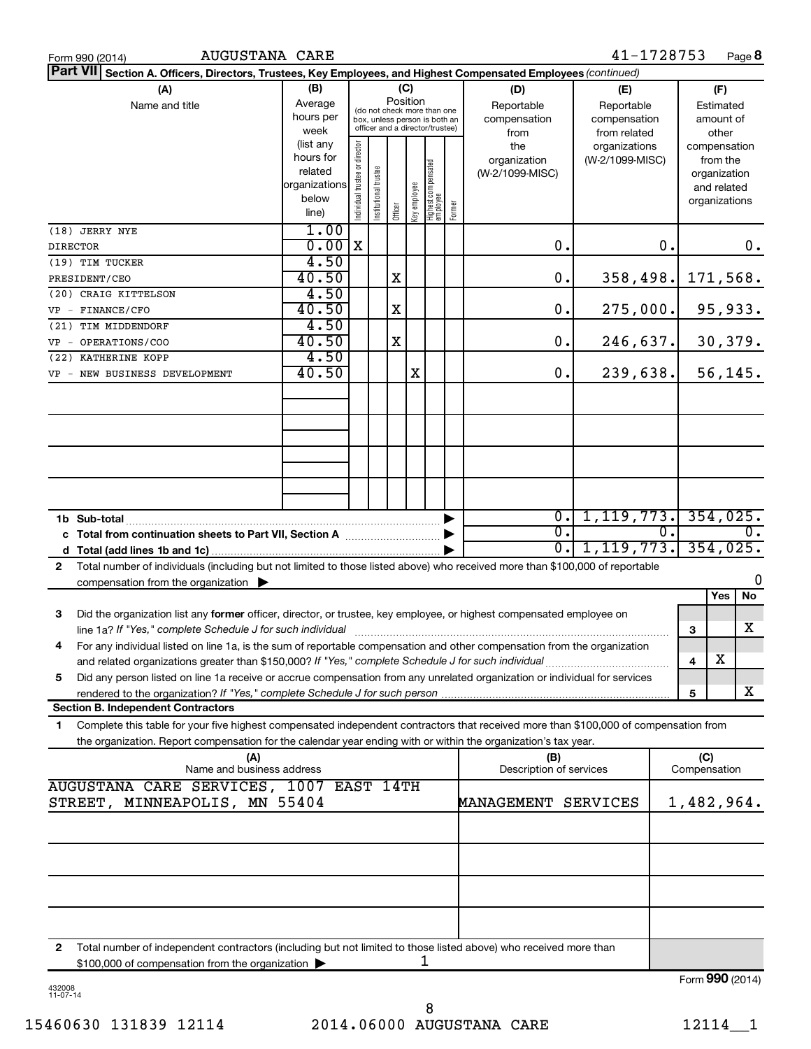Form 990 (2014) AUGUSTANA CARE 41-1728753 Page **8**

**Part VII** **Section A. Officers, Directors, Trustees, Key Employees, and Highest Compensated Employees** *(continued)*

| (A) Name and title | (B) Average hours per week (list any hours for related organizations below line) | (C) Position: Individual trustee or director | Institutional trustee | Officer | Key employee | Highest compensated employee | Former | (D) Reportable compensation from the organization (W-2/1099-MISC) | (E) Reportable compensation from related organizations (W-2/1099-MISC) | (F) Estimated amount of other compensation from the organization and related organizations |
|---|---|---|---|---|---|---|---|---|---|---|
| (18) JERRY NYE<br>DIRECTOR | 1.00<br>0.00 | X | | | | | | 0. | 0. | 0. |
| (19) TIM TUCKER<br>PRESIDENT/CEO | 4.50<br>40.50 | | | X | | | | 0. | 358,498. | 171,568. |
| (20) CRAIG KITTELSON<br>VP - FINANCE/CFO | 4.50<br>40.50 | | | X | | | | 0. | 275,000. | 95,933. |
| (21) TIM MIDDENDORF<br>VP - OPERATIONS/COO | 4.50<br>40.50 | | | X | | | | 0. | 246,637. | 30,379. |
| (22) KATHERINE KOPP<br>VP - NEW BUSINESS DEVELOPMENT | 4.50<br>40.50 | | | | X | | | 0. | 239,638. | 56,145. |
| **1b Sub-total** | | | | | | | | 0. | 1,119,773. | 354,025. |
| **c Total from continuation sheets to Part VII, Section A** | | | | | | | | 0. | 0. | 0. |
| **d Total (add lines 1b and 1c)** | | | | | | | | 0. | 1,119,773. | 354,025. |

**2** Total number of individuals (including but not limited to those listed above) who received more than $100,000 of reportable compensation from the organization ▶ 0

| | | Yes | No |
|---|---|---|---|
| **3** Did the organization list any **former** officer, director, or trustee, key employee, or highest compensated employee on line 1a? *If "Yes," complete Schedule J for such individual* | 3 | | X |
| **4** For any individual listed on line 1a, is the sum of reportable compensation and other compensation from the organization and related organizations greater than $150,000? *If "Yes," complete Schedule J for such individual* | 4 | X | |
| **5** Did any person listed on line 1a receive or accrue compensation from any unrelated organization or individual for services rendered to the organization? *If "Yes," complete Schedule J for such person* | 5 | | X |

**Section B. Independent Contractors**

**1** Complete this table for your five highest compensated independent contractors that received more than $100,000 of compensation from the organization. Report compensation for the calendar year ending with or within the organization's tax year.

| (A) Name and business address | (B) Description of services | (C) Compensation |
|---|---|---|
| AUGUSTANA CARE SERVICES, 1007 EAST 14TH STREET, MINNEAPOLIS, MN 55404 | MANAGEMENT SERVICES | 1,482,964. |

**2** Total number of independent contractors (including but not limited to those listed above) who received more than $100,000 of compensation from the organization ▶ 1

Form **990** (2014)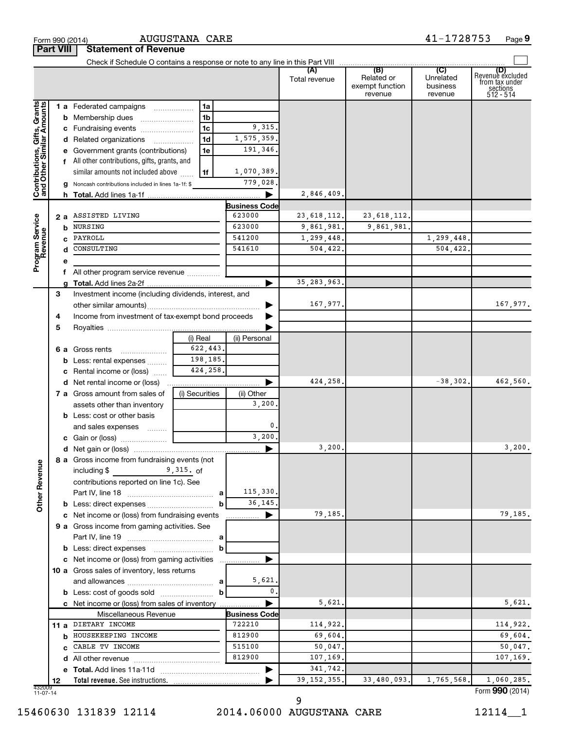Form 990 (2014) AUGUSTANA CARE 41-1728753 Page **9**

**Part VIII** **Statement of Revenue**

Check if Schedule O contains a response or note to any line in this Part VIII

| | | | | (A) Total revenue | (B) Related or exempt function revenue | (C) Unrelated business revenue | (D) Revenue excluded from tax under sections 512 - 514 |
|---|---|---|---|---|---|---|---|
| **Contributions, Gifts, Grants and Other Similar Amounts** | 1 a Federated campaigns | 1a | | | | | |
| | b Membership dues | 1b | | | | | |
| | c Fundraising events | 1c | 9,315. | | | | |
| | d Related organizations | 1d | 1,575,359. | | | | |
| | e Government grants (contributions) | 1e | 191,346. | | | | |
| | f All other contributions, gifts, grants, and similar amounts not included above | 1f | 1,070,389. | | | | |
| | g Noncash contributions included in lines 1a-1f: $ | | 779,028. | | | | |
| | h **Total.** Add lines 1a-1f | | ▶ | 2,846,409. | | | |
| **Program Service Revenue** | | | **Business Code** | | | | |
| | 2 a ASSISTED LIVING | | 623000 | 23,618,112. | 23,618,112. | | |
| | b NURSING | | 623000 | 9,861,981. | 9,861,981. | | |
| | c PAYROLL | | 541200 | 1,299,448. | | 1,299,448. | |
| | d CONSULTING | | 541610 | 504,422. | | 504,422. | |
| | e | | | | | | |
| | f All other program service revenue | | | | | | |
| | g **Total.** Add lines 2a-2f | | ▶ | 35,283,963. | | | |
| | 3 Investment income (including dividends, interest, and other similar amounts) | | ▶ | 167,977. | | | 167,977. |
| | 4 Income from investment of tax-exempt bond proceeds | | ▶ | | | | |
| | 5 Royalties | | ▶ | | | | |
| | | (i) Real | (ii) Personal | | | | |
| | 6 a Gross rents | 622,443. | | | | | |
| | b Less: rental expenses | 198,185. | | | | | |
| | c Rental income or (loss) | 424,258. | | | | | |
| | d Net rental income or (loss) | | ▶ | 424,258. | | -38,302. | 462,560. |
| | 7 a Gross amount from sales of assets other than inventory | (i) Securities | (ii) Other 3,200. | | | | |
| | b Less: cost or other basis and sales expenses | | 0. | | | | |
| | c Gain or (loss) | | 3,200. | | | | |
| | d Net gain or (loss) | | ▶ | 3,200. | | | 3,200. |
| **Other Revenue** | 8 a Gross income from fundraising events (not including $ 9,315. of contributions reported on line 1c). See Part IV, line 18 | a | 115,330. | | | | |
| | b Less: direct expenses | b | 36,145. | | | | |
| | c Net income or (loss) from fundraising events | | ▶ | 79,185. | | | 79,185. |
| | 9 a Gross income from gaming activities. See Part IV, line 19 | a | | | | | |
| | b Less: direct expenses | b | | | | | |
| | c Net income or (loss) from gaming activities | | ▶ | | | | |
| | 10 a Gross sales of inventory, less returns and allowances | a | 5,621. | | | | |
| | b Less: cost of goods sold | b | 0. | | | | |
| | c Net income or (loss) from sales of inventory | | ▶ | 5,621. | | | 5,621. |
| | Miscellaneous Revenue | | **Business Code** | | | | |
| | 11 a DIETARY INCOME | | 722210 | 114,922. | | | 114,922. |
| | b HOUSEKEEPING INCOME | | 812900 | 69,604. | | | 69,604. |
| | c CABLE TV INCOME | | 515100 | 50,047. | | | 50,047. |
| | d All other revenue | | 812900 | 107,169. | | | 107,169. |
| | e **Total.** Add lines 11a-11d | | ▶ | 341,742. | | | |
| | 12 **Total revenue.** See instructions. | | ▶ | 39,152,355. | 33,480,093. | 1,765,568. | 1,060,285. |

Form **990** (2014)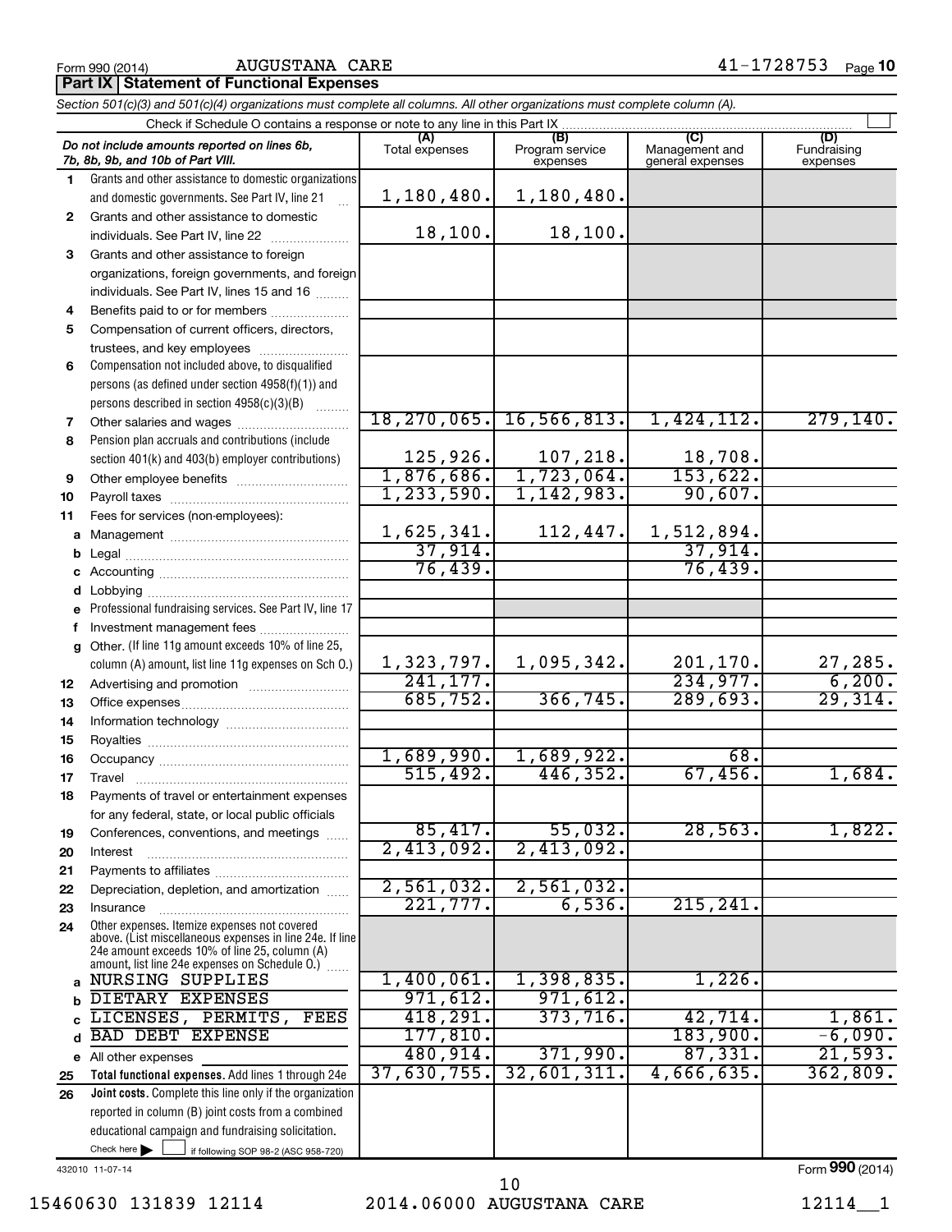Form 990 (2014) AUGUSTANA CARE 41-1728753

## Part IX Statement of Functional Expenses

*Section 501(c)(3) and 501(c)(4) organizations must complete all columns. All other organizations must complete column (A).*

Check if Schedule O contains a response or note to any line in this Part IX ☐

| | *Do not include amounts reported on lines 6b, 7b, 8b, 9b, and 10b of Part VIII.* | (A) Total expenses | (B) Program service expenses | (C) Management and general expenses | (D) Fundraising expenses |
|---|---|---|---|---|---|
| 1 | Grants and other assistance to domestic organizations and domestic governments. See Part IV, line 21 | 1,180,480. | 1,180,480. | | |
| 2 | Grants and other assistance to domestic individuals. See Part IV, line 22 | 18,100. | 18,100. | | |
| 3 | Grants and other assistance to foreign organizations, foreign governments, and foreign individuals. See Part IV, lines 15 and 16 | | | | |
| 4 | Benefits paid to or for members | | | | |
| 5 | Compensation of current officers, directors, trustees, and key employees | | | | |
| 6 | Compensation not included above, to disqualified persons (as defined under section 4958(f)(1)) and persons described in section 4958(c)(3)(B) | | | | |
| 7 | Other salaries and wages | 18,270,065. | 16,566,813. | 1,424,112. | 279,140. |
| 8 | Pension plan accruals and contributions (include section 401(k) and 403(b) employer contributions) | 125,926. | 107,218. | 18,708. | |
| 9 | Other employee benefits | 1,876,686. | 1,723,064. | 153,622. | |
| 10 | Payroll taxes | 1,233,590. | 1,142,983. | 90,607. | |
| 11 | Fees for services (non-employees): | | | | |
| a | Management | 1,625,341. | 112,447. | 1,512,894. | |
| b | Legal | 37,914. | | 37,914. | |
| c | Accounting | 76,439. | | 76,439. | |
| d | Lobbying | | | | |
| e | Professional fundraising services. See Part IV, line 17 | | | | |
| f | Investment management fees | | | | |
| g | Other. (If line 11g amount exceeds 10% of line 25, column (A) amount, list line 11g expenses on Sch O.) | 1,323,797. | 1,095,342. | 201,170. | 27,285. |
| 12 | Advertising and promotion | 241,177. | | 234,977. | 6,200. |
| 13 | Office expenses | 685,752. | 366,745. | 289,693. | 29,314. |
| 14 | Information technology | | | | |
| 15 | Royalties | | | | |
| 16 | Occupancy | 1,689,990. | 1,689,922. | 68. | |
| 17 | Travel | 515,492. | 446,352. | 67,456. | 1,684. |
| 18 | Payments of travel or entertainment expenses for any federal, state, or local public officials | | | | |
| 19 | Conferences, conventions, and meetings | 85,417. | 55,032. | 28,563. | 1,822. |
| 20 | Interest | 2,413,092. | 2,413,092. | | |
| 21 | Payments to affiliates | | | | |
| 22 | Depreciation, depletion, and amortization | 2,561,032. | 2,561,032. | | |
| 23 | Insurance | 221,777. | 6,536. | 215,241. | |
| 24 | Other expenses. Itemize expenses not covered above. (List miscellaneous expenses in line 24e. If line 24e amount exceeds 10% of line 25, column (A) amount, list line 24e expenses on Schedule O.) | | | | |
| a | NURSING SUPPLIES | 1,400,061. | 1,398,835. | 1,226. | |
| b | DIETARY EXPENSES | 971,612. | 971,612. | | |
| c | LICENSES, PERMITS, FEES | 418,291. | 373,716. | 42,714. | 1,861. |
| d | BAD DEBT EXPENSE | 177,810. | | 183,900. | -6,090. |
| e | All other expenses | 480,914. | 371,990. | 87,331. | 21,593. |
| 25 | **Total functional expenses.** Add lines 1 through 24e | 37,630,755. | 32,601,311. | 4,666,635. | 362,809. |
| 26 | **Joint costs.** Complete this line only if the organization reported in column (B) joint costs from a combined educational campaign and fundraising solicitation. Check here ☐ if following SOP 98-2 (ASC 958-720) | | | | |

432010 11-07-14 Form **990** (2014)

15460630 131839 12114 2014.06000 AUGUSTANA CARE 12114__1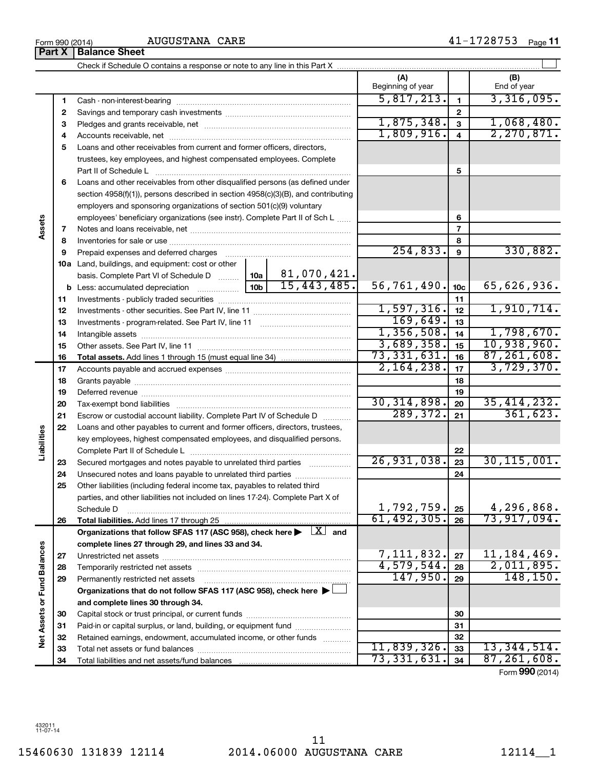Form 990 (2014) AUGUSTANA CARE 41-1728753 Page 11

## Part X | Balance Sheet

Check if Schedule O contains a response or note to any line in this Part X

| | | | | (A) Beginning of year | | (B) End of year |
|---|---|---|---|---|---|---|
| Assets | 1 | Cash - non-interest-bearing | | 5,817,213. | 1 | 3,316,095. |
| | 2 | Savings and temporary cash investments | | | 2 | |
| | 3 | Pledges and grants receivable, net | | 1,875,348. | 3 | 1,068,480. |
| | 4 | Accounts receivable, net | | 1,809,916. | 4 | 2,270,871. |
| | 5 | Loans and other receivables from current and former officers, directors, trustees, key employees, and highest compensated employees. Complete Part II of Schedule L | | | 5 | |
| | 6 | Loans and other receivables from other disqualified persons (as defined under section 4958(f)(1)), persons described in section 4958(c)(3)(B), and contributing employers and sponsoring organizations of section 501(c)(9) voluntary employees' beneficiary organizations (see instr). Complete Part II of Sch L | | | 6 | |
| | 7 | Notes and loans receivable, net | | | 7 | |
| | 8 | Inventories for sale or use | | | 8 | |
| | 9 | Prepaid expenses and deferred charges | | 254,833. | 9 | 330,882. |
| | 10a | Land, buildings, and equipment: cost or other basis. Complete Part VI of Schedule D | 10a 81,070,421. | | | |
| | b | Less: accumulated depreciation | 10b 15,443,485. | 56,761,490. | 10c | 65,626,936. |
| | 11 | Investments - publicly traded securities | | | 11 | |
| | 12 | Investments - other securities. See Part IV, line 11 | | 1,597,316. | 12 | 1,910,714. |
| | 13 | Investments - program-related. See Part IV, line 11 | | 169,649. | 13 | |
| | 14 | Intangible assets | | 1,356,508. | 14 | 1,798,670. |
| | 15 | Other assets. See Part IV, line 11 | | 3,689,358. | 15 | 10,938,960. |
| | 16 | **Total assets.** Add lines 1 through 15 (must equal line 34) | | 73,331,631. | 16 | 87,261,608. |
| Liabilities | 17 | Accounts payable and accrued expenses | | 2,164,238. | 17 | 3,729,370. |
| | 18 | Grants payable | | | 18 | |
| | 19 | Deferred revenue | | | 19 | |
| | 20 | Tax-exempt bond liabilities | | 30,314,898. | 20 | 35,414,232. |
| | 21 | Escrow or custodial account liability. Complete Part IV of Schedule D | | 289,372. | 21 | 361,623. |
| | 22 | Loans and other payables to current and former officers, directors, trustees, key employees, highest compensated employees, and disqualified persons. Complete Part II of Schedule L | | | 22 | |
| | 23 | Secured mortgages and notes payable to unrelated third parties | | 26,931,038. | 23 | 30,115,001. |
| | 24 | Unsecured notes and loans payable to unrelated third parties | | | 24 | |
| | 25 | Other liabilities (including federal income tax, payables to related third parties, and other liabilities not included on lines 17-24). Complete Part X of Schedule D | | 1,792,759. | 25 | 4,296,868. |
| | 26 | **Total liabilities.** Add lines 17 through 25 | | 61,492,305. | 26 | 73,917,094. |
| Net Assets or Fund Balances | | **Organizations that follow SFAS 117 (ASC 958), check here ▶ [X] and complete lines 27 through 29, and lines 33 and 34.** | | | | |
| | 27 | Unrestricted net assets | | 7,111,832. | 27 | 11,184,469. |
| | 28 | Temporarily restricted net assets | | 4,579,544. | 28 | 2,011,895. |
| | 29 | Permanently restricted net assets | | 147,950. | 29 | 148,150. |
| | | **Organizations that do not follow SFAS 117 (ASC 958), check here ▶ [ ] and complete lines 30 through 34.** | | | | |
| | 30 | Capital stock or trust principal, or current funds | | | 30 | |
| | 31 | Paid-in or capital surplus, or land, building, or equipment fund | | | 31 | |
| | 32 | Retained earnings, endowment, accumulated income, or other funds | | | 32 | |
| | 33 | Total net assets or fund balances | | 11,839,326. | 33 | 13,344,514. |
| | 34 | Total liabilities and net assets/fund balances | | 73,331,631. | 34 | 87,261,608. |

Form **990** (2014)

432011 11-07-14

15460630 131839 12114 2014.06000 AUGUSTANA CARE 12114__1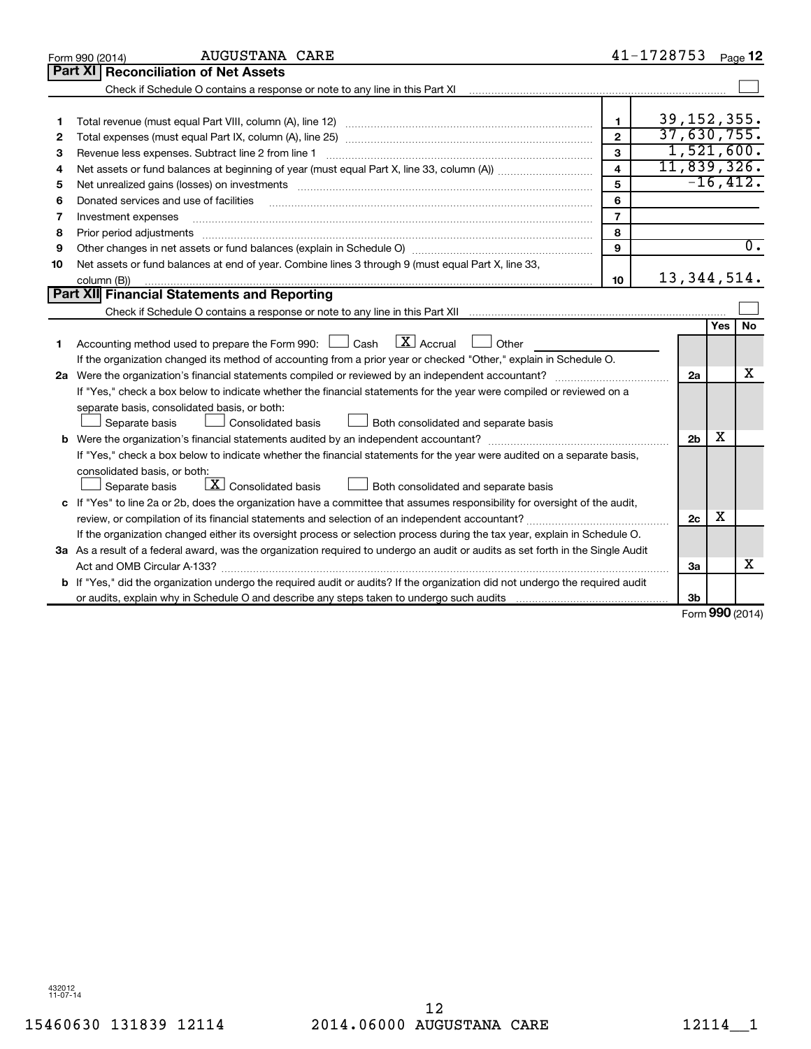Form 990 (2014) AUGUSTANA CARE 41-1728753 Page 12

## Part XI Reconciliation of Net Assets

Check if Schedule O contains a response or note to any line in this Part XI ☐

| | | | |
|---|---|---|---|
| 1 | Total revenue (must equal Part VIII, column (A), line 12) | 1 | 39,152,355. |
| 2 | Total expenses (must equal Part IX, column (A), line 25) | 2 | 37,630,755. |
| 3 | Revenue less expenses. Subtract line 2 from line 1 | 3 | 1,521,600. |
| 4 | Net assets or fund balances at beginning of year (must equal Part X, line 33, column (A)) | 4 | 11,839,326. |
| 5 | Net unrealized gains (losses) on investments | 5 | -16,412. |
| 6 | Donated services and use of facilities | 6 | |
| 7 | Investment expenses | 7 | |
| 8 | Prior period adjustments | 8 | |
| 9 | Other changes in net assets or fund balances (explain in Schedule O) | 9 | 0. |
| 10 | Net assets or fund balances at end of year. Combine lines 3 through 9 (must equal Part X, line 33, column (B)) | 10 | 13,344,514. |

## Part XII Financial Statements and Reporting

Check if Schedule O contains a response or note to any line in this Part XII ☐

| | | | Yes | No |
|---|---|---|---|---|
| 1 | Accounting method used to prepare the Form 990: ☐ Cash ☒ Accrual ☐ Other<br>If the organization changed its method of accounting from a prior year or checked "Other," explain in Schedule O. | | | |
| 2a | Were the organization's financial statements compiled or reviewed by an independent accountant?<br>If "Yes," check a box below to indicate whether the financial statements for the year were compiled or reviewed on a separate basis, consolidated basis, or both:<br>☐ Separate basis ☐ Consolidated basis ☐ Both consolidated and separate basis | 2a | | X |
| b | Were the organization's financial statements audited by an independent accountant?<br>If "Yes," check a box below to indicate whether the financial statements for the year were audited on a separate basis, consolidated basis, or both:<br>☐ Separate basis ☒ Consolidated basis ☐ Both consolidated and separate basis | 2b | X | |
| c | If "Yes" to line 2a or 2b, does the organization have a committee that assumes responsibility for oversight of the audit, review, or compilation of its financial statements and selection of an independent accountant?<br>If the organization changed either its oversight process or selection process during the tax year, explain in Schedule O. | 2c | X | |
| 3a | As a result of a federal award, was the organization required to undergo an audit or audits as set forth in the Single Audit Act and OMB Circular A-133? | 3a | | X |
| b | If "Yes," did the organization undergo the required audit or audits? If the organization did not undergo the required audit or audits, explain why in Schedule O and describe any steps taken to undergo such audits | 3b | | |

Form 990 (2014)

432012 11-07-14

15460630 131839 12114 2014.06000 AUGUSTANA CARE 12114__1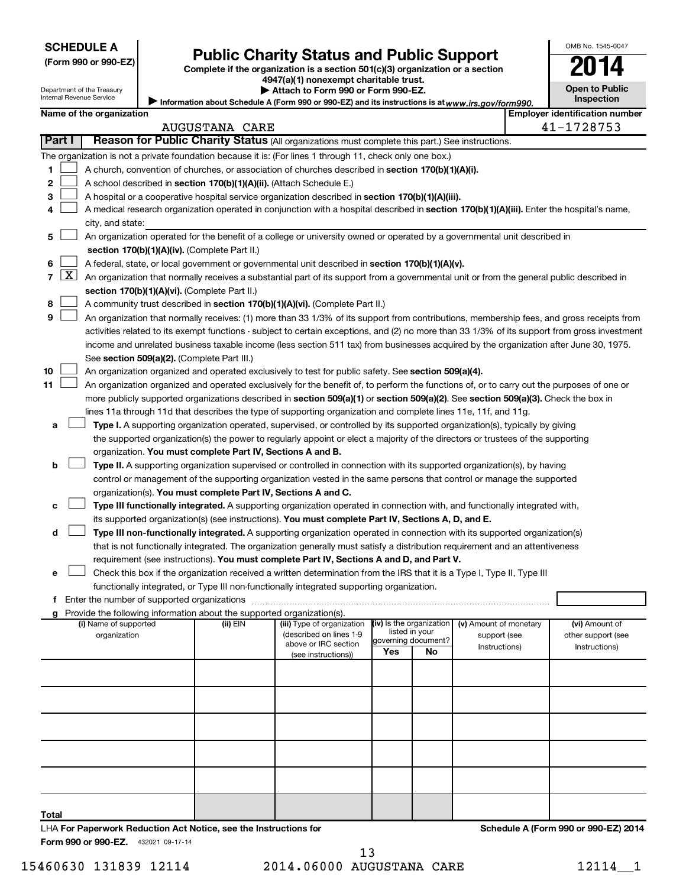**SCHEDULE A**
**(Form 990 or 990-EZ)**

Department of the Treasury
Internal Revenue Service

# Public Charity Status and Public Support

**Complete if the organization is a section 501(c)(3) organization or a section 4947(a)(1) nonexempt charitable trust.**
**▶ Attach to Form 990 or Form 990-EZ.**
▶ Information about Schedule A (Form 990 or 990-EZ) and its instructions is at *www.irs.gov/form990.*

OMB No. 1545-0047
**2014**
**Open to Public Inspection**

**Name of the organization:** AUGUSTANA CARE
**Employer identification number:** 41-1728753

## Part I — Reason for Public Charity Status (All organizations must complete this part.) See instructions.

The organization is not a private foundation because it is: (For lines 1 through 11, check only one box.)

1. [ ] A church, convention of churches, or association of churches described in **section 170(b)(1)(A)(i).**
2. [ ] A school described in **section 170(b)(1)(A)(ii).** (Attach Schedule E.)
3. [ ] A hospital or a cooperative hospital service organization described in **section 170(b)(1)(A)(iii).**
4. [ ] A medical research organization operated in conjunction with a hospital described in **section 170(b)(1)(A)(iii).** Enter the hospital's name, city, and state: ____________
5. [ ] An organization operated for the benefit of a college or university owned or operated by a governmental unit described in **section 170(b)(1)(A)(iv).** (Complete Part II.)
6. [ ] A federal, state, or local government or governmental unit described in **section 170(b)(1)(A)(v).**
7. [X] An organization that normally receives a substantial part of its support from a governmental unit or from the general public described in **section 170(b)(1)(A)(vi).** (Complete Part II.)
8. [ ] A community trust described in **section 170(b)(1)(A)(vi).** (Complete Part II.)
9. [ ] An organization that normally receives: (1) more than 33 1/3% of its support from contributions, membership fees, and gross receipts from activities related to its exempt functions - subject to certain exceptions, and (2) no more than 33 1/3% of its support from gross investment income and unrelated business taxable income (less section 511 tax) from businesses acquired by the organization after June 30, 1975. See **section 509(a)(2).** (Complete Part III.)
10. [ ] An organization organized and operated exclusively to test for public safety. See **section 509(a)(4).**
11. [ ] An organization organized and operated exclusively for the benefit of, to perform the functions of, or to carry out the purposes of one or more publicly supported organizations described in **section 509(a)(1)** or **section 509(a)(2).** See **section 509(a)(3).** Check the box in lines 11a through 11d that describes the type of supporting organization and complete lines 11e, 11f, and 11g.
   - **a** [ ] **Type I.** A supporting organization operated, supervised, or controlled by its supported organization(s), typically by giving the supported organization(s) the power to regularly appoint or elect a majority of the directors or trustees of the supporting organization. **You must complete Part IV, Sections A and B.**
   - **b** [ ] **Type II.** A supporting organization supervised or controlled in connection with its supported organization(s), by having control or management of the supporting organization vested in the same persons that control or manage the supported organization(s). **You must complete Part IV, Sections A and C.**
   - **c** [ ] **Type III functionally integrated.** A supporting organization operated in connection with, and functionally integrated with, its supported organization(s) (see instructions). **You must complete Part IV, Sections A, D, and E.**
   - **d** [ ] **Type III non-functionally integrated.** A supporting organization operated in connection with its supported organization(s) that is not functionally integrated. The organization generally must satisfy a distribution requirement and an attentiveness requirement (see instructions). **You must complete Part IV, Sections A and D, and Part V.**
   - **e** [ ] Check this box if the organization received a written determination from the IRS that it is a Type I, Type II, Type III functionally integrated, or Type III non-functionally integrated supporting organization.
   - **f** Enter the number of supported organizations ____
   - **g** Provide the following information about the supported organization(s).

| (i) Name of supported organization | (ii) EIN | (iii) Type of organization (described on lines 1-9 above or IRC section (see instructions)) | (iv) Is the organization listed in your governing document? Yes | No | (v) Amount of monetary support (see Instructions) | (vi) Amount of other support (see Instructions) |
|---|---|---|---|---|---|---|
| | | | | | | |
| | | | | | | |
| | | | | | | |
| | | | | | | |
| | | | | | | |
| | | | | | | |
| **Total** | | | | | | |

LHA **For Paperwork Reduction Act Notice, see the Instructions for Form 990 or 990-EZ.** 432021 09-17-14

**Schedule A (Form 990 or 990-EZ) 2014**

15460630 131839 12114 2014.06000 AUGUSTANA CARE 12114__1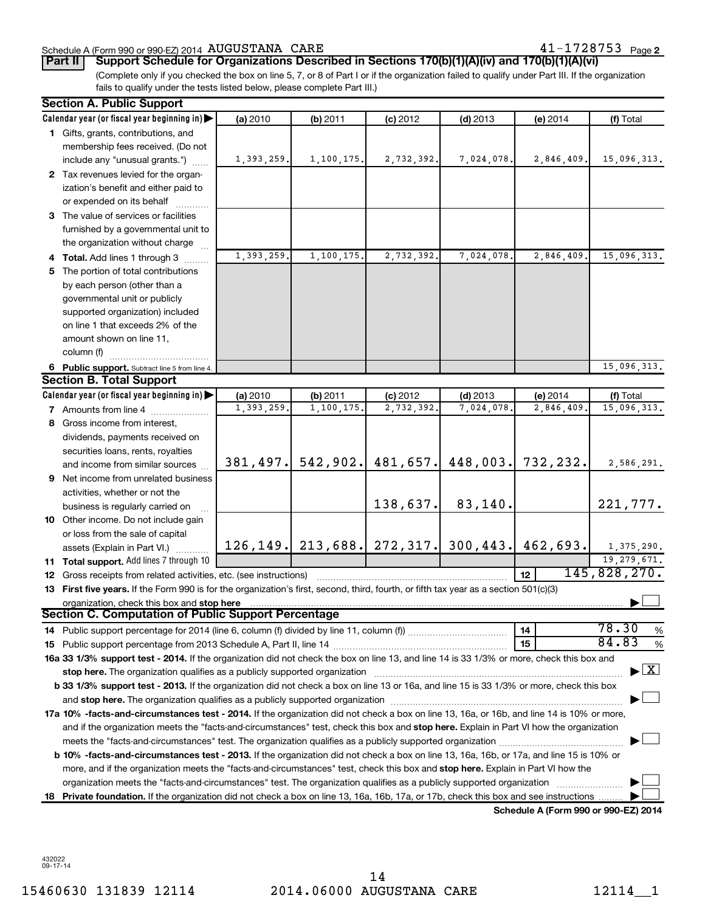Schedule A (Form 990 or 990-EZ) 2014 AUGUSTANA CARE 41-1728753 Page 2

**Part II | Support Schedule for Organizations Described in Sections 170(b)(1)(A)(iv) and 170(b)(1)(A)(vi)**

(Complete only if you checked the box on line 5, 7, or 8 of Part I or if the organization failed to qualify under Part III. If the organization fails to qualify under the tests listed below, please complete Part III.)

## Section A. Public Support

| Calendar year (or fiscal year beginning in) | (a) 2010 | (b) 2011 | (c) 2012 | (d) 2013 | (e) 2014 | (f) Total |
|---|---|---|---|---|---|---|
| 1 Gifts, grants, contributions, and membership fees received. (Do not include any "unusual grants.") | 1,393,259. | 1,100,175. | 2,732,392. | 7,024,078. | 2,846,409. | 15,096,313. |
| 2 Tax revenues levied for the organization's benefit and either paid to or expended on its behalf | | | | | | |
| 3 The value of services or facilities furnished by a governmental unit to the organization without charge | | | | | | |
| 4 **Total.** Add lines 1 through 3 | 1,393,259. | 1,100,175. | 2,732,392. | 7,024,078. | 2,846,409. | 15,096,313. |
| 5 The portion of total contributions by each person (other than a governmental unit or publicly supported organization) included on line 1 that exceeds 2% of the amount shown on line 11, column (f) | | | | | | |
| 6 **Public support.** Subtract line 5 from line 4. | | | | | | 15,096,313. |

## Section B. Total Support

| Calendar year (or fiscal year beginning in) | (a) 2010 | (b) 2011 | (c) 2012 | (d) 2013 | (e) 2014 | (f) Total |
|---|---|---|---|---|---|---|
| 7 Amounts from line 4 | 1,393,259. | 1,100,175. | 2,732,392. | 7,024,078. | 2,846,409. | 15,096,313. |
| 8 Gross income from interest, dividends, payments received on securities loans, rents, royalties and income from similar sources | 381,497. | 542,902. | 481,657. | 448,003. | 732,232. | 2,586,291. |
| 9 Net income from unrelated business activities, whether or not the business is regularly carried on | | | 138,637. | 83,140. | | 221,777. |
| 10 Other income. Do not include gain or loss from the sale of capital assets (Explain in Part VI.) | 126,149. | 213,688. | 272,317. | 300,443. | 462,693. | 1,375,290. |
| 11 **Total support.** Add lines 7 through 10 | | | | | | 19,279,671. |
| 12 Gross receipts from related activities, etc. (see instructions) | | | | | 12 | 145,828,270. |

13 **First five years.** If the Form 990 is for the organization's first, second, third, fourth, or fifth tax year as a section 501(c)(3) organization, check this box and **stop here** ☐

## Section C. Computation of Public Support Percentage

| | | |
|---|---|---|
| 14 Public support percentage for 2014 (line 6, column (f) divided by line 11, column (f)) | 14 | 78.30 % |
| 15 Public support percentage from 2013 Schedule A, Part II, line 14 | 15 | 84.83 % |

**16a 33 1/3% support test - 2014.** If the organization did not check the box on line 13, and line 14 is 33 1/3% or more, check this box and **stop here.** The organization qualifies as a publicly supported organization ☒

**b 33 1/3% support test - 2013.** If the organization did not check a box on line 13 or 16a, and line 15 is 33 1/3% or more, check this box and **stop here.** The organization qualifies as a publicly supported organization ☐

**17a 10% -facts-and-circumstances test - 2014.** If the organization did not check a box on line 13, 16a, or 16b, and line 14 is 10% or more, and if the organization meets the "facts-and-circumstances" test, check this box and **stop here.** Explain in Part VI how the organization meets the "facts-and-circumstances" test. The organization qualifies as a publicly supported organization ☐

**b 10% -facts-and-circumstances test - 2013.** If the organization did not check a box on line 13, 16a, 16b, or 17a, and line 15 is 10% or more, and if the organization meets the "facts-and-circumstances" test, check this box and **stop here.** Explain in Part VI how the organization meets the "facts-and-circumstances" test. The organization qualifies as a publicly supported organization ☐

**18 Private foundation.** If the organization did not check a box on line 13, 16a, 16b, 17a, or 17b, check this box and see instructions ☐

**Schedule A (Form 990 or 990-EZ) 2014**

432022 09-17-14

15460630 131839 12114 2014.06000 AUGUSTANA CARE 12114__1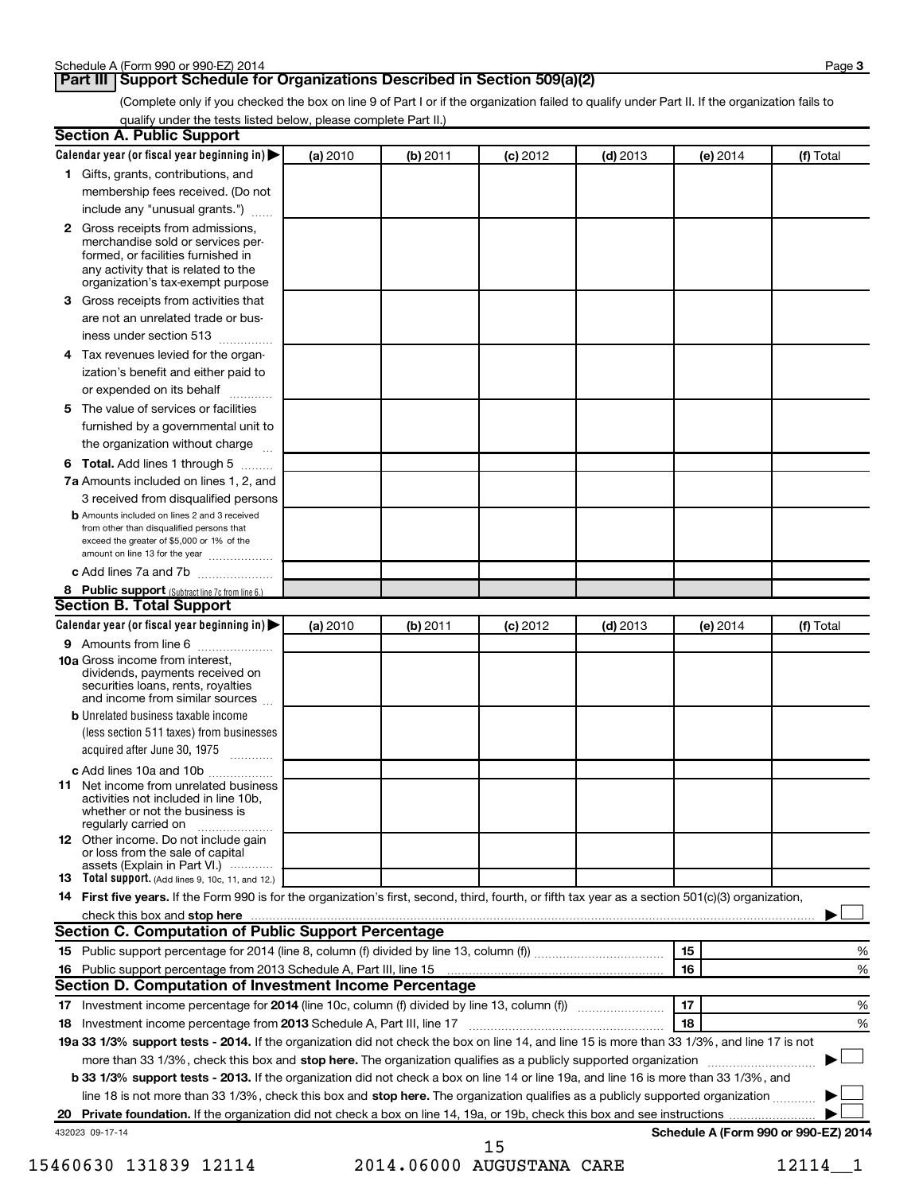## Part III Support Schedule for Organizations Described in Section 509(a)(2)

(Complete only if you checked the box on line 9 of Part I or if the organization failed to qualify under Part II. If the organization fails to qualify under the tests listed below, please complete Part II.)

### Section A. Public Support

| Calendar year (or fiscal year beginning in) ▶ | (a) 2010 | (b) 2011 | (c) 2012 | (d) 2013 | (e) 2014 | (f) Total |
|---|---|---|---|---|---|---|
| **1** Gifts, grants, contributions, and membership fees received. (Do not include any "unusual grants.") | | | | | | |
| **2** Gross receipts from admissions, merchandise sold or services performed, or facilities furnished in any activity that is related to the organization's tax-exempt purpose | | | | | | |
| **3** Gross receipts from activities that are not an unrelated trade or business under section 513 | | | | | | |
| **4** Tax revenues levied for the organization's benefit and either paid to or expended on its behalf | | | | | | |
| **5** The value of services or facilities furnished by a governmental unit to the organization without charge | | | | | | |
| **6 Total.** Add lines 1 through 5 | | | | | | |
| **7a** Amounts included on lines 1, 2, and 3 received from disqualified persons | | | | | | |
| **b** Amounts included on lines 2 and 3 received from other than disqualified persons that exceed the greater of $5,000 or 1% of the amount on line 13 for the year | | | | | | |
| **c** Add lines 7a and 7b | | | | | | |
| **8 Public support** (Subtract line 7c from line 6.) | | | | | | |

### Section B. Total Support

| Calendar year (or fiscal year beginning in) ▶ | (a) 2010 | (b) 2011 | (c) 2012 | (d) 2013 | (e) 2014 | (f) Total |
|---|---|---|---|---|---|---|
| **9** Amounts from line 6 | | | | | | |
| **10a** Gross income from interest, dividends, payments received on securities loans, rents, royalties and income from similar sources | | | | | | |
| **b** Unrelated business taxable income (less section 511 taxes) from businesses acquired after June 30, 1975 | | | | | | |
| **c** Add lines 10a and 10b | | | | | | |
| **11** Net income from unrelated business activities not included in line 10b, whether or not the business is regularly carried on | | | | | | |
| **12** Other income. Do not include gain or loss from the sale of capital assets (Explain in Part VI.) | | | | | | |
| **13 Total support.** (Add lines 9, 10c, 11, and 12.) | | | | | | |

**14 First five years.** If the Form 990 is for the organization's first, second, third, fourth, or fifth tax year as a section 501(c)(3) organization, check this box and **stop here** ▶ ☐

### Section C. Computation of Public Support Percentage

| | | | |
|---|---|---|---|
| **15** | Public support percentage for 2014 (line 8, column (f) divided by line 13, column (f)) | 15 | % |
| **16** | Public support percentage from 2013 Schedule A, Part III, line 15 | 16 | % |

### Section D. Computation of Investment Income Percentage

| | | | |
|---|---|---|---|
| **17** | Investment income percentage for **2014** (line 10c, column (f) divided by line 13, column (f)) | 17 | % |
| **18** | Investment income percentage from **2013** Schedule A, Part III, line 17 | 18 | % |

**19a 33 1/3% support tests - 2014.** If the organization did not check the box on line 14, and line 15 is more than 33 1/3%, and line 17 is not more than 33 1/3%, check this box and **stop here.** The organization qualifies as a publicly supported organization ▶ ☐

**b 33 1/3% support tests - 2013.** If the organization did not check a box on line 14 or line 19a, and line 16 is more than 33 1/3%, and line 18 is not more than 33 1/3%, check this box and **stop here.** The organization qualifies as a publicly supported organization ▶ ☐

**20 Private foundation.** If the organization did not check a box on line 14, 19a, or 19b, check this box and see instructions ▶ ☐

432023 09-17-14 **Schedule A (Form 990 or 990-EZ) 2014**

15460630 131839 12114 2014.06000 AUGUSTANA CARE 12114__1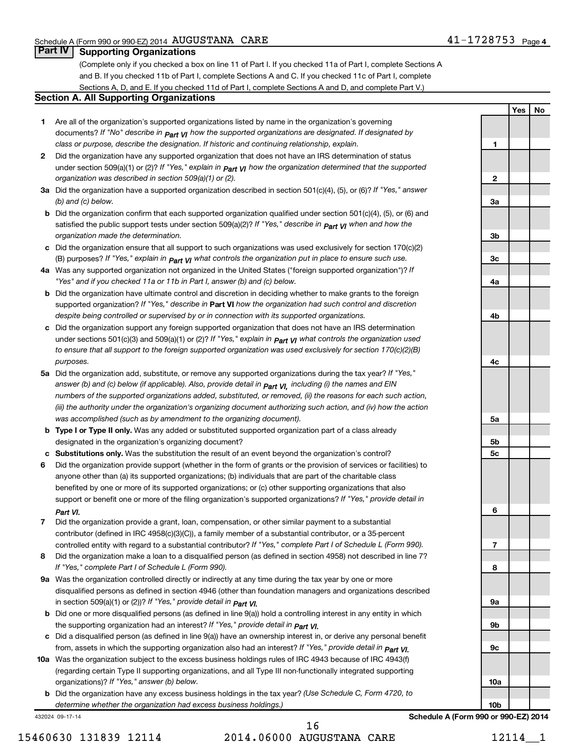Schedule A (Form 990 or 990-EZ) 2014 AUGUSTANA CARE 41-1728753 Page 4

## Part IV Supporting Organizations

(Complete only if you checked a box on line 11 of Part I. If you checked 11a of Part I, complete Sections A and B. If you checked 11b of Part I, complete Sections A and C. If you checked 11c of Part I, complete Sections A, D, and E. If you checked 11d of Part I, complete Sections A and D, and complete Part V.)

### Section A. All Supporting Organizations

| | | | Yes | No |
|---|---|---|---|---|
| **1** | Are all of the organization's supported organizations listed by name in the organization's governing documents? *If "No" describe in Part VI how the supported organizations are designated. If designated by class or purpose, describe the designation. If historic and continuing relationship, explain.* | 1 | | |
| **2** | Did the organization have any supported organization that does not have an IRS determination of status under section 509(a)(1) or (2)? *If "Yes," explain in Part VI how the organization determined that the supported organization was described in section 509(a)(1) or (2).* | 2 | | |
| **3a** | Did the organization have a supported organization described in section 501(c)(4), (5), or (6)? *If "Yes," answer (b) and (c) below.* | 3a | | |
| **b** | Did the organization confirm that each supported organization qualified under section 501(c)(4), (5), or (6) and satisfied the public support tests under section 509(a)(2)? *If "Yes," describe in Part VI when and how the organization made the determination.* | 3b | | |
| **c** | Did the organization ensure that all support to such organizations was used exclusively for section 170(c)(2)(B) purposes? *If "Yes," explain in Part VI what controls the organization put in place to ensure such use.* | 3c | | |
| **4a** | Was any supported organization not organized in the United States ("foreign supported organization")? *If "Yes" and if you checked 11a or 11b in Part I, answer (b) and (c) below.* | 4a | | |
| **b** | Did the organization have ultimate control and discretion in deciding whether to make grants to the foreign supported organization? *If "Yes," describe in* **Part VI** *how the organization had such control and discretion despite being controlled or supervised by or in connection with its supported organizations.* | 4b | | |
| **c** | Did the organization support any foreign supported organization that does not have an IRS determination under sections 501(c)(3) and 509(a)(1) or (2)? *If "Yes," explain in Part VI what controls the organization used to ensure that all support to the foreign supported organization was used exclusively for section 170(c)(2)(B) purposes.* | 4c | | |
| **5a** | Did the organization add, substitute, or remove any supported organizations during the tax year? *If "Yes," answer (b) and (c) below (if applicable). Also, provide detail in Part VI, including (i) the names and EIN numbers of the supported organizations added, substituted, or removed, (ii) the reasons for each such action, (iii) the authority under the organization's organizing document authorizing such action, and (iv) how the action was accomplished (such as by amendment to the organizing document).* | 5a | | |
| **b** | **Type I or Type II only.** Was any added or substituted supported organization part of a class already designated in the organization's organizing document? | 5b | | |
| **c** | **Substitutions only.** Was the substitution the result of an event beyond the organization's control? | 5c | | |
| **6** | Did the organization provide support (whether in the form of grants or the provision of services or facilities) to anyone other than (a) its supported organizations; (b) individuals that are part of the charitable class benefited by one or more of its supported organizations; or (c) other supporting organizations that also support or benefit one or more of the filing organization's supported organizations? *If "Yes," provide detail in Part VI.* | 6 | | |
| **7** | Did the organization provide a grant, loan, compensation, or other similar payment to a substantial contributor (defined in IRC 4958(c)(3)(C)), a family member of a substantial contributor, or a 35-percent controlled entity with regard to a substantial contributor? *If "Yes," complete Part I of Schedule L (Form 990).* | 7 | | |
| **8** | Did the organization make a loan to a disqualified person (as defined in section 4958) not described in line 7? *If "Yes," complete Part I of Schedule L (Form 990).* | 8 | | |
| **9a** | Was the organization controlled directly or indirectly at any time during the tax year by one or more disqualified persons as defined in section 4946 (other than foundation managers and organizations described in section 509(a)(1) or (2))? *If "Yes," provide detail in Part VI.* | 9a | | |
| **b** | Did one or more disqualified persons (as defined in line 9(a)) hold a controlling interest in any entity in which the supporting organization had an interest? *If "Yes," provide detail in Part VI.* | 9b | | |
| **c** | Did a disqualified person (as defined in line 9(a)) have an ownership interest in, or derive any personal benefit from, assets in which the supporting organization also had an interest? *If "Yes," provide detail in Part VI.* | 9c | | |
| **10a** | Was the organization subject to the excess business holdings rules of IRC 4943 because of IRC 4943(f) (regarding certain Type II supporting organizations, and all Type III non-functionally integrated supporting organizations)? *If "Yes," answer (b) below.* | 10a | | |
| **b** | Did the organization have any excess business holdings in the tax year? *(Use Schedule C, Form 4720, to determine whether the organization had excess business holdings.)* | 10b | | |

432024 09-17-14

**Schedule A (Form 990 or 990-EZ) 2014**

15460630 131839 12114 2014.06000 AUGUSTANA CARE 12114__1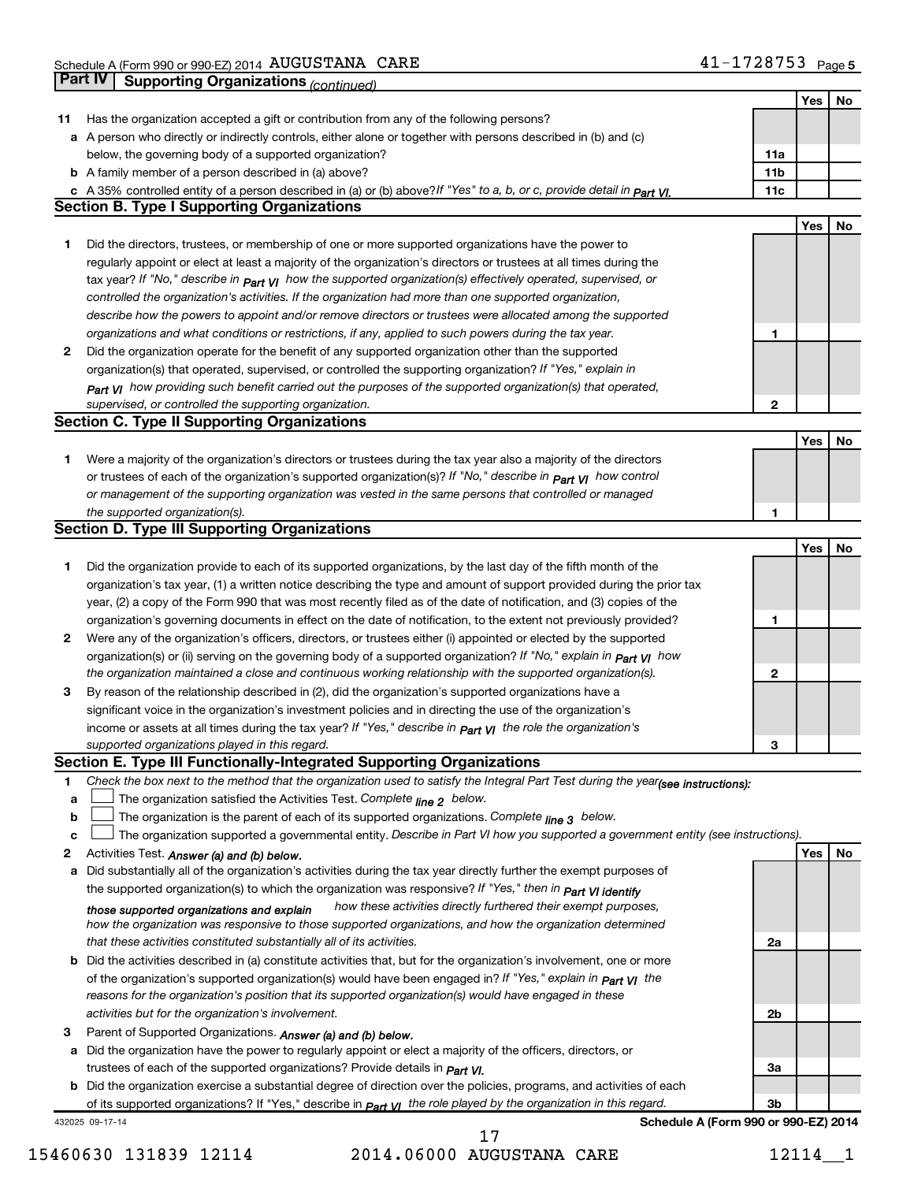## Part IV Supporting Organizations *(continued)*

| | | | Yes | No |
|---|---|---|---|---|
| 11 | Has the organization accepted a gift or contribution from any of the following persons? | | | |
| a | A person who directly or indirectly controls, either alone or together with persons described in (b) and (c) below, the governing body of a supported organization? | 11a | | |
| b | A family member of a person described in (a) above? | 11b | | |
| c | A 35% controlled entity of a person described in (a) or (b) above? *If "Yes" to a, b, or c, provide detail in Part VI.* | 11c | | |

### Section B. Type I Supporting Organizations

| | | | Yes | No |
|---|---|---|---|---|
| 1 | Did the directors, trustees, or membership of one or more supported organizations have the power to regularly appoint or elect at least a majority of the organization's directors or trustees at all times during the tax year? *If "No," describe in Part VI how the supported organization(s) effectively operated, supervised, or controlled the organization's activities. If the organization had more than one supported organization, describe how the powers to appoint and/or remove directors or trustees were allocated among the supported organizations and what conditions or restrictions, if any, applied to such powers during the tax year.* | 1 | | |
| 2 | Did the organization operate for the benefit of any supported organization other than the supported organization(s) that operated, supervised, or controlled the supporting organization? *If "Yes," explain in Part VI how providing such benefit carried out the purposes of the supported organization(s) that operated, supervised, or controlled the supporting organization.* | 2 | | |

### Section C. Type II Supporting Organizations

| | | | Yes | No |
|---|---|---|---|---|
| 1 | Were a majority of the organization's directors or trustees during the tax year also a majority of the directors or trustees of each of the organization's supported organization(s)? *If "No," describe in Part VI how control or management of the supporting organization was vested in the same persons that controlled or managed the supported organization(s).* | 1 | | |

### Section D. Type III Supporting Organizations

| | | | Yes | No |
|---|---|---|---|---|
| 1 | Did the organization provide to each of its supported organizations, by the last day of the fifth month of the organization's tax year, (1) a written notice describing the type and amount of support provided during the prior tax year, (2) a copy of the Form 990 that was most recently filed as of the date of notification, and (3) copies of the organization's governing documents in effect on the date of notification, to the extent not previously provided? | 1 | | |
| 2 | Were any of the organization's officers, directors, or trustees either (i) appointed or elected by the supported organization(s) or (ii) serving on the governing body of a supported organization? *If "No," explain in Part VI how the organization maintained a close and continuous working relationship with the supported organization(s).* | 2 | | |
| 3 | By reason of the relationship described in (2), did the organization's supported organizations have a significant voice in the organization's investment policies and in directing the use of the organization's income or assets at all times during the tax year? *If "Yes," describe in Part VI the role the organization's supported organizations played in this regard.* | 3 | | |

### Section E. Type III Functionally-Integrated Supporting Organizations

1 *Check the box next to the method that the organization used to satisfy the Integral Part Test during the year (see instructions):*

a ☐ The organization satisfied the Activities Test. *Complete line 2 below.*

b ☐ The organization is the parent of each of its supported organizations. *Complete line 3 below.*

c ☐ The organization supported a governmental entity. *Describe in Part VI how you supported a government entity (see instructions).*

| | | | Yes | No |
|---|---|---|---|---|
| 2 | Activities Test. *Answer (a) and (b) below.* | | | |
| a | Did substantially all of the organization's activities during the tax year directly further the exempt purposes of the supported organization(s) to which the organization was responsive? *If "Yes," then in Part VI identify those supported organizations and explain how these activities directly furthered their exempt purposes, how the organization was responsive to those supported organizations, and how the organization determined that these activities constituted substantially all of its activities.* | 2a | | |
| b | Did the activities described in (a) constitute activities that, but for the organization's involvement, one or more of the organization's supported organization(s) would have been engaged in? *If "Yes," explain in Part VI the reasons for the organization's position that its supported organization(s) would have engaged in these activities but for the organization's involvement.* | 2b | | |
| 3 | Parent of Supported Organizations. *Answer (a) and (b) below.* | | | |
| a | Did the organization have the power to regularly appoint or elect a majority of the officers, directors, or trustees of each of the supported organizations? Provide details in *Part VI.* | 3a | | |
| b | Did the organization exercise a substantial degree of direction over the policies, programs, and activities of each of its supported organizations? If "Yes," describe in *Part VI* the role played by the organization in this regard. | 3b | | |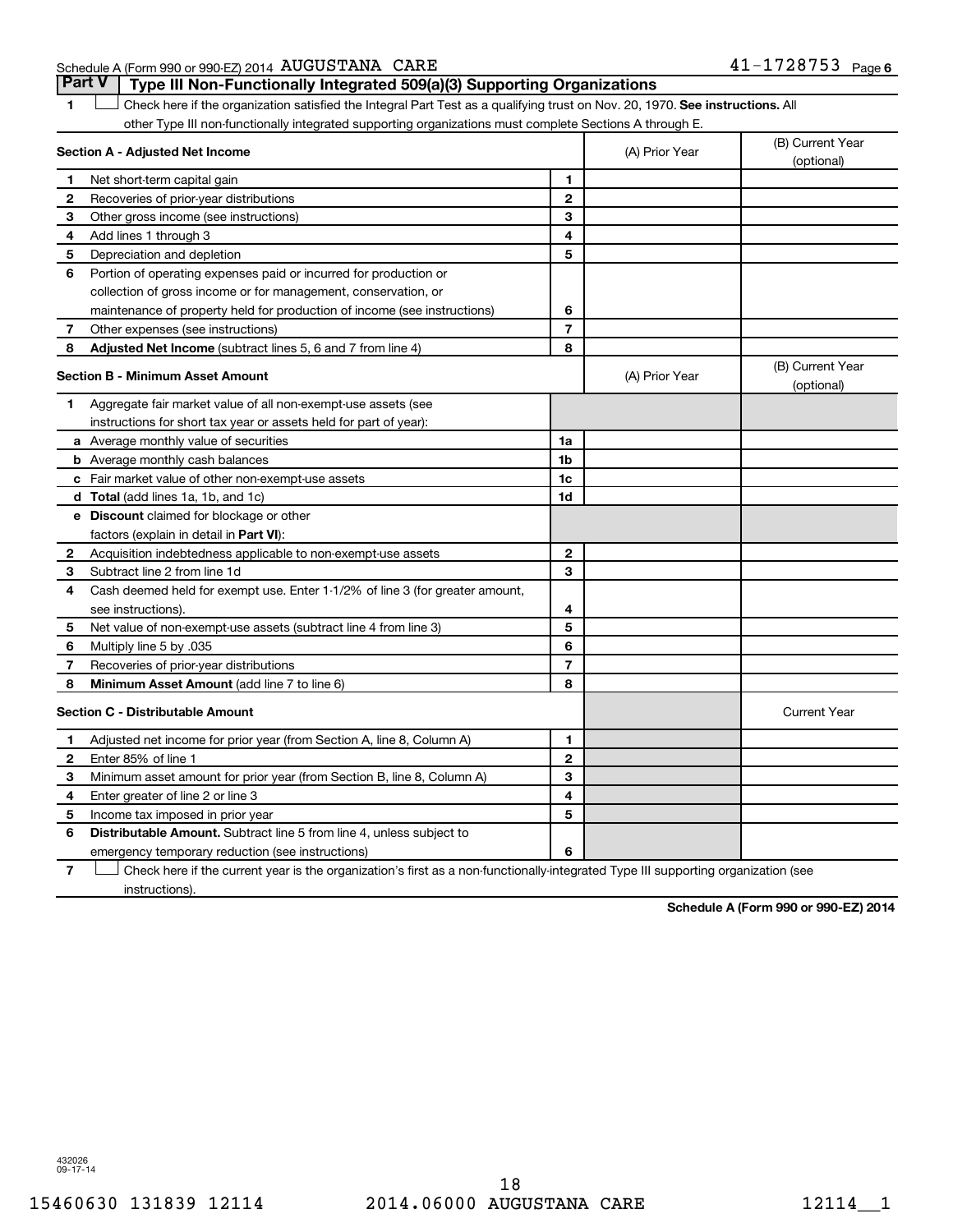Schedule A (Form 990 or 990-EZ) 2014 AUGUSTANA CARE 41-1728753 Page 6

## Part V Type III Non-Functionally Integrated 509(a)(3) Supporting Organizations

1 ☐ Check here if the organization satisfied the Integral Part Test as a qualifying trust on Nov. 20, 1970. **See instructions.** All other Type III non-functionally integrated supporting organizations must complete Sections A through E.

| **Section A - Adjusted Net Income** | | (A) Prior Year | (B) Current Year (optional) |
|---|---|---|---|
| **1** Net short-term capital gain | 1 | | |
| **2** Recoveries of prior-year distributions | 2 | | |
| **3** Other gross income (see instructions) | 3 | | |
| **4** Add lines 1 through 3 | 4 | | |
| **5** Depreciation and depletion | 5 | | |
| **6** Portion of operating expenses paid or incurred for production or collection of gross income or for management, conservation, or maintenance of property held for production of income (see instructions) | 6 | | |
| **7** Other expenses (see instructions) | 7 | | |
| **8** **Adjusted Net Income** (subtract lines 5, 6 and 7 from line 4) | 8 | | |

| **Section B - Minimum Asset Amount** | | (A) Prior Year | (B) Current Year (optional) |
|---|---|---|---|
| **1** Aggregate fair market value of all non-exempt-use assets (see instructions for short tax year or assets held for part of year): | | | |
| **a** Average monthly value of securities | 1a | | |
| **b** Average monthly cash balances | 1b | | |
| **c** Fair market value of other non-exempt-use assets | 1c | | |
| **d** **Total** (add lines 1a, 1b, and 1c) | 1d | | |
| **e** **Discount** claimed for blockage or other factors (explain in detail in **Part VI**): | | | |
| **2** Acquisition indebtedness applicable to non-exempt-use assets | 2 | | |
| **3** Subtract line 2 from line 1d | 3 | | |
| **4** Cash deemed held for exempt use. Enter 1-1/2% of line 3 (for greater amount, see instructions). | 4 | | |
| **5** Net value of non-exempt-use assets (subtract line 4 from line 3) | 5 | | |
| **6** Multiply line 5 by .035 | 6 | | |
| **7** Recoveries of prior-year distributions | 7 | | |
| **8** **Minimum Asset Amount** (add line 7 to line 6) | 8 | | |

| **Section C - Distributable Amount** | | | Current Year |
|---|---|---|---|
| **1** Adjusted net income for prior year (from Section A, line 8, Column A) | 1 | | |
| **2** Enter 85% of line 1 | 2 | | |
| **3** Minimum asset amount for prior year (from Section B, line 8, Column A) | 3 | | |
| **4** Enter greater of line 2 or line 3 | 4 | | |
| **5** Income tax imposed in prior year | 5 | | |
| **6** **Distributable Amount.** Subtract line 5 from line 4, unless subject to emergency temporary reduction (see instructions) | 6 | | |

7 ☐ Check here if the current year is the organization's first as a non-functionally-integrated Type III supporting organization (see instructions).

**Schedule A (Form 990 or 990-EZ) 2014**

432026 09-17-14

15460630 131839 12114 2014.06000 AUGUSTANA CARE 12114__1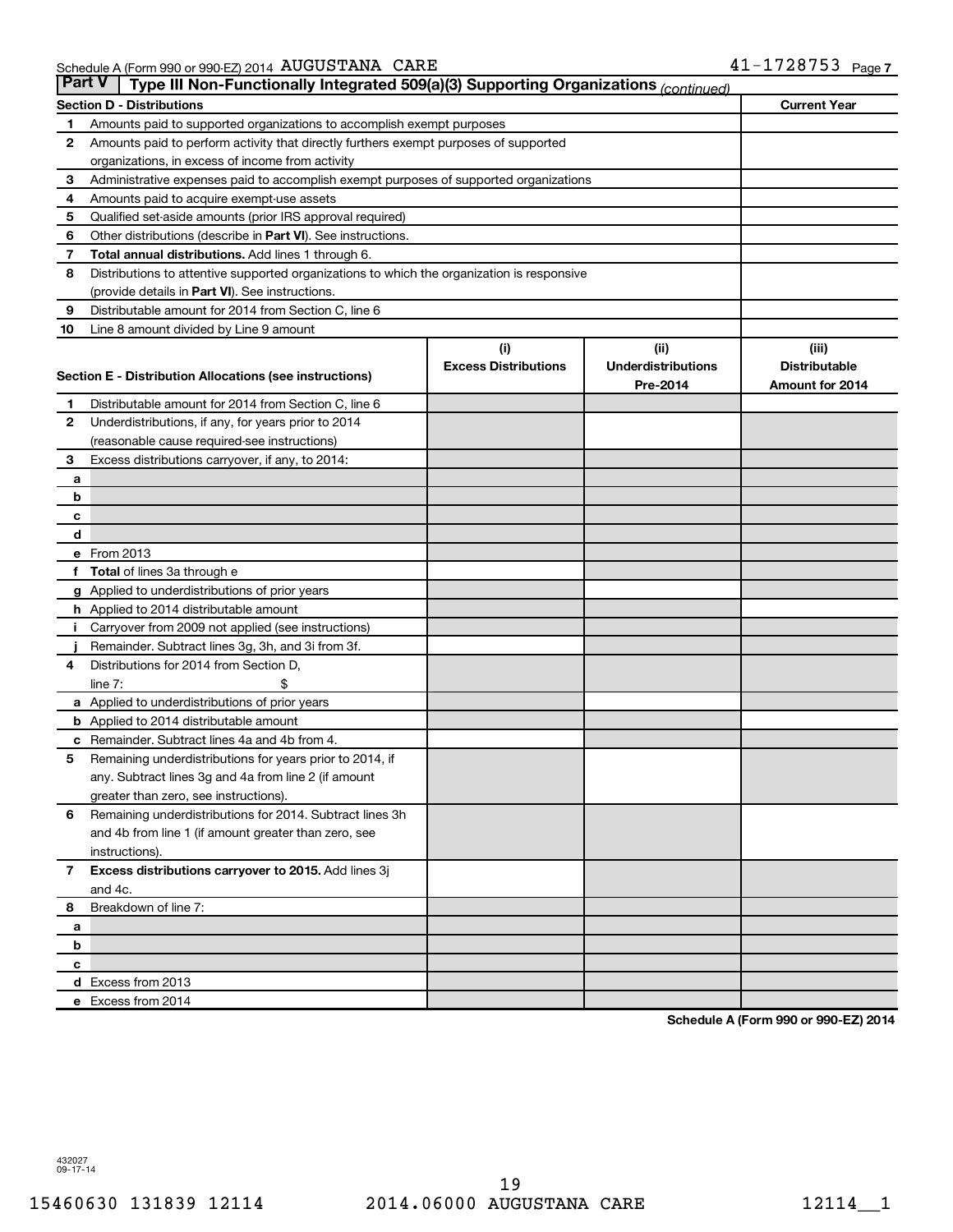Schedule A (Form 990 or 990-EZ) 2014 AUGUSTANA CARE 41-1728753 Page 7

**Part V | Type III Non-Functionally Integrated 509(a)(3) Supporting Organizations** *(continued)*

| Section D - Distributions | | Current Year |
|---|---|---|
| 1 | Amounts paid to supported organizations to accomplish exempt purposes | |
| 2 | Amounts paid to perform activity that directly furthers exempt purposes of supported organizations, in excess of income from activity | |
| 3 | Administrative expenses paid to accomplish exempt purposes of supported organizations | |
| 4 | Amounts paid to acquire exempt-use assets | |
| 5 | Qualified set-aside amounts (prior IRS approval required) | |
| 6 | Other distributions (describe in **Part VI**). See instructions. | |
| 7 | **Total annual distributions.** Add lines 1 through 6. | |
| 8 | Distributions to attentive supported organizations to which the organization is responsive (provide details in **Part VI**). See instructions. | |
| 9 | Distributable amount for 2014 from Section C, line 6 | |
| 10 | Line 8 amount divided by Line 9 amount | |

| Section E - Distribution Allocations (see instructions) | | (i) Excess Distributions | (ii) Underdistributions Pre-2014 | (iii) Distributable Amount for 2014 |
|---|---|---|---|---|
| 1 | Distributable amount for 2014 from Section C, line 6 | | | |
| 2 | Underdistributions, if any, for years prior to 2014 (reasonable cause required-see instructions) | | | |
| 3 | Excess distributions carryover, if any, to 2014: | | | |
| a | | | | |
| b | | | | |
| c | | | | |
| d | | | | |
| e | From 2013 | | | |
| f | **Total** of lines 3a through e | | | |
| g | Applied to underdistributions of prior years | | | |
| h | Applied to 2014 distributable amount | | | |
| i | Carryover from 2009 not applied (see instructions) | | | |
| j | Remainder. Subtract lines 3g, 3h, and 3i from 3f. | | | |
| 4 | Distributions for 2014 from Section D, line 7: $ | | | |
| a | Applied to underdistributions of prior years | | | |
| b | Applied to 2014 distributable amount | | | |
| c | Remainder. Subtract lines 4a and 4b from 4. | | | |
| 5 | Remaining underdistributions for years prior to 2014, if any. Subtract lines 3g and 4a from line 2 (if amount greater than zero, see instructions). | | | |
| 6 | Remaining underdistributions for 2014. Subtract lines 3h and 4b from line 1 (if amount greater than zero, see instructions). | | | |
| 7 | **Excess distributions carryover to 2015.** Add lines 3j and 4c. | | | |
| 8 | Breakdown of line 7: | | | |
| a | | | | |
| b | | | | |
| c | | | | |
| d | Excess from 2013 | | | |
| e | Excess from 2014 | | | |

**Schedule A (Form 990 or 990-EZ) 2014**

432027
09-17-14

15460630 131839 12114 2014.06000 AUGUSTANA CARE 12114__1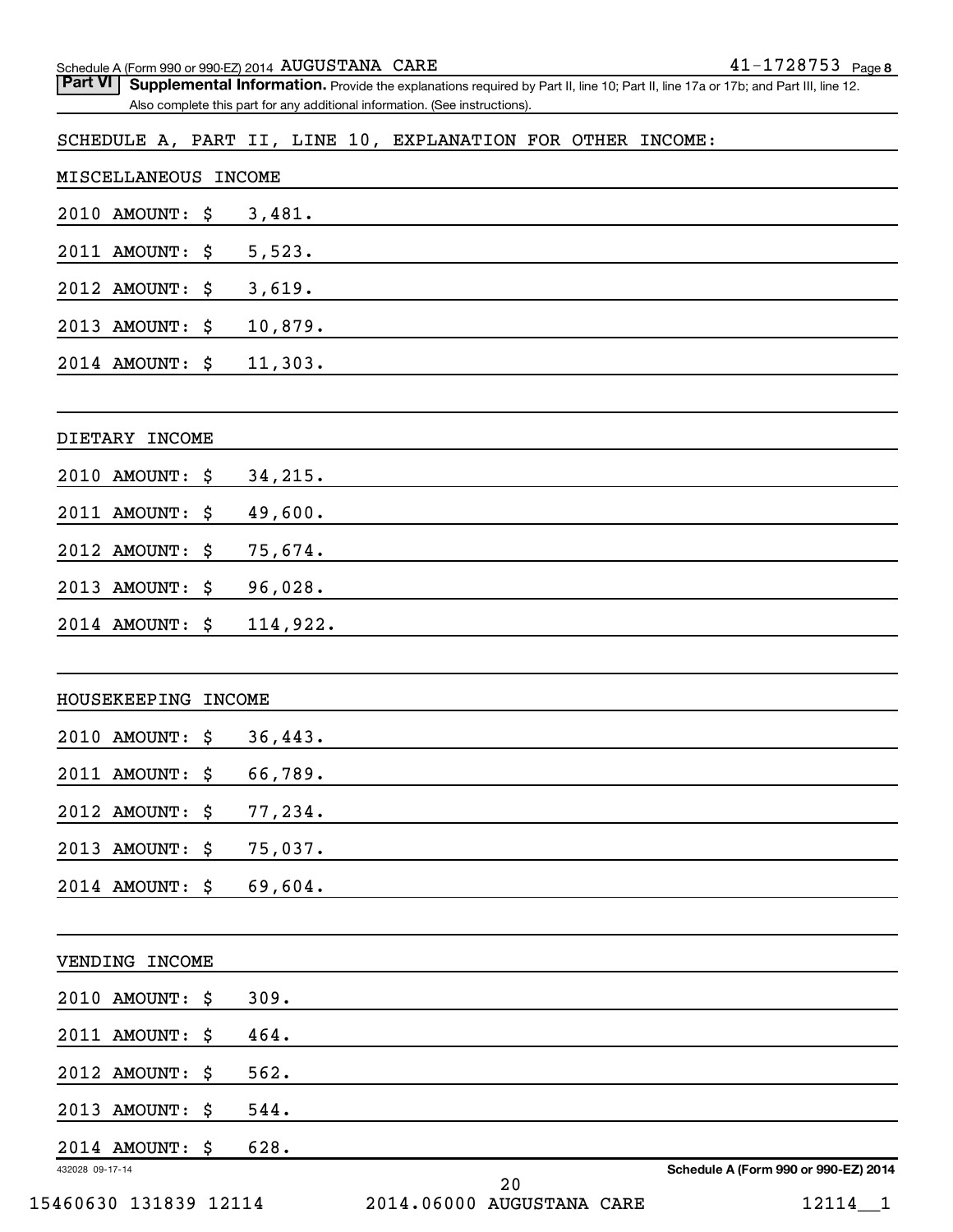**Part VI Supplemental Information.** Provide the explanations required by Part II, line 10; Part II, line 17a or 17b; and Part III, line 12. Also complete this part for any additional information. (See instructions).

SCHEDULE A, PART II, LINE 10, EXPLANATION FOR OTHER INCOME:

MISCELLANEOUS INCOME

2010 AMOUNT: $ 3,481.

2011 AMOUNT: $ 5,523.

2012 AMOUNT: $ 3,619.

2013 AMOUNT: $ 10,879.

2014 AMOUNT: $ 11,303.

DIETARY INCOME

2010 AMOUNT: $ 34,215.

2011 AMOUNT: $ 49,600.

2012 AMOUNT: $ 75,674.

2013 AMOUNT: $ 96,028.

2014 AMOUNT: $ 114,922.

HOUSEKEEPING INCOME

2010 AMOUNT: $ 36,443.

2011 AMOUNT: $ 66,789.

2012 AMOUNT: $ 77,234.

2013 AMOUNT: $ 75,037.

2014 AMOUNT: $ 69,604.

VENDING INCOME

2010 AMOUNT: $ 309.

2011 AMOUNT: $ 464.

2012 AMOUNT: $ 562.

2013 AMOUNT: $ 544.

2014 AMOUNT: $ 628.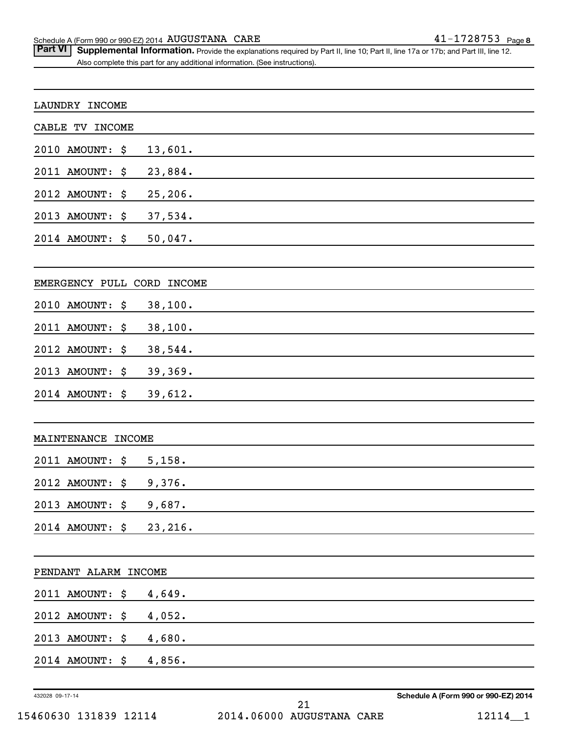**Part VI** **Supplemental Information.** Provide the explanations required by Part II, line 10; Part II, line 17a or 17b; and Part III, line 12. Also complete this part for any additional information. (See instructions).

LAUNDRY INCOME

CABLE TV INCOME

2010 AMOUNT: $ 13,601.

2011 AMOUNT: $ 23,884.

2012 AMOUNT: $ 25,206.

2013 AMOUNT: $ 37,534.

2014 AMOUNT: $ 50,047.

EMERGENCY PULL CORD INCOME

2010 AMOUNT: $ 38,100.

2011 AMOUNT: $ 38,100.

2012 AMOUNT: $ 38,544.

2013 AMOUNT: $ 39,369.

2014 AMOUNT: $ 39,612.

MAINTENANCE INCOME

2011 AMOUNT: $ 5,158.

2012 AMOUNT: $ 9,376.

2013 AMOUNT: $ 9,687.

2014 AMOUNT: $ 23,216.

PENDANT ALARM INCOME

2011 AMOUNT: $ 4,649.

2012 AMOUNT: $ 4,052.

2013 AMOUNT: $ 4,680.

2014 AMOUNT: $ 4,856.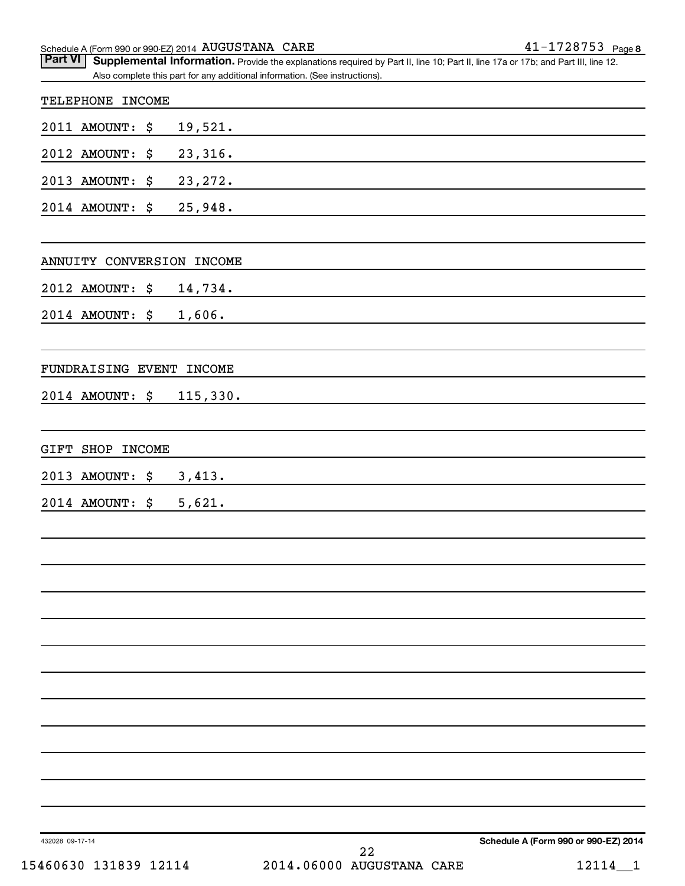Schedule A (Form 990 or 990-EZ) 2014 AUGUSTANA CARE 41-1728753 Page 8

**Part VI** **Supplemental Information.** Provide the explanations required by Part II, line 10; Part II, line 17a or 17b; and Part III, line 12. Also complete this part for any additional information. (See instructions).

TELEPHONE INCOME

2011 AMOUNT: $ 19,521.

2012 AMOUNT: $ 23,316.

2013 AMOUNT: $ 23,272.

2014 AMOUNT: $ 25,948.

ANNUITY CONVERSION INCOME

2012 AMOUNT: $ 14,734.

2014 AMOUNT: $ 1,606.

FUNDRAISING EVENT INCOME

2014 AMOUNT: $ 115,330.

GIFT SHOP INCOME

2013 AMOUNT: $ 3,413.

2014 AMOUNT: $ 5,621.

432028 09-17-14 **Schedule A (Form 990 or 990-EZ) 2014**

15460630 131839 12114 2014.06000 AUGUSTANA CARE 12114__1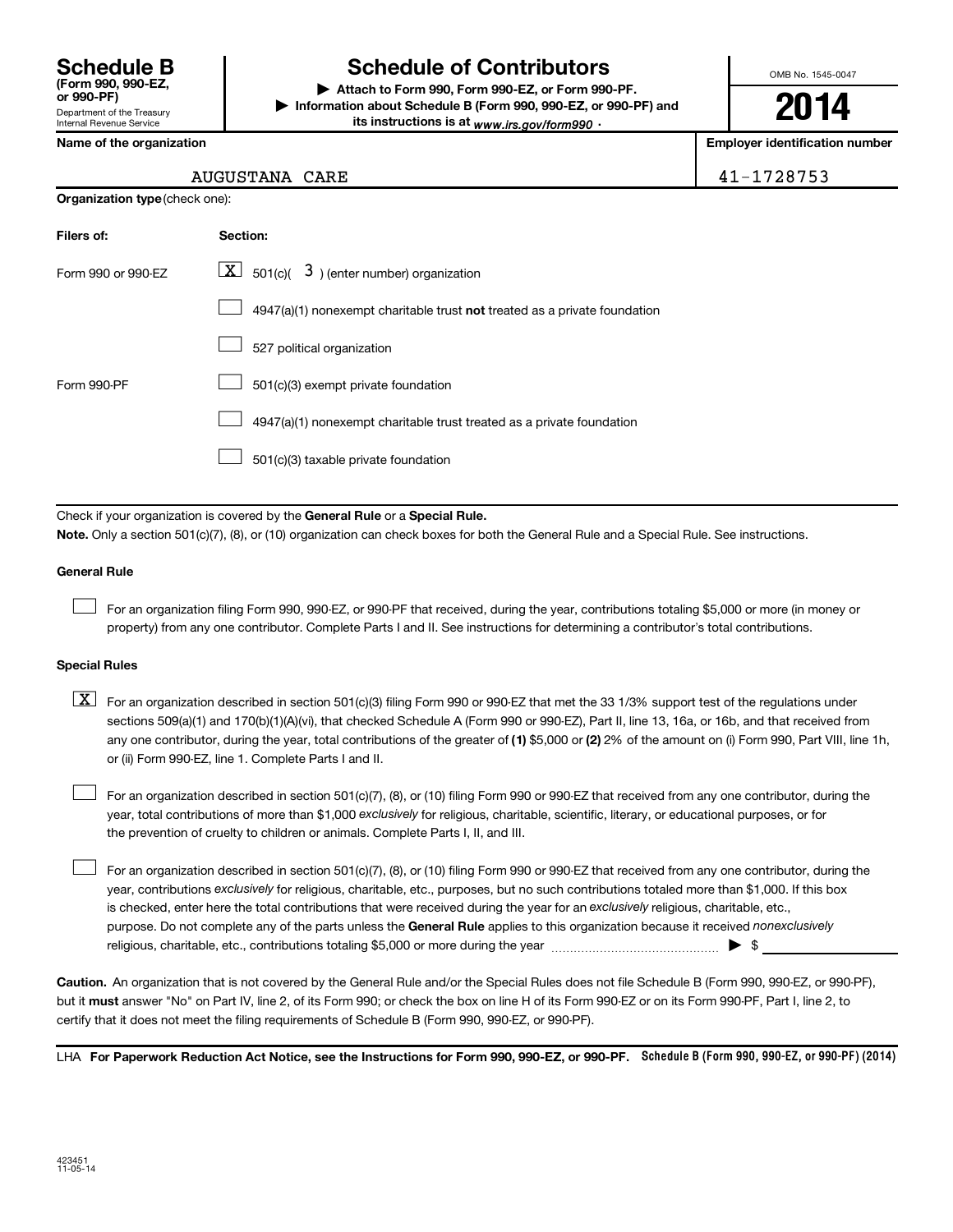# Schedule B
**(Form 990, 990-EZ, or 990-PF)**
Department of the Treasury
Internal Revenue Service

# Schedule of Contributors

**▶ Attach to Form 990, Form 990-EZ, or Form 990-PF.**
**▶ Information about Schedule B (Form 990, 990-EZ, or 990-PF) and its instructions is at** *www.irs.gov/form990* .

OMB No. 1545-0047

**2014**

**Name of the organization**

AUGUSTANA CARE

**Employer identification number**

41-1728753

**Organization type** (check one):

| Filers of: | Section: |
|---|---|
| Form 990 or 990-EZ | [X] 501(c)( 3 ) (enter number) organization |
| | [ ] 4947(a)(1) nonexempt charitable trust **not** treated as a private foundation |
| | [ ] 527 political organization |
| Form 990-PF | [ ] 501(c)(3) exempt private foundation |
| | [ ] 4947(a)(1) nonexempt charitable trust treated as a private foundation |
| | [ ] 501(c)(3) taxable private foundation |

Check if your organization is covered by the **General Rule** or a **Special Rule.**

**Note.** Only a section 501(c)(7), (8), or (10) organization can check boxes for both the General Rule and a Special Rule. See instructions.

**General Rule**

[ ] For an organization filing Form 990, 990-EZ, or 990-PF that received, during the year, contributions totaling $5,000 or more (in money or property) from any one contributor. Complete Parts I and II. See instructions for determining a contributor's total contributions.

**Special Rules**

[X] For an organization described in section 501(c)(3) filing Form 990 or 990-EZ that met the 33 1/3% support test of the regulations under sections 509(a)(1) and 170(b)(1)(A)(vi), that checked Schedule A (Form 990 or 990-EZ), Part II, line 13, 16a, or 16b, and that received from any one contributor, during the year, total contributions of the greater of **(1)** $5,000 or **(2)** 2% of the amount on (i) Form 990, Part VIII, line 1h, or (ii) Form 990-EZ, line 1. Complete Parts I and II.

[ ] For an organization described in section 501(c)(7), (8), or (10) filing Form 990 or 990-EZ that received from any one contributor, during the year, total contributions of more than $1,000 *exclusively* for religious, charitable, scientific, literary, or educational purposes, or for the prevention of cruelty to children or animals. Complete Parts I, II, and III.

[ ] For an organization described in section 501(c)(7), (8), or (10) filing Form 990 or 990-EZ that received from any one contributor, during the year, contributions *exclusively* for religious, charitable, etc., purposes, but no such contributions totaled more than $1,000. If this box is checked, enter here the total contributions that were received during the year for an *exclusively* religious, charitable, etc., purpose. Do not complete any of the parts unless the **General Rule** applies to this organization because it received *nonexclusively* religious, charitable, etc., contributions totaling $5,000 or more during the year ▶ $

**Caution.** An organization that is not covered by the General Rule and/or the Special Rules does not file Schedule B (Form 990, 990-EZ, or 990-PF), but it **must** answer "No" on Part IV, line 2, of its Form 990; or check the box on line H of its Form 990-EZ or on its Form 990-PF, Part I, line 2, to certify that it does not meet the filing requirements of Schedule B (Form 990, 990-EZ, or 990-PF).

LHA **For Paperwork Reduction Act Notice, see the Instructions for Form 990, 990-EZ, or 990-PF.** **Schedule B (Form 990, 990-EZ, or 990-PF) (2014)**

423451
11-05-14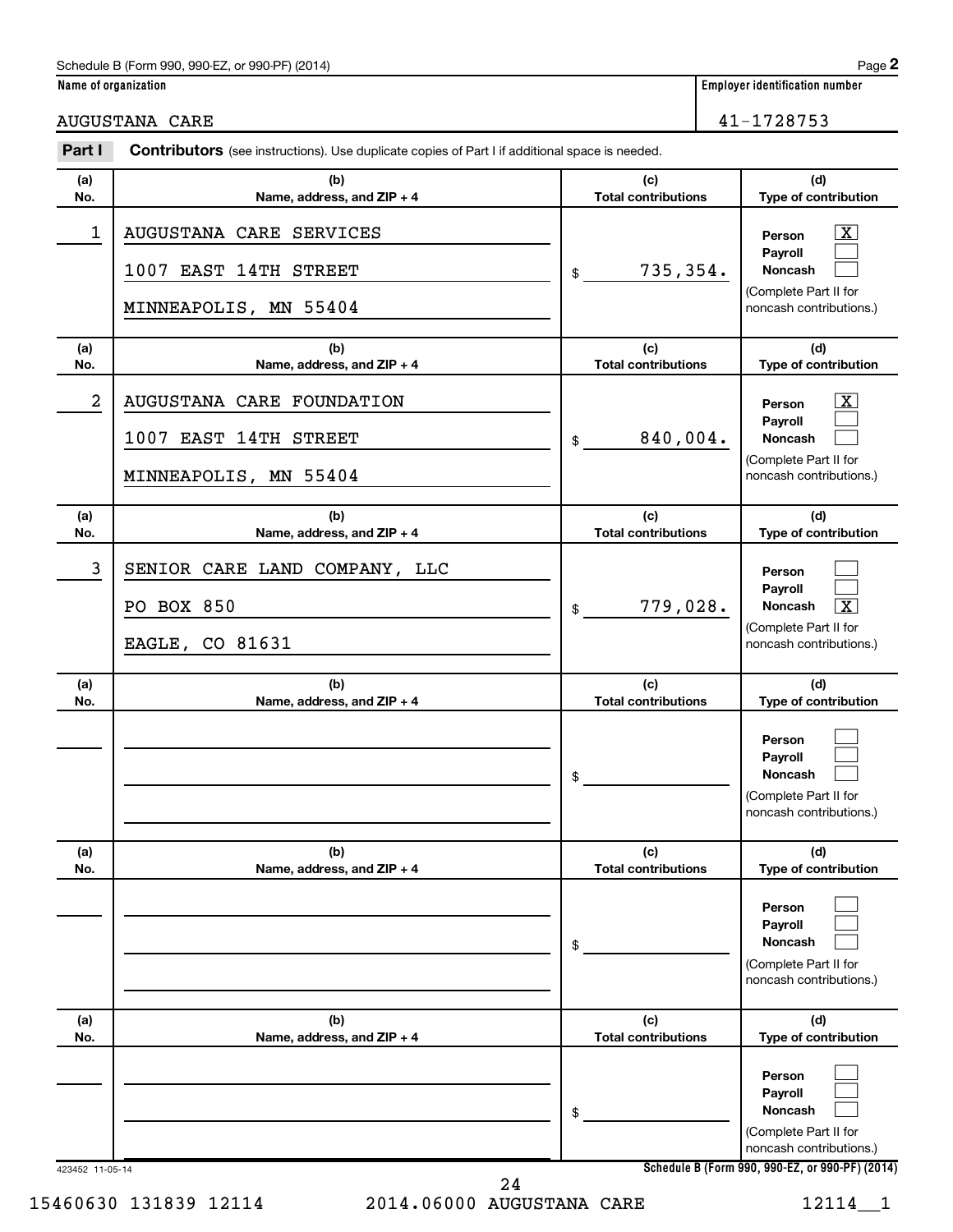Schedule B (Form 990, 990-EZ, or 990-PF) (2014) Page **2**

**Name of organization**: AUGUSTANA CARE

**Employer identification number**: 41-1728753

**Part I** **Contributors** (see instructions). Use duplicate copies of Part I if additional space is needed.

| (a) No. | (b) Name, address, and ZIP + 4 | (c) Total contributions | (d) Type of contribution |
|---|---|---|---|
| 1 | AUGUSTANA CARE SERVICES<br>1007 EAST 14TH STREET<br>MINNEAPOLIS, MN 55404 | $ 735,354. | Person [X]<br>Payroll [ ]<br>Noncash [ ]<br>(Complete Part II for noncash contributions.) |
| 2 | AUGUSTANA CARE FOUNDATION<br>1007 EAST 14TH STREET<br>MINNEAPOLIS, MN 55404 | $ 840,004. | Person [X]<br>Payroll [ ]<br>Noncash [ ]<br>(Complete Part II for noncash contributions.) |
| 3 | SENIOR CARE LAND COMPANY, LLC<br>PO BOX 850<br>EAGLE, CO 81631 | $ 779,028. | Person [ ]<br>Payroll [ ]<br>Noncash [X]<br>(Complete Part II for noncash contributions.) |
| | | $ | Person [ ]<br>Payroll [ ]<br>Noncash [ ]<br>(Complete Part II for noncash contributions.) |
| | | $ | Person [ ]<br>Payroll [ ]<br>Noncash [ ]<br>(Complete Part II for noncash contributions.) |
| | | $ | Person [ ]<br>Payroll [ ]<br>Noncash [ ]<br>(Complete Part II for noncash contributions.) |

423452 11-05-14 **Schedule B (Form 990, 990-EZ, or 990-PF) (2014)**

15460630 131839 12114 2014.06000 AUGUSTANA CARE 12114__1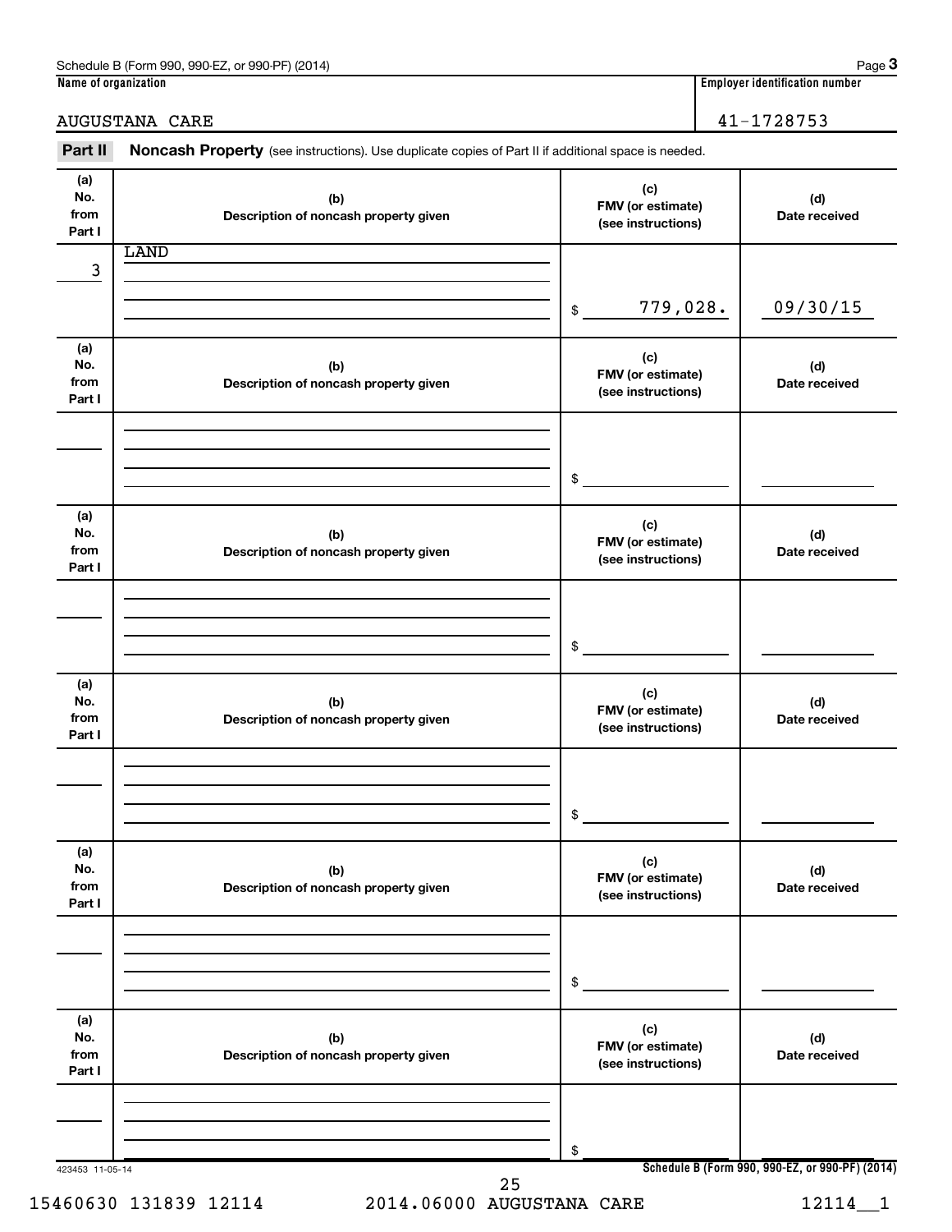Schedule B (Form 990, 990-EZ, or 990-PF) (2014) Page **3**

**Name of organization**

AUGUSTANA CARE

**Employer identification number**

41-1728753

**Part II** **Noncash Property** (see instructions). Use duplicate copies of Part II if additional space is needed.

| (a) No. from Part I | (b) Description of noncash property given | (c) FMV (or estimate) (see instructions) | (d) Date received |
|---|---|---|---|
| 3 | LAND | $ 779,028. | 09/30/15 |
| | | $ | |
| | | $ | |
| | | $ | |
| | | $ | |
| | | $ | |

423453 11-05-14

**Schedule B (Form 990, 990-EZ, or 990-PF) (2014)**

15460630 131839 12114 2014.06000 AUGUSTANA CARE 12114__1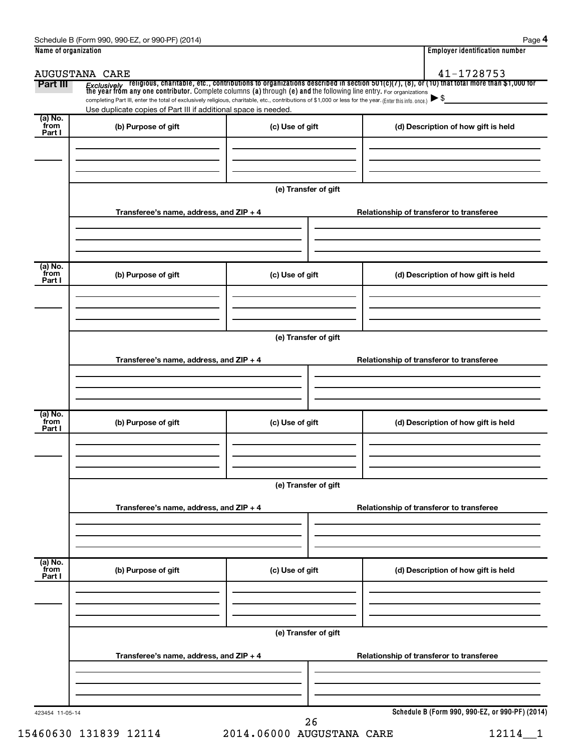Schedule B (Form 990, 990-EZ, or 990-PF) (2014) Page **4**

| Name of organization | Employer identification number |
|---|---|
| AUGUSTANA CARE | 41-1728753 |

**Part III** *Exclusively* **religious, charitable, etc., contributions to organizations described in section 501(c)(7), (8), or (10) that total more than $1,000 for the year from any one contributor.** Complete columns **(a)** through **(e) and** the following line entry. For organizations completing Part III, enter the total of exclusively religious, charitable, etc., contributions of $1,000 or less for the year. (Enter this info. once.) ▶ $

Use duplicate copies of Part III if additional space is needed.

| (a) No. from Part I | (b) Purpose of gift | (c) Use of gift | (d) Description of how gift is held |
|---|---|---|---|
| | | | |

(e) Transfer of gift

| Transferee's name, address, and ZIP + 4 | Relationship of transferor to transferee |
|---|---|
| | |

| (a) No. from Part I | (b) Purpose of gift | (c) Use of gift | (d) Description of how gift is held |
|---|---|---|---|
| | | | |

(e) Transfer of gift

| Transferee's name, address, and ZIP + 4 | Relationship of transferor to transferee |
|---|---|
| | |

| (a) No. from Part I | (b) Purpose of gift | (c) Use of gift | (d) Description of how gift is held |
|---|---|---|---|
| | | | |

(e) Transfer of gift

| Transferee's name, address, and ZIP + 4 | Relationship of transferor to transferee |
|---|---|
| | |

| (a) No. from Part I | (b) Purpose of gift | (c) Use of gift | (d) Description of how gift is held |
|---|---|---|---|
| | | | |

(e) Transfer of gift

| Transferee's name, address, and ZIP + 4 | Relationship of transferor to transferee |
|---|---|
| | |

423454 11-05-14 **Schedule B (Form 990, 990-EZ, or 990-PF) (2014)**

15460630 131839 12114 2014.06000 AUGUSTANA CARE 12114__1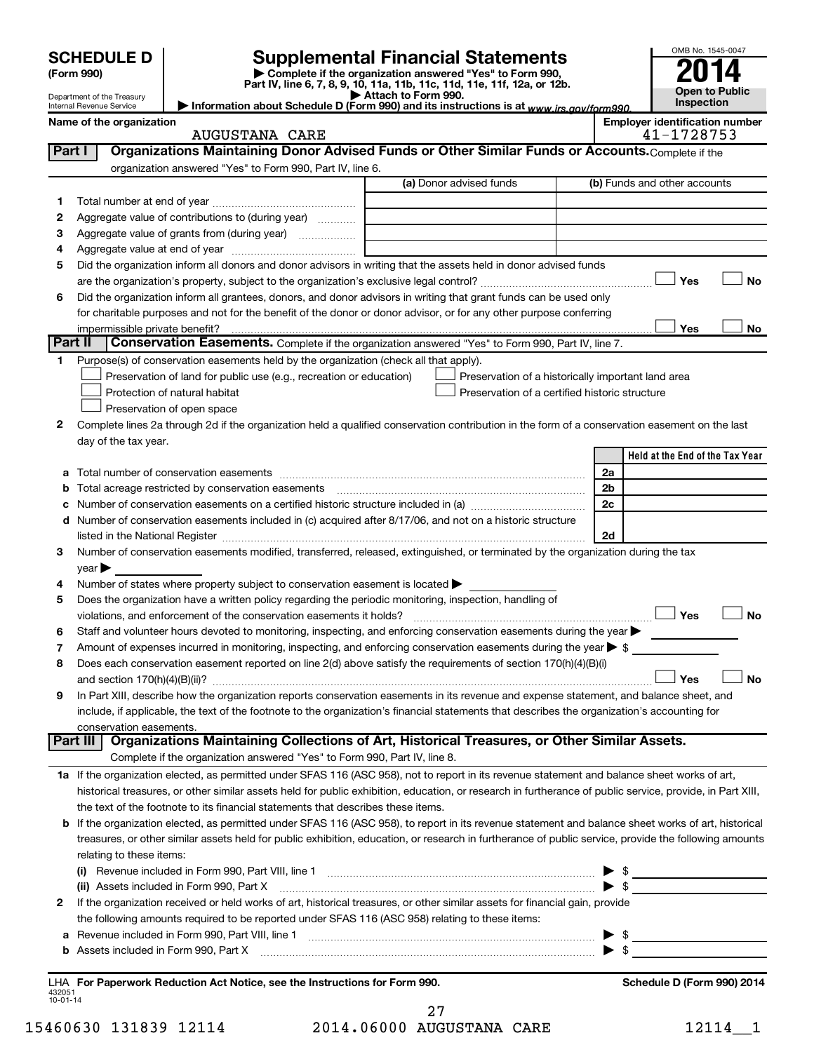**SCHEDULE D (Form 990)**

Department of the Treasury
Internal Revenue Service

# Supplemental Financial Statements

▶ Complete if the organization answered "Yes" to Form 990, Part IV, line 6, 7, 8, 9, 10, 11a, 11b, 11c, 11d, 11e, 11f, 12a, or 12b.
▶ Attach to Form 990.
▶ Information about Schedule D (Form 990) and its instructions is at www.irs.gov/form990.

OMB No. 1545-0047
**2014**
**Open to Public Inspection**

Name of the organization: AUGUSTANA CARE
Employer identification number: 41-1728753

## Part I Organizations Maintaining Donor Advised Funds or Other Similar Funds or Accounts.

Complete if the organization answered "Yes" to Form 990, Part IV, line 6.

| | | (a) Donor advised funds | (b) Funds and other accounts |
|---|---|---|---|
| 1 | Total number at end of year | | |
| 2 | Aggregate value of contributions to (during year) | | |
| 3 | Aggregate value of grants from (during year) | | |
| 4 | Aggregate value at end of year | | |

5 Did the organization inform all donors and donor advisors in writing that the assets held in donor advised funds are the organization's property, subject to the organization's exclusive legal control? ☐ Yes ☐ No

6 Did the organization inform all grantees, donors, and donor advisors in writing that grant funds can be used only for charitable purposes and not for the benefit of the donor or donor advisor, or for any other purpose conferring impermissible private benefit? ☐ Yes ☐ No

## Part II Conservation Easements.

Complete if the organization answered "Yes" to Form 990, Part IV, line 7.

1 Purpose(s) of conservation easements held by the organization (check all that apply).

- ☐ Preservation of land for public use (e.g., recreation or education)
- ☐ Protection of natural habitat
- ☐ Preservation of open space
- ☐ Preservation of a historically important land area
- ☐ Preservation of a certified historic structure

2 Complete lines 2a through 2d if the organization held a qualified conservation contribution in the form of a conservation easement on the last day of the tax year.

| | | | Held at the End of the Tax Year |
|---|---|---|---|
| a | Total number of conservation easements | 2a | |
| b | Total acreage restricted by conservation easements | 2b | |
| c | Number of conservation easements on a certified historic structure included in (a) | 2c | |
| d | Number of conservation easements included in (c) acquired after 8/17/06, and not on a historic structure listed in the National Register | 2d | |

3 Number of conservation easements modified, transferred, released, extinguished, or terminated by the organization during the tax year ▶

4 Number of states where property subject to conservation easement is located ▶

5 Does the organization have a written policy regarding the periodic monitoring, inspection, handling of violations, and enforcement of the conservation easements it holds? ☐ Yes ☐ No

6 Staff and volunteer hours devoted to monitoring, inspecting, and enforcing conservation easements during the year ▶

7 Amount of expenses incurred in monitoring, inspecting, and enforcing conservation easements during the year ▶ $

8 Does each conservation easement reported on line 2(d) above satisfy the requirements of section 170(h)(4)(B)(i) and section 170(h)(4)(B)(ii)? ☐ Yes ☐ No

9 In Part XIII, describe how the organization reports conservation easements in its revenue and expense statement, and balance sheet, and include, if applicable, the text of the footnote to the organization's financial statements that describes the organization's accounting for conservation easements.

## Part III Organizations Maintaining Collections of Art, Historical Treasures, or Other Similar Assets.

Complete if the organization answered "Yes" to Form 990, Part IV, line 8.

1a If the organization elected, as permitted under SFAS 116 (ASC 958), not to report in its revenue statement and balance sheet works of art, historical treasures, or other similar assets held for public exhibition, education, or research in furtherance of public service, provide, in Part XIII, the text of the footnote to its financial statements that describes these items.

b If the organization elected, as permitted under SFAS 116 (ASC 958), to report in its revenue statement and balance sheet works of art, historical treasures, or other similar assets held for public exhibition, education, or research in furtherance of public service, provide the following amounts relating to these items:

(i) Revenue included in Form 990, Part VIII, line 1 ▶ $

(ii) Assets included in Form 990, Part X ▶ $

2 If the organization received or held works of art, historical treasures, or other similar assets for financial gain, provide the following amounts required to be reported under SFAS 116 (ASC 958) relating to these items:

a Revenue included in Form 990, Part VIII, line 1 ▶ $

b Assets included in Form 990, Part X ▶ $

LHA For Paperwork Reduction Act Notice, see the Instructions for Form 990. Schedule D (Form 990) 2014

432051 10-01-14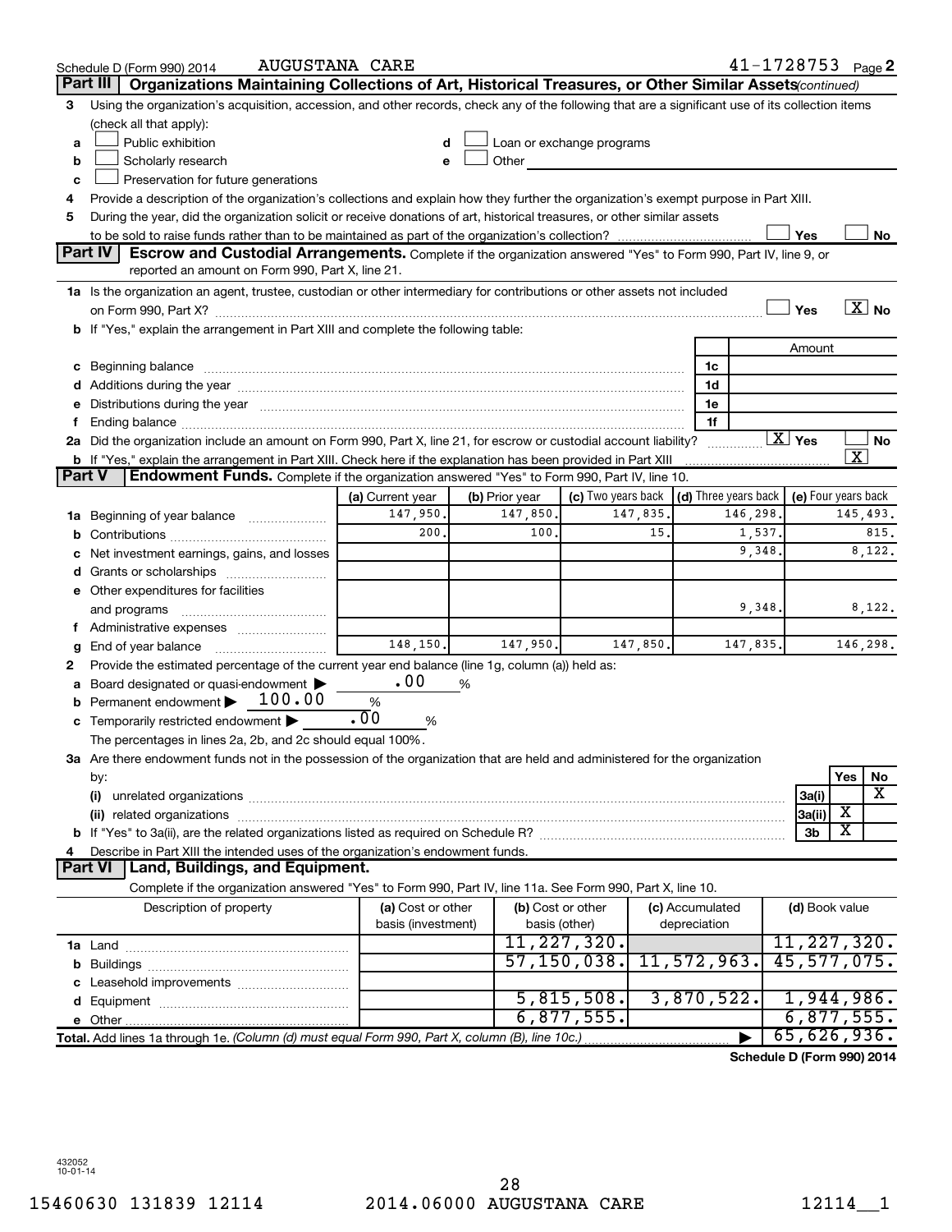Schedule D (Form 990) 2014 AUGUSTANA CARE 41-1728753 Page 2

**Part III | Organizations Maintaining Collections of Art, Historical Treasures, or Other Similar Assets** *(continued)*

3 Using the organization's acquisition, accession, and other records, check any of the following that are a significant use of its collection items (check all that apply):

a ☐ Public exhibition
b ☐ Scholarly research
c ☐ Preservation for future generations
d ☐ Loan or exchange programs
e ☐ Other

4 Provide a description of the organization's collections and explain how they further the organization's exempt purpose in Part XIII.

5 During the year, did the organization solicit or receive donations of art, historical treasures, or other similar assets to be sold to raise funds rather than to be maintained as part of the organization's collection? ☐ Yes ☐ No

**Part IV | Escrow and Custodial Arrangements.** Complete if the organization answered "Yes" to Form 990, Part IV, line 9, or reported an amount on Form 990, Part X, line 21.

1a Is the organization an agent, trustee, custodian or other intermediary for contributions or other assets not included on Form 990, Part X? ☐ Yes ☒ No

b If "Yes," explain the arrangement in Part XIII and complete the following table:

| | | Amount |
|---|---|---|
| c Beginning balance | 1c | |
| d Additions during the year | 1d | |
| e Distributions during the year | 1e | |
| f Ending balance | 1f | |

2a Did the organization include an amount on Form 990, Part X, line 21, for escrow or custodial account liability? ☒ Yes ☐ No

b If "Yes," explain the arrangement in Part XIII. Check here if the explanation has been provided in Part XIII ☒

**Part V | Endowment Funds.** Complete if the organization answered "Yes" to Form 990, Part IV, line 10.

| | (a) Current year | (b) Prior year | (c) Two years back | (d) Three years back | (e) Four years back |
|---|---|---|---|---|---|
| 1a Beginning of year balance | 147,950. | 147,850. | 147,835. | 146,298. | 145,493. |
| b Contributions | 200. | 100. | 15. | 1,537. | 815. |
| c Net investment earnings, gains, and losses | | | | 9,348. | 8,122. |
| d Grants or scholarships | | | | | |
| e Other expenditures for facilities and programs | | | | 9,348. | 8,122. |
| f Administrative expenses | | | | | |
| g End of year balance | 148,150. | 147,950. | 147,850. | 147,835. | 146,298. |

2 Provide the estimated percentage of the current year end balance (line 1g, column (a)) held as:

a Board designated or quasi-endowment ▶ .00 %
b Permanent endowment ▶ 100.00 %
c Temporarily restricted endowment ▶ .00 %

The percentages in lines 2a, 2b, and 2c should equal 100%.

3a Are there endowment funds not in the possession of the organization that are held and administered for the organization by:

| | | Yes | No |
|---|---|---|---|
| (i) unrelated organizations | 3a(i) | | X |
| (ii) related organizations | 3a(ii) | X | |
| b If "Yes" to 3a(ii), are the related organizations listed as required on Schedule R? | 3b | X | |

4 Describe in Part XIII the intended uses of the organization's endowment funds.

**Part VI | Land, Buildings, and Equipment.**

Complete if the organization answered "Yes" to Form 990, Part IV, line 11a. See Form 990, Part X, line 10.

| Description of property | (a) Cost or other basis (investment) | (b) Cost or other basis (other) | (c) Accumulated depreciation | (d) Book value |
|---|---|---|---|---|
| 1a Land | | 11,227,320. | | 11,227,320. |
| b Buildings | | 57,150,038. | 11,572,963. | 45,577,075. |
| c Leasehold improvements | | | | |
| d Equipment | | 5,815,508. | 3,870,522. | 1,944,986. |
| e Other | | 6,877,555. | | 6,877,555. |
| **Total.** Add lines 1a through 1e. *(Column (d) must equal Form 990, Part X, column (B), line 10c.)* | | | ▶ | 65,626,936. |

**Schedule D (Form 990) 2014**

432052 10-01-14

15460630 131839 12114 2014.06000 AUGUSTANA CARE 12114__1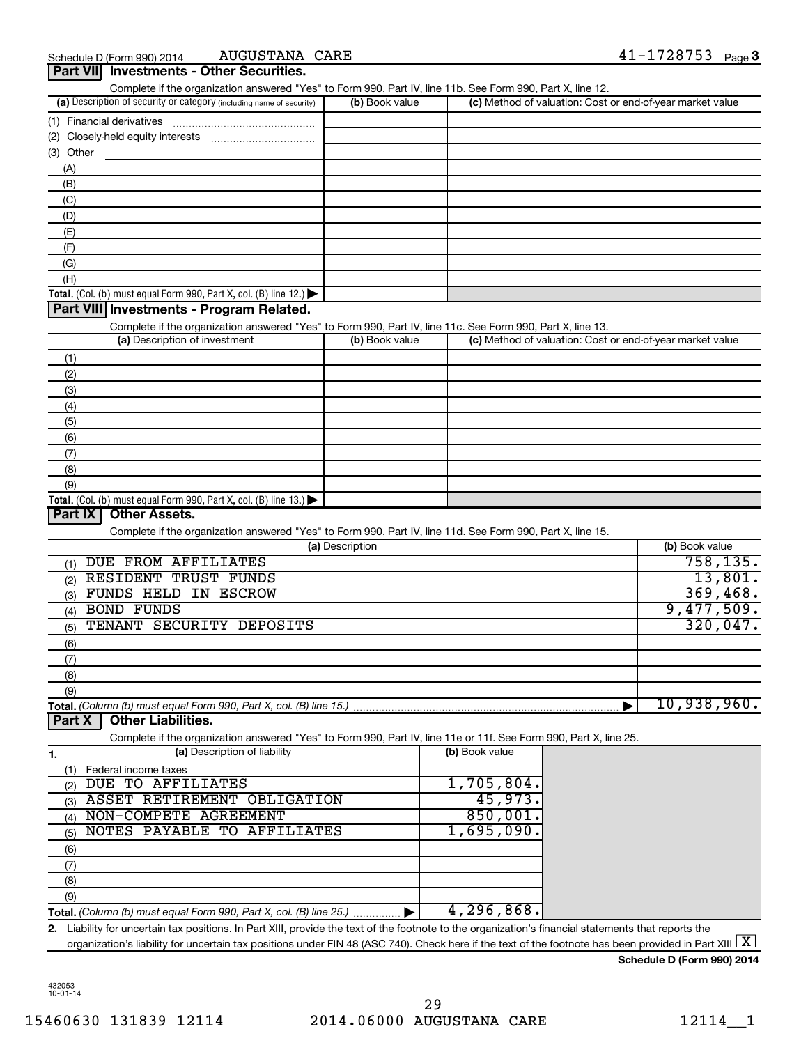Schedule D (Form 990) 2014 AUGUSTANA CARE 41-1728753 Page 3

## Part VII Investments - Other Securities.

Complete if the organization answered "Yes" to Form 990, Part IV, line 11b. See Form 990, Part X, line 12.

| (a) Description of security or category (including name of security) | (b) Book value | (c) Method of valuation: Cost or end-of-year market value |
|---|---|---|
| (1) Financial derivatives | | |
| (2) Closely-held equity interests | | |
| (3) Other | | |
| (A) | | |
| (B) | | |
| (C) | | |
| (D) | | |
| (E) | | |
| (F) | | |
| (G) | | |
| (H) | | |
| **Total.** (Col. (b) must equal Form 990, Part X, col. (B) line 12.) | | |

## Part VIII Investments - Program Related.

Complete if the organization answered "Yes" to Form 990, Part IV, line 11c. See Form 990, Part X, line 13.

| (a) Description of investment | (b) Book value | (c) Method of valuation: Cost or end-of-year market value |
|---|---|---|
| (1) | | |
| (2) | | |
| (3) | | |
| (4) | | |
| (5) | | |
| (6) | | |
| (7) | | |
| (8) | | |
| (9) | | |
| **Total.** (Col. (b) must equal Form 990, Part X, col. (B) line 13.) | | |

## Part IX Other Assets.

Complete if the organization answered "Yes" to Form 990, Part IV, line 11d. See Form 990, Part X, line 15.

| (a) Description | (b) Book value |
|---|---|
| (1) DUE FROM AFFILIATES | 758,135. |
| (2) RESIDENT TRUST FUNDS | 13,801. |
| (3) FUNDS HELD IN ESCROW | 369,468. |
| (4) BOND FUNDS | 9,477,509. |
| (5) TENANT SECURITY DEPOSITS | 320,047. |
| (6) | |
| (7) | |
| (8) | |
| (9) | |
| **Total.** *(Column (b) must equal Form 990, Part X, col. (B) line 15.)* | 10,938,960. |

## Part X Other Liabilities.

Complete if the organization answered "Yes" to Form 990, Part IV, line 11e or 11f. See Form 990, Part X, line 25.

| 1. (a) Description of liability | (b) Book value |
|---|---|
| (1) Federal income taxes | |
| (2) DUE TO AFFILIATES | 1,705,804. |
| (3) ASSET RETIREMENT OBLIGATION | 45,973. |
| (4) NON-COMPETE AGREEMENT | 850,001. |
| (5) NOTES PAYABLE TO AFFILIATES | 1,695,090. |
| (6) | |
| (7) | |
| (8) | |
| (9) | |
| **Total.** *(Column (b) must equal Form 990, Part X, col. (B) line 25.)* | 4,296,868. |

**2.** Liability for uncertain tax positions. In Part XIII, provide the text of the footnote to the organization's financial statements that reports the organization's liability for uncertain tax positions under FIN 48 (ASC 740). Check here if the text of the footnote has been provided in Part XIII [X]

**Schedule D (Form 990) 2014**

432053 10-01-14

15460630 131839 12114 2014.06000 AUGUSTANA CARE 12114__1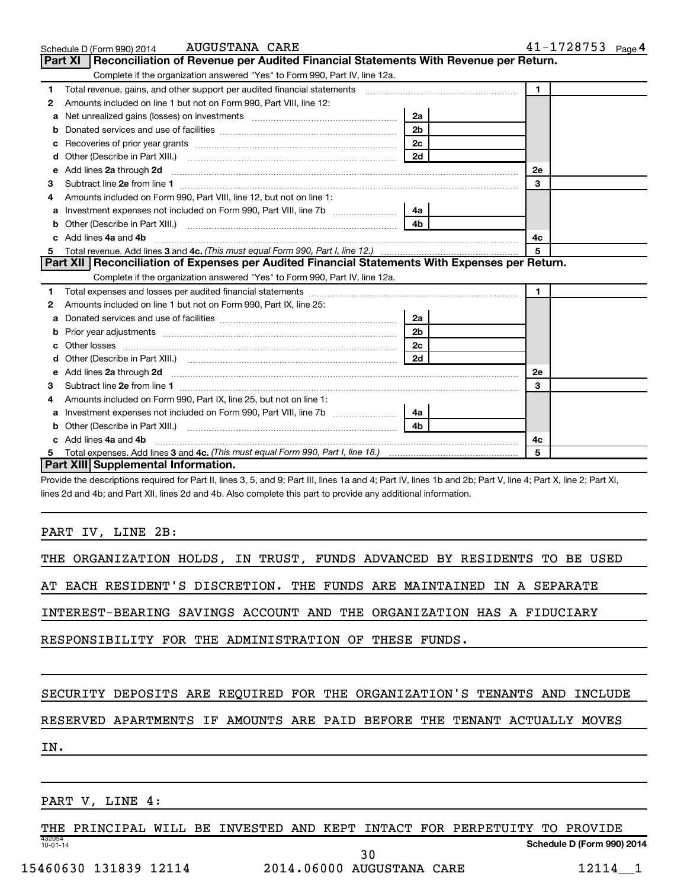Schedule D (Form 990) 2014 AUGUSTANA CARE 41-1728753 Page 4

## Part XI Reconciliation of Revenue per Audited Financial Statements With Revenue per Return.

Complete if the organization answered "Yes" to Form 990, Part IV, line 12a.

| | | | | | |
|---|---|---|---|---|---|
| 1 | Total revenue, gains, and other support per audited financial statements | | | 1 | |
| 2 | Amounts included on line 1 but not on Form 990, Part VIII, line 12: | | | | |
| a | Net unrealized gains (losses) on investments | 2a | | | |
| b | Donated services and use of facilities | 2b | | | |
| c | Recoveries of prior year grants | 2c | | | |
| d | Other (Describe in Part XIII.) | 2d | | | |
| e | Add lines 2a through 2d | | | 2e | |
| 3 | Subtract line 2e from line 1 | | | 3 | |
| 4 | Amounts included on Form 990, Part VIII, line 12, but not on line 1: | | | | |
| a | Investment expenses not included on Form 990, Part VIII, line 7b | 4a | | | |
| b | Other (Describe in Part XIII.) | 4b | | | |
| c | Add lines 4a and 4b | | | 4c | |
| 5 | Total revenue. Add lines 3 and 4c. *(This must equal Form 990, Part I, line 12.)* | | | 5 | |

## Part XII Reconciliation of Expenses per Audited Financial Statements With Expenses per Return.

Complete if the organization answered "Yes" to Form 990, Part IV, line 12a.

| | | | | | |
|---|---|---|---|---|---|
| 1 | Total expenses and losses per audited financial statements | | | 1 | |
| 2 | Amounts included on line 1 but not on Form 990, Part IX, line 25: | | | | |
| a | Donated services and use of facilities | 2a | | | |
| b | Prior year adjustments | 2b | | | |
| c | Other losses | 2c | | | |
| d | Other (Describe in Part XIII.) | 2d | | | |
| e | Add lines 2a through 2d | | | 2e | |
| 3 | Subtract line 2e from line 1 | | | 3 | |
| 4 | Amounts included on Form 990, Part IX, line 25, but not on line 1: | | | | |
| a | Investment expenses not included on Form 990, Part VIII, line 7b | 4a | | | |
| b | Other (Describe in Part XIII.) | 4b | | | |
| c | Add lines 4a and 4b | | | 4c | |
| 5 | Total expenses. Add lines 3 and 4c. *(This must equal Form 990, Part I, line 18.)* | | | 5 | |

## Part XIII Supplemental Information.

Provide the descriptions required for Part II, lines 3, 5, and 9; Part III, lines 1a and 4; Part IV, lines 1b and 2b; Part V, line 4; Part X, line 2; Part XI, lines 2d and 4b; and Part XII, lines 2d and 4b. Also complete this part to provide any additional information.

PART IV, LINE 2B:

THE ORGANIZATION HOLDS, IN TRUST, FUNDS ADVANCED BY RESIDENTS TO BE USED AT EACH RESIDENT'S DISCRETION. THE FUNDS ARE MAINTAINED IN A SEPARATE INTEREST-BEARING SAVINGS ACCOUNT AND THE ORGANIZATION HAS A FIDUCIARY RESPONSIBILITY FOR THE ADMINISTRATION OF THESE FUNDS.

SECURITY DEPOSITS ARE REQUIRED FOR THE ORGANIZATION'S TENANTS AND INCLUDE RESERVED APARTMENTS IF AMOUNTS ARE PAID BEFORE THE TENANT ACTUALLY MOVES IN.

PART V, LINE 4:

THE PRINCIPAL WILL BE INVESTED AND KEPT INTACT FOR PERPETUITY TO PROVIDE

432054 10-01-14 Schedule D (Form 990) 2014

15460630 131839 12114 2014.06000 AUGUSTANA CARE 12114__1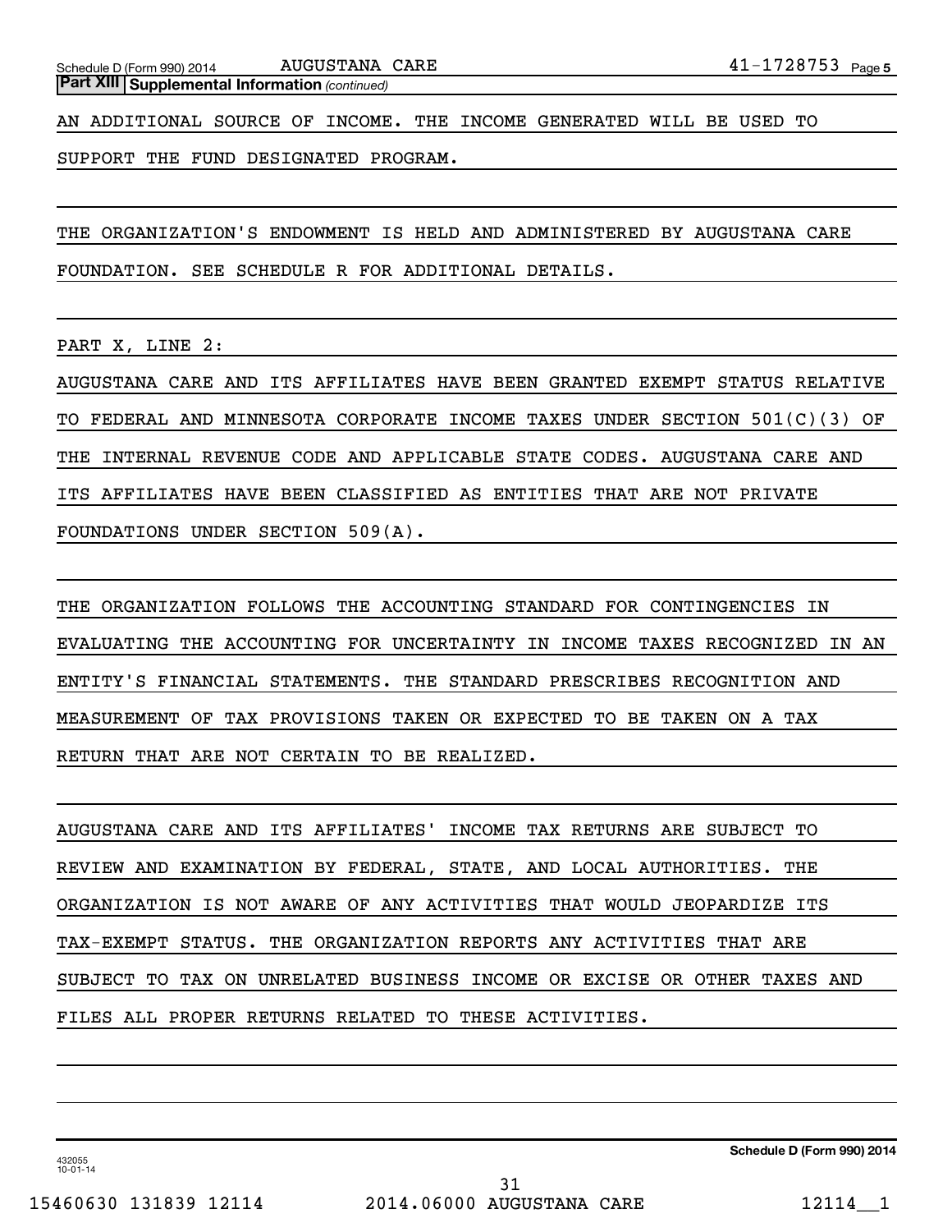**Part XIII Supplemental Information** *(continued)*

AN ADDITIONAL SOURCE OF INCOME. THE INCOME GENERATED WILL BE USED TO SUPPORT THE FUND DESIGNATED PROGRAM.

THE ORGANIZATION'S ENDOWMENT IS HELD AND ADMINISTERED BY AUGUSTANA CARE FOUNDATION. SEE SCHEDULE R FOR ADDITIONAL DETAILS.

PART X, LINE 2:

AUGUSTANA CARE AND ITS AFFILIATES HAVE BEEN GRANTED EXEMPT STATUS RELATIVE TO FEDERAL AND MINNESOTA CORPORATE INCOME TAXES UNDER SECTION 501(C)(3) OF THE INTERNAL REVENUE CODE AND APPLICABLE STATE CODES. AUGUSTANA CARE AND ITS AFFILIATES HAVE BEEN CLASSIFIED AS ENTITIES THAT ARE NOT PRIVATE FOUNDATIONS UNDER SECTION 509(A).

THE ORGANIZATION FOLLOWS THE ACCOUNTING STANDARD FOR CONTINGENCIES IN EVALUATING THE ACCOUNTING FOR UNCERTAINTY IN INCOME TAXES RECOGNIZED IN AN ENTITY'S FINANCIAL STATEMENTS. THE STANDARD PRESCRIBES RECOGNITION AND MEASUREMENT OF TAX PROVISIONS TAKEN OR EXPECTED TO BE TAKEN ON A TAX RETURN THAT ARE NOT CERTAIN TO BE REALIZED.

AUGUSTANA CARE AND ITS AFFILIATES' INCOME TAX RETURNS ARE SUBJECT TO REVIEW AND EXAMINATION BY FEDERAL, STATE, AND LOCAL AUTHORITIES. THE ORGANIZATION IS NOT AWARE OF ANY ACTIVITIES THAT WOULD JEOPARDIZE ITS TAX-EXEMPT STATUS. THE ORGANIZATION REPORTS ANY ACTIVITIES THAT ARE SUBJECT TO TAX ON UNRELATED BUSINESS INCOME OR EXCISE OR OTHER TAXES AND FILES ALL PROPER RETURNS RELATED TO THESE ACTIVITIES.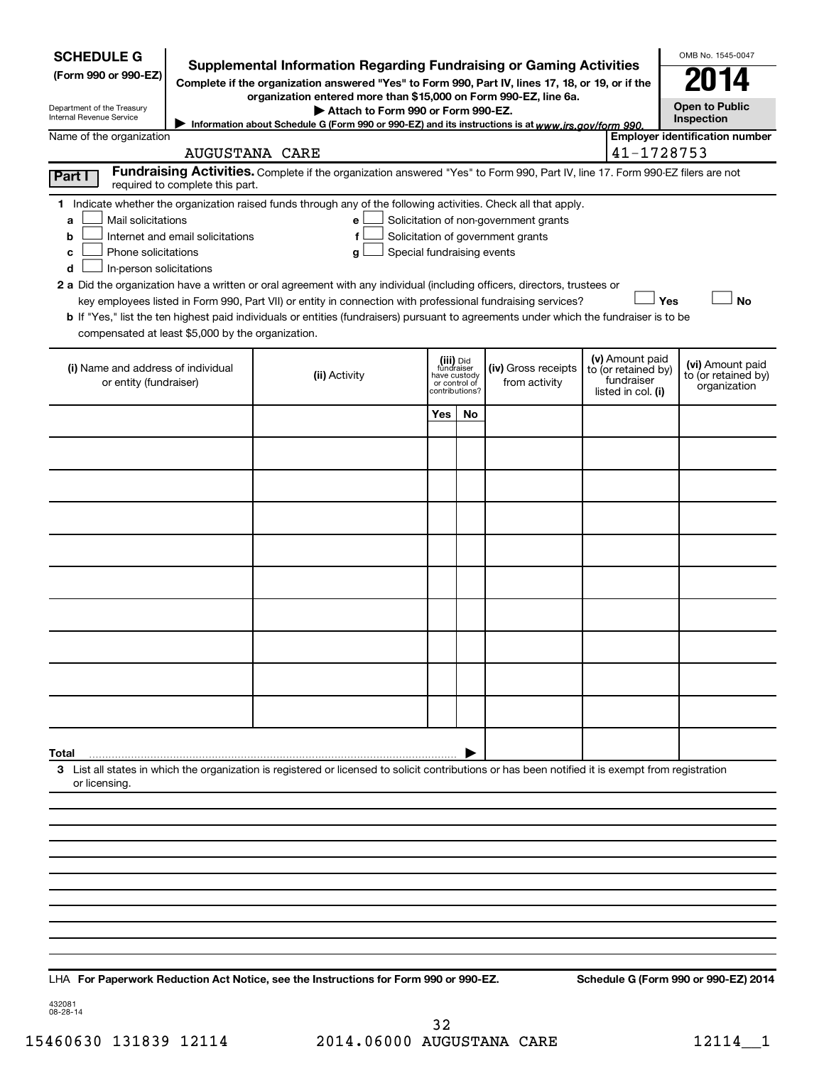**SCHEDULE G**
**(Form 990 or 990-EZ)**

Department of the Treasury
Internal Revenue Service

# Supplemental Information Regarding Fundraising or Gaming Activities

**Complete if the organization answered "Yes" to Form 990, Part IV, lines 17, 18, or 19, or if the organization entered more than $15,000 on Form 990-EZ, line 6a.**

▶ **Attach to Form 990 or Form 990-EZ.**

▶ Information about Schedule G (Form 990 or 990-EZ) and its instructions is at *www.irs.gov/form 990.*

OMB No. 1545-0047

**2014**

**Open to Public Inspection**

Name of the organization: AUGUSTANA CARE

**Employer identification number:** 41-1728753

**Part I** **Fundraising Activities.** Complete if the organization answered "Yes" to Form 990, Part IV, line 17. Form 990-EZ filers are not required to complete this part.

**1** Indicate whether the organization raised funds through any of the following activities. Check all that apply.

- **a** ☐ Mail solicitations
- **b** ☐ Internet and email solicitations
- **c** ☐ Phone solicitations
- **d** ☐ In-person solicitations
- **e** ☐ Solicitation of non-government grants
- **f** ☐ Solicitation of government grants
- **g** ☐ Special fundraising events

**2 a** Did the organization have a written or oral agreement with any individual (including officers, directors, trustees or key employees listed in Form 990, Part VII) or entity in connection with professional fundraising services? ☐ **Yes** ☐ **No**

**b** If "Yes," list the ten highest paid individuals or entities (fundraisers) pursuant to agreements under which the fundraiser is to be compensated at least $5,000 by the organization.

| **(i)** Name and address of individual or entity (fundraiser) | **(ii)** Activity | **(iii)** Did fundraiser have custody or control of contributions? | | **(iv)** Gross receipts from activity | **(v)** Amount paid to (or retained by) fundraiser listed in col. **(i)** | **(vi)** Amount paid to (or retained by) organization |
|---|---|---|---|---|---|---|
| | | **Yes** | **No** | | | |
| | | | | | | |
| | | | | | | |
| | | | | | | |
| | | | | | | |
| | | | | | | |
| | | | | | | |
| | | | | | | |
| | | | | | | |
| | | | | | | |
| | | | | | | |
| **Total** ▶ | | | | | | |

**3** List all states in which the organization is registered or licensed to solicit contributions or has been notified it is exempt from registration or licensing.

LHA **For Paperwork Reduction Act Notice, see the Instructions for Form 990 or 990-EZ.** **Schedule G (Form 990 or 990-EZ) 2014**

432081
08-28-14

15460630 131839 12114 2014.06000 AUGUSTANA CARE 12114__1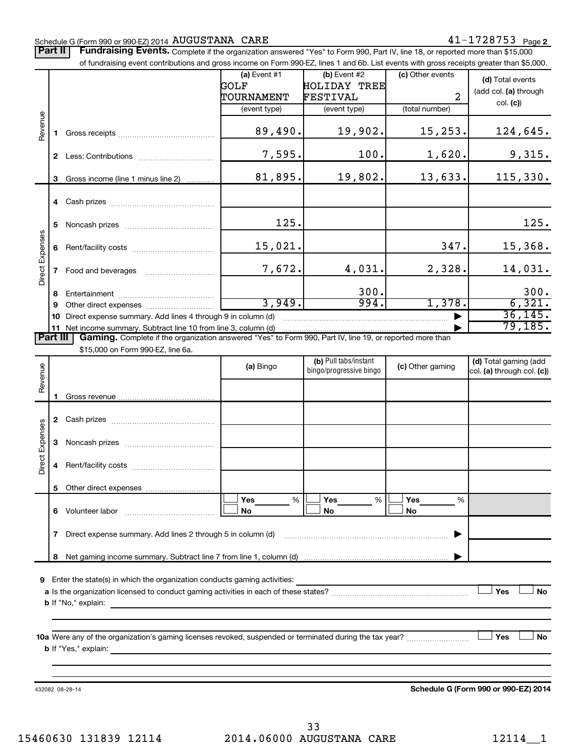Schedule G (Form 990 or 990-EZ) 2014 AUGUSTANA CARE 41-1728753 Page 2

## Part II Fundraising Events.

Complete if the organization answered "Yes" to Form 990, Part IV, line 18, or reported more than $15,000 of fundraising event contributions and gross income on Form 990-EZ, lines 1 and 6b. List events with gross receipts greater than $5,000.

| | | (a) Event #1 GOLF TOURNAMENT (event type) | (b) Event #2 HOLIDAY TREE FESTIVAL (event type) | (c) Other events 2 (total number) | (d) Total events (add col. (a) through col. (c)) |
|---|---|---|---|---|---|
| Revenue | 1 Gross receipts | 89,490. | 19,902. | 15,253. | 124,645. |
| | 2 Less: Contributions | 7,595. | 100. | 1,620. | 9,315. |
| | 3 Gross income (line 1 minus line 2) | 81,895. | 19,802. | 13,633. | 115,330. |
| Direct Expenses | 4 Cash prizes | | | | |
| | 5 Noncash prizes | 125. | | | 125. |
| | 6 Rent/facility costs | 15,021. | | 347. | 15,368. |
| | 7 Food and beverages | 7,672. | 4,031. | 2,328. | 14,031. |
| | 8 Entertainment | | 300. | | 300. |
| | 9 Other direct expenses | 3,949. | 994. | 1,378. | 6,321. |
| | 10 Direct expense summary. Add lines 4 through 9 in column (d) | | | | 36,145. |
| | 11 Net income summary. Subtract line 10 from line 3, column (d) | | | | 79,185. |

## Part III Gaming.

Complete if the organization answered "Yes" to Form 990, Part IV, line 19, or reported more than $15,000 on Form 990-EZ, line 6a.

| | | (a) Bingo | (b) Pull tabs/instant bingo/progressive bingo | (c) Other gaming | (d) Total gaming (add col. (a) through col. (c)) |
|---|---|---|---|---|---|
| Revenue | 1 Gross revenue | | | | |
| Direct Expenses | 2 Cash prizes | | | | |
| | 3 Noncash prizes | | | | |
| | 4 Rent/facility costs | | | | |
| | 5 Other direct expenses | | | | |
| | 6 Volunteer labor | Yes ___ % No | Yes ___ % No | Yes ___ % No | |
| | 7 Direct expense summary. Add lines 2 through 5 in column (d) | | | | |
| | 8 Net gaming income summary. Subtract line 7 from line 1, column (d) | | | | |

9 Enter the state(s) in which the organization conducts gaming activities:

a Is the organization licensed to conduct gaming activities in each of these states? Yes No

b If "No," explain:

10a Were any of the organization's gaming licenses revoked, suspended or terminated during the tax year? Yes No

b If "Yes," explain:

432082 08-28-14

Schedule G (Form 990 or 990-EZ) 2014

15460630 131839 12114 2014.06000 AUGUSTANA CARE 12114__1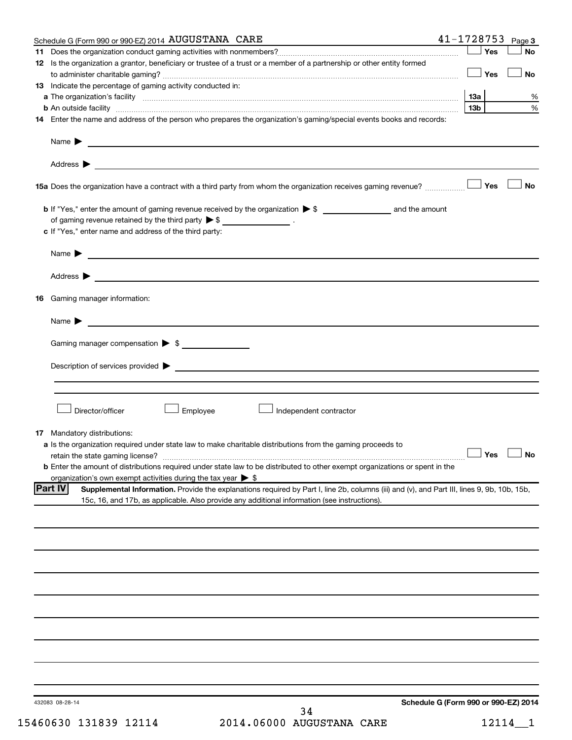Schedule G (Form 990 or 990-EZ) 2014 AUGUSTANA CARE 41-1728753 Page 3

**11** Does the organization conduct gaming activities with nonmembers? ☐ Yes ☐ No

**12** Is the organization a grantor, beneficiary or trustee of a trust or a member of a partnership or other entity formed to administer charitable gaming? ☐ Yes ☐ No

**13** Indicate the percentage of gaming activity conducted in:

**a** The organization's facility **13a** %

**b** An outside facility **13b** %

**14** Enter the name and address of the person who prepares the organization's gaming/special events books and records:

Name ▶

Address ▶

**15a** Does the organization have a contract with a third party from whom the organization receives gaming revenue? ☐ Yes ☐ No

**b** If "Yes," enter the amount of gaming revenue received by the organization ▶ $ ______ and the amount of gaming revenue retained by the third party ▶ $ ______ .

**c** If "Yes," enter name and address of the third party:

Name ▶

Address ▶

**16** Gaming manager information:

Name ▶

Gaming manager compensation ▶ $

Description of services provided ▶

☐ Director/officer ☐ Employee ☐ Independent contractor

**17** Mandatory distributions:

**a** Is the organization required under state law to make charitable distributions from the gaming proceeds to retain the state gaming license? ☐ Yes ☐ No

**b** Enter the amount of distributions required under state law to be distributed to other exempt organizations or spent in the organization's own exempt activities during the tax year ▶ $

**Part IV** **Supplemental Information.** Provide the explanations required by Part I, line 2b, columns (iii) and (v), and Part III, lines 9, 9b, 10b, 15b, 15c, 16, and 17b, as applicable. Also provide any additional information (see instructions).

432083 08-28-14 **Schedule G (Form 990 or 990-EZ) 2014**

15460630 131839 12114 2014.06000 AUGUSTANA CARE 12114__1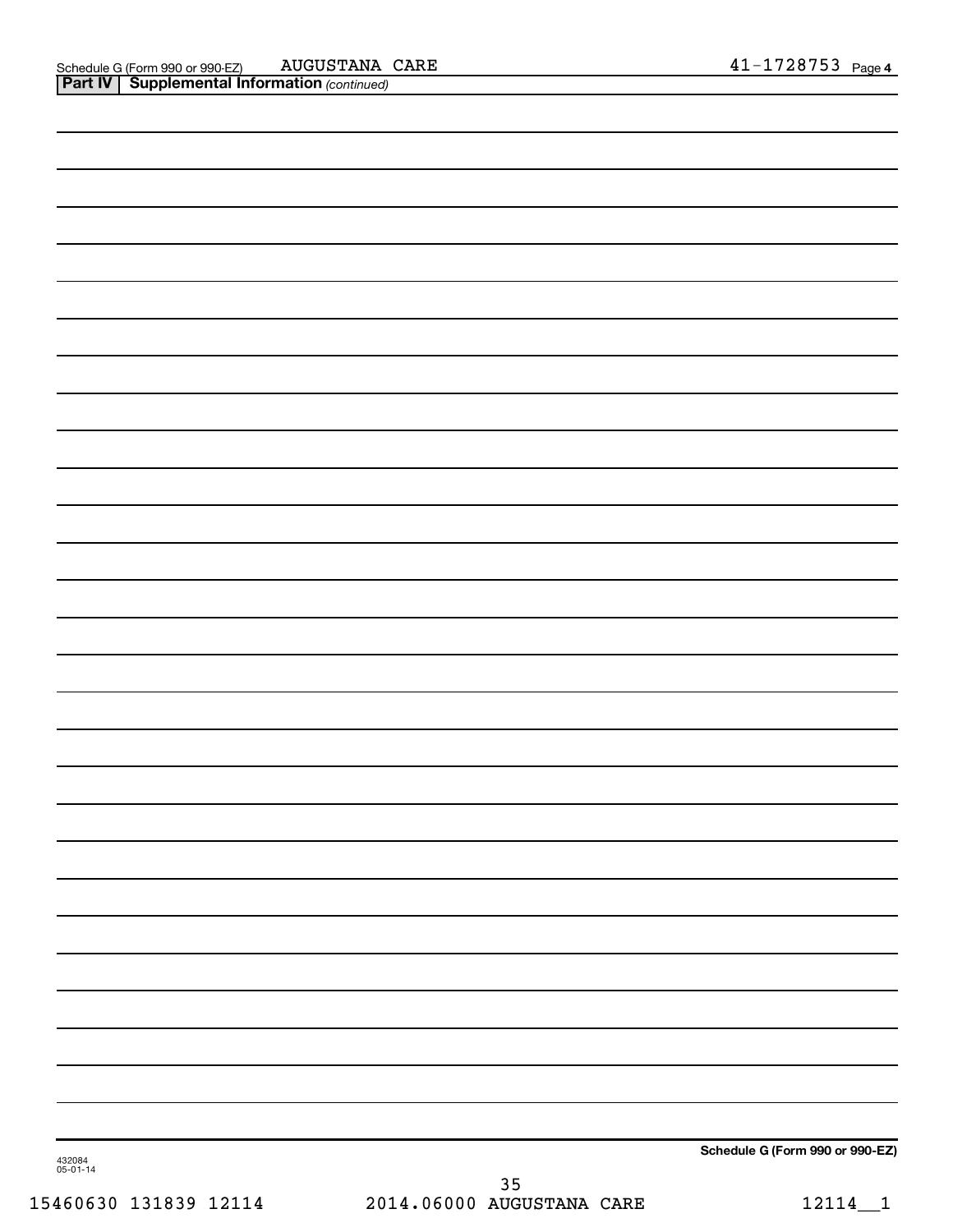Schedule G (Form 990 or 990-EZ) AUGUSTANA CARE 41-1728753 Page 4

**Part IV | Supplemental Information** *(continued)*

**Schedule G (Form 990 or 990-EZ)**

432084
05-01-14

15460630 131839 12114 2014.06000 AUGUSTANA CARE 12114__1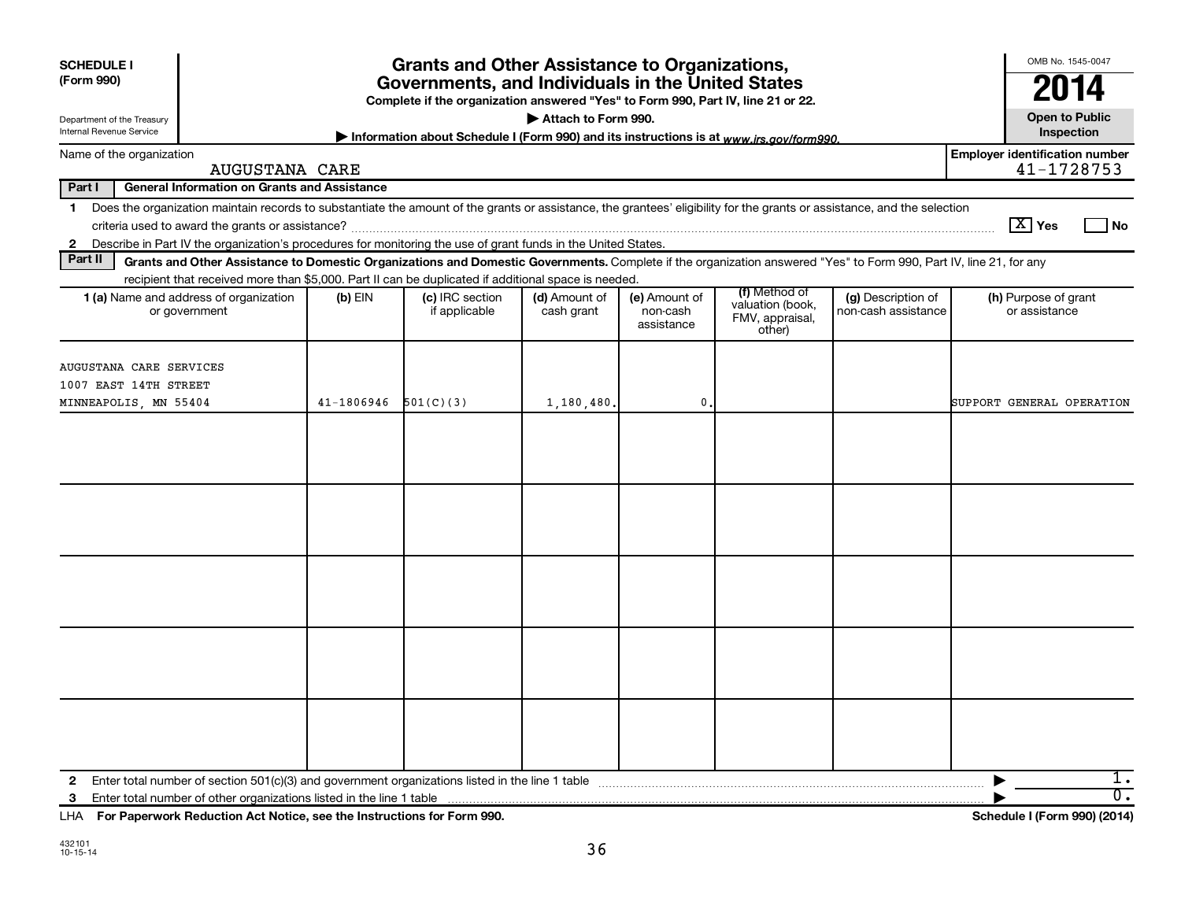**SCHEDULE I (Form 990)**

Department of the Treasury
Internal Revenue Service

# Grants and Other Assistance to Organizations, Governments, and Individuals in the United States

**Complete if the organization answered "Yes" to Form 990, Part IV, line 21 or 22.**

**▶ Attach to Form 990.**

**▶ Information about Schedule I (Form 990) and its instructions is at www.irs.gov/form990.**

OMB No. 1545-0047

**2014**

**Open to Public Inspection**

Name of the organization: AUGUSTANA CARE

Employer identification number: 41-1728753

**Part I General Information on Grants and Assistance**

1 Does the organization maintain records to substantiate the amount of the grants or assistance, the grantees' eligibility for the grants or assistance, and the selection criteria used to award the grants or assistance? [X] Yes [ ] No

2 Describe in Part IV the organization's procedures for monitoring the use of grant funds in the United States.

**Part II Grants and Other Assistance to Domestic Organizations and Domestic Governments.** Complete if the organization answered "Yes" to Form 990, Part IV, line 21, for any recipient that received more than $5,000. Part II can be duplicated if additional space is needed.

| 1 (a) Name and address of organization or government | (b) EIN | (c) IRC section if applicable | (d) Amount of cash grant | (e) Amount of non-cash assistance | (f) Method of valuation (book, FMV, appraisal, other) | (g) Description of non-cash assistance | (h) Purpose of grant or assistance |
|---|---|---|---|---|---|---|---|
| AUGUSTANA CARE SERVICES<br>1007 EAST 14TH STREET<br>MINNEAPOLIS, MN 55404 | 41-1806946 | 501(C)(3) | 1,180,480. | 0. | | | SUPPORT GENERAL OPERATION |
| | | | | | | | |
| | | | | | | | |
| | | | | | | | |
| | | | | | | | |
| | | | | | | | |

2 Enter total number of section 501(c)(3) and government organizations listed in the line 1 table ▶ 1.

3 Enter total number of other organizations listed in the line 1 table ▶ 0.

LHA **For Paperwork Reduction Act Notice, see the Instructions for Form 990.** **Schedule I (Form 990) (2014)**

432101
10-15-14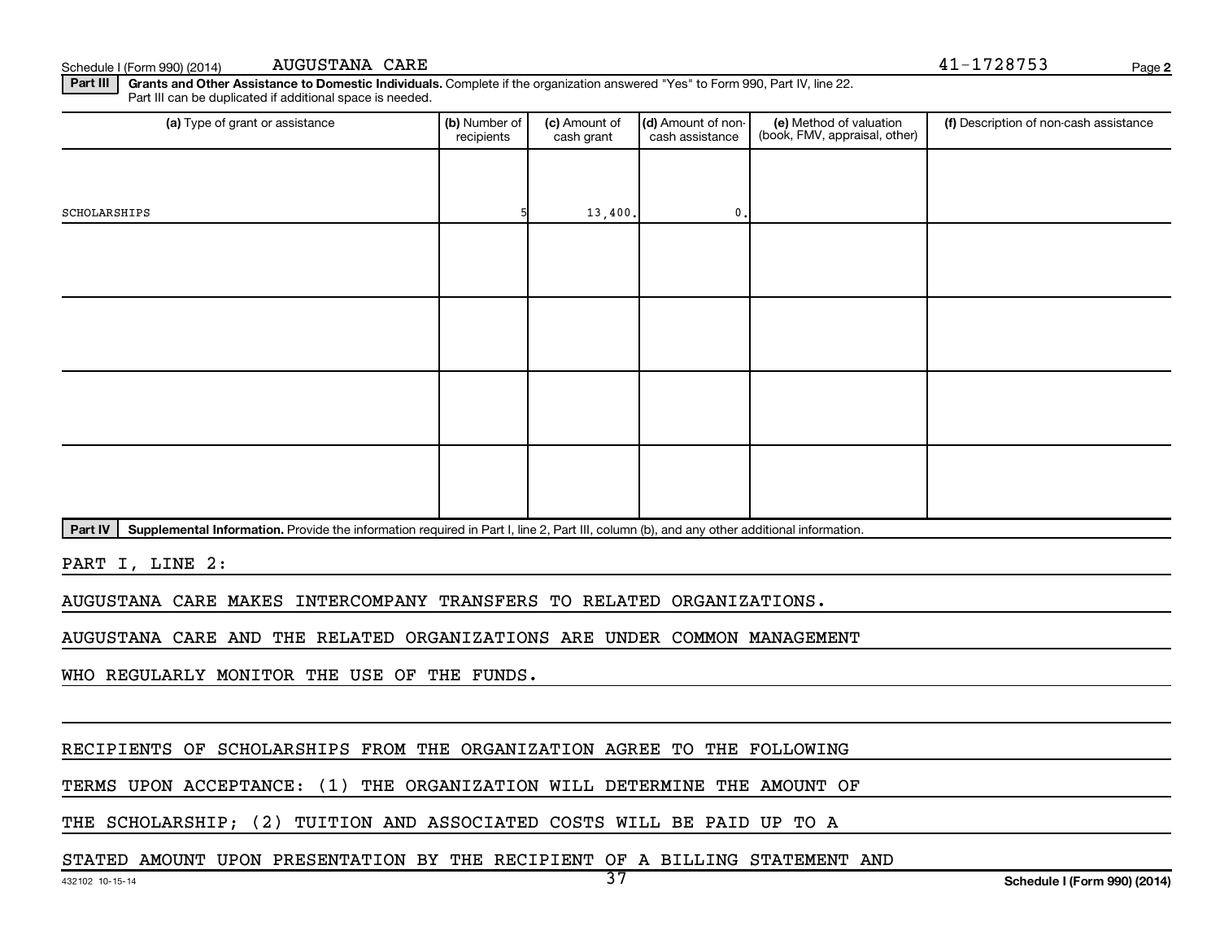Schedule I (Form 990) (2014) AUGUSTANA CARE 41-1728753 Page **2**

**Part III** **Grants and Other Assistance to Domestic Individuals.** Complete if the organization answered "Yes" to Form 990, Part IV, line 22. Part III can be duplicated if additional space is needed.

| (a) Type of grant or assistance | (b) Number of recipients | (c) Amount of cash grant | (d) Amount of non-cash assistance | (e) Method of valuation (book, FMV, appraisal, other) | (f) Description of non-cash assistance |
|---|---|---|---|---|---|
| SCHOLARSHIPS | 5 | 13,400. | 0. | | |
| | | | | | |
| | | | | | |
| | | | | | |
| | | | | | |

**Part IV** **Supplemental Information.** Provide the information required in Part I, line 2, Part III, column (b), and any other additional information.

PART I, LINE 2:

AUGUSTANA CARE MAKES INTERCOMPANY TRANSFERS TO RELATED ORGANIZATIONS.

AUGUSTANA CARE AND THE RELATED ORGANIZATIONS ARE UNDER COMMON MANAGEMENT

WHO REGULARLY MONITOR THE USE OF THE FUNDS.

RECIPIENTS OF SCHOLARSHIPS FROM THE ORGANIZATION AGREE TO THE FOLLOWING

TERMS UPON ACCEPTANCE: (1) THE ORGANIZATION WILL DETERMINE THE AMOUNT OF

THE SCHOLARSHIP; (2) TUITION AND ASSOCIATED COSTS WILL BE PAID UP TO A

STATED AMOUNT UPON PRESENTATION BY THE RECIPIENT OF A BILLING STATEMENT AND

432102 10-15-14 **Schedule I (Form 990) (2014)**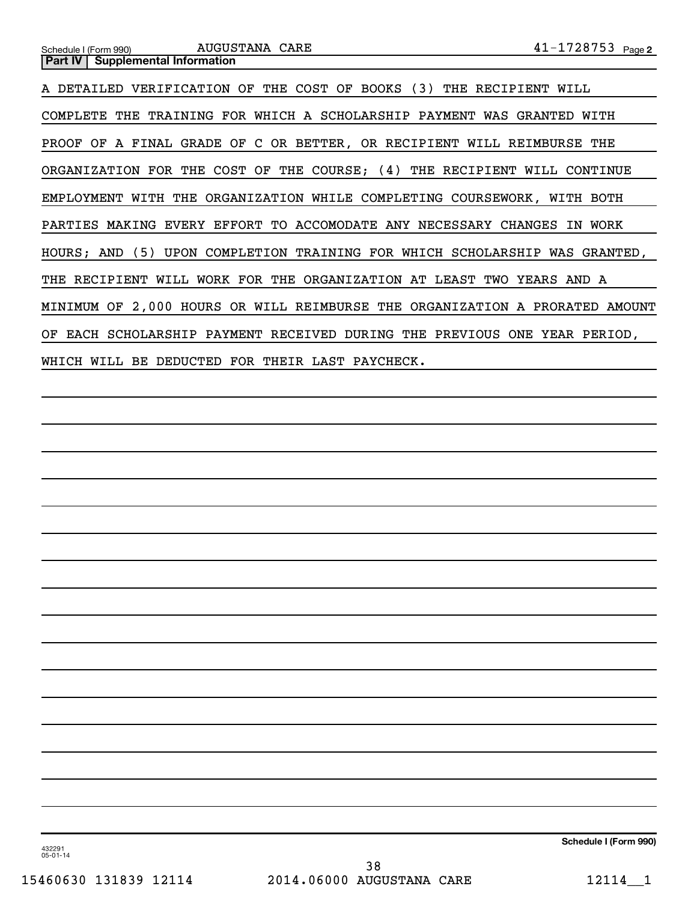Schedule I (Form 990) AUGUSTANA CARE 41-1728753 Page **2**

## Part IV Supplemental Information

A DETAILED VERIFICATION OF THE COST OF BOOKS (3) THE RECIPIENT WILL COMPLETE THE TRAINING FOR WHICH A SCHOLARSHIP PAYMENT WAS GRANTED WITH PROOF OF A FINAL GRADE OF C OR BETTER, OR RECIPIENT WILL REIMBURSE THE ORGANIZATION FOR THE COST OF THE COURSE; (4) THE RECIPIENT WILL CONTINUE EMPLOYMENT WITH THE ORGANIZATION WHILE COMPLETING COURSEWORK, WITH BOTH PARTIES MAKING EVERY EFFORT TO ACCOMODATE ANY NECESSARY CHANGES IN WORK HOURS; AND (5) UPON COMPLETION TRAINING FOR WHICH SCHOLARSHIP WAS GRANTED, THE RECIPIENT WILL WORK FOR THE ORGANIZATION AT LEAST TWO YEARS AND A MINIMUM OF 2,000 HOURS OR WILL REIMBURSE THE ORGANIZATION A PRORATED AMOUNT OF EACH SCHOLARSHIP PAYMENT RECEIVED DURING THE PREVIOUS ONE YEAR PERIOD, WHICH WILL BE DEDUCTED FOR THEIR LAST PAYCHECK.

432291
05-01-14

**Schedule I (Form 990)**

15460630 131839 12114 2014.06000 AUGUSTANA CARE 12114__1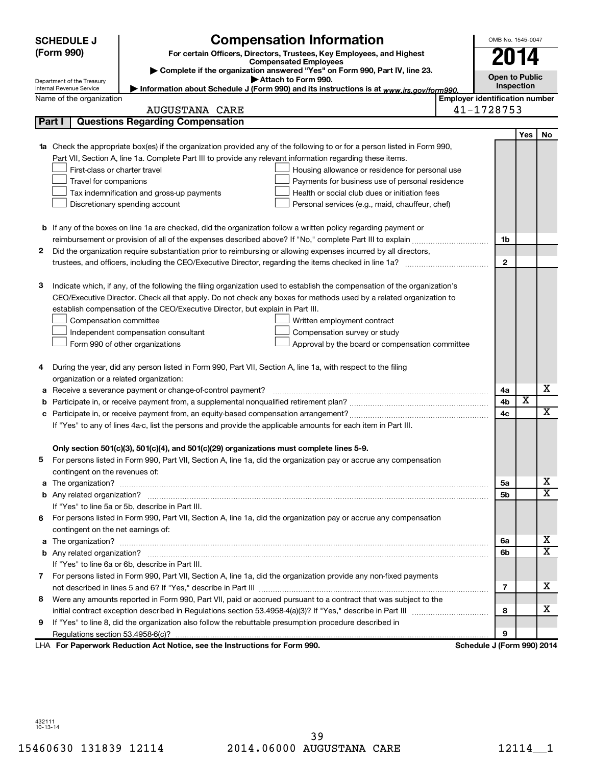**SCHEDULE J (Form 990)**

Department of the Treasury
Internal Revenue Service

# Compensation Information

**For certain Officers, Directors, Trustees, Key Employees, and Highest Compensated Employees**

▶ Complete if the organization answered "Yes" on Form 990, Part IV, line 23.
▶ Attach to Form 990.
▶ Information about Schedule J (Form 990) and its instructions is at www.irs.gov/form990.

OMB No. 1545-0047

**2014**

**Open to Public Inspection**

Name of the organization: AUGUSTANA CARE

Employer identification number: 41-1728753

## Part I Questions Regarding Compensation

| | | | Yes | No |
|---|---|---|---|---|
| **1a** | Check the appropriate box(es) if the organization provided any of the following to or for a person listed in Form 990, Part VII, Section A, line 1a. Complete Part III to provide any relevant information regarding these items.<br>☐ First-class or charter travel ☐ Housing allowance or residence for personal use<br>☐ Travel for companions ☐ Payments for business use of personal residence<br>☐ Tax indemnification and gross-up payments ☐ Health or social club dues or initiation fees<br>☐ Discretionary spending account ☐ Personal services (e.g., maid, chauffeur, chef) | | | |
| **b** | If any of the boxes on line 1a are checked, did the organization follow a written policy regarding payment or reimbursement or provision of all of the expenses described above? If "No," complete Part III to explain | 1b | | |
| **2** | Did the organization require substantiation prior to reimbursing or allowing expenses incurred by all directors, trustees, and officers, including the CEO/Executive Director, regarding the items checked in line 1a? | 2 | | |
| **3** | Indicate which, if any, of the following the filing organization used to establish the compensation of the organization's CEO/Executive Director. Check all that apply. Do not check any boxes for methods used by a related organization to establish compensation of the CEO/Executive Director, but explain in Part III.<br>☐ Compensation committee ☐ Written employment contract<br>☐ Independent compensation consultant ☐ Compensation survey or study<br>☐ Form 990 of other organizations ☐ Approval by the board or compensation committee | | | |
| **4** | During the year, did any person listed in Form 990, Part VII, Section A, line 1a, with respect to the filing organization or a related organization: | | | |
| **a** | Receive a severance payment or change-of-control payment? | 4a | | X |
| **b** | Participate in, or receive payment from, a supplemental nonqualified retirement plan? | 4b | X | |
| **c** | Participate in, or receive payment from, an equity-based compensation arrangement? | 4c | | X |
| | If "Yes" to any of lines 4a-c, list the persons and provide the applicable amounts for each item in Part III. | | | |
| | **Only section 501(c)(3), 501(c)(4), and 501(c)(29) organizations must complete lines 5-9.** | | | |
| **5** | For persons listed in Form 990, Part VII, Section A, line 1a, did the organization pay or accrue any compensation contingent on the revenues of: | | | |
| **a** | The organization? | 5a | | X |
| **b** | Any related organization? | 5b | | X |
| | If "Yes" to line 5a or 5b, describe in Part III. | | | |
| **6** | For persons listed in Form 990, Part VII, Section A, line 1a, did the organization pay or accrue any compensation contingent on the net earnings of: | | | |
| **a** | The organization? | 6a | | X |
| **b** | Any related organization? | 6b | | X |
| | If "Yes" to line 6a or 6b, describe in Part III. | | | |
| **7** | For persons listed in Form 990, Part VII, Section A, line 1a, did the organization provide any non-fixed payments not described in lines 5 and 6? If "Yes," describe in Part III | 7 | | X |
| **8** | Were any amounts reported in Form 990, Part VII, paid or accrued pursuant to a contract that was subject to the initial contract exception described in Regulations section 53.4958-4(a)(3)? If "Yes," describe in Part III | 8 | | X |
| **9** | If "Yes" to line 8, did the organization also follow the rebuttable presumption procedure described in Regulations section 53.4958-6(c)? | 9 | | |

LHA **For Paperwork Reduction Act Notice, see the Instructions for Form 990.** **Schedule J (Form 990) 2014**

432111 10-13-14

15460630 131839 12114 2014.06000 AUGUSTANA CARE 12114__1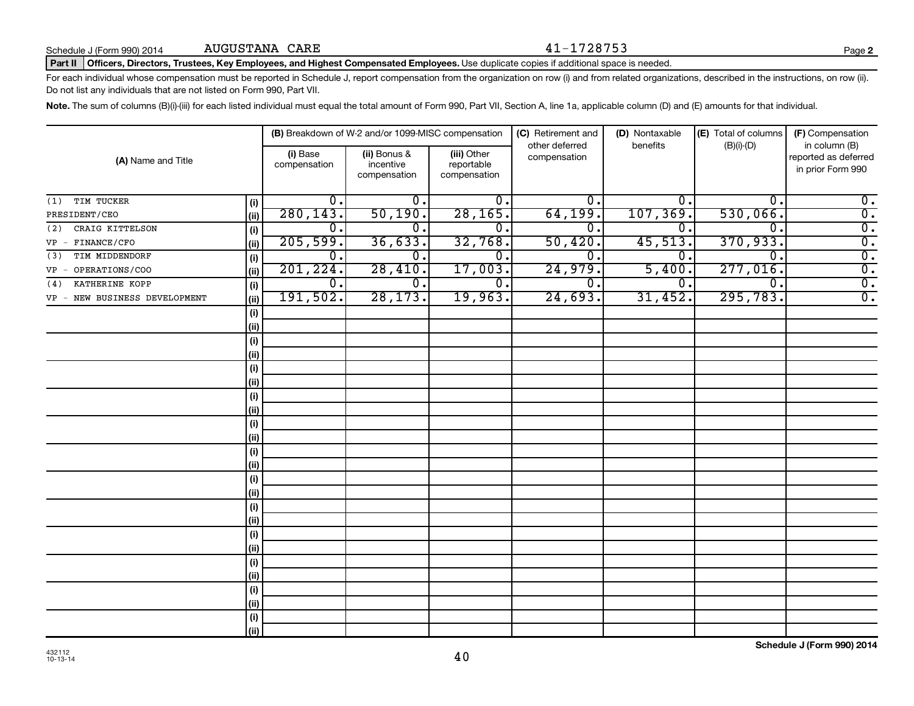Schedule J (Form 990) 2014 AUGUSTANA CARE 41-1728753 Page 2

**Part II Officers, Directors, Trustees, Key Employees, and Highest Compensated Employees.** Use duplicate copies if additional space is needed.

For each individual whose compensation must be reported in Schedule J, report compensation from the organization on row (i) and from related organizations, described in the instructions, on row (ii). Do not list any individuals that are not listed on Form 990, Part VII.

**Note.** The sum of columns (B)(i)-(iii) for each listed individual must equal the total amount of Form 990, Part VII, Section A, line 1a, applicable column (D) and (E) amounts for that individual.

| (A) Name and Title | | (B) Breakdown of W-2 and/or 1099-MISC compensation | | | (C) Retirement and other deferred compensation | (D) Nontaxable benefits | (E) Total of columns (B)(i)-(D) | (F) Compensation in column (B) reported as deferred in prior Form 990 |
|---|---|---|---|---|---|---|---|---|
| | | (i) Base compensation | (ii) Bonus & incentive compensation | (iii) Other reportable compensation | | | | |
| (1) TIM TUCKER | (i) | 0. | 0. | 0. | 0. | 0. | 0. | 0. |
| PRESIDENT/CEO | (ii) | 280,143. | 50,190. | 28,165. | 64,199. | 107,369. | 530,066. | 0. |
| (2) CRAIG KITTELSON | (i) | 0. | 0. | 0. | 0. | 0. | 0. | 0. |
| VP - FINANCE/CFO | (ii) | 205,599. | 36,633. | 32,768. | 50,420. | 45,513. | 370,933. | 0. |
| (3) TIM MIDDENDORF | (i) | 0. | 0. | 0. | 0. | 0. | 0. | 0. |
| VP - OPERATIONS/COO | (ii) | 201,224. | 28,410. | 17,003. | 24,979. | 5,400. | 277,016. | 0. |
| (4) KATHERINE KOPP | (i) | 0. | 0. | 0. | 0. | 0. | 0. | 0. |
| VP - NEW BUSINESS DEVELOPMENT | (ii) | 191,502. | 28,173. | 19,963. | 24,693. | 31,452. | 295,783. | 0. |
| | (i) | | | | | | | |
| | (ii) | | | | | | | |
| | (i) | | | | | | | |
| | (ii) | | | | | | | |
| | (i) | | | | | | | |
| | (ii) | | | | | | | |
| | (i) | | | | | | | |
| | (ii) | | | | | | | |
| | (i) | | | | | | | |
| | (ii) | | | | | | | |
| | (i) | | | | | | | |
| | (ii) | | | | | | | |
| | (i) | | | | | | | |
| | (ii) | | | | | | | |
| | (i) | | | | | | | |
| | (ii) | | | | | | | |
| | (i) | | | | | | | |
| | (ii) | | | | | | | |
| | (i) | | | | | | | |
| | (ii) | | | | | | | |
| | (i) | | | | | | | |
| | (ii) | | | | | | | |
| | (i) | | | | | | | |
| | (ii) | | | | | | | |

432112
10-13-14

**Schedule J (Form 990) 2014**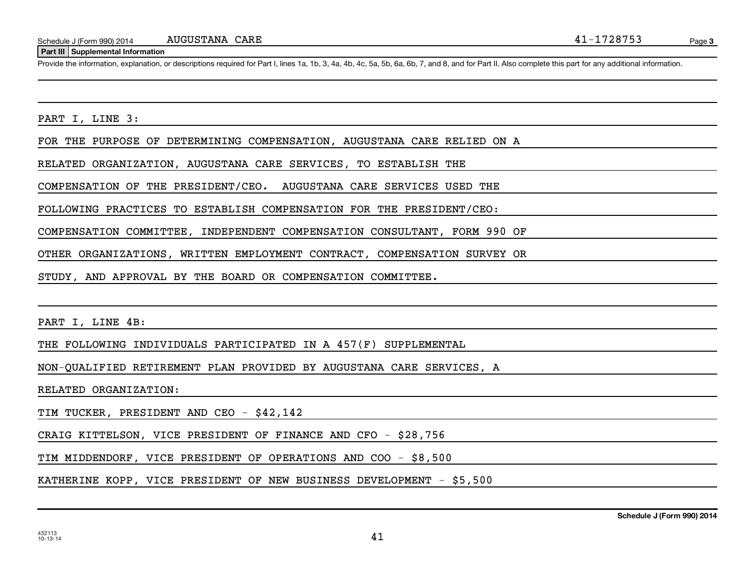## Part III Supplemental Information

Provide the information, explanation, or descriptions required for Part I, lines 1a, 1b, 3, 4a, 4b, 4c, 5a, 5b, 6a, 6b, 7, and 8, and for Part II. Also complete this part for any additional information.

PART I, LINE 3:

FOR THE PURPOSE OF DETERMINING COMPENSATION, AUGUSTANA CARE RELIED ON A RELATED ORGANIZATION, AUGUSTANA CARE SERVICES, TO ESTABLISH THE COMPENSATION OF THE PRESIDENT/CEO. AUGUSTANA CARE SERVICES USED THE FOLLOWING PRACTICES TO ESTABLISH COMPENSATION FOR THE PRESIDENT/CEO: COMPENSATION COMMITTEE, INDEPENDENT COMPENSATION CONSULTANT, FORM 990 OF OTHER ORGANIZATIONS, WRITTEN EMPLOYMENT CONTRACT, COMPENSATION SURVEY OR STUDY, AND APPROVAL BY THE BOARD OR COMPENSATION COMMITTEE.

PART I, LINE 4B:

THE FOLLOWING INDIVIDUALS PARTICIPATED IN A 457(F) SUPPLEMENTAL NON-QUALIFIED RETIREMENT PLAN PROVIDED BY AUGUSTANA CARE SERVICES, A RELATED ORGANIZATION:

TIM TUCKER, PRESIDENT AND CEO - $42,142

CRAIG KITTELSON, VICE PRESIDENT OF FINANCE AND CFO - $28,756

TIM MIDDENDORF, VICE PRESIDENT OF OPERATIONS AND COO - $8,500

KATHERINE KOPP, VICE PRESIDENT OF NEW BUSINESS DEVELOPMENT - $5,500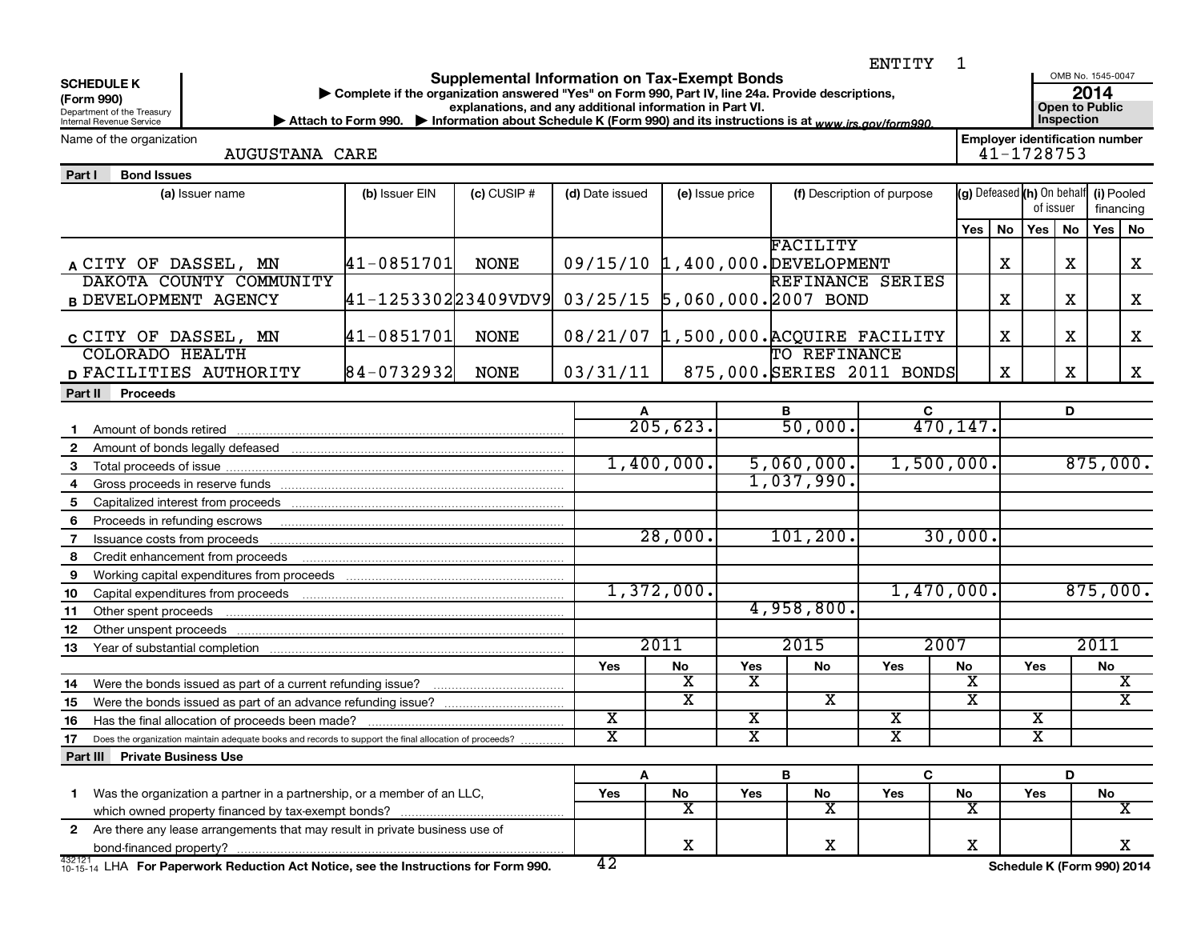ENTITY 1

**SCHEDULE K (Form 990)**
Department of the Treasury
Internal Revenue Service

# Supplemental Information on Tax-Exempt Bonds

▶ Complete if the organization answered "Yes" on Form 990, Part IV, line 24a. Provide descriptions, explanations, and any additional information in Part VI.
▶ Attach to Form 990. ▶ Information about Schedule K (Form 990) and its instructions is at www.irs.gov/form990.

OMB No. 1545-0047
**2014**
**Open to Public Inspection**

Name of the organization: AUGUSTANA CARE
Employer identification number: 41-1728753

## Part I Bond Issues

| | (a) Issuer name | (b) Issuer EIN | (c) CUSIP # | (d) Date issued | (e) Issue price | (f) Description of purpose | (g) Defeased Yes | (g) Defeased No | (h) On behalf of issuer Yes | (h) On behalf of issuer No | (i) Pooled financing Yes | (i) Pooled financing No |
|---|---|---|---|---|---|---|---|---|---|---|---|---|
| A | CITY OF DASSEL, MN | 41-0851701 | NONE | 09/15/10 | 1,400,000. | FACILITY DEVELOPMENT | | X | | X | | X |
| B | DAKOTA COUNTY COMMUNITY DEVELOPMENT AGENCY | 41-1253302 | 23409VDV9 | 03/25/15 | 5,060,000. | REFINANCE SERIES 2007 BOND | | X | | X | | X |
| C | CITY OF DASSEL, MN | 41-0851701 | NONE | 08/21/07 | 1,500,000. | ACQUIRE FACILITY | | X | | X | | X |
| D | COLORADO HEALTH FACILITIES AUTHORITY | 84-0732932 | NONE | 03/31/11 | 875,000. | TO REFINANCE SERIES 2011 BONDS | | X | | X | | X |

## Part II Proceeds

| | | A | | B | | C | | D | |
|---|---|---|---|---|---|---|---|---|---|
| 1 | Amount of bonds retired | 205,623. | | 50,000. | | 470,147. | | | |
| 2 | Amount of bonds legally defeased | | | | | | | | |
| 3 | Total proceeds of issue | 1,400,000. | | 5,060,000. | | 1,500,000. | | 875,000. | |
| 4 | Gross proceeds in reserve funds | | | 1,037,990. | | | | | |
| 5 | Capitalized interest from proceeds | | | | | | | | |
| 6 | Proceeds in refunding escrows | | | | | | | | |
| 7 | Issuance costs from proceeds | 28,000. | | 101,200. | | 30,000. | | | |
| 8 | Credit enhancement from proceeds | | | | | | | | |
| 9 | Working capital expenditures from proceeds | | | | | | | | |
| 10 | Capital expenditures from proceeds | 1,372,000. | | | | 1,470,000. | | 875,000. | |
| 11 | Other spent proceeds | | | 4,958,800. | | | | | |
| 12 | Other unspent proceeds | | | | | | | | |
| 13 | Year of substantial completion | 2011 | | 2015 | | 2007 | | 2011 | |
| | | Yes | No | Yes | No | Yes | No | Yes | No |
| 14 | Were the bonds issued as part of a current refunding issue? | | X | X | | | X | | X |
| 15 | Were the bonds issued as part of an advance refunding issue? | | X | | X | | X | | X |
| 16 | Has the final allocation of proceeds been made? | X | | X | | X | | X | |
| 17 | Does the organization maintain adequate books and records to support the final allocation of proceeds? | X | | X | | X | | X | |

## Part III Private Business Use

| | | A | | B | | C | | D | |
|---|---|---|---|---|---|---|---|---|---|
| | | Yes | No | Yes | No | Yes | No | Yes | No |
| 1 | Was the organization a partner in a partnership, or a member of an LLC, which owned property financed by tax-exempt bonds? | | X | | X | | X | | X |
| 2 | Are there any lease arrangements that may result in private business use of bond-financed property? | | X | | X | | X | | X |

432121 10-15-14 LHA For Paperwork Reduction Act Notice, see the Instructions for Form 990. Schedule K (Form 990) 2014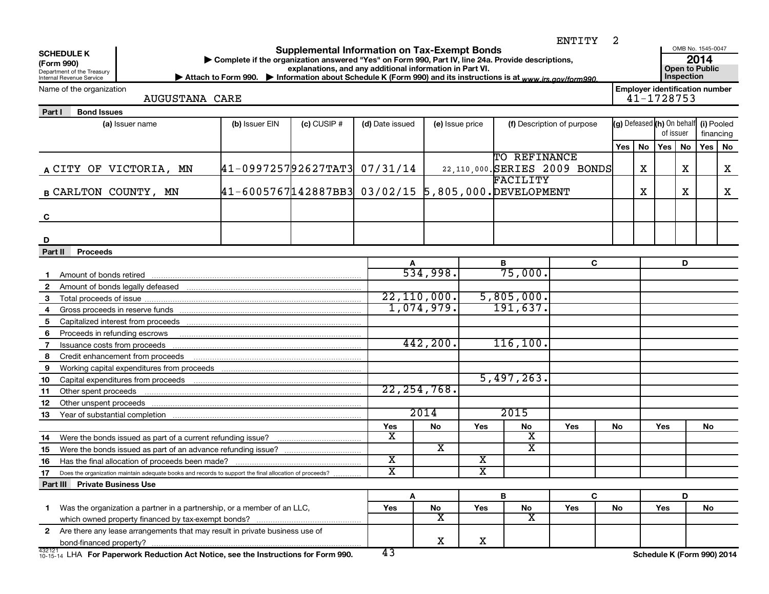ENTITY 2

**SCHEDULE K (Form 990)**
Department of the Treasury
Internal Revenue Service

# Supplemental Information on Tax-Exempt Bonds

▶ Complete if the organization answered "Yes" on Form 990, Part IV, line 24a. Provide descriptions, explanations, and any additional information in Part VI.
▶ Attach to Form 990. ▶ Information about Schedule K (Form 990) and its instructions is at www.irs.gov/form990.

OMB No. 1545-0047
**2014**
**Open to Public Inspection**

Name of the organization: AUGUSTANA CARE
Employer identification number: 41-1728753

## Part I Bond Issues

| | (a) Issuer name | (b) Issuer EIN | (c) CUSIP # | (d) Date issued | (e) Issue price | (f) Description of purpose | (g) Defeased Yes | (g) Defeased No | (h) On behalf of issuer Yes | (h) On behalf of issuer No | (i) Pooled financing Yes | (i) Pooled financing No |
|---|---|---|---|---|---|---|---|---|---|---|---|---|
| A | CITY OF VICTORIA, MN | 41-0997257 | 92627TAT3 | 07/31/14 | 22,110,000. | TO REFINANCE SERIES 2009 BONDS | | X | | X | | X |
| B | CARLTON COUNTY, MN | 41-6005767 | 142887BB3 | 03/02/15 | 5,805,000. | FACILITY DEVELOPMENT | | X | | X | | X |
| C | | | | | | | | | | | | |
| D | | | | | | | | | | | | |

## Part II Proceeds

| | | A | B | C | D |
|---|---|---|---|---|---|
| 1 | Amount of bonds retired | 534,998. | 75,000. | | |
| 2 | Amount of bonds legally defeased | | | | |
| 3 | Total proceeds of issue | 22,110,000. | 5,805,000. | | |
| 4 | Gross proceeds in reserve funds | 1,074,979. | 191,637. | | |
| 5 | Capitalized interest from proceeds | | | | |
| 6 | Proceeds in refunding escrows | | | | |
| 7 | Issuance costs from proceeds | 442,200. | 116,100. | | |
| 8 | Credit enhancement from proceeds | | | | |
| 9 | Working capital expenditures from proceeds | | | | |
| 10 | Capital expenditures from proceeds | | 5,497,263. | | |
| 11 | Other spent proceeds | 22,254,768. | | | |
| 12 | Other unspent proceeds | | | | |
| 13 | Year of substantial completion | 2014 | 2015 | | |

| | | A Yes | A No | B Yes | B No | C Yes | C No | D Yes | D No |
|---|---|---|---|---|---|---|---|---|---|
| 14 | Were the bonds issued as part of a current refunding issue? | X | | | X | | | | |
| 15 | Were the bonds issued as part of an advance refunding issue? | | X | | X | | | | |
| 16 | Has the final allocation of proceeds been made? | X | | X | | | | | |
| 17 | Does the organization maintain adequate books and records to support the final allocation of proceeds? | X | | X | | | | | |

## Part III Private Business Use

| | | A Yes | A No | B Yes | B No | C Yes | C No | D Yes | D No |
|---|---|---|---|---|---|---|---|---|---|
| 1 | Was the organization a partner in a partnership, or a member of an LLC, which owned property financed by tax-exempt bonds? | | X | | X | | | | |
| 2 | Are there any lease arrangements that may result in private business use of bond-financed property? | | X | X | | | | | |

432121 10-15-14 LHA For Paperwork Reduction Act Notice, see the Instructions for Form 990. Schedule K (Form 990) 2014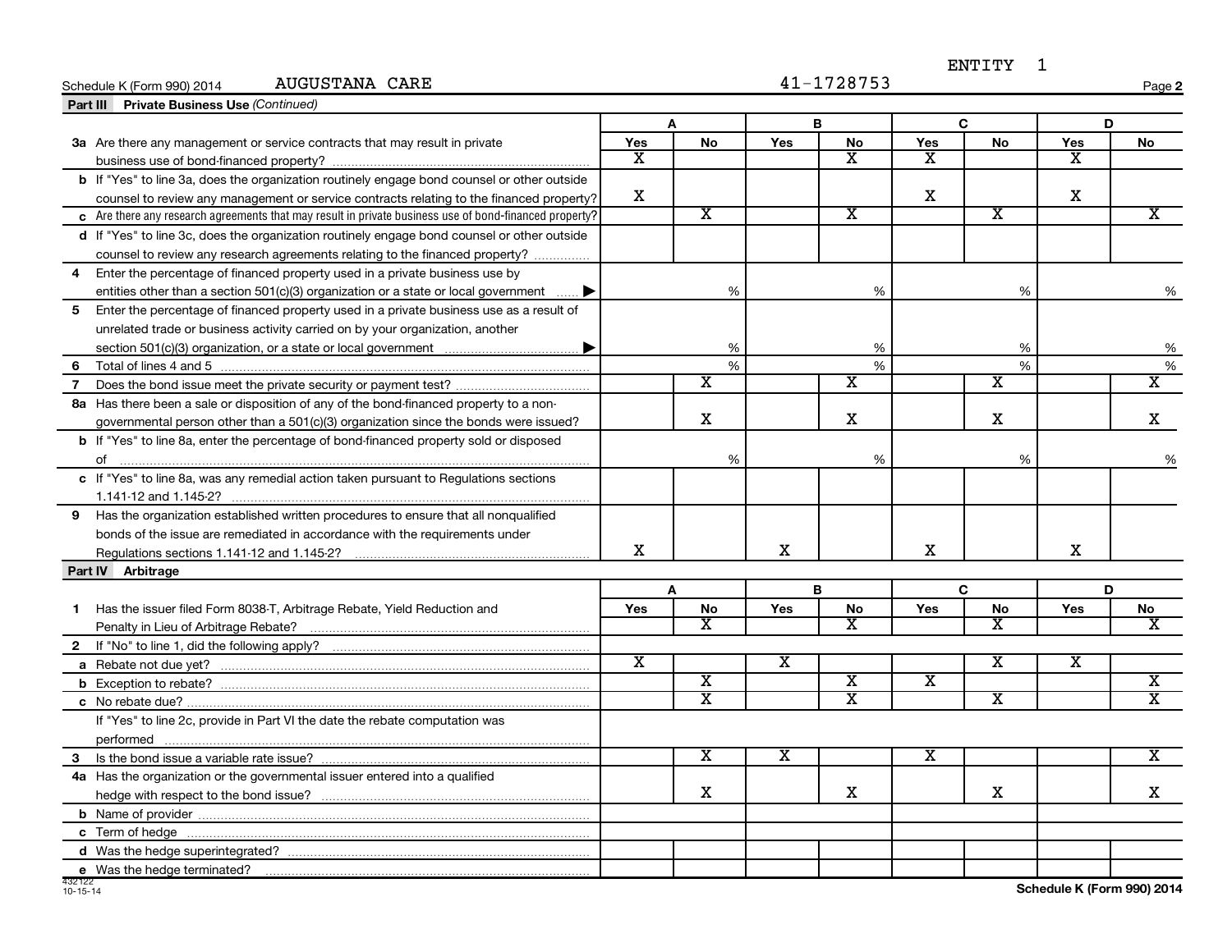ENTITY 1

Schedule K (Form 990) 2014 AUGUSTANA CARE 41-1728753 Page **2**

**Part III Private Business Use** *(Continued)*

| | A | | B | | C | | D | |
|---|---|---|---|---|---|---|---|---|
| | Yes | No | Yes | No | Yes | No | Yes | No |
| **3a** Are there any management or service contracts that may result in private business use of bond-financed property? | X | | | X | X | | X | |
| **b** If "Yes" to line 3a, does the organization routinely engage bond counsel or other outside counsel to review any management or service contracts relating to the financed property? | X | | | | X | | X | |
| **c** Are there any research agreements that may result in private business use of bond-financed property? | | X | | X | | X | | X |
| **d** If "Yes" to line 3c, does the organization routinely engage bond counsel or other outside counsel to review any research agreements relating to the financed property? | | | | | | | | |
| **4** Enter the percentage of financed property used in a private business use by entities other than a section 501(c)(3) organization or a state or local government ▶ | | % | | % | | % | | % |
| **5** Enter the percentage of financed property used in a private business use as a result of unrelated trade or business activity carried on by your organization, another section 501(c)(3) organization, or a state or local government ▶ | | % | | % | | % | | % |
| **6** Total of lines 4 and 5 | | % | | % | | % | | % |
| **7** Does the bond issue meet the private security or payment test? | | X | | X | | X | | X |
| **8a** Has there been a sale or disposition of any of the bond-financed property to a nongovernmental person other than a 501(c)(3) organization since the bonds were issued? | | X | | X | | X | | X |
| **b** If "Yes" to line 8a, enter the percentage of bond-financed property sold or disposed of | | % | | % | | % | | % |
| **c** If "Yes" to line 8a, was any remedial action taken pursuant to Regulations sections 1.141-12 and 1.145-2? | | | | | | | | |
| **9** Has the organization established written procedures to ensure that all nonqualified bonds of the issue are remediated in accordance with the requirements under Regulations sections 1.141-12 and 1.145-2? | X | | X | | X | | X | |

**Part IV Arbitrage**

| | A | | B | | C | | D | |
|---|---|---|---|---|---|---|---|---|
| | Yes | No | Yes | No | Yes | No | Yes | No |
| **1** Has the issuer filed Form 8038-T, Arbitrage Rebate, Yield Reduction and Penalty in Lieu of Arbitrage Rebate? | | X | | X | | X | | X |
| **2** If "No" to line 1, did the following apply? | | | | | | | | |
| **a** Rebate not due yet? | X | | X | | | X | X | |
| **b** Exception to rebate? | | X | | X | X | | | X |
| **c** No rebate due? | | X | | X | | X | | X |
| If "Yes" to line 2c, provide in Part VI the date the rebate computation was performed | | | | | | | | |
| **3** Is the bond issue a variable rate issue? | | X | X | | X | | | X |
| **4a** Has the organization or the governmental issuer entered into a qualified hedge with respect to the bond issue? | | X | | X | | X | | X |
| **b** Name of provider | | | | | | | | |
| **c** Term of hedge | | | | | | | | |
| **d** Was the hedge superintegrated? | | | | | | | | |
| **e** Was the hedge terminated? | | | | | | | | |

432122
10-15-14

**Schedule K (Form 990) 2014**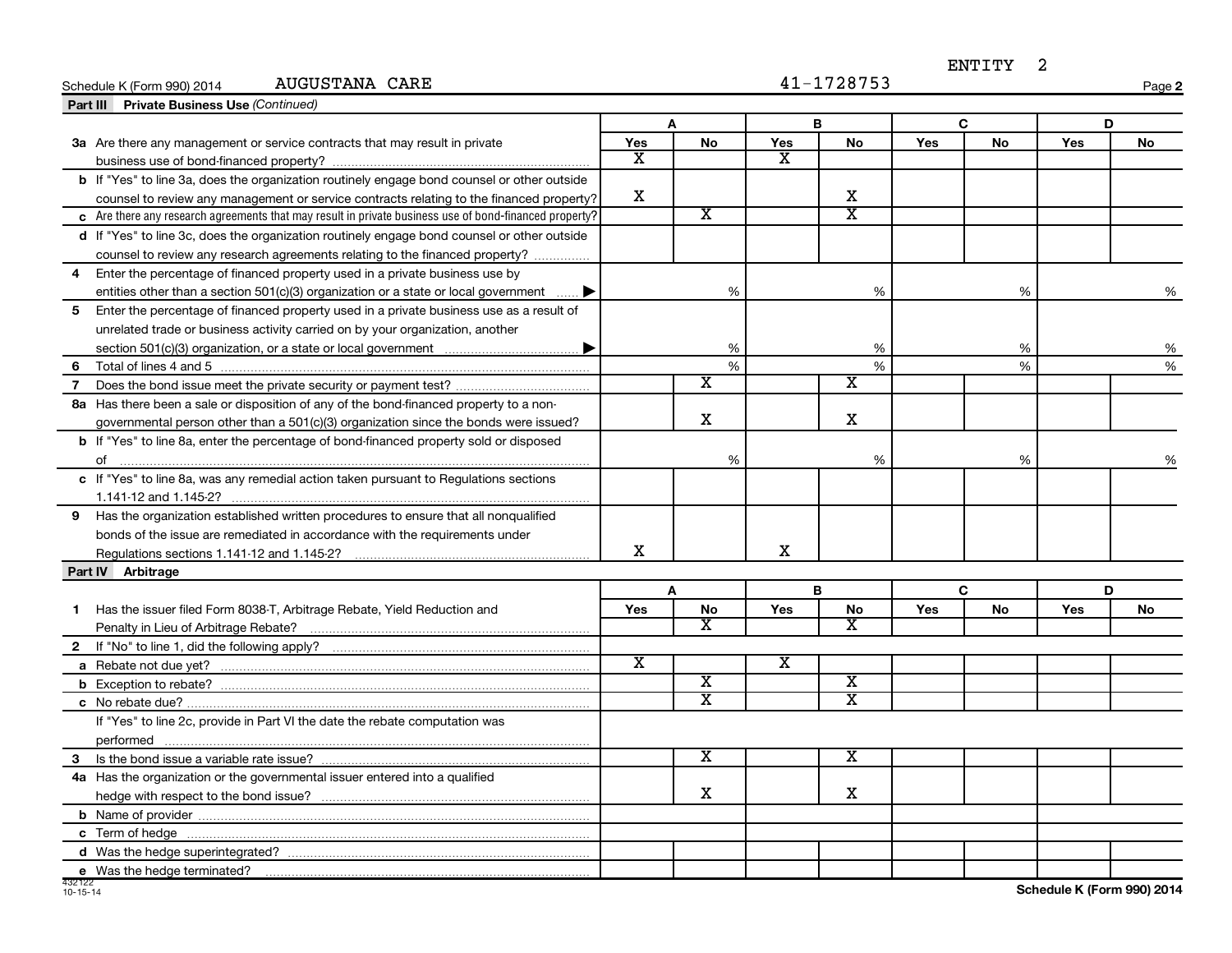ENTITY 2

Schedule K (Form 990) 2014 AUGUSTANA CARE 41-1728753 Page 2

**Part III Private Business Use** *(Continued)*

| | A Yes | A No | B Yes | B No | C Yes | C No | D Yes | D No |
|---|---|---|---|---|---|---|---|---|
| **3a** Are there any management or service contracts that may result in private business use of bond-financed property? | X | | X | | | | | |
| **b** If "Yes" to line 3a, does the organization routinely engage bond counsel or other outside counsel to review any management or service contracts relating to the financed property? | X | | | X | | | | |
| **c** Are there any research agreements that may result in private business use of bond-financed property? | | X | | X | | | | |
| **d** If "Yes" to line 3c, does the organization routinely engage bond counsel or other outside counsel to review any research agreements relating to the financed property? | | | | | | | | |
| **4** Enter the percentage of financed property used in a private business use by entities other than a section 501(c)(3) organization or a state or local government ▶ | | % | | % | | % | | % |
| **5** Enter the percentage of financed property used in a private business use as a result of unrelated trade or business activity carried on by your organization, another section 501(c)(3) organization, or a state or local government ▶ | | % | | % | | % | | % |
| **6** Total of lines 4 and 5 | | % | | % | | % | | % |
| **7** Does the bond issue meet the private security or payment test? | | X | | X | | | | |
| **8a** Has there been a sale or disposition of any of the bond-financed property to a nongovernmental person other than a 501(c)(3) organization since the bonds were issued? | | X | | X | | | | |
| **b** If "Yes" to line 8a, enter the percentage of bond-financed property sold or disposed of | | % | | % | | % | | % |
| **c** If "Yes" to line 8a, was any remedial action taken pursuant to Regulations sections 1.141-12 and 1.145-2? | | | | | | | | |
| **9** Has the organization established written procedures to ensure that all nonqualified bonds of the issue are remediated in accordance with the requirements under Regulations sections 1.141-12 and 1.145-2? | X | | X | | | | | |

**Part IV Arbitrage**

| | A Yes | A No | B Yes | B No | C Yes | C No | D Yes | D No |
|---|---|---|---|---|---|---|---|---|
| **1** Has the issuer filed Form 8038-T, Arbitrage Rebate, Yield Reduction and Penalty in Lieu of Arbitrage Rebate? | | X | | X | | | | |
| **2** If "No" to line 1, did the following apply? | | | | | | | | |
| **a** Rebate not due yet? | X | | X | | | | | |
| **b** Exception to rebate? | | X | | X | | | | |
| **c** No rebate due? | | X | | X | | | | |
| If "Yes" to line 2c, provide in Part VI the date the rebate computation was performed | | | | | | | | |
| **3** Is the bond issue a variable rate issue? | | X | | X | | | | |
| **4a** Has the organization or the governmental issuer entered into a qualified hedge with respect to the bond issue? | | X | | X | | | | |
| **b** Name of provider | | | | | | | | |
| **c** Term of hedge | | | | | | | | |
| **d** Was the hedge superintegrated? | | | | | | | | |
| **e** Was the hedge terminated? | | | | | | | | |

432122
10-15-14

Schedule K (Form 990) 2014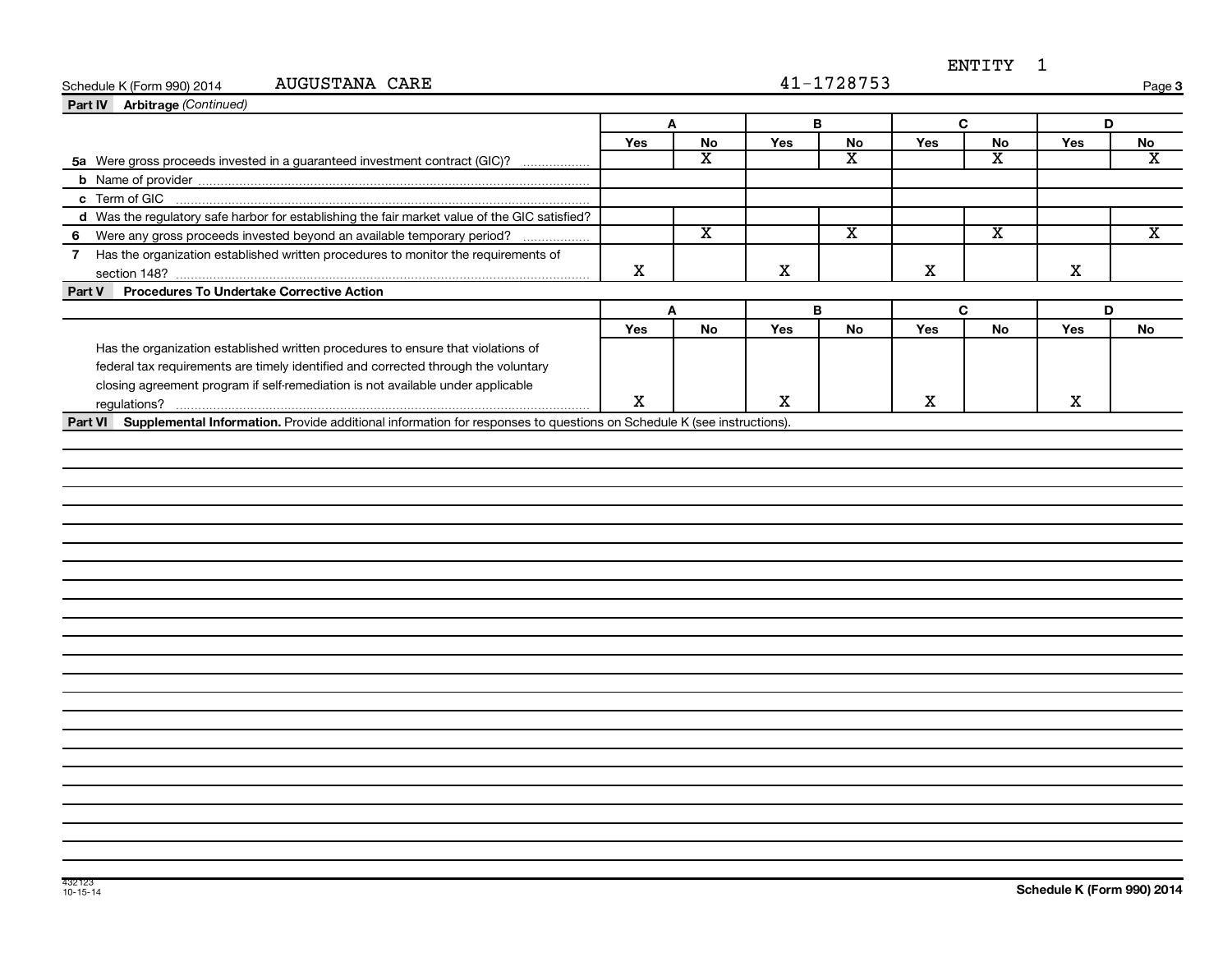ENTITY 1

Schedule K (Form 990) 2014 AUGUSTANA CARE 41-1728753

## Part IV Arbitrage *(Continued)*

| | A | | B | | C | | D | |
|---|---|---|---|---|---|---|---|---|
| | Yes | No | Yes | No | Yes | No | Yes | No |
| **5a** Were gross proceeds invested in a guaranteed investment contract (GIC)? | | X | | X | | X | | X |
| **b** Name of provider | | | | | | | | |
| **c** Term of GIC | | | | | | | | |
| **d** Was the regulatory safe harbor for establishing the fair market value of the GIC satisfied? | | | | | | | | |
| **6** Were any gross proceeds invested beyond an available temporary period? | | X | | X | | X | | X |
| **7** Has the organization established written procedures to monitor the requirements of section 148? | X | | X | | X | | X | |

## Part V Procedures To Undertake Corrective Action

| | A | | B | | C | | D | |
|---|---|---|---|---|---|---|---|---|
| | Yes | No | Yes | No | Yes | No | Yes | No |
| Has the organization established written procedures to ensure that violations of federal tax requirements are timely identified and corrected through the voluntary closing agreement program if self-remediation is not available under applicable regulations? | X | | X | | X | | X | |

## Part VI Supplemental Information.

Provide additional information for responses to questions on Schedule K (see instructions).

432123
10-15-14

**Schedule K (Form 990) 2014**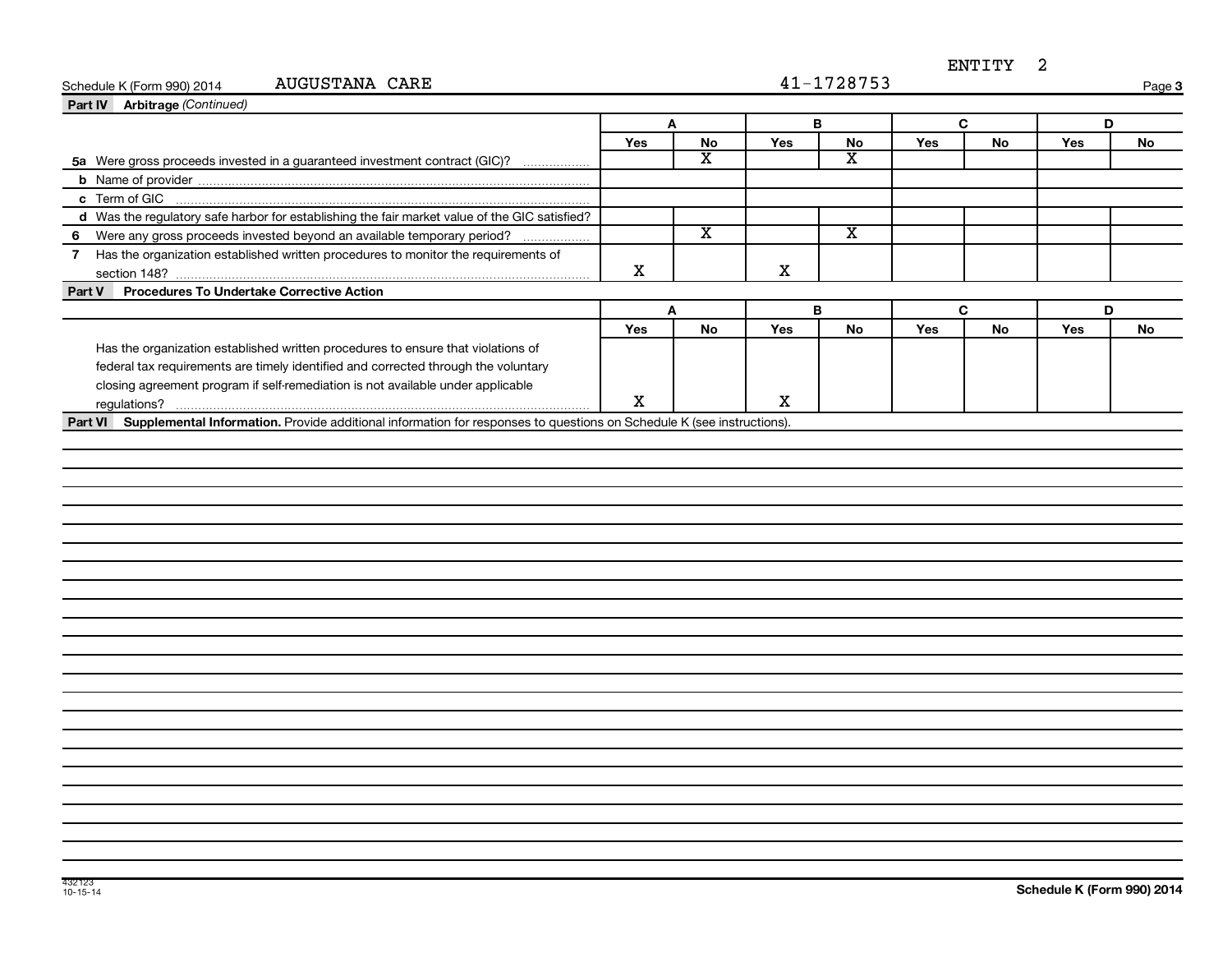ENTITY 2

Schedule K (Form 990) 2014 AUGUSTANA CARE 41-1728753

## Part IV Arbitrage *(Continued)*

| | A | | B | | C | | D | |
|---|---|---|---|---|---|---|---|---|
| | Yes | No | Yes | No | Yes | No | Yes | No |
| **5a** Were gross proceeds invested in a guaranteed investment contract (GIC)? | | X | | X | | | | |
| **b** Name of provider | | | | | | | | |
| **c** Term of GIC | | | | | | | | |
| **d** Was the regulatory safe harbor for establishing the fair market value of the GIC satisfied? | | | | | | | | |
| **6** Were any gross proceeds invested beyond an available temporary period? | | X | | X | | | | |
| **7** Has the organization established written procedures to monitor the requirements of section 148? | X | | X | | | | | |

## Part V Procedures To Undertake Corrective Action

| | A | | B | | C | | D | |
|---|---|---|---|---|---|---|---|---|
| | Yes | No | Yes | No | Yes | No | Yes | No |
| Has the organization established written procedures to ensure that violations of federal tax requirements are timely identified and corrected through the voluntary closing agreement program if self-remediation is not available under applicable regulations? | X | | X | | | | | |

## Part VI Supplemental Information. 
Provide additional information for responses to questions on Schedule K (see instructions).

432123
10-15-14

Schedule K (Form 990) 2014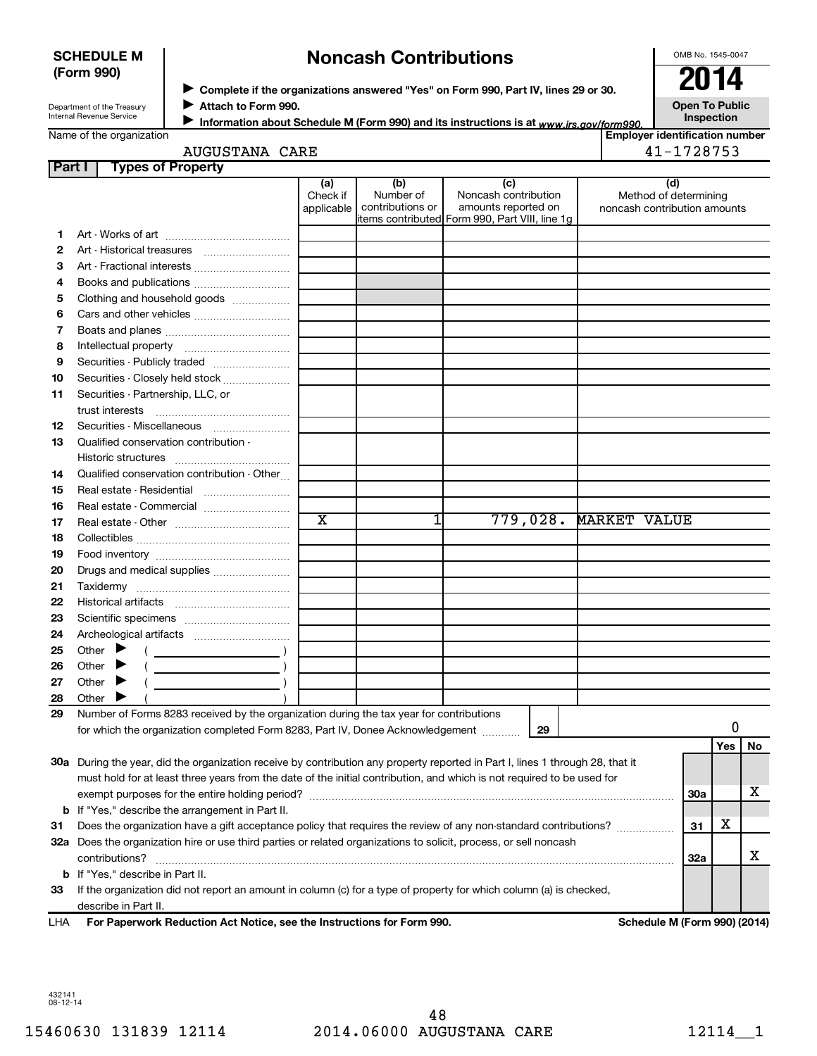**SCHEDULE M (Form 990)**

Department of the Treasury
Internal Revenue Service

# Noncash Contributions

▶ Complete if the organizations answered "Yes" on Form 990, Part IV, lines 29 or 30.
▶ Attach to Form 990.
▶ Information about Schedule M (Form 990) and its instructions is at www.irs.gov/form990.

OMB No. 1545-0047
**2014**
**Open To Public Inspection**

Name of the organization: AUGUSTANA CARE

Employer identification number: 41-1728753

**Part I — Types of Property**

| | | (a) Check if applicable | (b) Number of contributions or items contributed | (c) Noncash contribution amounts reported on Form 990, Part VIII, line 1g | (d) Method of determining noncash contribution amounts |
|---|---|---|---|---|---|
| 1 | Art - Works of art | | | | |
| 2 | Art - Historical treasures | | | | |
| 3 | Art - Fractional interests | | | | |
| 4 | Books and publications | | | | |
| 5 | Clothing and household goods | | | | |
| 6 | Cars and other vehicles | | | | |
| 7 | Boats and planes | | | | |
| 8 | Intellectual property | | | | |
| 9 | Securities - Publicly traded | | | | |
| 10 | Securities - Closely held stock | | | | |
| 11 | Securities - Partnership, LLC, or trust interests | | | | |
| 12 | Securities - Miscellaneous | | | | |
| 13 | Qualified conservation contribution - Historic structures | | | | |
| 14 | Qualified conservation contribution - Other | | | | |
| 15 | Real estate - Residential | | | | |
| 16 | Real estate - Commercial | | | | |
| 17 | Real estate - Other | X | 1 | 779,028. | MARKET VALUE |
| 18 | Collectibles | | | | |
| 19 | Food inventory | | | | |
| 20 | Drugs and medical supplies | | | | |
| 21 | Taxidermy | | | | |
| 22 | Historical artifacts | | | | |
| 23 | Scientific specimens | | | | |
| 24 | Archeological artifacts | | | | |
| 25 | Other ▶ ( ) | | | | |
| 26 | Other ▶ ( ) | | | | |
| 27 | Other ▶ ( ) | | | | |
| 28 | Other ▶ ( ) | | | | |

**29** Number of Forms 8283 received by the organization during the tax year for contributions for which the organization completed Form 8283, Part IV, Donee Acknowledgement ..... **29** | 0

| | | | Yes | No |
|---|---|---|---|---|
| 30a | During the year, did the organization receive by contribution any property reported in Part I, lines 1 through 28, that it must hold for at least three years from the date of the initial contribution, and which is not required to be used for exempt purposes for the entire holding period? | 30a | | X |
| b | If "Yes," describe the arrangement in Part II. | | | |
| 31 | Does the organization have a gift acceptance policy that requires the review of any non-standard contributions? | 31 | X | |
| 32a | Does the organization hire or use third parties or related organizations to solicit, process, or sell noncash contributions? | 32a | | X |
| b | If "Yes," describe in Part II. | | | |
| 33 | If the organization did not report an amount in column (c) for a type of property for which column (a) is checked, describe in Part II. | | | |

LHA **For Paperwork Reduction Act Notice, see the Instructions for Form 990.** **Schedule M (Form 990) (2014)**

432141
08-12-14

15460630 131839 12114 2014.06000 AUGUSTANA CARE 12114__1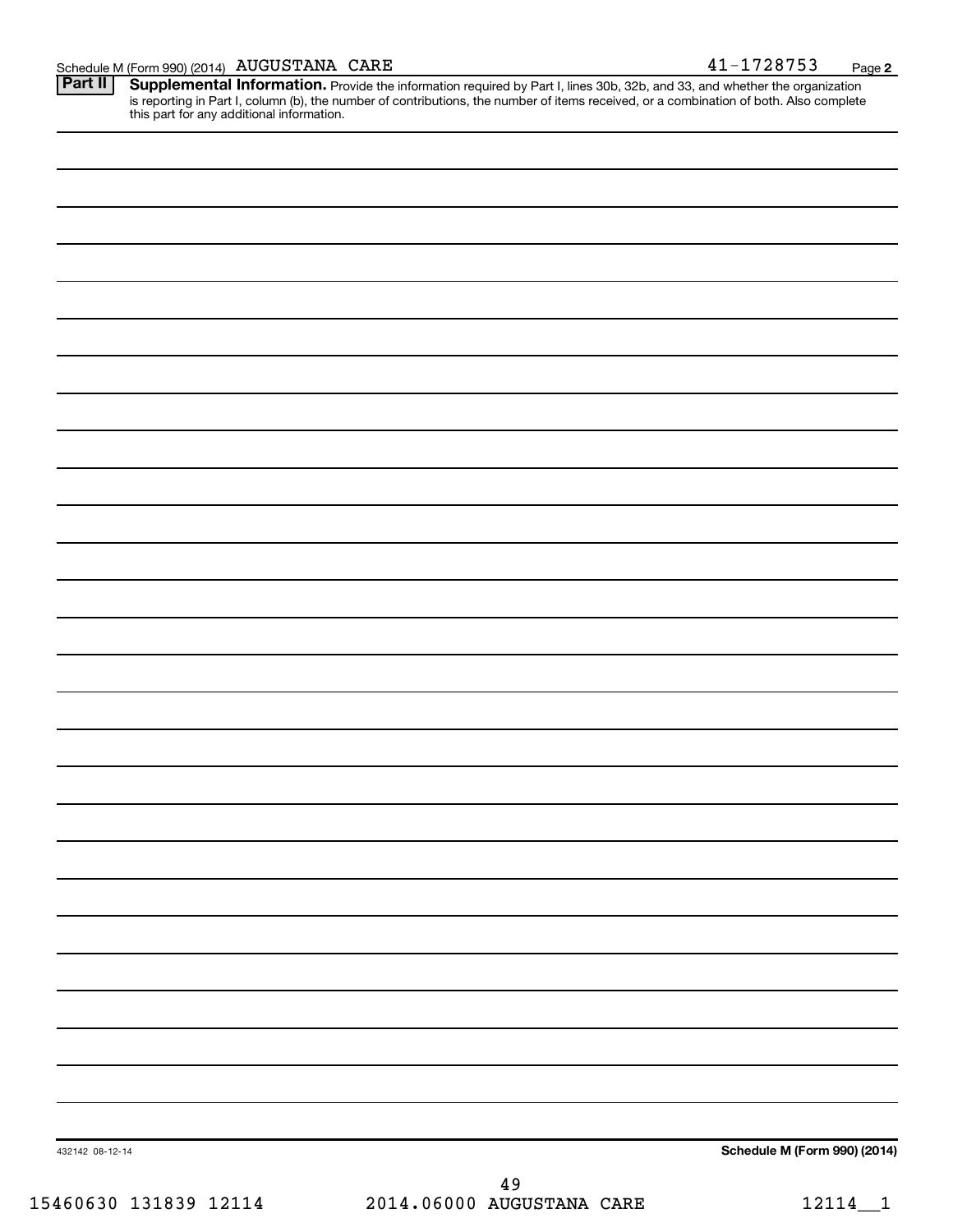Schedule M (Form 990) (2014) AUGUSTANA CARE 41-1728753 Page **2**

**Part II** **Supplemental Information.** Provide the information required by Part I, lines 30b, 32b, and 33, and whether the organization is reporting in Part I, column (b), the number of contributions, the number of items received, or a combination of both. Also complete this part for any additional information.

432142 08-12-14 **Schedule M (Form 990) (2014)**

15460630 131839 12114 2014.06000 AUGUSTANA CARE 12114__1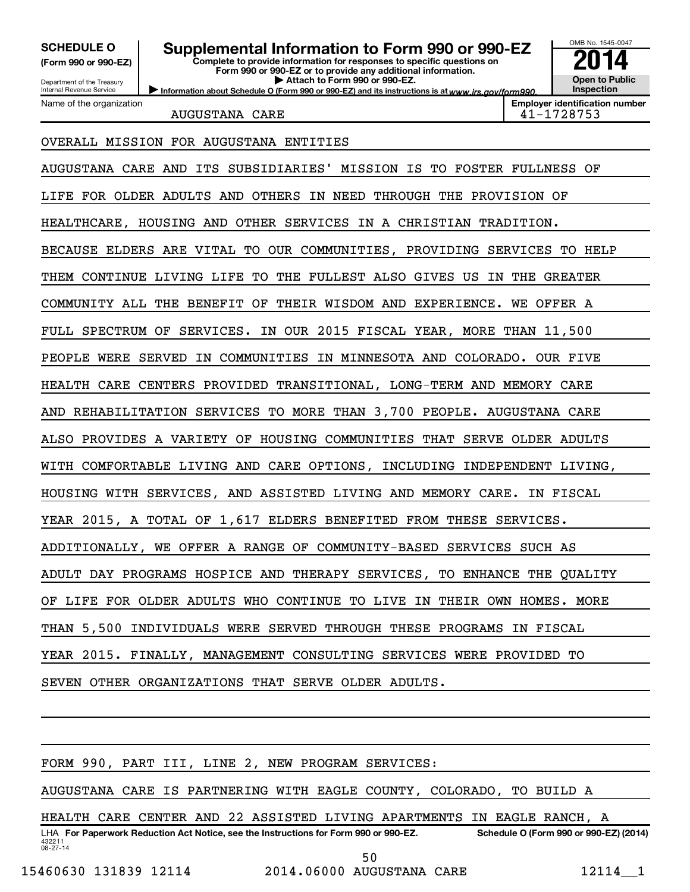**SCHEDULE O**
**(Form 990 or 990-EZ)**

Department of the Treasury
Internal Revenue Service

# Supplemental Information to Form 990 or 990-EZ

**Complete to provide information for responses to specific questions on Form 990 or 990-EZ or to provide any additional information.**
**▶ Attach to Form 990 or 990-EZ.**
**▶ Information about Schedule O (Form 990 or 990-EZ) and its instructions is at** *www.irs.gov/form990.*

OMB No. 1545-0047
**2014**
**Open to Public Inspection**

Name of the organization: AUGUSTANA CARE
**Employer identification number**: 41-1728753

OVERALL MISSION FOR AUGUSTANA ENTITIES

AUGUSTANA CARE AND ITS SUBSIDIARIES' MISSION IS TO FOSTER FULLNESS OF LIFE FOR OLDER ADULTS AND OTHERS IN NEED THROUGH THE PROVISION OF HEALTHCARE, HOUSING AND OTHER SERVICES IN A CHRISTIAN TRADITION. BECAUSE ELDERS ARE VITAL TO OUR COMMUNITIES, PROVIDING SERVICES TO HELP THEM CONTINUE LIVING LIFE TO THE FULLEST ALSO GIVES US IN THE GREATER COMMUNITY ALL THE BENEFIT OF THEIR WISDOM AND EXPERIENCE. WE OFFER A FULL SPECTRUM OF SERVICES. IN OUR 2015 FISCAL YEAR, MORE THAN 11,500 PEOPLE WERE SERVED IN COMMUNITIES IN MINNESOTA AND COLORADO. OUR FIVE HEALTH CARE CENTERS PROVIDED TRANSITIONAL, LONG-TERM AND MEMORY CARE AND REHABILITATION SERVICES TO MORE THAN 3,700 PEOPLE. AUGUSTANA CARE ALSO PROVIDES A VARIETY OF HOUSING COMMUNITIES THAT SERVE OLDER ADULTS WITH COMFORTABLE LIVING AND CARE OPTIONS, INCLUDING INDEPENDENT LIVING, HOUSING WITH SERVICES, AND ASSISTED LIVING AND MEMORY CARE. IN FISCAL YEAR 2015, A TOTAL OF 1,617 ELDERS BENEFITED FROM THESE SERVICES. ADDITIONALLY, WE OFFER A RANGE OF COMMUNITY-BASED SERVICES SUCH AS ADULT DAY PROGRAMS HOSPICE AND THERAPY SERVICES, TO ENHANCE THE QUALITY OF LIFE FOR OLDER ADULTS WHO CONTINUE TO LIVE IN THEIR OWN HOMES. MORE THAN 5,500 INDIVIDUALS WERE SERVED THROUGH THESE PROGRAMS IN FISCAL YEAR 2015. FINALLY, MANAGEMENT CONSULTING SERVICES WERE PROVIDED TO SEVEN OTHER ORGANIZATIONS THAT SERVE OLDER ADULTS.

FORM 990, PART III, LINE 2, NEW PROGRAM SERVICES:

AUGUSTANA CARE IS PARTNERING WITH EAGLE COUNTY, COLORADO, TO BUILD A HEALTH CARE CENTER AND 22 ASSISTED LIVING APARTMENTS IN EAGLE RANCH, A

LHA **For Paperwork Reduction Act Notice, see the Instructions for Form 990 or 990-EZ.** **Schedule O (Form 990 or 990-EZ) (2014)**
432211
08-27-14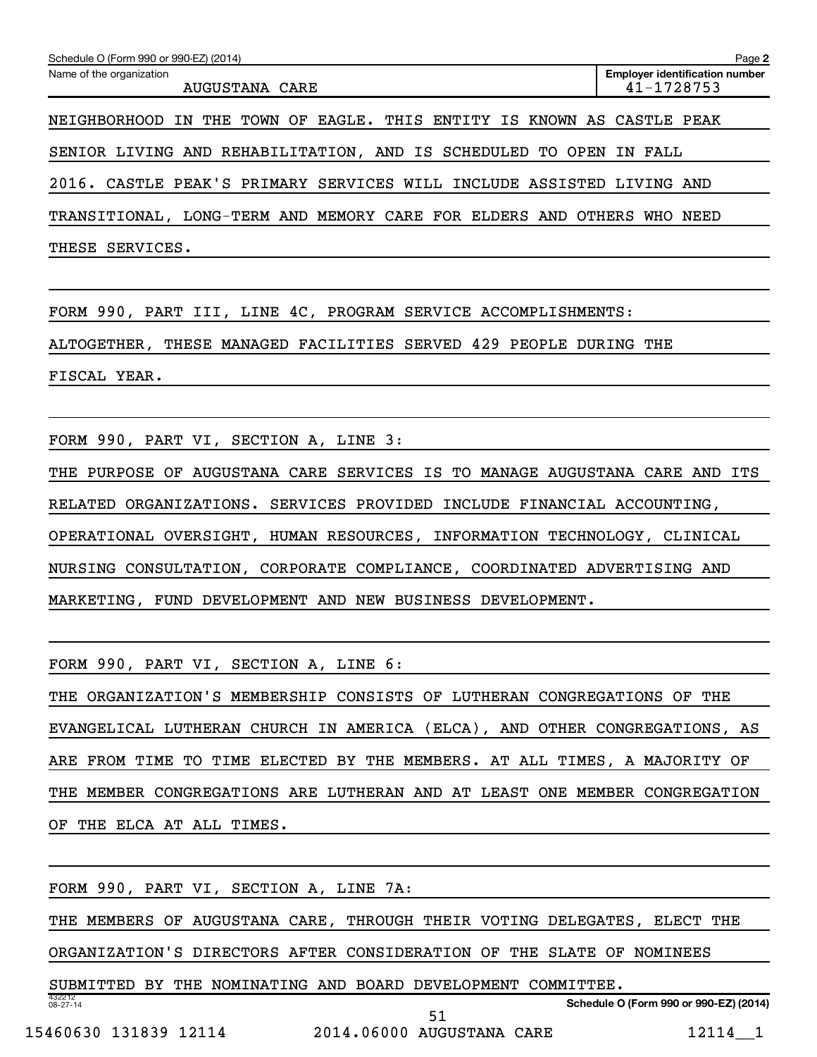Schedule O (Form 990 or 990-EZ) (2014) Page 2

Name of the organization: AUGUSTANA CARE

Employer identification number: 41-1728753

NEIGHBORHOOD IN THE TOWN OF EAGLE. THIS ENTITY IS KNOWN AS CASTLE PEAK SENIOR LIVING AND REHABILITATION, AND IS SCHEDULED TO OPEN IN FALL 2016. CASTLE PEAK'S PRIMARY SERVICES WILL INCLUDE ASSISTED LIVING AND TRANSITIONAL, LONG-TERM AND MEMORY CARE FOR ELDERS AND OTHERS WHO NEED THESE SERVICES.

FORM 990, PART III, LINE 4C, PROGRAM SERVICE ACCOMPLISHMENTS:

ALTOGETHER, THESE MANAGED FACILITIES SERVED 429 PEOPLE DURING THE FISCAL YEAR.

FORM 990, PART VI, SECTION A, LINE 3:

THE PURPOSE OF AUGUSTANA CARE SERVICES IS TO MANAGE AUGUSTANA CARE AND ITS RELATED ORGANIZATIONS. SERVICES PROVIDED INCLUDE FINANCIAL ACCOUNTING, OPERATIONAL OVERSIGHT, HUMAN RESOURCES, INFORMATION TECHNOLOGY, CLINICAL NURSING CONSULTATION, CORPORATE COMPLIANCE, COORDINATED ADVERTISING AND MARKETING, FUND DEVELOPMENT AND NEW BUSINESS DEVELOPMENT.

FORM 990, PART VI, SECTION A, LINE 6:

THE ORGANIZATION'S MEMBERSHIP CONSISTS OF LUTHERAN CONGREGATIONS OF THE EVANGELICAL LUTHERAN CHURCH IN AMERICA (ELCA), AND OTHER CONGREGATIONS, AS ARE FROM TIME TO TIME ELECTED BY THE MEMBERS. AT ALL TIMES, A MAJORITY OF THE MEMBER CONGREGATIONS ARE LUTHERAN AND AT LEAST ONE MEMBER CONGREGATION OF THE ELCA AT ALL TIMES.

FORM 990, PART VI, SECTION A, LINE 7A:

THE MEMBERS OF AUGUSTANA CARE, THROUGH THEIR VOTING DELEGATES, ELECT THE ORGANIZATION'S DIRECTORS AFTER CONSIDERATION OF THE SLATE OF NOMINEES SUBMITTED BY THE NOMINATING AND BOARD DEVELOPMENT COMMITTEE.

Schedule O (Form 990 or 990-EZ) (2014)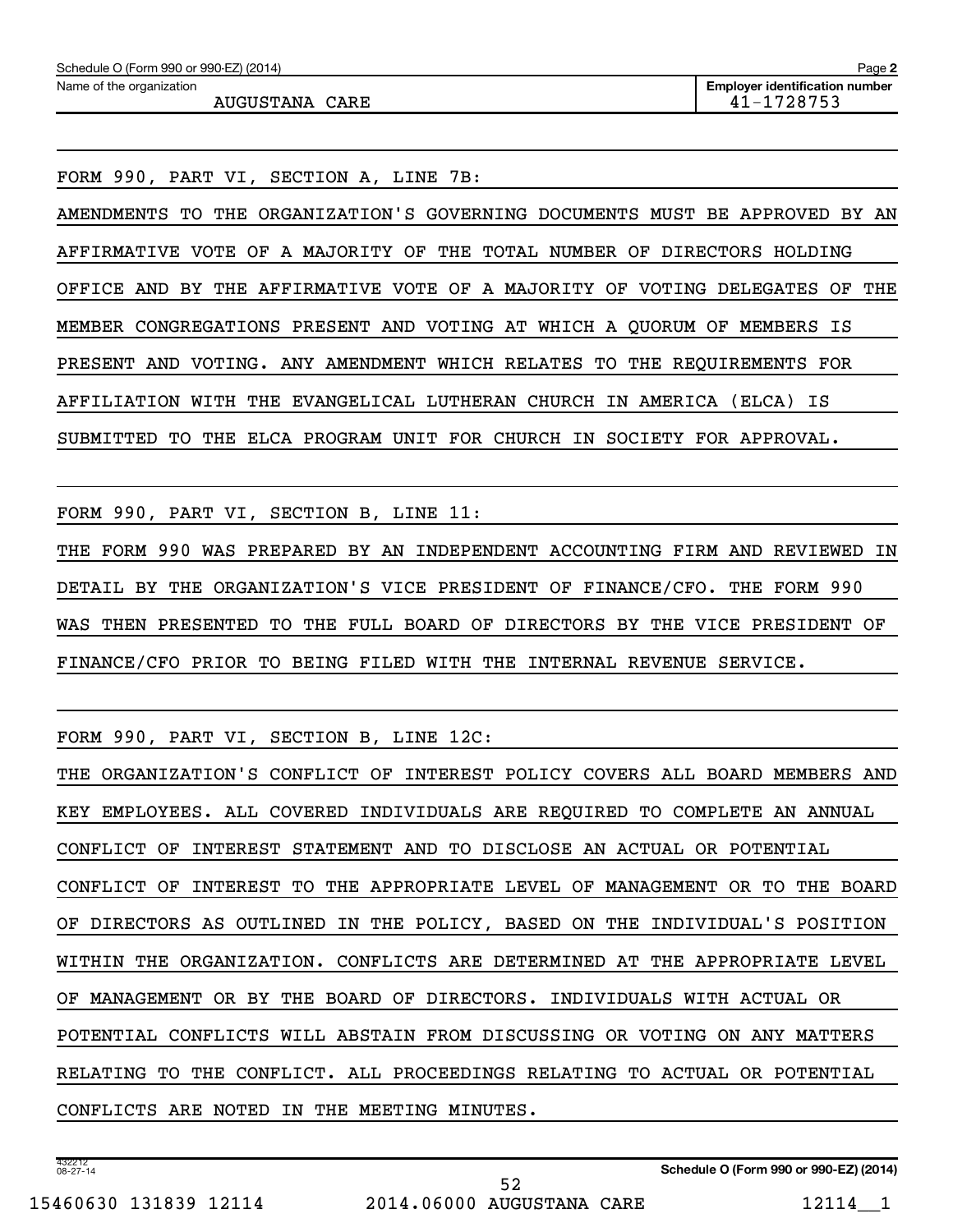Schedule O (Form 990 or 990-EZ) (2014) Page **2**

Name of the organization: AUGUSTANA CARE

**Employer identification number** 41-1728753

FORM 990, PART VI, SECTION A, LINE 7B:

AMENDMENTS TO THE ORGANIZATION'S GOVERNING DOCUMENTS MUST BE APPROVED BY AN AFFIRMATIVE VOTE OF A MAJORITY OF THE TOTAL NUMBER OF DIRECTORS HOLDING OFFICE AND BY THE AFFIRMATIVE VOTE OF A MAJORITY OF VOTING DELEGATES OF THE MEMBER CONGREGATIONS PRESENT AND VOTING AT WHICH A QUORUM OF MEMBERS IS PRESENT AND VOTING. ANY AMENDMENT WHICH RELATES TO THE REQUIREMENTS FOR AFFILIATION WITH THE EVANGELICAL LUTHERAN CHURCH IN AMERICA (ELCA) IS SUBMITTED TO THE ELCA PROGRAM UNIT FOR CHURCH IN SOCIETY FOR APPROVAL.

FORM 990, PART VI, SECTION B, LINE 11:

THE FORM 990 WAS PREPARED BY AN INDEPENDENT ACCOUNTING FIRM AND REVIEWED IN DETAIL BY THE ORGANIZATION'S VICE PRESIDENT OF FINANCE/CFO. THE FORM 990 WAS THEN PRESENTED TO THE FULL BOARD OF DIRECTORS BY THE VICE PRESIDENT OF FINANCE/CFO PRIOR TO BEING FILED WITH THE INTERNAL REVENUE SERVICE.

FORM 990, PART VI, SECTION B, LINE 12C:

THE ORGANIZATION'S CONFLICT OF INTEREST POLICY COVERS ALL BOARD MEMBERS AND KEY EMPLOYEES. ALL COVERED INDIVIDUALS ARE REQUIRED TO COMPLETE AN ANNUAL CONFLICT OF INTEREST STATEMENT AND TO DISCLOSE AN ACTUAL OR POTENTIAL CONFLICT OF INTEREST TO THE APPROPRIATE LEVEL OF MANAGEMENT OR TO THE BOARD OF DIRECTORS AS OUTLINED IN THE POLICY, BASED ON THE INDIVIDUAL'S POSITION WITHIN THE ORGANIZATION. CONFLICTS ARE DETERMINED AT THE APPROPRIATE LEVEL OF MANAGEMENT OR BY THE BOARD OF DIRECTORS. INDIVIDUALS WITH ACTUAL OR POTENTIAL CONFLICTS WILL ABSTAIN FROM DISCUSSING OR VOTING ON ANY MATTERS RELATING TO THE CONFLICT. ALL PROCEEDINGS RELATING TO ACTUAL OR POTENTIAL CONFLICTS ARE NOTED IN THE MEETING MINUTES.

432212 08-27-14 **Schedule O (Form 990 or 990-EZ) (2014)**

15460630 131839 12114 2014.06000 AUGUSTANA CARE 12114__1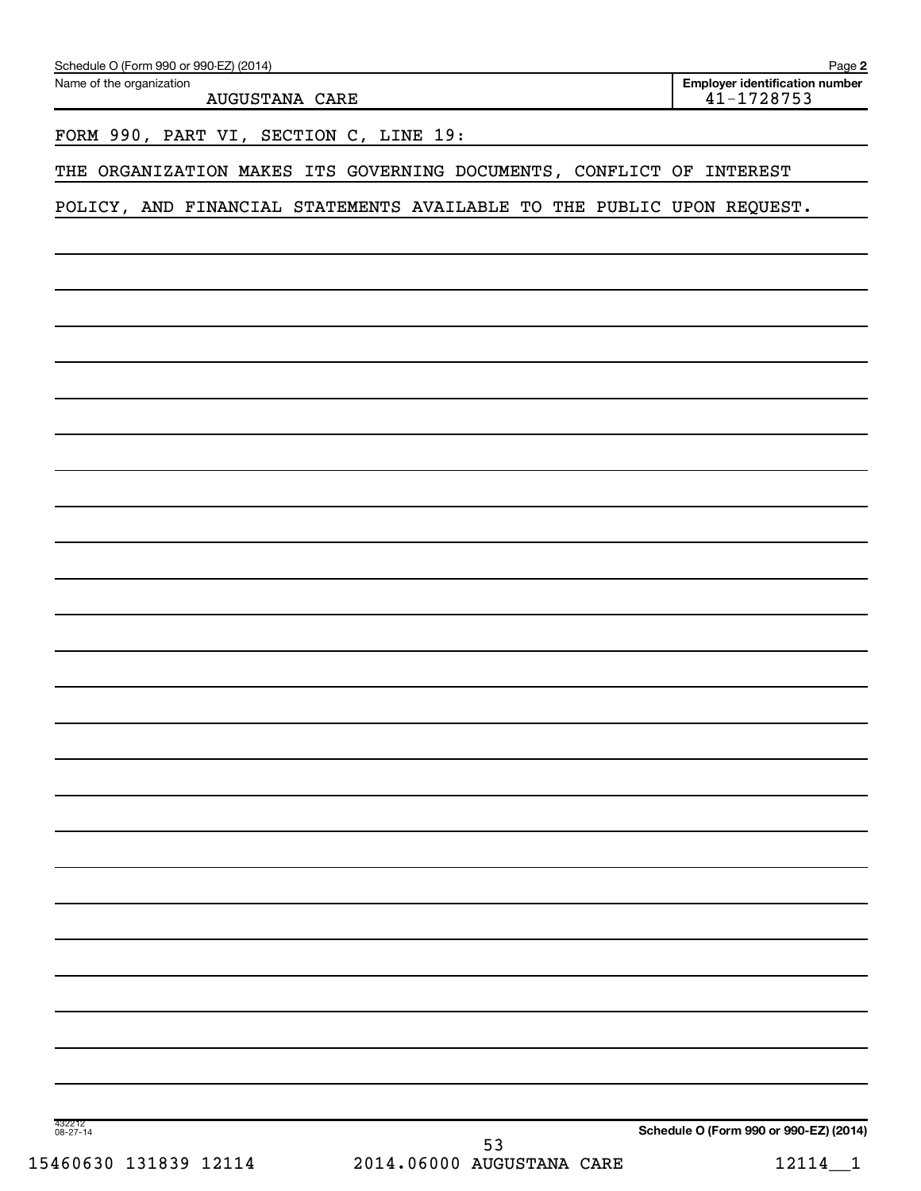Schedule O (Form 990 or 990-EZ) (2014) Page **2**

Name of the organization: AUGUSTANA CARE

**Employer identification number:** 41-1728753

FORM 990, PART VI, SECTION C, LINE 19:

THE ORGANIZATION MAKES ITS GOVERNING DOCUMENTS, CONFLICT OF INTEREST POLICY, AND FINANCIAL STATEMENTS AVAILABLE TO THE PUBLIC UPON REQUEST.

432212 08-27-14

**Schedule O (Form 990 or 990-EZ) (2014)**

15460630 131839 12114 2014.06000 AUGUSTANA CARE 12114__1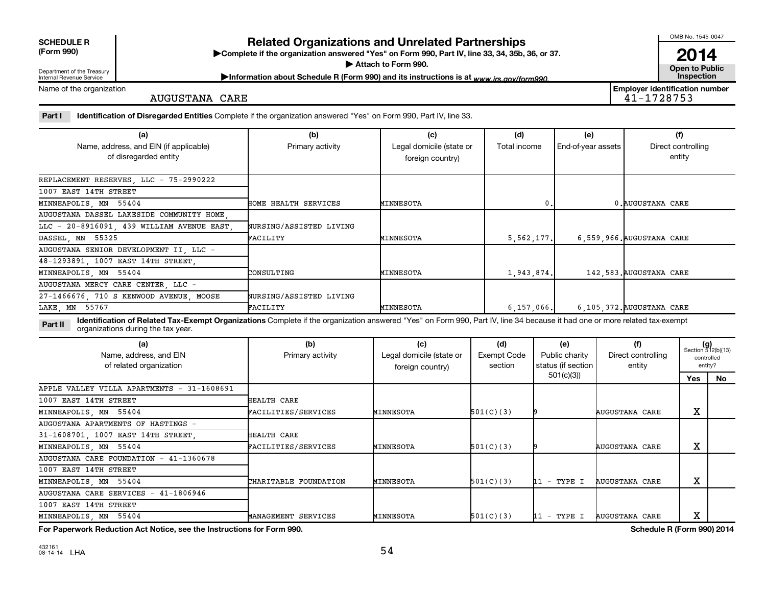**SCHEDULE R (Form 990)**

Department of the Treasury
Internal Revenue Service

# Related Organizations and Unrelated Partnerships

▶Complete if the organization answered "Yes" on Form 990, Part IV, line 33, 34, 35b, 36, or 37.
▶ Attach to Form 990.
▶Information about Schedule R (Form 990) and its instructions is at *www.irs.gov/form990.*

OMB No. 1545-0047

**2014**

**Open to Public Inspection**

Name of the organization: AUGUSTANA CARE

**Employer identification number:** 41-1728753

**Part I** **Identification of Disregarded Entities** Complete if the organization answered "Yes" on Form 990, Part IV, line 33.

| (a) Name, address, and EIN (if applicable) of disregarded entity | (b) Primary activity | (c) Legal domicile (state or foreign country) | (d) Total income | (e) End-of-year assets | (f) Direct controlling entity |
|---|---|---|---|---|---|
| REPLACEMENT RESERVES, LLC - 75-2990222 1007 EAST 14TH STREET MINNEAPOLIS, MN 55404 | HOME HEALTH SERVICES | MINNESOTA | 0. | 0. | AUGUSTANA CARE |
| AUGUSTANA DASSEL LAKESIDE COMMUNITY HOME, LLC - 20-8916091, 439 WILLIAM AVENUE EAST, DASSEL, MN 55325 | NURSING/ASSISTED LIVING FACILITY | MINNESOTA | 5,562,177. | 6,559,966. | AUGUSTANA CARE |
| AUGUSTANA SENIOR DEVELOPMENT II, LLC - 48-1293891, 1007 EAST 14TH STREET, MINNEAPOLIS, MN 55404 | CONSULTING | MINNESOTA | 1,943,874. | 142,583. | AUGUSTANA CARE |
| AUGUSTANA MERCY CARE CENTER, LLC - 27-1466676, 710 S KENWOOD AVENUE, MOOSE LAKE, MN 55767 | NURSING/ASSISTED LIVING FACILITY | MINNESOTA | 6,157,066. | 6,105,372. | AUGUSTANA CARE |

**Part II** **Identification of Related Tax-Exempt Organizations** Complete if the organization answered "Yes" on Form 990, Part IV, line 34 because it had one or more related tax-exempt organizations during the tax year.

| (a) Name, address, and EIN of related organization | (b) Primary activity | (c) Legal domicile (state or foreign country) | (d) Exempt Code section | (e) Public charity status (if section 501(c)(3)) | (f) Direct controlling entity | (g) Section 512(b)(13) controlled entity? Yes | No |
|---|---|---|---|---|---|---|---|
| APPLE VALLEY VILLA APARTMENTS - 31-1608691 1007 EAST 14TH STREET MINNEAPOLIS, MN 55404 | HEALTH CARE FACILITIES/SERVICES | MINNESOTA | 501(C)(3) | 9 | AUGUSTANA CARE | X | |
| AUGUSTANA APARTMENTS OF HASTINGS - 31-1608701, 1007 EAST 14TH STREET, MINNEAPOLIS, MN 55404 | HEALTH CARE FACILITIES/SERVICES | MINNESOTA | 501(C)(3) | 9 | AUGUSTANA CARE | X | |
| AUGUSTANA CARE FOUNDATION - 41-1360678 1007 EAST 14TH STREET MINNEAPOLIS, MN 55404 | CHARITABLE FOUNDATION | MINNESOTA | 501(C)(3) | 11 - TYPE I | AUGUSTANA CARE | X | |
| AUGUSTANA CARE SERVICES - 41-1806946 1007 EAST 14TH STREET MINNEAPOLIS, MN 55404 | MANAGEMENT SERVICES | MINNESOTA | 501(C)(3) | 11 - TYPE I | AUGUSTANA CARE | X | |

**For Paperwork Reduction Act Notice, see the Instructions for Form 990.** **Schedule R (Form 990) 2014**

432161 08-14-14 LHA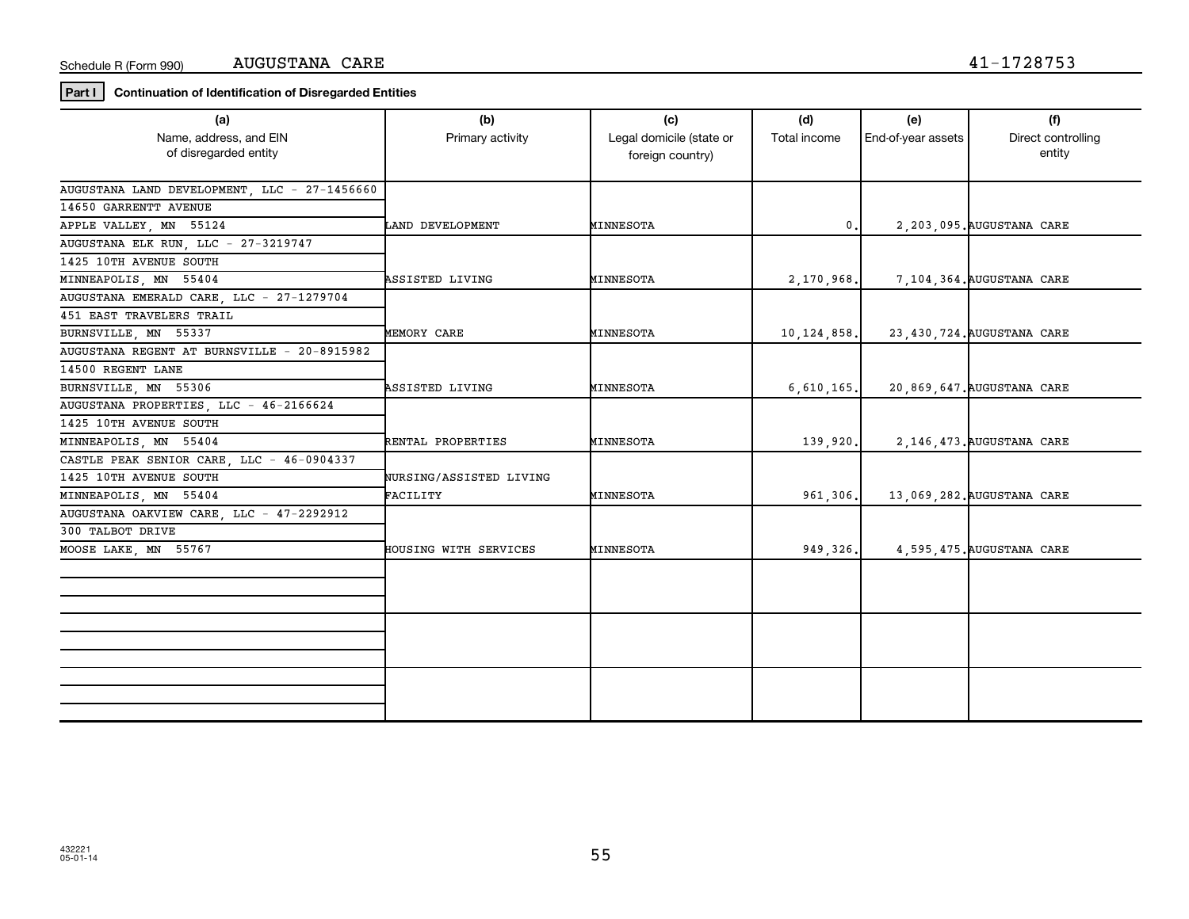Schedule R (Form 990) AUGUSTANA CARE 41-1728753

**Part I** **Continuation of Identification of Disregarded Entities**

| (a) Name, address, and EIN of disregarded entity | (b) Primary activity | (c) Legal domicile (state or foreign country) | (d) Total income | (e) End-of-year assets | (f) Direct controlling entity |
|---|---|---|---|---|---|
| AUGUSTANA LAND DEVELOPMENT, LLC - 27-1456660<br>14650 GARRENTT AVENUE<br>APPLE VALLEY, MN 55124 | LAND DEVELOPMENT | MINNESOTA | 0. | 2,203,095. | AUGUSTANA CARE |
| AUGUSTANA ELK RUN, LLC - 27-3219747<br>1425 10TH AVENUE SOUTH<br>MINNEAPOLIS, MN 55404 | ASSISTED LIVING | MINNESOTA | 2,170,968. | 7,104,364. | AUGUSTANA CARE |
| AUGUSTANA EMERALD CARE, LLC - 27-1279704<br>451 EAST TRAVELERS TRAIL<br>BURNSVILLE, MN 55337 | MEMORY CARE | MINNESOTA | 10,124,858. | 23,430,724. | AUGUSTANA CARE |
| AUGUSTANA REGENT AT BURNSVILLE - 20-8915982<br>14500 REGENT LANE<br>BURNSVILLE, MN 55306 | ASSISTED LIVING | MINNESOTA | 6,610,165. | 20,869,647. | AUGUSTANA CARE |
| AUGUSTANA PROPERTIES, LLC - 46-2166624<br>1425 10TH AVENUE SOUTH<br>MINNEAPOLIS, MN 55404 | RENTAL PROPERTIES | MINNESOTA | 139,920. | 2,146,473. | AUGUSTANA CARE |
| CASTLE PEAK SENIOR CARE, LLC - 46-0904337<br>1425 10TH AVENUE SOUTH<br>MINNEAPOLIS, MN 55404 | NURSING/ASSISTED LIVING FACILITY | MINNESOTA | 961,306. | 13,069,282. | AUGUSTANA CARE |
| AUGUSTANA OAKVIEW CARE, LLC - 47-2292912<br>300 TALBOT DRIVE<br>MOOSE LAKE, MN 55767 | HOUSING WITH SERVICES | MINNESOTA | 949,326. | 4,595,475. | AUGUSTANA CARE |
| | | | | | |
| | | | | | |
| | | | | | |

432221
05-01-14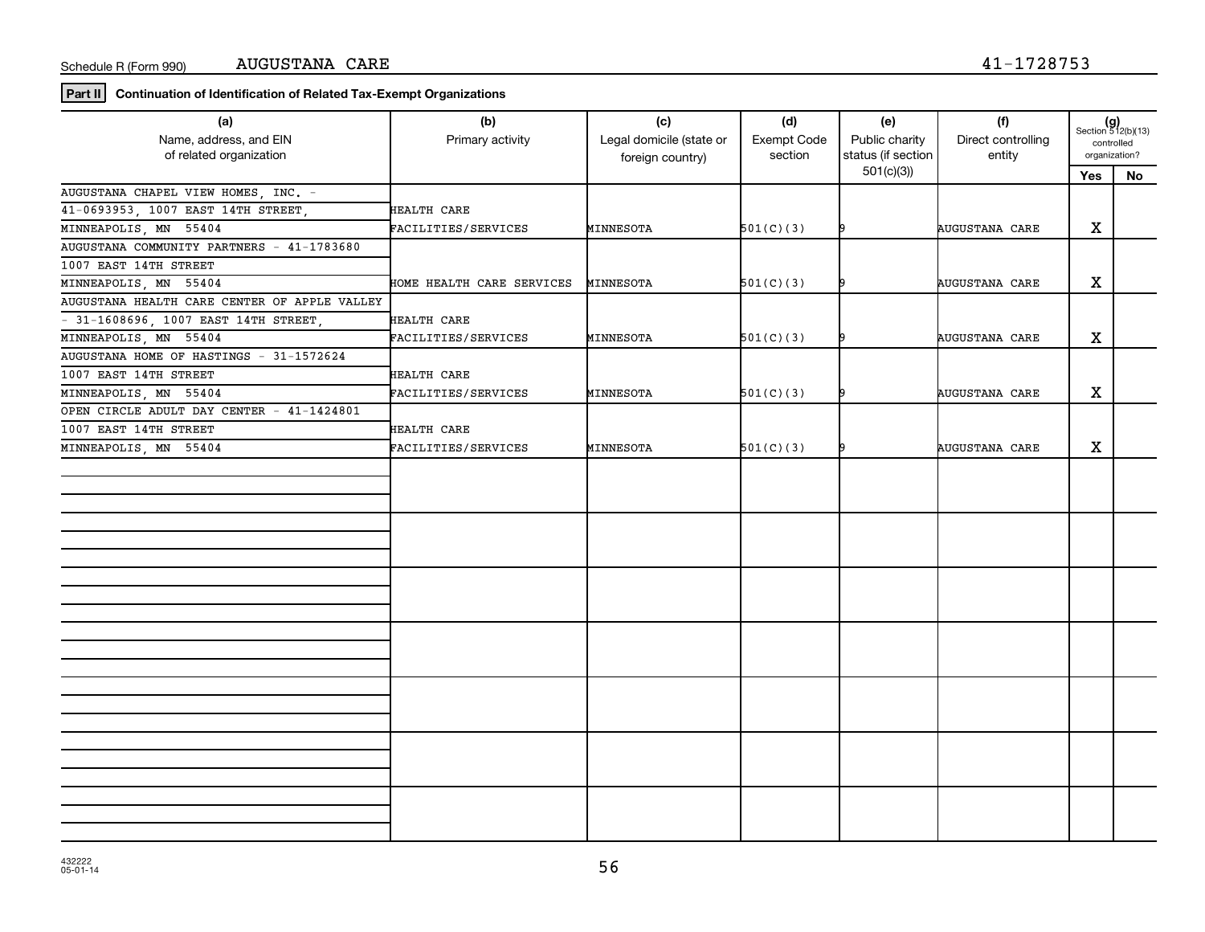Schedule R (Form 990) AUGUSTANA CARE 41-1728753

**Part II Continuation of Identification of Related Tax-Exempt Organizations**

| (a) Name, address, and EIN of related organization | (b) Primary activity | (c) Legal domicile (state or foreign country) | (d) Exempt Code section | (e) Public charity status (if section 501(c)(3)) | (f) Direct controlling entity | (g) Section 512(b)(13) controlled organization? Yes | No |
|---|---|---|---|---|---|---|---|
| AUGUSTANA CHAPEL VIEW HOMES, INC. - 41-0693953, 1007 EAST 14TH STREET, MINNEAPOLIS, MN 55404 | HEALTH CARE FACILITIES/SERVICES | MINNESOTA | 501(C)(3) | 9 | AUGUSTANA CARE | X | |
| AUGUSTANA COMMUNITY PARTNERS - 41-1783680 1007 EAST 14TH STREET MINNEAPOLIS, MN 55404 | HOME HEALTH CARE SERVICES | MINNESOTA | 501(C)(3) | 9 | AUGUSTANA CARE | X | |
| AUGUSTANA HEALTH CARE CENTER OF APPLE VALLEY - 31-1608696, 1007 EAST 14TH STREET, MINNEAPOLIS, MN 55404 | HEALTH CARE FACILITIES/SERVICES | MINNESOTA | 501(C)(3) | 9 | AUGUSTANA CARE | X | |
| AUGUSTANA HOME OF HASTINGS - 31-1572624 1007 EAST 14TH STREET MINNEAPOLIS, MN 55404 | HEALTH CARE FACILITIES/SERVICES | MINNESOTA | 501(C)(3) | 9 | AUGUSTANA CARE | X | |
| OPEN CIRCLE ADULT DAY CENTER - 41-1424801 1007 EAST 14TH STREET MINNEAPOLIS, MN 55404 | HEALTH CARE FACILITIES/SERVICES | MINNESOTA | 501(C)(3) | 9 | AUGUSTANA CARE | X | |

432222
05-01-14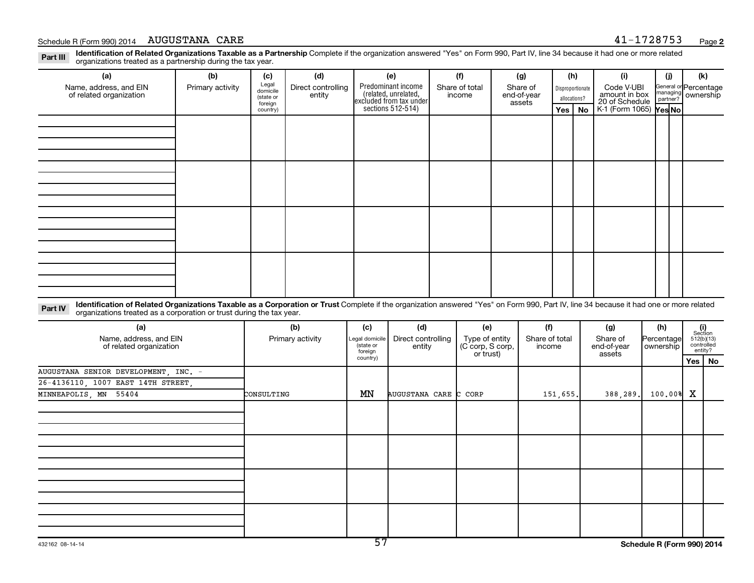Schedule R (Form 990) 2014 AUGUSTANA CARE 41-1728753 Page **2**

**Part III** **Identification of Related Organizations Taxable as a Partnership** Complete if the organization answered "Yes" on Form 990, Part IV, line 34 because it had one or more related organizations treated as a partnership during the tax year.

| (a) Name, address, and EIN of related organization | (b) Primary activity | (c) Legal domicile (state or foreign country) | (d) Direct controlling entity | (e) Predominant income (related, unrelated, excluded from tax under sections 512-514) | (f) Share of total income | (g) Share of end-of-year assets | (h) Disproportionate allocations? Yes | (h) No | (i) Code V-UBI amount in box 20 of Schedule K-1 (Form 1065) | (j) General or managing partner? Yes | (j) No | (k) Percentage ownership |
|---|---|---|---|---|---|---|---|---|---|---|---|---|
| | | | | | | | | | | | | |
| | | | | | | | | | | | | |
| | | | | | | | | | | | | |
| | | | | | | | | | | | | |

**Part IV** **Identification of Related Organizations Taxable as a Corporation or Trust** Complete if the organization answered "Yes" on Form 990, Part IV, line 34 because it had one or more related organizations treated as a corporation or trust during the tax year.

| (a) Name, address, and EIN of related organization | (b) Primary activity | (c) Legal domicile (state or foreign country) | (d) Direct controlling entity | (e) Type of entity (C corp, S corp, or trust) | (f) Share of total income | (g) Share of end-of-year assets | (h) Percentage ownership | (i) Section 512(b)(13) controlled entity? Yes | (i) No |
|---|---|---|---|---|---|---|---|---|---|
| AUGUSTANA SENIOR DEVELOPMENT, INC. - 26-4136110, 1007 EAST 14TH STREET, MINNEAPOLIS, MN 55404 | CONSULTING | MN | AUGUSTANA CARE | C CORP | 151,655. | 388,289. | 100.00% | X | |
| | | | | | | | | | |
| | | | | | | | | | |
| | | | | | | | | | |
| | | | | | | | | | |

432162 08-14-14 **Schedule R (Form 990) 2014**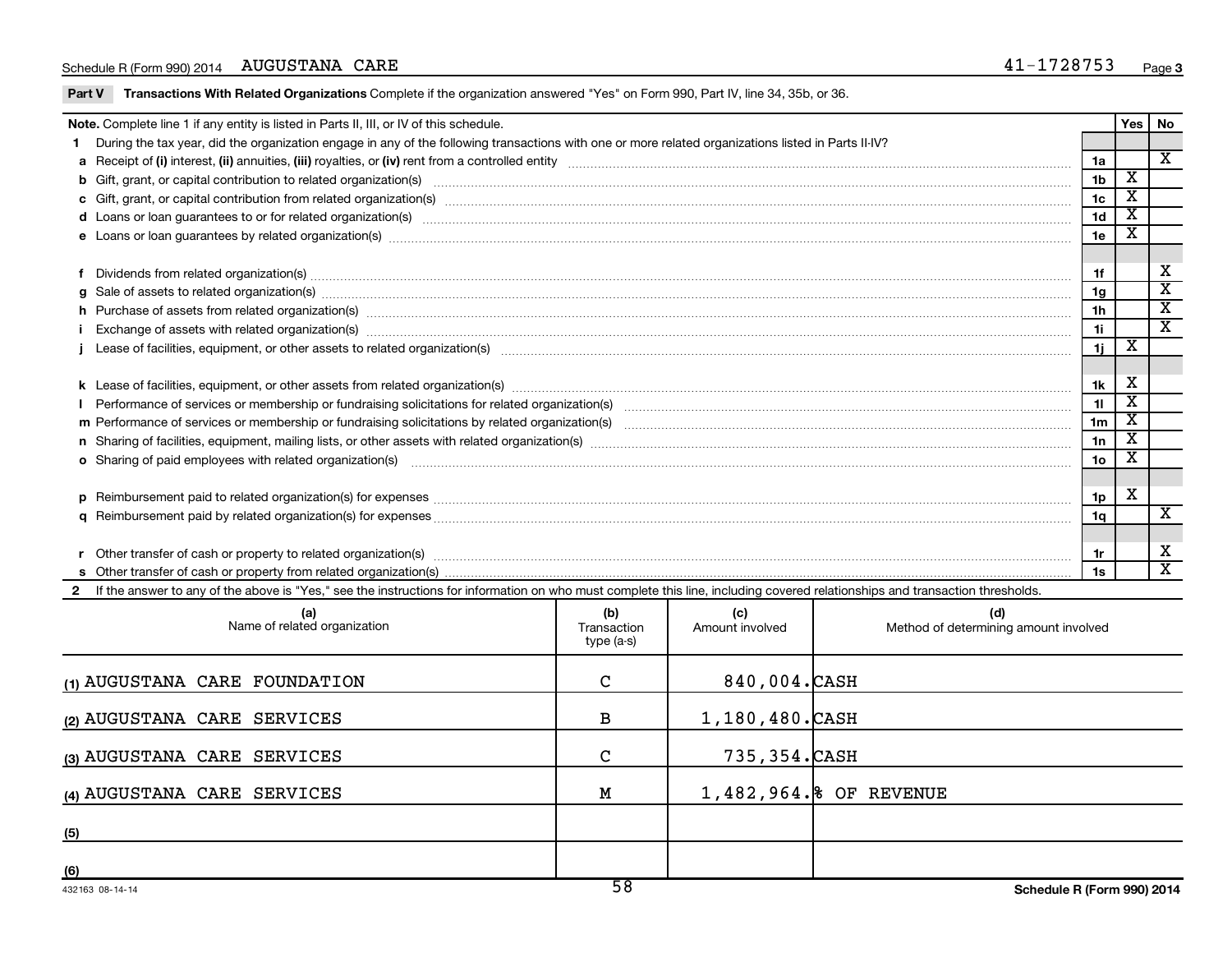Schedule R (Form 990) 2014 AUGUSTANA CARE 41-1728753

**Part V Transactions With Related Organizations** Complete if the organization answered "Yes" on Form 990, Part IV, line 34, 35b, or 36.

| **Note.** Complete line 1 if any entity is listed in Parts II, III, or IV of this schedule. | | Yes | No |
|---|---|---|---|
| **1** During the tax year, did the organization engage in any of the following transactions with one or more related organizations listed in Parts II-IV? | | | |
| **a** Receipt of **(i)** interest, **(ii)** annuities, **(iii)** royalties, or **(iv)** rent from a controlled entity | 1a | | X |
| **b** Gift, grant, or capital contribution to related organization(s) | 1b | X | |
| **c** Gift, grant, or capital contribution from related organization(s) | 1c | X | |
| **d** Loans or loan guarantees to or for related organization(s) | 1d | X | |
| **e** Loans or loan guarantees by related organization(s) | 1e | X | |
| **f** Dividends from related organization(s) | 1f | | X |
| **g** Sale of assets to related organization(s) | 1g | | X |
| **h** Purchase of assets from related organization(s) | 1h | | X |
| **i** Exchange of assets with related organization(s) | 1i | | X |
| **j** Lease of facilities, equipment, or other assets to related organization(s) | 1j | X | |
| **k** Lease of facilities, equipment, or other assets from related organization(s) | 1k | X | |
| **l** Performance of services or membership or fundraising solicitations for related organization(s) | 1l | X | |
| **m** Performance of services or membership or fundraising solicitations by related organization(s) | 1m | X | |
| **n** Sharing of facilities, equipment, mailing lists, or other assets with related organization(s) | 1n | X | |
| **o** Sharing of paid employees with related organization(s) | 1o | X | |
| **p** Reimbursement paid to related organization(s) for expenses | 1p | X | |
| **q** Reimbursement paid by related organization(s) for expenses | 1q | | X |
| **r** Other transfer of cash or property to related organization(s) | 1r | | X |
| **s** Other transfer of cash or property from related organization(s) | 1s | | X |

**2** If the answer to any of the above is "Yes," see the instructions for information on who must complete this line, including covered relationships and transaction thresholds.

| (a) Name of related organization | (b) Transaction type (a-s) | (c) Amount involved | (d) Method of determining amount involved |
|---|---|---|---|
| (1) AUGUSTANA CARE FOUNDATION | C | 840,004. | CASH |
| (2) AUGUSTANA CARE SERVICES | B | 1,180,480. | CASH |
| (3) AUGUSTANA CARE SERVICES | C | 735,354. | CASH |
| (4) AUGUSTANA CARE SERVICES | M | 1,482,964. | % OF REVENUE |
| (5) | | | |
| (6) | | | |

432163 08-14-14

Schedule R (Form 990) 2014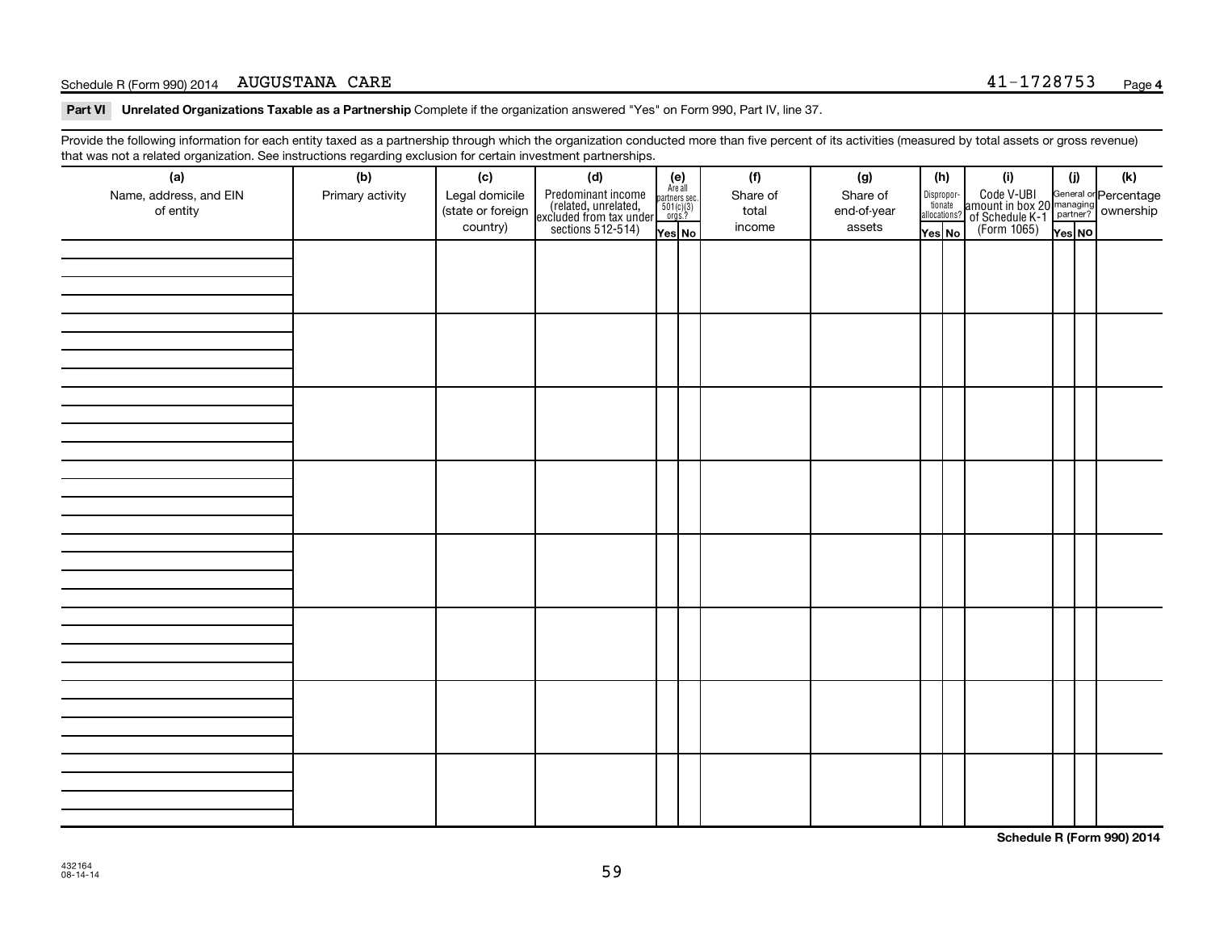Schedule R (Form 990) 2014 AUGUSTANA CARE 41-1728753 Page 4

**Part VI Unrelated Organizations Taxable as a Partnership** Complete if the organization answered "Yes" on Form 990, Part IV, line 37.

Provide the following information for each entity taxed as a partnership through which the organization conducted more than five percent of its activities (measured by total assets or gross revenue) that was not a related organization. See instructions regarding exclusion for certain investment partnerships.

| (a) Name, address, and EIN of entity | (b) Primary activity | (c) Legal domicile (state or foreign country) | (d) Predominant income (related, unrelated, excluded from tax under sections 512-514) | (e) Are all partners sec. 501(c)(3) orgs.? Yes | (e) No | (f) Share of total income | (g) Share of end-of-year assets | (h) Disproportionate allocations? Yes | (h) No | (i) Code V-UBI amount in box 20 of Schedule K-1 (Form 1065) | (j) General or managing partner? Yes | (j) No | (k) Percentage ownership |
|---|---|---|---|---|---|---|---|---|---|---|---|---|---|
| | | | | | | | | | | | | | |
| | | | | | | | | | | | | | |
| | | | | | | | | | | | | | |
| | | | | | | | | | | | | | |
| | | | | | | | | | | | | | |
| | | | | | | | | | | | | | |
| | | | | | | | | | | | | | |
| | | | | | | | | | | | | | |

Schedule R (Form 990) 2014

432164
08-14-14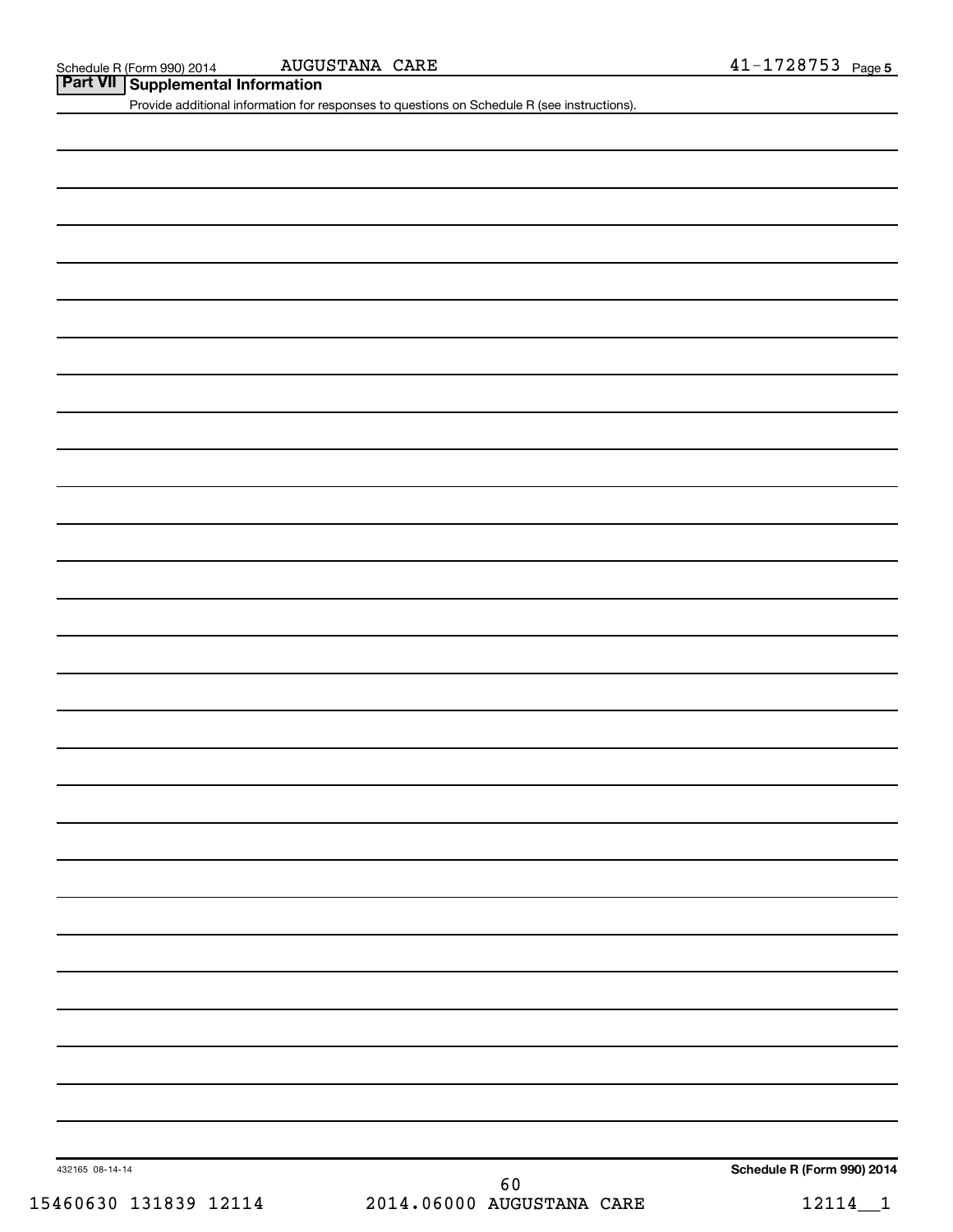Schedule R (Form 990) 2014 AUGUSTANA CARE 41-1728753 Page 5

## Part VII Supplemental Information

Provide additional information for responses to questions on Schedule R (see instructions).

432165 08-14-14

**Schedule R (Form 990) 2014**

15460630 131839 12114 2014.06000 AUGUSTANA CARE 12114__1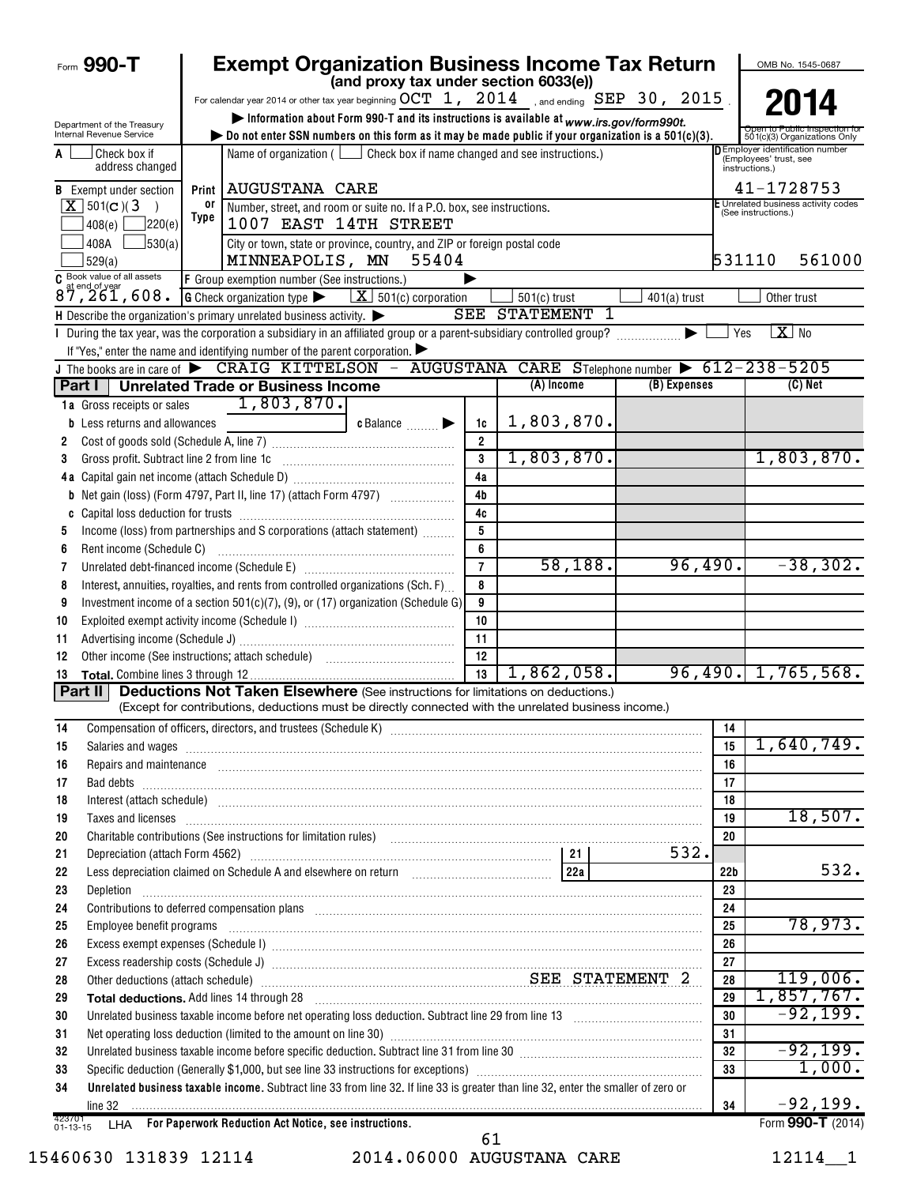Form **990-T**

# Exempt Organization Business Income Tax Return

**(and proxy tax under section 6033(e))**

For calendar year 2014 or other tax year beginning OCT 1, 2014 , and ending SEP 30, 2015 .

▶ Information about Form 990-T and its instructions is available at www.irs.gov/form990t.

▶ Do not enter SSN numbers on this form as it may be made public if your organization is a 501(c)(3).

Department of the Treasury
Internal Revenue Service

OMB No. 1545-0687

**2014**

Open to Public Inspection for 501(c)(3) Organizations Only

A ☐ Check box if address changed

B Exempt under section
[X] 501(C)(3)
☐ 408(e) ☐ 220(e)
☐ 408A ☐ 530(a)
☐ 529(a)

Name of organization ( ☐ Check box if name changed and see instructions.)
AUGUSTANA CARE

Number, street, and room or suite no. If a P.O. box, see instructions.
1007 EAST 14TH STREET

City or town, state or province, country, and ZIP or foreign postal code
MINNEAPOLIS, MN 55404

D Employer identification number (Employees' trust, see instructions.)
41-1728753

E Unrelated business activity codes (See instructions.)
531110 561000

C Book value of all assets at end of year 87,261,608.

F Group exemption number (See instructions.) ▶

G Check organization type ▶ [X] 501(c) corporation ☐ 501(c) trust ☐ 401(a) trust ☐ Other trust

H Describe the organization's primary unrelated business activity. ▶ SEE STATEMENT 1

I During the tax year, was the corporation a subsidiary in an affiliated group or a parent-subsidiary controlled group? ▶ ☐ Yes [X] No

If "Yes," enter the name and identifying number of the parent corporation. ▶

J The books are in care of ▶ CRAIG KITTELSON - AUGUSTANA CARE Telephone number ▶ 612-238-5205

## Part I Unrelated Trade or Business Income

| | | | (A) Income | (B) Expenses | (C) Net |
|---|---|---|---|---|---|
| 1a | Gross receipts or sales 1,803,870. | | | | |
| b | Less returns and allowances | c Balance ▶ 1c | 1,803,870. | | |
| 2 | Cost of goods sold (Schedule A, line 7) | 2 | | | |
| 3 | Gross profit. Subtract line 2 from line 1c | 3 | 1,803,870. | | 1,803,870. |
| 4a | Capital gain net income (attach Schedule D) | 4a | | | |
| b | Net gain (loss) (Form 4797, Part II, line 17) (attach Form 4797) | 4b | | | |
| c | Capital loss deduction for trusts | 4c | | | |
| 5 | Income (loss) from partnerships and S corporations (attach statement) | 5 | | | |
| 6 | Rent income (Schedule C) | 6 | | | |
| 7 | Unrelated debt-financed income (Schedule E) | 7 | 58,188. | 96,490. | -38,302. |
| 8 | Interest, annuities, royalties, and rents from controlled organizations (Sch. F) | 8 | | | |
| 9 | Investment income of a section 501(c)(7), (9), or (17) organization (Schedule G) | 9 | | | |
| 10 | Exploited exempt activity income (Schedule I) | 10 | | | |
| 11 | Advertising income (Schedule J) | 11 | | | |
| 12 | Other income (See instructions; attach schedule) | 12 | | | |
| 13 | **Total.** Combine lines 3 through 12 | 13 | 1,862,058. | 96,490. | 1,765,568. |

## Part II Deductions Not Taken Elsewhere (See instructions for limitations on deductions.)

(Except for contributions, deductions must be directly connected with the unrelated business income.)

| | | | |
|---|---|---|---|
| 14 | Compensation of officers, directors, and trustees (Schedule K) | 14 | |
| 15 | Salaries and wages | 15 | 1,640,749. |
| 16 | Repairs and maintenance | 16 | |
| 17 | Bad debts | 17 | |
| 18 | Interest (attach schedule) | 18 | |
| 19 | Taxes and licenses | 19 | 18,507. |
| 20 | Charitable contributions (See instructions for limitation rules) | 20 | |
| 21 | Depreciation (attach Form 4562) 21 532. | | |
| 22 | Less depreciation claimed on Schedule A and elsewhere on return 22a | 22b | 532. |
| 23 | Depletion | 23 | |
| 24 | Contributions to deferred compensation plans | 24 | |
| 25 | Employee benefit programs | 25 | 78,973. |
| 26 | Excess exempt expenses (Schedule I) | 26 | |
| 27 | Excess readership costs (Schedule J) | 27 | |
| 28 | Other deductions (attach schedule) SEE STATEMENT 2 | 28 | 119,006. |
| 29 | **Total deductions.** Add lines 14 through 28 | 29 | 1,857,767. |
| 30 | Unrelated business taxable income before net operating loss deduction. Subtract line 29 from line 13 | 30 | -92,199. |
| 31 | Net operating loss deduction (limited to the amount on line 30) | 31 | |
| 32 | Unrelated business taxable income before specific deduction. Subtract line 31 from line 30 | 32 | -92,199. |
| 33 | Specific deduction (Generally $1,000, but see line 33 instructions for exceptions) | 33 | 1,000. |
| 34 | **Unrelated business taxable income.** Subtract line 33 from line 32. If line 33 is greater than line 32, enter the smaller of zero or line 32 | 34 | -92,199. |

423701 01-13-15 LHA **For Paperwork Reduction Act Notice, see instructions.** Form **990-T** (2014)

15460630 131839 12114 2014.06000 AUGUSTANA CARE 12114__1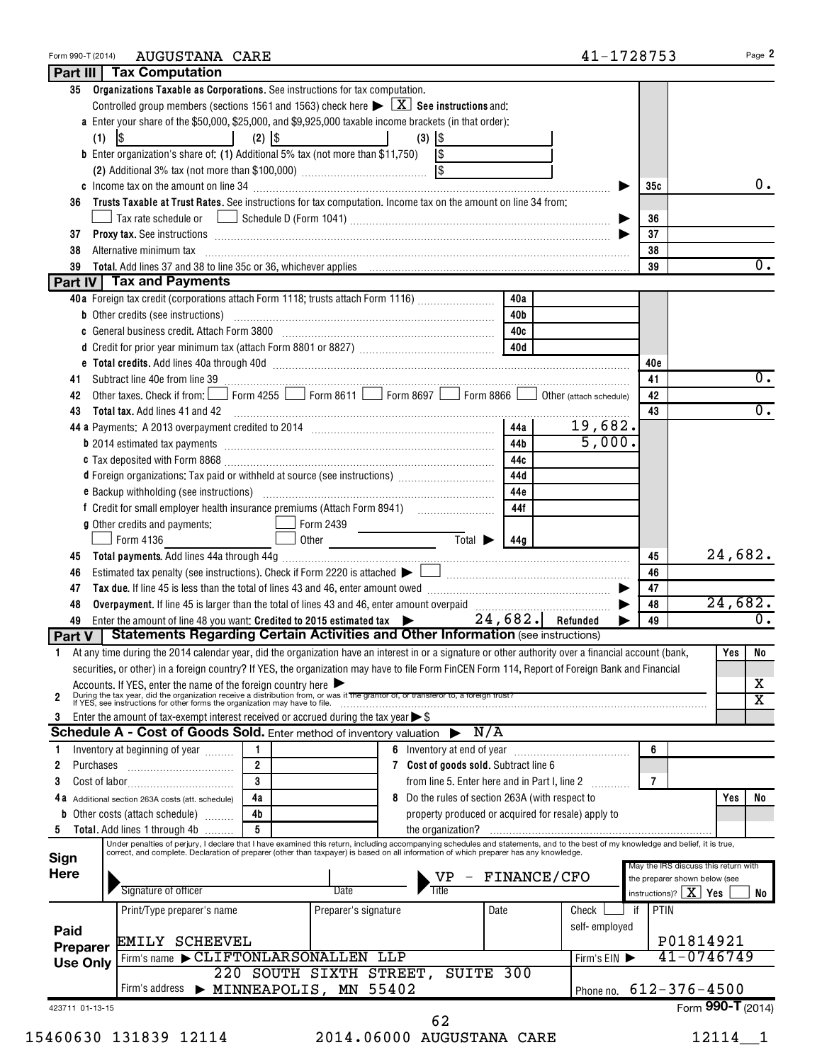Form 990-T (2014) AUGUSTANA CARE 41-1728753 Page **2**

## Part III Tax Computation

**35 Organizations Taxable as Corporations.** See instructions for tax computation.

Controlled group members (sections 1561 and 1563) check here ▶ [X] **See instructions** and:

**a** Enter your share of the $50,000, $25,000, and $9,925,000 taxable income brackets (in that order):

(1) $ (2) $ (3) $

**b** Enter organization's share of: (1) Additional 5% tax (not more than $11,750) $

(2) Additional 3% tax (not more than $100,000) $

| | | | |
|---|---|---|---|
| **c** | Income tax on the amount on line 34 | 35c | 0. |
| **36** | **Trusts Taxable at Trust Rates.** See instructions for tax computation. Income tax on the amount on line 34 from: [ ] Tax rate schedule or [ ] Schedule D (Form 1041) | 36 | |
| **37** | **Proxy tax.** See instructions | 37 | |
| **38** | Alternative minimum tax | 38 | |
| **39** | **Total.** Add lines 37 and 38 to line 35c or 36, whichever applies | 39 | 0. |

## Part IV Tax and Payments

| | | | | | |
|---|---|---|---|---|---|
| **40a** | Foreign tax credit (corporations attach Form 1118; trusts attach Form 1116) | 40a | | | |
| **b** | Other credits (see instructions) | 40b | | | |
| **c** | General business credit. Attach Form 3800 | 40c | | | |
| **d** | Credit for prior year minimum tax (attach Form 8801 or 8827) | 40d | | | |
| **e** | **Total credits.** Add lines 40a through 40d | | | 40e | |
| **41** | Subtract line 40e from line 39 | | | 41 | 0. |
| **42** | Other taxes. Check if from: [ ] Form 4255 [ ] Form 8611 [ ] Form 8697 [ ] Form 8866 [ ] Other (attach schedule) | | | 42 | |
| **43** | **Total tax.** Add lines 41 and 42 | | | 43 | 0. |
| **44a** | Payments: A 2013 overpayment credited to 2014 | 44a | 19,682. | | |
| **b** | 2014 estimated tax payments | 44b | 5,000. | | |
| **c** | Tax deposited with Form 8868 | 44c | | | |
| **d** | Foreign organizations: Tax paid or withheld at source (see instructions) | 44d | | | |
| **e** | Backup withholding (see instructions) | 44e | | | |
| **f** | Credit for small employer health insurance premiums (Attach Form 8941) | 44f | | | |
| **g** | Other credits and payments: [ ] Form 2439 [ ] Form 4136 [ ] Other Total ▶ | 44g | | | |
| **45** | **Total payments.** Add lines 44a through 44g | | | 45 | 24,682. |
| **46** | Estimated tax penalty (see instructions). Check if Form 2220 is attached ▶ [ ] | | | 46 | |
| **47** | **Tax due.** If line 45 is less than the total of lines 43 and 46, enter amount owed | | | 47 | |
| **48** | **Overpayment.** If line 45 is larger than the total of lines 43 and 46, enter amount overpaid | | | 48 | 24,682. |
| **49** | Enter the amount of line 48 you want: **Credited to 2015 estimated tax** ▶ | 24,682. | **Refunded** ▶ | 49 | 0. |

## Part V Statements Regarding Certain Activities and Other Information (see instructions)

| | | Yes | No |
|---|---|---|---|
| **1** | At any time during the 2014 calendar year, did the organization have an interest in or a signature or other authority over a financial account (bank, securities, or other) in a foreign country? If YES, the organization may have to file Form FinCEN Form 114, Report of Foreign Bank and Financial Accounts. If YES, enter the name of the foreign country here ▶ | | X |
| **2** | During the tax year, did the organization receive a distribution from, or was it the grantor of, or transferor to, a foreign trust? If YES, see instructions for other forms the organization may have to file. | | X |
| **3** | Enter the amount of tax-exempt interest received or accrued during the tax year ▶ $ | | |

## Schedule A - Cost of Goods Sold. Enter method of inventory valuation ▶ N/A

| | | | | | | | |
|---|---|---|---|---|---|---|---|
| **1** | Inventory at beginning of year | 1 | | **6** | Inventory at end of year | 6 | |
| **2** | Purchases | 2 | | **7** | **Cost of goods sold.** Subtract line 6 from line 5. Enter here and in Part I, line 2 | 7 | |
| **3** | Cost of labor | 3 | | | | | |
| **4a** | Additional section 263A costs (att. schedule) | 4a | | **8** | Do the rules of section 263A (with respect to property produced or acquired for resale) apply to the organization? | Yes | No |
| **b** | Other costs (attach schedule) | 4b | | | | | |
| **5** | **Total.** Add lines 1 through 4b | 5 | | | | | |

**Sign Here**

Under penalties of perjury, I declare that I have examined this return, including accompanying schedules and statements, and to the best of my knowledge and belief, it is true, correct, and complete. Declaration of preparer (other than taxpayer) is based on all information of which preparer has any knowledge.

Signature of officer | Date | VP - FINANCE/CFO (Title)

May the IRS discuss this return with the preparer shown below (see instructions)? [X] Yes [ ] No

**Paid Preparer Use Only**

| Print/Type preparer's name | Preparer's signature | Date | Check [ ] if self-employed | PTIN |
|---|---|---|---|---|
| EMILY SCHEEVEL | | | | P01814921 |
| Firm's name ▶ CLIFTONLARSONALLEN LLP | | | Firm's EIN ▶ | 41-0746749 |
| Firm's address ▶ 220 SOUTH SIXTH STREET, SUITE 300 MINNEAPOLIS, MN 55402 | | | Phone no. | 612-376-4500 |

423711 01-13-15 Form **990-T** (2014)

15460630 131839 12114 2014.06000 AUGUSTANA CARE 12114__1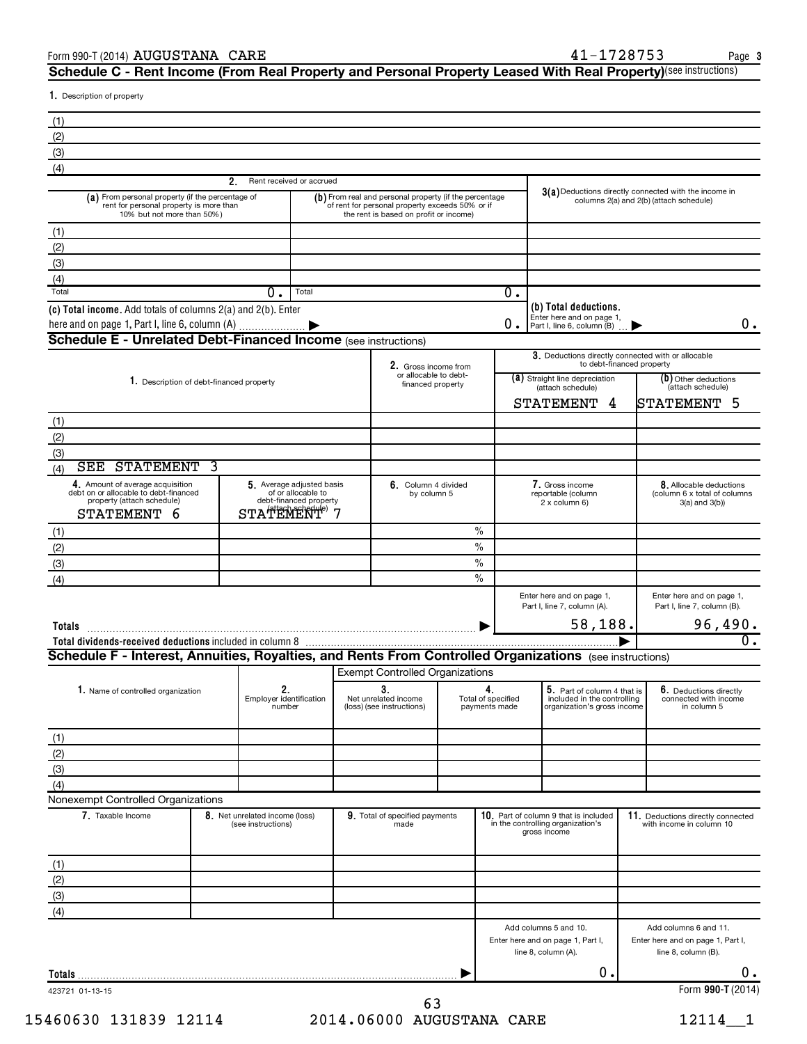Form 990-T (2014) AUGUSTANA CARE 41-1728753 Page 3

## Schedule C - Rent Income (From Real Property and Personal Property Leased With Real Property) (see instructions)

1. Description of property

(1)
(2)
(3)
(4)

| 2. Rent received or accrued | | 3(a) Deductions directly connected with the income in columns 2(a) and 2(b) (attach schedule) |
|---|---|---|
| (a) From personal property (if the percentage of rent for personal property is more than 10% but not more than 50%) | (b) From real and personal property (if the percentage of rent for personal property exceeds 50% or if the rent is based on profit or income) | |
| (1) | | |
| (2) | | |
| (3) | | |
| (4) | | |
| Total 0. | Total 0. | |

(c) Total income. Add totals of columns 2(a) and 2(b). Enter here and on page 1, Part I, line 6, column (A) ▶ 0.

(b) Total deductions. Enter here and on page 1, Part I, line 6, column (B) ▶ 0.

## Schedule E - Unrelated Debt-Financed Income (see instructions)

| 1. Description of debt-financed property | 2. Gross income from or allocable to debt-financed property | 3. Deductions directly connected with or allocable to debt-financed property (a) Straight line depreciation (attach schedule) | (b) Other deductions (attach schedule) |
|---|---|---|---|
| | | STATEMENT 4 | STATEMENT 5 |
| (1) | | | |
| (2) | | | |
| (3) | | | |
| (4) SEE STATEMENT 3 | | | |

| 4. Amount of average acquisition debt on or allocable to debt-financed property (attach schedule) | 5. Average adjusted basis of or allocable to debt-financed property (attach schedule) | 6. Column 4 divided by column 5 | 7. Gross income reportable (column 2 x column 6) | 8. Allocable deductions (column 6 x total of columns 3(a) and 3(b)) |
|---|---|---|---|---|
| STATEMENT 6 | STATEMENT 7 | | | |
| (1) | | % | | |
| (2) | | % | | |
| (3) | | % | | |
| (4) | | % | | |
| | | | Enter here and on page 1, Part I, line 7, column (A). | Enter here and on page 1, Part I, line 7, column (B). |
| Totals | | ▶ | 58,188. | 96,490. |
| Total dividends-received deductions included in column 8 | | | ▶ | 0. |

## Schedule F - Interest, Annuities, Royalties, and Rents From Controlled Organizations (see instructions)

Exempt Controlled Organizations

| 1. Name of controlled organization | 2. Employer identification number | 3. Net unrelated income (loss) (see instructions) | 4. Total of specified payments made | 5. Part of column 4 that is included in the controlling organization's gross income | 6. Deductions directly connected with income in column 5 |
|---|---|---|---|---|---|
| (1) | | | | | |
| (2) | | | | | |
| (3) | | | | | |
| (4) | | | | | |

Nonexempt Controlled Organizations

| 7. Taxable Income | 8. Net unrelated income (loss) (see instructions) | 9. Total of specified payments made | 10. Part of column 9 that is included in the controlling organization's gross income | 11. Deductions directly connected with income in column 10 |
|---|---|---|---|---|
| (1) | | | | |
| (2) | | | | |
| (3) | | | | |
| (4) | | | | |
| | | | Add columns 5 and 10. Enter here and on page 1, Part I, line 8, column (A). | Add columns 6 and 11. Enter here and on page 1, Part I, line 8, column (B). |
| Totals | | ▶ | 0. | 0. |

423721 01-13-15 Form 990-T (2014)

15460630 131839 12114 2014.06000 AUGUSTANA CARE 12114__1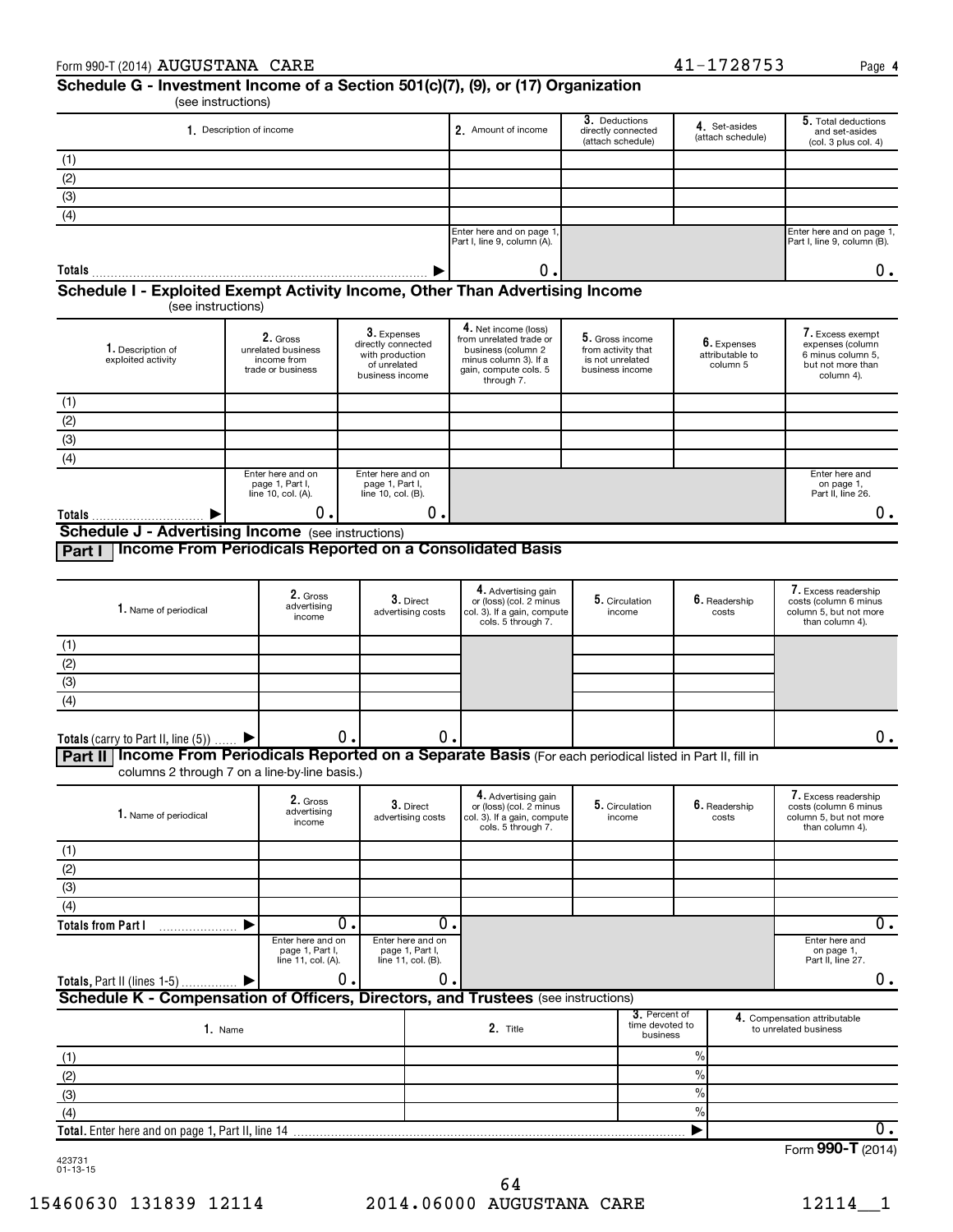Form 990-T (2014) AUGUSTANA CARE 41-1728753 Page 4

## Schedule G - Investment Income of a Section 501(c)(7), (9), or (17) Organization

(see instructions)

| 1. Description of income | 2. Amount of income | 3. Deductions directly connected (attach schedule) | 4. Set-asides (attach schedule) | 5. Total deductions and set-asides (col. 3 plus col. 4) |
|---|---|---|---|---|
| (1) | | | | |
| (2) | | | | |
| (3) | | | | |
| (4) | | | | |
| | Enter here and on page 1, Part I, line 9, column (A). | | | Enter here and on page 1, Part I, line 9, column (B). |
| **Totals** ▶ | 0. | | | 0. |

## Schedule I - Exploited Exempt Activity Income, Other Than Advertising Income

(see instructions)

| 1. Description of exploited activity | 2. Gross unrelated business income from trade or business | 3. Expenses directly connected with production of unrelated business income | 4. Net income (loss) from unrelated trade or business (column 2 minus column 3). If a gain, compute cols. 5 through 7. | 5. Gross income from activity that is not unrelated business income | 6. Expenses attributable to column 5 | 7. Excess exempt expenses (column 6 minus column 5, but not more than column 4). |
|---|---|---|---|---|---|---|
| (1) | | | | | | |
| (2) | | | | | | |
| (3) | | | | | | |
| (4) | | | | | | |
| | Enter here and on page 1, Part I, line 10, col. (A). | Enter here and on page 1, Part I, line 10, col. (B). | | | | Enter here and on page 1, Part II, line 26. |
| **Totals** ▶ | 0. | 0. | | | | 0. |

## Schedule J - Advertising Income (see instructions)

### Part I Income From Periodicals Reported on a Consolidated Basis

| 1. Name of periodical | 2. Gross advertising income | 3. Direct advertising costs | 4. Advertising gain or (loss) (col. 2 minus col. 3). If a gain, compute cols. 5 through 7. | 5. Circulation income | 6. Readership costs | 7. Excess readership costs (column 6 minus column 5, but not more than column 4). |
|---|---|---|---|---|---|---|
| (1) | | | | | | |
| (2) | | | | | | |
| (3) | | | | | | |
| (4) | | | | | | |
| **Totals** (carry to Part II, line (5)) ▶ | 0. | 0. | | | | 0. |

### Part II Income From Periodicals Reported on a Separate Basis (For each periodical listed in Part II, fill in columns 2 through 7 on a line-by-line basis.)

| 1. Name of periodical | 2. Gross advertising income | 3. Direct advertising costs | 4. Advertising gain or (loss) (col. 2 minus col. 3). If a gain, compute cols. 5 through 7. | 5. Circulation income | 6. Readership costs | 7. Excess readership costs (column 6 minus column 5, but not more than column 4). |
|---|---|---|---|---|---|---|
| (1) | | | | | | |
| (2) | | | | | | |
| (3) | | | | | | |
| (4) | | | | | | |
| **Totals from Part I** ▶ | 0. | 0. | | | | 0. |
| | Enter here and on page 1, Part I, line 11, col. (A). | Enter here and on page 1, Part I, line 11, col. (B). | | | | Enter here and on page 1, Part II, line 27. |
| **Totals,** Part II (lines 1-5) ▶ | 0. | 0. | | | | 0. |

## Schedule K - Compensation of Officers, Directors, and Trustees (see instructions)

| 1. Name | 2. Title | 3. Percent of time devoted to business | 4. Compensation attributable to unrelated business |
|---|---|---|---|
| (1) | | % | |
| (2) | | % | |
| (3) | | % | |
| (4) | | % | |
| **Total.** Enter here and on page 1, Part II, line 14 | | ▶ | 0. |

Form **990-T** (2014)

423731 01-13-15

15460630 131839 12114 2014.06000 AUGUSTANA CARE 12114__1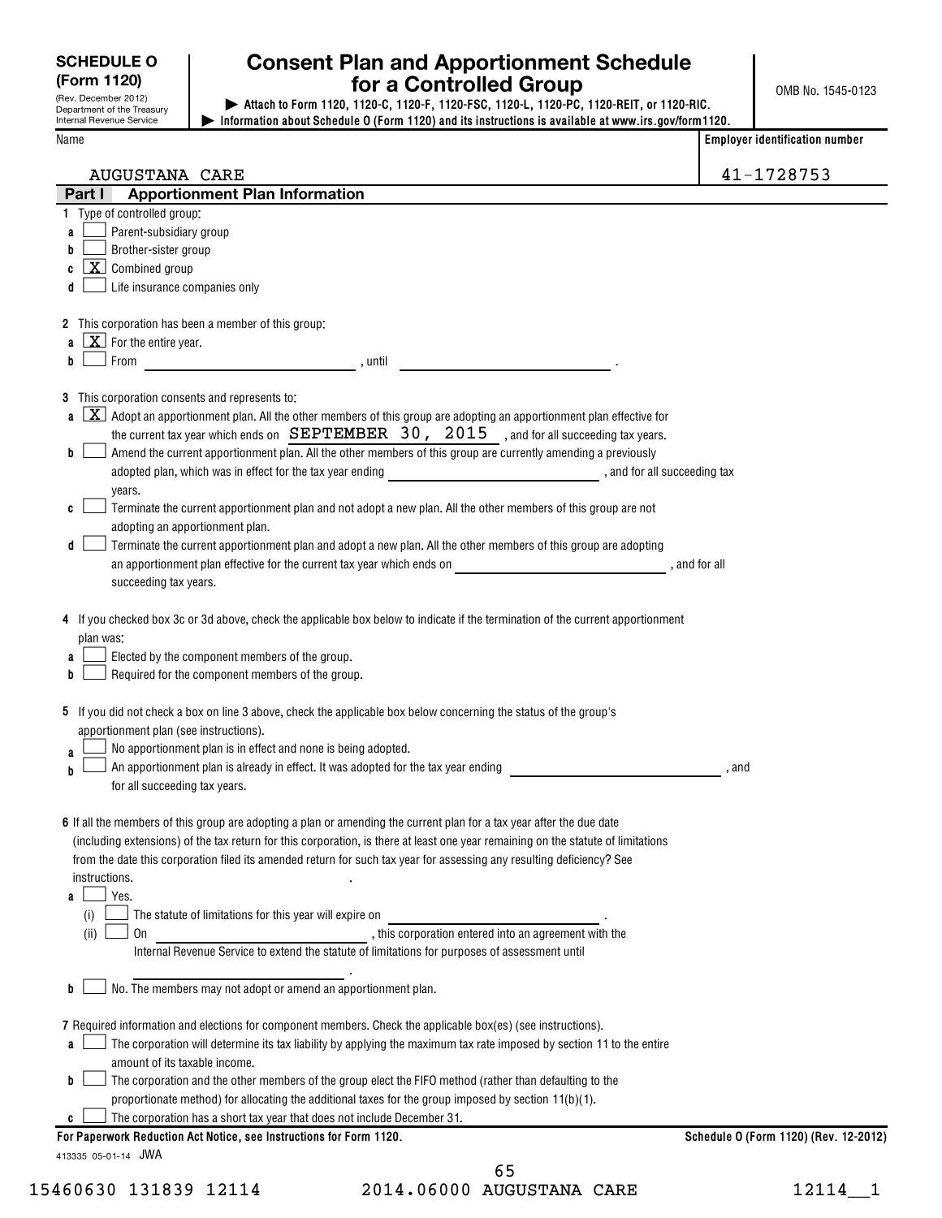**SCHEDULE O (Form 1120)**
(Rev. December 2012)
Department of the Treasury
Internal Revenue Service

# Consent Plan and Apportionment Schedule for a Controlled Group

▶ Attach to Form 1120, 1120-C, 1120-F, 1120-FSC, 1120-L, 1120-PC, 1120-REIT, or 1120-RIC.
▶ Information about Schedule O (Form 1120) and its instructions is available at www.irs.gov/form1120.

OMB No. 1545-0123

Name: AUGUSTANA CARE

Employer identification number: 41-1728753

## Part I Apportionment Plan Information

**1** Type of controlled group:
- **a** ☐ Parent-subsidiary group
- **b** ☐ Brother-sister group
- **c** ☒ Combined group
- **d** ☐ Life insurance companies only

**2** This corporation has been a member of this group:
- **a** ☒ For the entire year.
- **b** ☐ From \_\_\_\_\_\_\_\_, until \_\_\_\_\_\_\_\_.

**3** This corporation consents and represents to:
- **a** ☒ Adopt an apportionment plan. All the other members of this group are adopting an apportionment plan effective for the current tax year which ends on SEPTEMBER 30, 2015, and for all succeeding tax years.
- **b** ☐ Amend the current apportionment plan. All the other members of this group are currently amending a previously adopted plan, which was in effect for the tax year ending \_\_\_\_\_\_\_\_, and for all succeeding tax years.
- **c** ☐ Terminate the current apportionment plan and not adopt a new plan. All the other members of this group are not adopting an apportionment plan.
- **d** ☐ Terminate the current apportionment plan and adopt a new plan. All the other members of this group are adopting an apportionment plan effective for the current tax year which ends on \_\_\_\_\_\_\_\_, and for all succeeding tax years.

**4** If you checked box 3c or 3d above, check the applicable box below to indicate if the termination of the current apportionment plan was:
- **a** ☐ Elected by the component members of the group.
- **b** ☐ Required for the component members of the group.

**5** If you did not check a box on line 3 above, check the applicable box below concerning the status of the group's apportionment plan (see instructions).
- **a** ☐ No apportionment plan is in effect and none is being adopted.
- **b** ☐ An apportionment plan is already in effect. It was adopted for the tax year ending \_\_\_\_\_\_\_\_, and for all succeeding tax years.

**6** If all the members of this group are adopting a plan or amending the current plan for a tax year after the due date (including extensions) of the tax return for this corporation, is there at least one year remaining on the statute of limitations from the date this corporation filed its amended return for such tax year for assessing any resulting deficiency? See instructions.
- **a** ☐ Yes.
  - (i) ☐ The statute of limitations for this year will expire on \_\_\_\_\_\_\_\_.
  - (ii) ☐ On \_\_\_\_\_\_\_\_, this corporation entered into an agreement with the Internal Revenue Service to extend the statute of limitations for purposes of assessment until \_\_\_\_\_\_\_\_.
- **b** ☐ No. The members may not adopt or amend an apportionment plan.

**7** Required information and elections for component members. Check the applicable box(es) (see instructions).
- **a** ☐ The corporation will determine its tax liability by applying the maximum tax rate imposed by section 11 to the entire amount of its taxable income.
- **b** ☐ The corporation and the other members of the group elect the FIFO method (rather than defaulting to the proportionate method) for allocating the additional taxes for the group imposed by section 11(b)(1).
- **c** ☐ The corporation has a short tax year that does not include December 31.

**For Paperwork Reduction Act Notice, see Instructions for Form 1120.** Schedule O (Form 1120) (Rev. 12-2012)

413335 05-01-14 JWA

15460630 131839 12114 2014.06000 AUGUSTANA CARE 12114\_\_1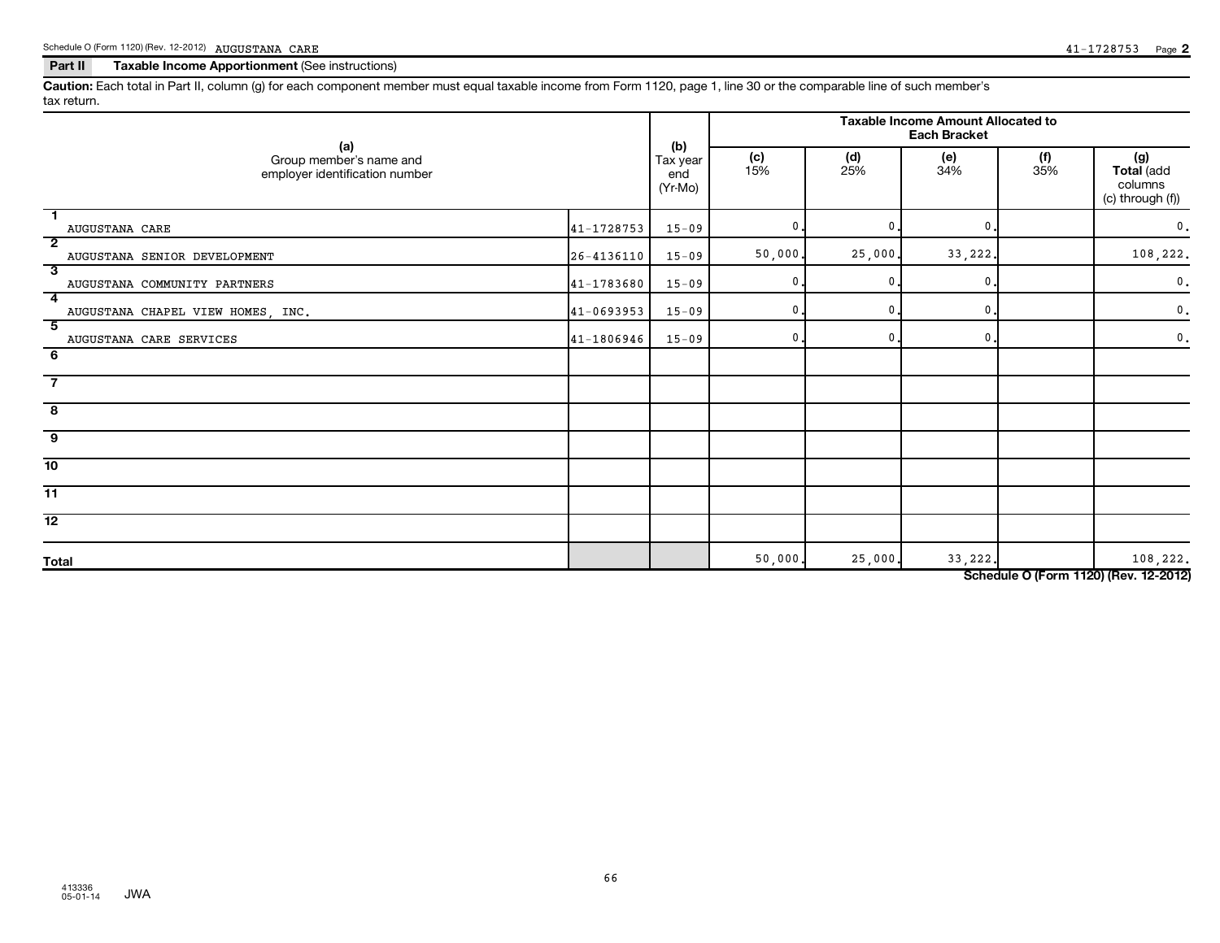Schedule O (Form 1120) (Rev. 12-2012) AUGUSTANA CARE 41-1728753 Page **2**

**Part II** **Taxable Income Apportionment** (See instructions)

**Caution:** Each total in Part II, column (g) for each component member must equal taxable income from Form 1120, page 1, line 30 or the comparable line of such member's tax return.

| | (a) Group member's name and employer identification number | | (b) Tax year end (Yr-Mo) | Taxable Income Amount Allocated to Each Bracket | | | | |
|---|---|---|---|---|---|---|---|---|
| | | | | (c) 15% | (d) 25% | (e) 34% | (f) 35% | (g) **Total** (add columns (c) through (f)) |
| 1 | AUGUSTANA CARE | 41-1728753 | 15-09 | 0. | 0. | 0. | | 0. |
| 2 | AUGUSTANA SENIOR DEVELOPMENT | 26-4136110 | 15-09 | 50,000. | 25,000. | 33,222. | | 108,222. |
| 3 | AUGUSTANA COMMUNITY PARTNERS | 41-1783680 | 15-09 | 0. | 0. | 0. | | 0. |
| 4 | AUGUSTANA CHAPEL VIEW HOMES, INC. | 41-0693953 | 15-09 | 0. | 0. | 0. | | 0. |
| 5 | AUGUSTANA CARE SERVICES | 41-1806946 | 15-09 | 0. | 0. | 0. | | 0. |
| 6 | | | | | | | | |
| 7 | | | | | | | | |
| 8 | | | | | | | | |
| 9 | | | | | | | | |
| 10 | | | | | | | | |
| 11 | | | | | | | | |
| 12 | | | | | | | | |
| **Total** | | | | 50,000. | 25,000. | 33,222. | | 108,222. |

**Schedule O (Form 1120) (Rev. 12-2012)**

413336 05-01-14 JWA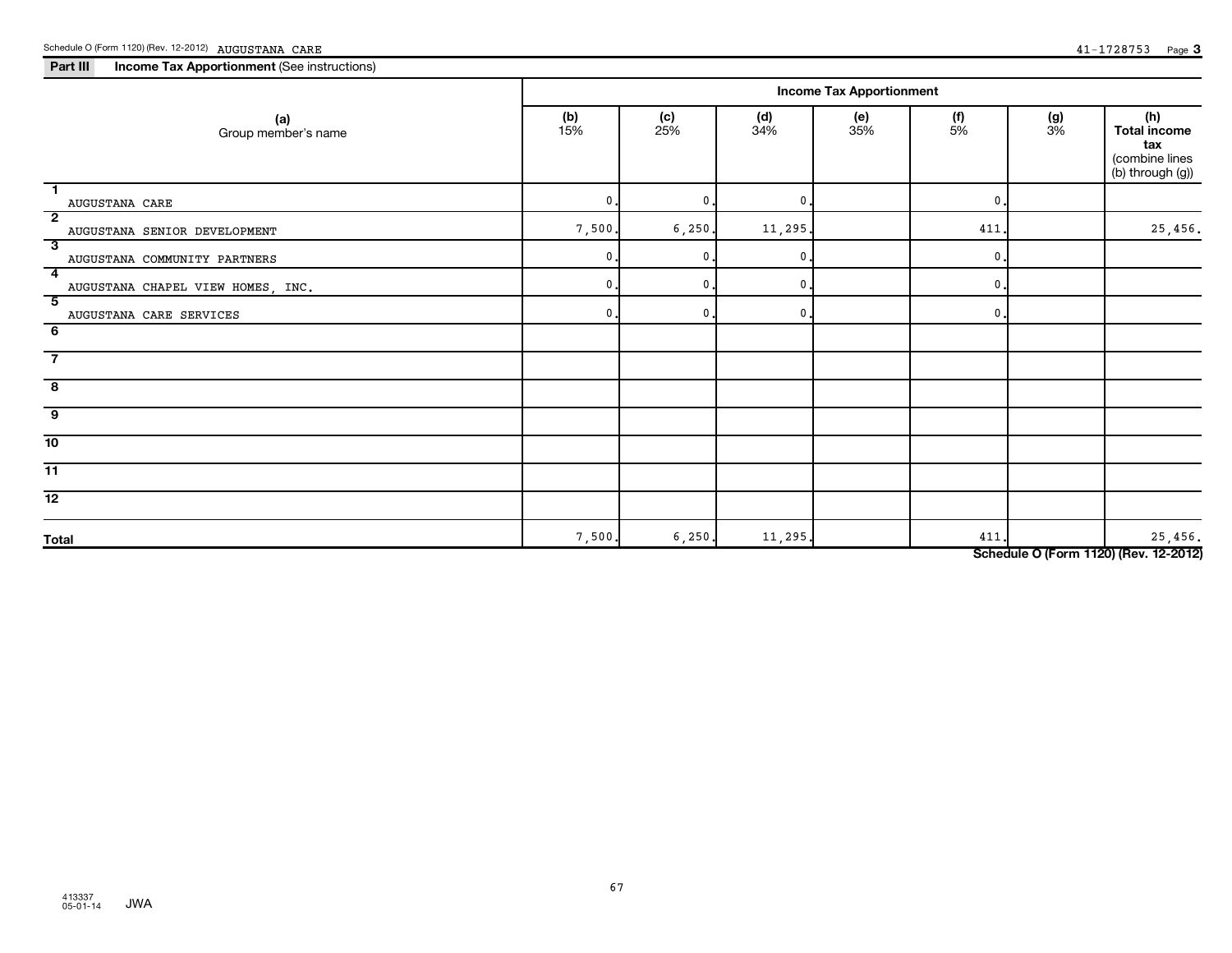Schedule O (Form 1120) (Rev. 12-2012) AUGUSTANA CARE 41-1728753 Page **3**

## Part III Income Tax Apportionment (See instructions)

| | (a) Group member's name | Income Tax Apportionment | | | | | | |
|---|---|---|---|---|---|---|---|---|
| | | (b) 15% | (c) 25% | (d) 34% | (e) 35% | (f) 5% | (g) 3% | (h) **Total income tax** (combine lines (b) through (g)) |
| 1 | AUGUSTANA CARE | 0. | 0. | 0. | | 0. | | |
| 2 | AUGUSTANA SENIOR DEVELOPMENT | 7,500. | 6,250. | 11,295. | | 411. | | 25,456. |
| 3 | AUGUSTANA COMMUNITY PARTNERS | 0. | 0. | 0. | | 0. | | |
| 4 | AUGUSTANA CHAPEL VIEW HOMES, INC. | 0. | 0. | 0. | | 0. | | |
| 5 | AUGUSTANA CARE SERVICES | 0. | 0. | 0. | | 0. | | |
| 6 | | | | | | | | |
| 7 | | | | | | | | |
| 8 | | | | | | | | |
| 9 | | | | | | | | |
| 10 | | | | | | | | |
| 11 | | | | | | | | |
| 12 | | | | | | | | |
| **Total** | | 7,500. | 6,250. | 11,295. | | 411. | | 25,456. |

**Schedule O (Form 1120) (Rev. 12-2012)**

413337
05-01-14 JWA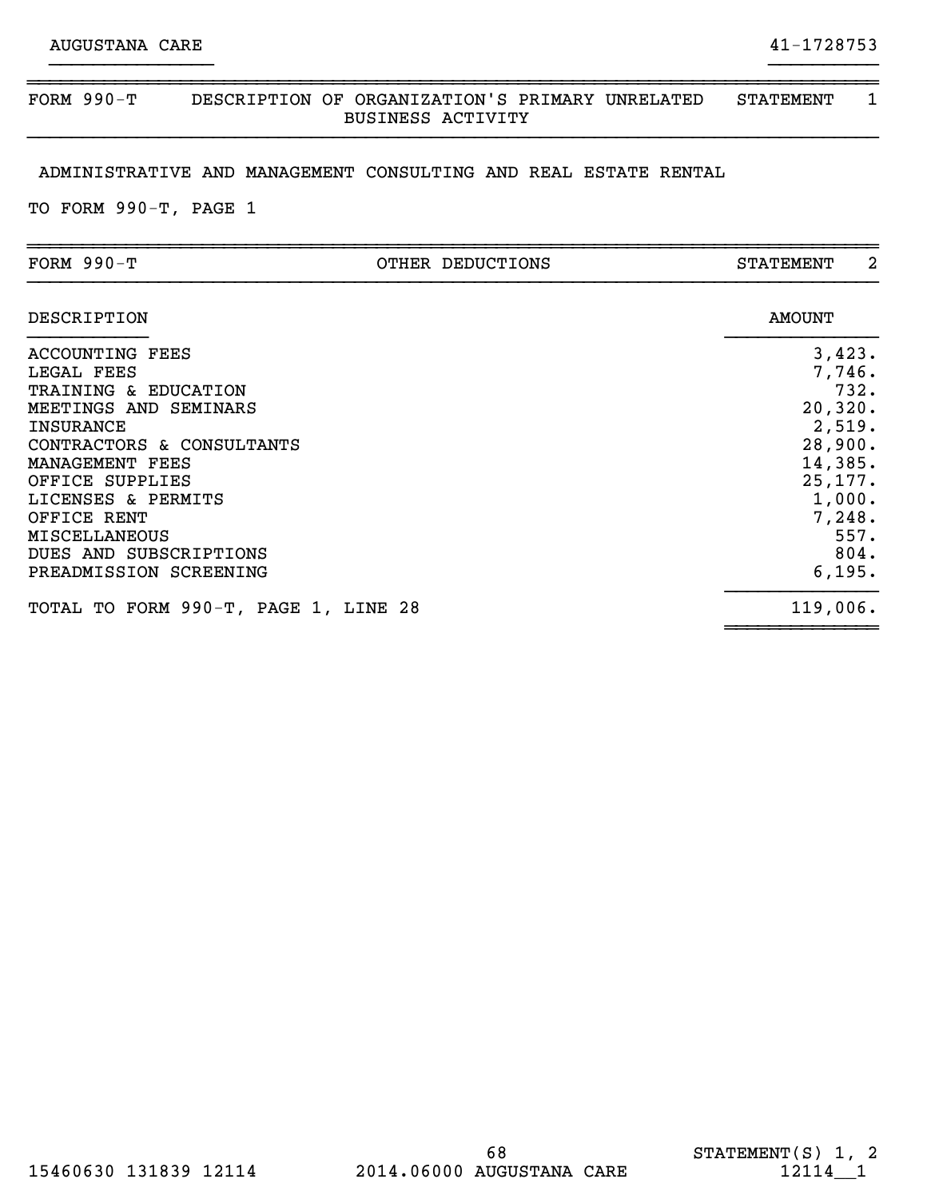AUGUSTANA CARE 41-1728753

| FORM 990-T | DESCRIPTION OF ORGANIZATION'S PRIMARY UNRELATED BUSINESS ACTIVITY | STATEMENT 1 |
|---|---|---|

ADMINISTRATIVE AND MANAGEMENT CONSULTING AND REAL ESTATE RENTAL

TO FORM 990-T, PAGE 1

| FORM 990-T | OTHER DEDUCTIONS | STATEMENT 2 |
|---|---|---|

| DESCRIPTION | AMOUNT |
|---|---|
| ACCOUNTING FEES | 3,423. |
| LEGAL FEES | 7,746. |
| TRAINING & EDUCATION | 732. |
| MEETINGS AND SEMINARS | 20,320. |
| INSURANCE | 2,519. |
| CONTRACTORS & CONSULTANTS | 28,900. |
| MANAGEMENT FEES | 14,385. |
| OFFICE SUPPLIES | 25,177. |
| LICENSES & PERMITS | 1,000. |
| OFFICE RENT | 7,248. |
| MISCELLANEOUS | 557. |
| DUES AND SUBSCRIPTIONS | 804. |
| PREADMISSION SCREENING | 6,195. |
| TOTAL TO FORM 990-T, PAGE 1, LINE 28 | 119,006. |

STATEMENT(S) 1, 2

15460630 131839 12114 2014.06000 AUGUSTANA CARE 12114__1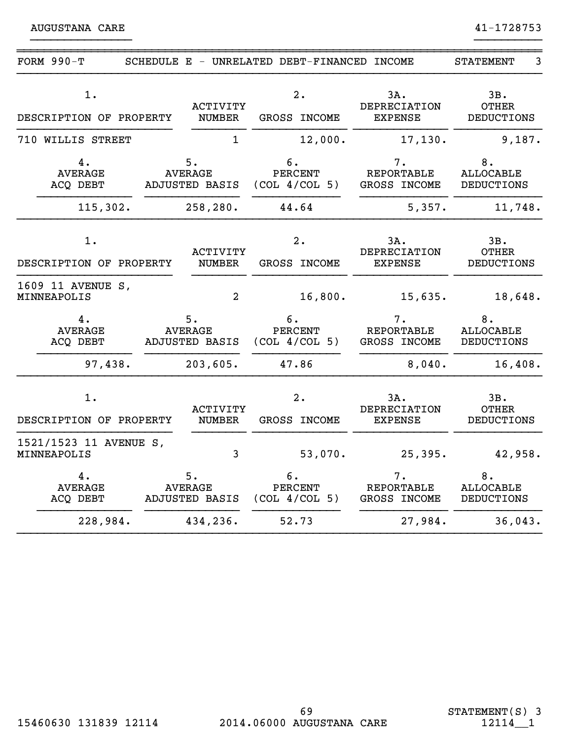AUGUSTANA CARE 41-1728753

FORM 990-T SCHEDULE E - UNRELATED DEBT-FINANCED INCOME STATEMENT 3

| 1. DESCRIPTION OF PROPERTY | ACTIVITY NUMBER | 2. GROSS INCOME | 3A. DEPRECIATION EXPENSE | 3B. OTHER DEDUCTIONS |
|---|---|---|---|---|
| 710 WILLIS STREET | 1 | 12,000. | 17,130. | 9,187. |

| 4. AVERAGE ACQ DEBT | 5. AVERAGE ADJUSTED BASIS | 6. PERCENT (COL 4/COL 5) | 7. REPORTABLE GROSS INCOME | 8. ALLOCABLE DEDUCTIONS |
|---|---|---|---|---|
| 115,302. | 258,280. | 44.64 | 5,357. | 11,748. |

| 1. DESCRIPTION OF PROPERTY | ACTIVITY NUMBER | 2. GROSS INCOME | 3A. DEPRECIATION EXPENSE | 3B. OTHER DEDUCTIONS |
|---|---|---|---|---|
| 1609 11 AVENUE S, MINNEAPOLIS | 2 | 16,800. | 15,635. | 18,648. |

| 4. AVERAGE ACQ DEBT | 5. AVERAGE ADJUSTED BASIS | 6. PERCENT (COL 4/COL 5) | 7. REPORTABLE GROSS INCOME | 8. ALLOCABLE DEDUCTIONS |
|---|---|---|---|---|
| 97,438. | 203,605. | 47.86 | 8,040. | 16,408. |

| 1. DESCRIPTION OF PROPERTY | ACTIVITY NUMBER | 2. GROSS INCOME | 3A. DEPRECIATION EXPENSE | 3B. OTHER DEDUCTIONS |
|---|---|---|---|---|
| 1521/1523 11 AVENUE S, MINNEAPOLIS | 3 | 53,070. | 25,395. | 42,958. |

| 4. AVERAGE ACQ DEBT | 5. AVERAGE ADJUSTED BASIS | 6. PERCENT (COL 4/COL 5) | 7. REPORTABLE GROSS INCOME | 8. ALLOCABLE DEDUCTIONS |
|---|---|---|---|---|
| 228,984. | 434,236. | 52.73 | 27,984. | 36,043. |

STATEMENT(S) 3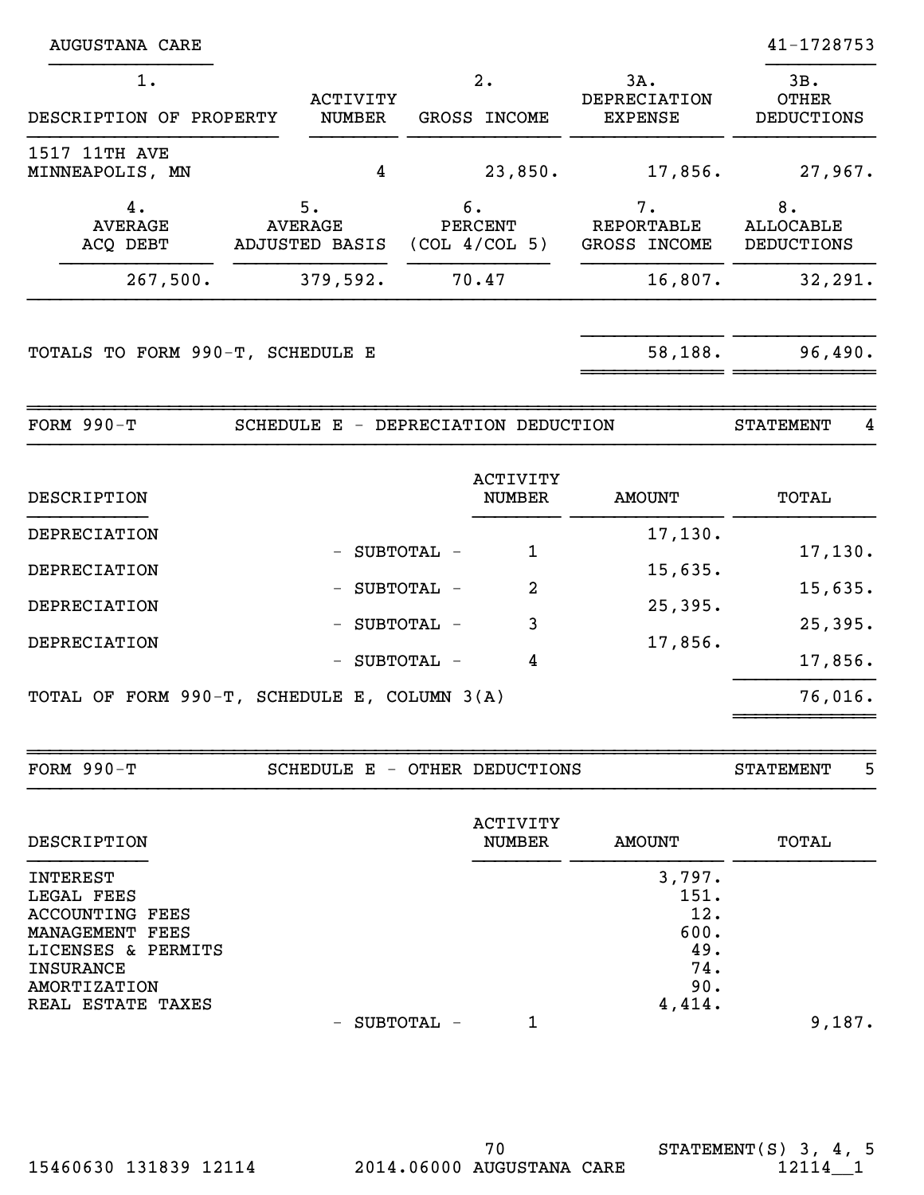AUGUSTANA CARE | 41-1728753

| 1. DESCRIPTION OF PROPERTY | ACTIVITY NUMBER | 2. GROSS INCOME | 3A. DEPRECIATION EXPENSE | 3B. OTHER DEDUCTIONS |
|---|---|---|---|---|
| 1517 11TH AVE MINNEAPOLIS, MN | 4 | 23,850. | 17,856. | 27,967. |

| 4. AVERAGE ACQ DEBT | 5. AVERAGE ADJUSTED BASIS | 6. PERCENT (COL 4/COL 5) | 7. REPORTABLE GROSS INCOME | 8. ALLOCABLE DEDUCTIONS |
|---|---|---|---|---|
| 267,500. | 379,592. | 70.47 | 16,807. | 32,291. |
| TOTALS TO FORM 990-T, SCHEDULE E | | | 58,188. | 96,490. |

## FORM 990-T SCHEDULE E - DEPRECIATION DEDUCTION STATEMENT 4

| DESCRIPTION | | ACTIVITY NUMBER | AMOUNT | TOTAL |
|---|---|---|---|---|
| DEPRECIATION | | | 17,130. | |
| | - SUBTOTAL - | 1 | | 17,130. |
| DEPRECIATION | | | 15,635. | |
| | - SUBTOTAL - | 2 | | 15,635. |
| DEPRECIATION | | | 25,395. | |
| | - SUBTOTAL - | 3 | | 25,395. |
| DEPRECIATION | | | 17,856. | |
| | - SUBTOTAL - | 4 | | 17,856. |
| TOTAL OF FORM 990-T, SCHEDULE E, COLUMN 3(A) | | | | 76,016. |

## FORM 990-T SCHEDULE E - OTHER DEDUCTIONS STATEMENT 5

| DESCRIPTION | | ACTIVITY NUMBER | AMOUNT | TOTAL |
|---|---|---|---|---|
| INTEREST | | | 3,797. | |
| LEGAL FEES | | | 151. | |
| ACCOUNTING FEES | | | 12. | |
| MANAGEMENT FEES | | | 600. | |
| LICENSES & PERMITS | | | 49. | |
| INSURANCE | | | 74. | |
| AMORTIZATION | | | 90. | |
| REAL ESTATE TAXES | | | 4,414. | |
| | - SUBTOTAL - | 1 | | 9,187. |

STATEMENT(S) 3, 4, 5

15460630 131839 12114 2014.06000 AUGUSTANA CARE 12114__1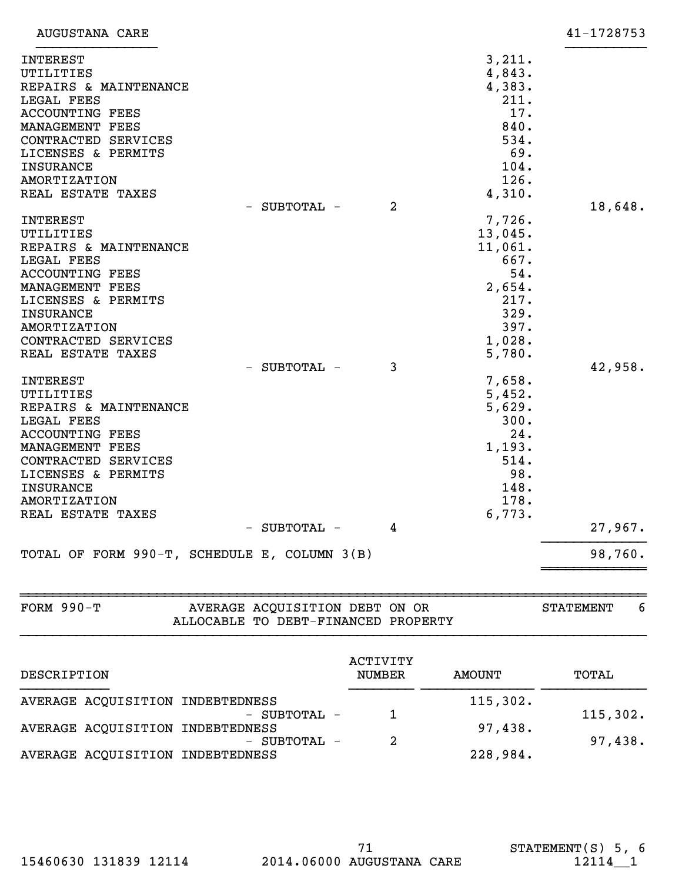AUGUSTANA CARE 41-1728753

| | | | |
|---|---|---|---|
| INTEREST | | 3,211. | |
| UTILITIES | | 4,843. | |
| REPAIRS & MAINTENANCE | | 4,383. | |
| LEGAL FEES | | 211. | |
| ACCOUNTING FEES | | 17. | |
| MANAGEMENT FEES | | 840. | |
| CONTRACTED SERVICES | | 534. | |
| LICENSES & PERMITS | | 69. | |
| INSURANCE | | 104. | |
| AMORTIZATION | | 126. | |
| REAL ESTATE TAXES | | 4,310. | |
| - SUBTOTAL - | 2 | | 18,648. |
| INTEREST | | 7,726. | |
| UTILITIES | | 13,045. | |
| REPAIRS & MAINTENANCE | | 11,061. | |
| LEGAL FEES | | 667. | |
| ACCOUNTING FEES | | 54. | |
| MANAGEMENT FEES | | 2,654. | |
| LICENSES & PERMITS | | 217. | |
| INSURANCE | | 329. | |
| AMORTIZATION | | 397. | |
| CONTRACTED SERVICES | | 1,028. | |
| REAL ESTATE TAXES | | 5,780. | |
| - SUBTOTAL - | 3 | | 42,958. |
| INTEREST | | 7,658. | |
| UTILITIES | | 5,452. | |
| REPAIRS & MAINTENANCE | | 5,629. | |
| LEGAL FEES | | 300. | |
| ACCOUNTING FEES | | 24. | |
| MANAGEMENT FEES | | 1,193. | |
| CONTRACTED SERVICES | | 514. | |
| LICENSES & PERMITS | | 98. | |
| INSURANCE | | 148. | |
| AMORTIZATION | | 178. | |
| REAL ESTATE TAXES | | 6,773. | |
| - SUBTOTAL - | 4 | | 27,967. |
| TOTAL OF FORM 990-T, SCHEDULE E, COLUMN 3(B) | | | 98,760. |

FORM 990-T — AVERAGE ACQUISITION DEBT ON OR ALLOCABLE TO DEBT-FINANCED PROPERTY — STATEMENT 6

| DESCRIPTION | ACTIVITY NUMBER | AMOUNT | TOTAL |
|---|---|---|---|
| AVERAGE ACQUISITION INDEBTEDNESS | | 115,302. | |
| - SUBTOTAL - | 1 | | 115,302. |
| AVERAGE ACQUISITION INDEBTEDNESS | | 97,438. | |
| - SUBTOTAL - | 2 | | 97,438. |
| AVERAGE ACQUISITION INDEBTEDNESS | | 228,984. | |

STATEMENT(S) 5, 6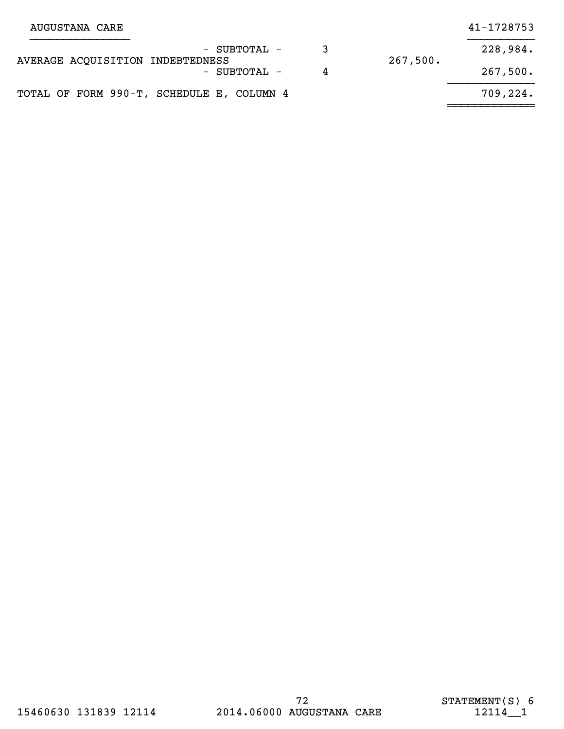AUGUSTANA CARE 41-1728753

| | | | |
|---|---|---|---|
| - SUBTOTAL - | 3 | | 228,984. |
| AVERAGE ACQUISITION INDEBTEDNESS | | 267,500. | |
| - SUBTOTAL - | 4 | | 267,500. |
| TOTAL OF FORM 990-T, SCHEDULE E, COLUMN 4 | | | 709,224. |

STATEMENT(S) 6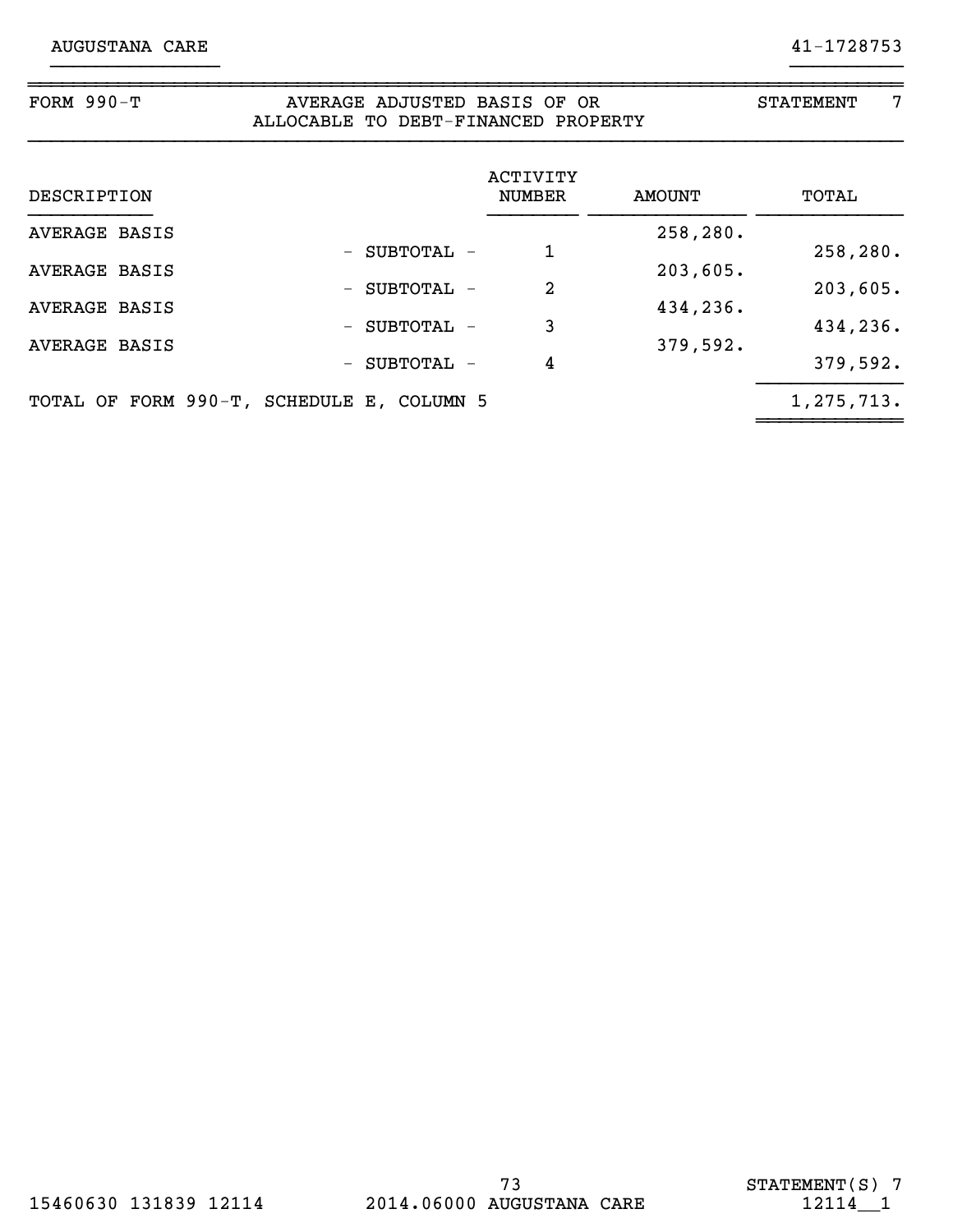AUGUSTANA CARE 41-1728753

FORM 990-T — AVERAGE ADJUSTED BASIS OF OR ALLOCABLE TO DEBT-FINANCED PROPERTY — STATEMENT 7

| DESCRIPTION | ACTIVITY NUMBER | AMOUNT | TOTAL |
|---|---|---|---|
| AVERAGE BASIS | | 258,280. | |
| - SUBTOTAL - | 1 | | 258,280. |
| AVERAGE BASIS | | 203,605. | |
| - SUBTOTAL - | 2 | | 203,605. |
| AVERAGE BASIS | | 434,236. | |
| - SUBTOTAL - | 3 | | 434,236. |
| AVERAGE BASIS | | 379,592. | |
| - SUBTOTAL - | 4 | | 379,592. |
| TOTAL OF FORM 990-T, SCHEDULE E, COLUMN 5 | | | 1,275,713. |

15460630 131839 12114 2014.06000 AUGUSTANA CARE STATEMENT(S) 7 12114__1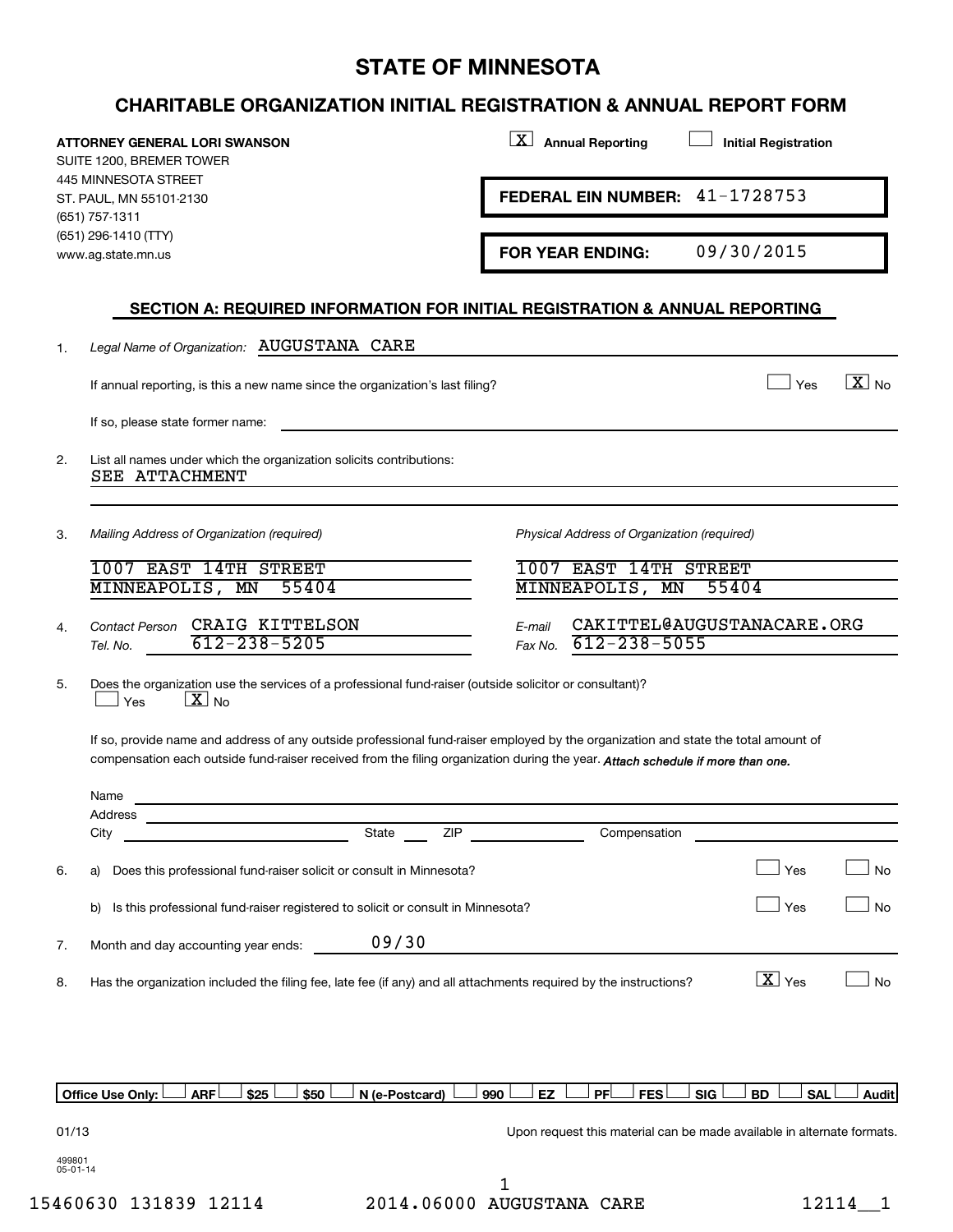# STATE OF MINNESOTA

## CHARITABLE ORGANIZATION INITIAL REGISTRATION & ANNUAL REPORT FORM

**ATTORNEY GENERAL LORI SWANSON**
SUITE 1200, BREMER TOWER
445 MINNESOTA STREET
ST. PAUL, MN 55101-2130
(651) 757-1311
(651) 296-1410 (TTY)
www.ag.state.mn.us

[X] **Annual Reporting** [ ] **Initial Registration**

**FEDERAL EIN NUMBER:** 41-1728753

**FOR YEAR ENDING:** 09/30/2015

### SECTION A: REQUIRED INFORMATION FOR INITIAL REGISTRATION & ANNUAL REPORTING

1. *Legal Name of Organization:* AUGUSTANA CARE

   If annual reporting, is this a new name since the organization's last filing? [ ] Yes [X] No

   If so, please state former name:

2. List all names under which the organization solicits contributions:
   SEE ATTACHMENT

3. *Mailing Address of Organization (required)*
   1007 EAST 14TH STREET
   MINNEAPOLIS, MN 55404

   *Physical Address of Organization (required)*
   1007 EAST 14TH STREET
   MINNEAPOLIS, MN 55404

4. *Contact Person* CRAIG KITTELSON
   *Tel. No.* 612-238-5205
   *E-mail* CAKITTEL@AUGUSTANACARE.ORG
   *Fax No.* 612-238-5055

5. Does the organization use the services of a professional fund-raiser (outside solicitor or consultant)?
   [ ] Yes [X] No

   If so, provide name and address of any outside professional fund-raiser employed by the organization and state the total amount of compensation each outside fund-raiser received from the filing organization during the year. ***Attach schedule if more than one.***

   Name
   Address
   City State ZIP Compensation

6. a) Does this professional fund-raiser solicit or consult in Minnesota? [ ] Yes [ ] No

   b) Is this professional fund-raiser registered to solicit or consult in Minnesota? [ ] Yes [ ] No

7. Month and day accounting year ends: 09/30

8. Has the organization included the filing fee, late fee (if any) and all attachments required by the instructions? [X] Yes [ ] No

| Office Use Only: | ARF | $25 | $50 | N (e-Postcard) | 990 | EZ | PF | FES | SIG | BD | SAL | Audit |
|---|---|---|---|---|---|---|---|---|---|---|---|---|

01/13

Upon request this material can be made available in alternate formats.

499801
05-01-14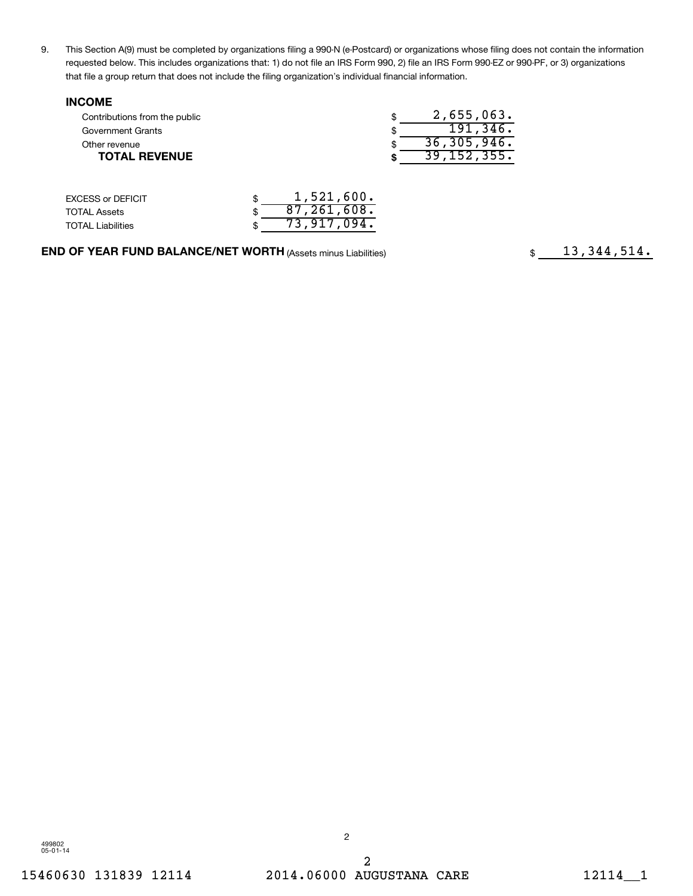9. This Section A(9) must be completed by organizations filing a 990-N (e-Postcard) or organizations whose filing does not contain the information requested below. This includes organizations that: 1) do not file an IRS Form 990, 2) file an IRS Form 990-EZ or 990-PF, or 3) organizations that file a group return that does not include the filing organization's individual financial information.

### INCOME

| | |
|---|---|
| Contributions from the public | $ 2,655,063. |
| Government Grants | $ 191,346. |
| Other revenue | $ 36,305,946. |
| **TOTAL REVENUE** | **$** 39,152,355. |

| | |
|---|---|
| EXCESS or DEFICIT | $ 1,521,600. |
| TOTAL Assets | $ 87,261,608. |
| TOTAL Liabilities | $ 73,917,094. |

**END OF YEAR FUND BALANCE/NET WORTH** (Assets minus Liabilities) $ 13,344,514.

499802
05-01-14

15460630 131839 12114 2014.06000 AUGUSTANA CARE 12114__1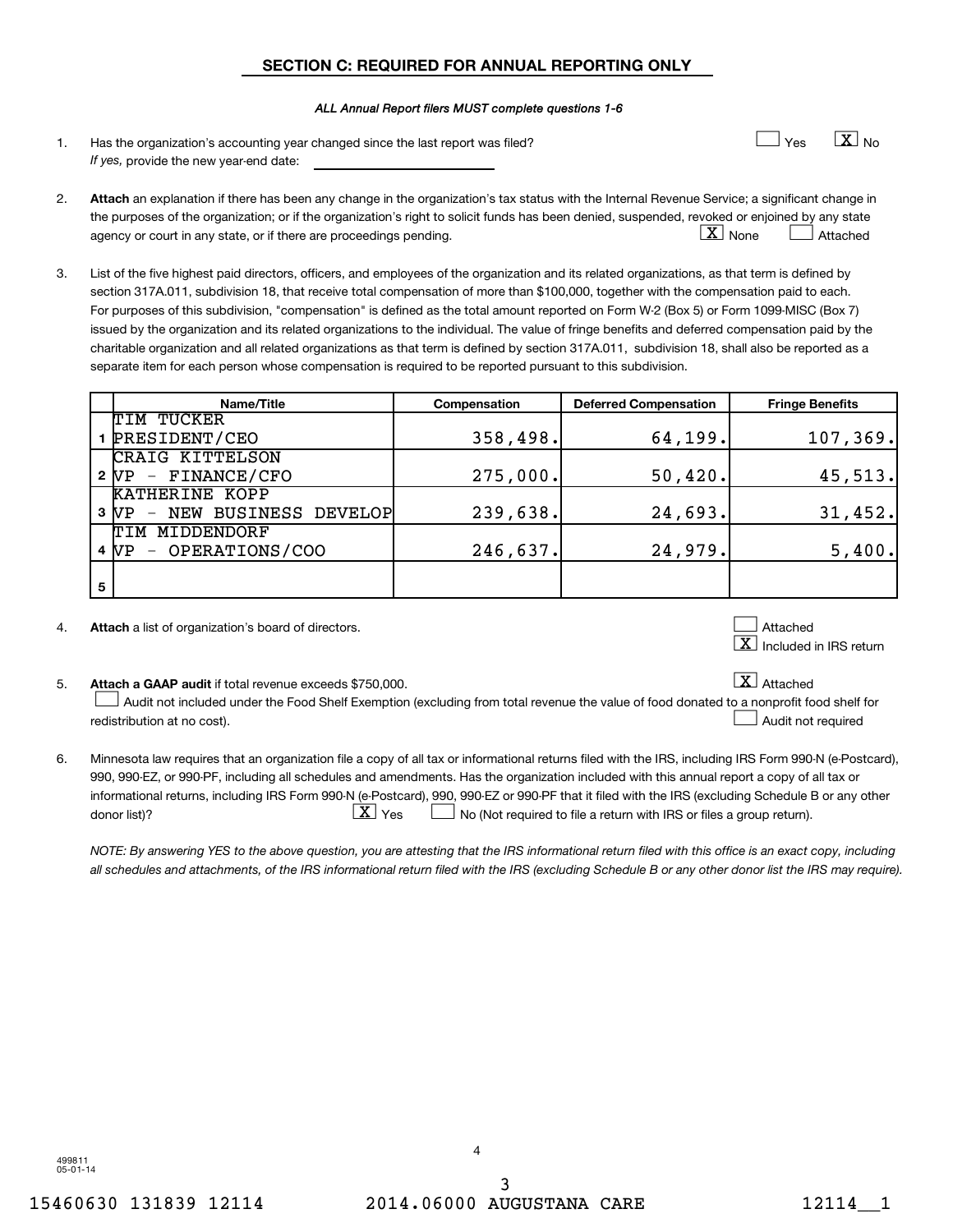## SECTION C: REQUIRED FOR ANNUAL REPORTING ONLY

*ALL Annual Report filers MUST complete questions 1-6*

1. Has the organization's accounting year changed since the last report was filed? ☐ Yes ☒ No
   *If yes,* provide the new year-end date: ____________

2. **Attach** an explanation if there has been any change in the organization's tax status with the Internal Revenue Service; a significant change in the purposes of the organization; or if the organization's right to solicit funds has been denied, suspended, revoked or enjoined by any state agency or court in any state, or if there are proceedings pending. ☒ None ☐ Attached

3. List of the five highest paid directors, officers, and employees of the organization and its related organizations, as that term is defined by section 317A.011, subdivision 18, that receive total compensation of more than $100,000, together with the compensation paid to each. For purposes of this subdivision, "compensation" is defined as the total amount reported on Form W-2 (Box 5) or Form 1099-MISC (Box 7) issued by the organization and its related organizations to the individual. The value of fringe benefits and deferred compensation paid by the charitable organization and all related organizations as that term is defined by section 317A.011, subdivision 18, shall also be reported as a separate item for each person whose compensation is required to be reported pursuant to this subdivision.

| | Name/Title | Compensation | Deferred Compensation | Fringe Benefits |
|---|---|---|---|---|
| 1 | TIM TUCKER PRESIDENT/CEO | 358,498. | 64,199. | 107,369. |
| 2 | CRAIG KITTELSON VP - FINANCE/CFO | 275,000. | 50,420. | 45,513. |
| 3 | KATHERINE KOPP VP - NEW BUSINESS DEVELOP | 239,638. | 24,693. | 31,452. |
| 4 | TIM MIDDENDORF VP - OPERATIONS/COO | 246,637. | 24,979. | 5,400. |
| 5 | | | | |

4. **Attach** a list of organization's board of directors. ☐ Attached ☒ Included in IRS return

5. **Attach a GAAP audit** if total revenue exceeds $750,000. ☒ Attached
   ☐ Audit not included under the Food Shelf Exemption (excluding from total revenue the value of food donated to a nonprofit food shelf for redistribution at no cost). ☐ Audit not required

6. Minnesota law requires that an organization file a copy of all tax or informational returns filed with the IRS, including IRS Form 990-N (e-Postcard), 990, 990-EZ, or 990-PF, including all schedules and amendments. Has the organization included with this annual report a copy of all tax or informational returns, including IRS Form 990-N (e-Postcard), 990, 990-EZ or 990-PF that it filed with the IRS (excluding Schedule B or any other donor list)? ☒ Yes ☐ No (Not required to file a return with IRS or files a group return).

*NOTE: By answering YES to the above question, you are attesting that the IRS informational return filed with this office is an exact copy, including all schedules and attachments, of the IRS informational return filed with the IRS (excluding Schedule B or any other donor list the IRS may require).*

499811
05-01-14

15460630 131839 12114 2014.06000 AUGUSTANA CARE 12114__1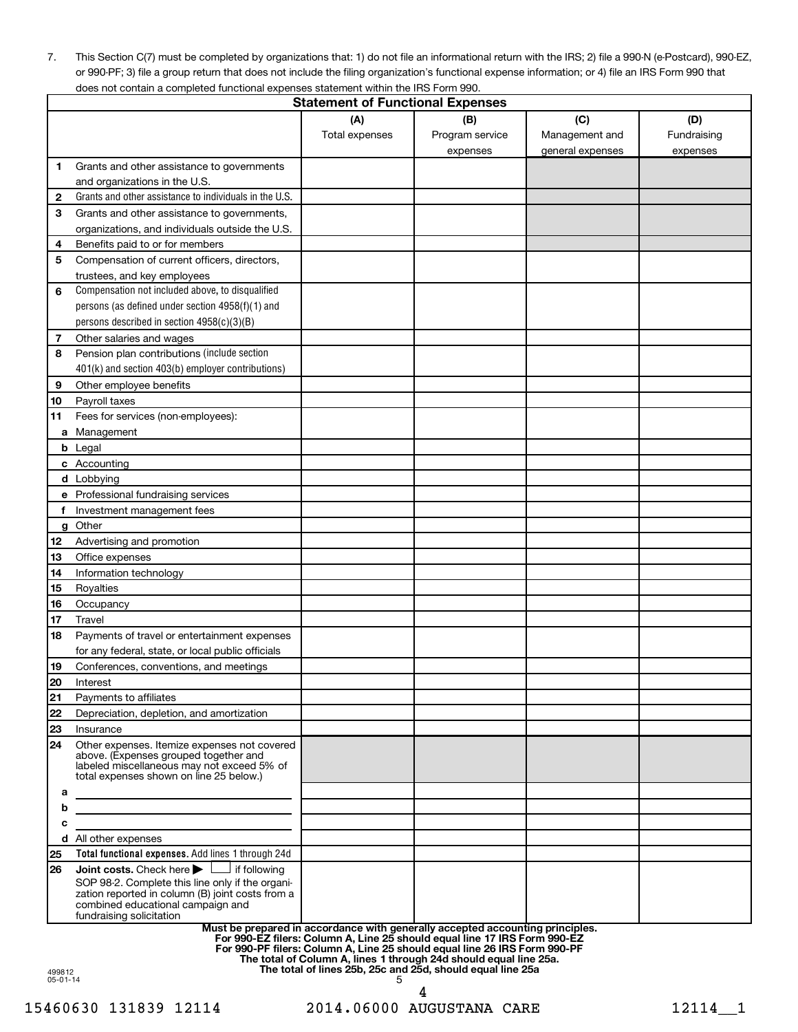7. This Section C(7) must be completed by organizations that: 1) do not file an informational return with the IRS; 2) file a 990-N (e-Postcard), 990-EZ, or 990-PF; 3) file a group return that does not include the filing organization's functional expense information; or 4) file an IRS Form 990 that does not contain a completed functional expenses statement within the IRS Form 990.

**Statement of Functional Expenses**

| | | (A) Total expenses | (B) Program service expenses | (C) Management and general expenses | (D) Fundraising expenses |
|---|---|---|---|---|---|
| 1 | Grants and other assistance to governments and organizations in the U.S. | | | | |
| 2 | Grants and other assistance to individuals in the U.S. | | | | |
| 3 | Grants and other assistance to governments, organizations, and individuals outside the U.S. | | | | |
| 4 | Benefits paid to or for members | | | | |
| 5 | Compensation of current officers, directors, trustees, and key employees | | | | |
| 6 | Compensation not included above, to disqualified persons (as defined under section 4958(f)(1) and persons described in section 4958(c)(3)(B) | | | | |
| 7 | Other salaries and wages | | | | |
| 8 | Pension plan contributions (include section 401(k) and section 403(b) employer contributions) | | | | |
| 9 | Other employee benefits | | | | |
| 10 | Payroll taxes | | | | |
| 11 | Fees for services (non-employees): | | | | |
| a | Management | | | | |
| b | Legal | | | | |
| c | Accounting | | | | |
| d | Lobbying | | | | |
| e | Professional fundraising services | | | | |
| f | Investment management fees | | | | |
| g | Other | | | | |
| 12 | Advertising and promotion | | | | |
| 13 | Office expenses | | | | |
| 14 | Information technology | | | | |
| 15 | Royalties | | | | |
| 16 | Occupancy | | | | |
| 17 | Travel | | | | |
| 18 | Payments of travel or entertainment expenses for any federal, state, or local public officials | | | | |
| 19 | Conferences, conventions, and meetings | | | | |
| 20 | Interest | | | | |
| 21 | Payments to affiliates | | | | |
| 22 | Depreciation, depletion, and amortization | | | | |
| 23 | Insurance | | | | |
| 24 | Other expenses. Itemize expenses not covered above. (Expenses grouped together and labeled miscellaneous may not exceed 5% of total expenses shown on line 25 below.) | | | | |
| a | | | | | |
| b | | | | | |
| c | | | | | |
| d | All other expenses | | | | |
| 25 | **Total functional expenses.** Add lines 1 through 24d | | | | |
| 26 | **Joint costs.** Check here ▶ ☐ if following SOP 98-2. Complete this line only if the organization reported in column (B) joint costs from a combined educational campaign and fundraising solicitation | | | | |

**Must be prepared in accordance with generally accepted accounting principles.**
**For 990-EZ filers: Column A, Line 25 should equal line 17 IRS Form 990-EZ**
**For 990-PF filers: Column A, Line 25 should equal line 26 IRS Form 990-PF**
**The total of Column A, lines 1 through 24d should equal line 25a.**
**The total of lines 25b, 25c and 25d, should equal line 25a**

499812
05-01-14

15460630 131839 12114 2014.06000 AUGUSTANA CARE 12114__1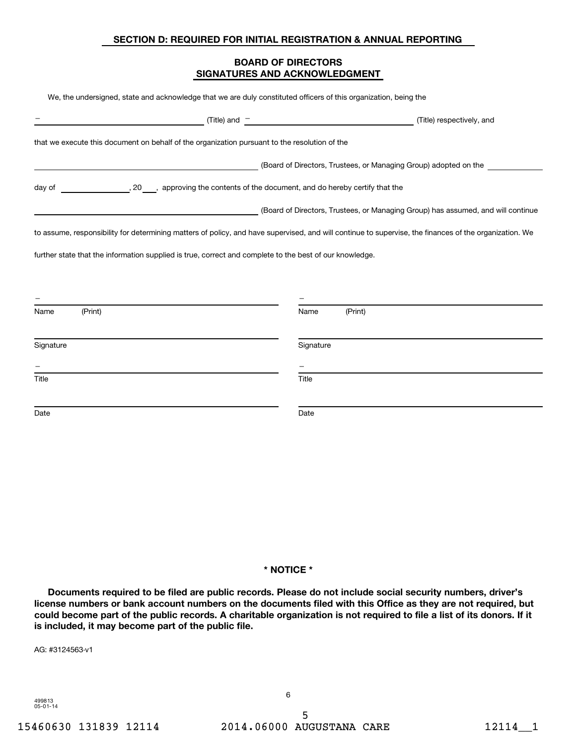## SECTION D: REQUIRED FOR INITIAL REGISTRATION & ANNUAL REPORTING

### BOARD OF DIRECTORS SIGNATURES AND ACKNOWLEDGMENT

We, the undersigned, state and acknowledge that we are duly constituted officers of this organization, being the

– ____________________ (Title) and – ____________________ (Title) respectively, and

that we execute this document on behalf of the organization pursuant to the resolution of the

____________________ (Board of Directors, Trustees, or Managing Group) adopted on the ________

day of ____________, 20___, approving the contents of the document, and do hereby certify that the

____________________ (Board of Directors, Trustees, or Managing Group) has assumed, and will continue

to assume, responsibility for determining matters of policy, and have supervised, and will continue to supervise, the finances of the organization. We further state that the information supplied is true, correct and complete to the best of our knowledge.

| | |
|---|---|
| – | – |
| Name (Print) | Name (Print) |
| Signature | Signature |
| – | – |
| Title | Title |
| Date | Date |

**\* NOTICE \***

**Documents required to be filed are public records. Please do not include social security numbers, driver's license numbers or bank account numbers on the documents filed with this Office as they are not required, but could become part of the public records. A charitable organization is not required to file a list of its donors. If it is included, it may become part of the public file.**

AG: #3124563-v1

499813
05-01-14

15460630 131839 12114 2014.06000 AUGUSTANA CARE 12114__1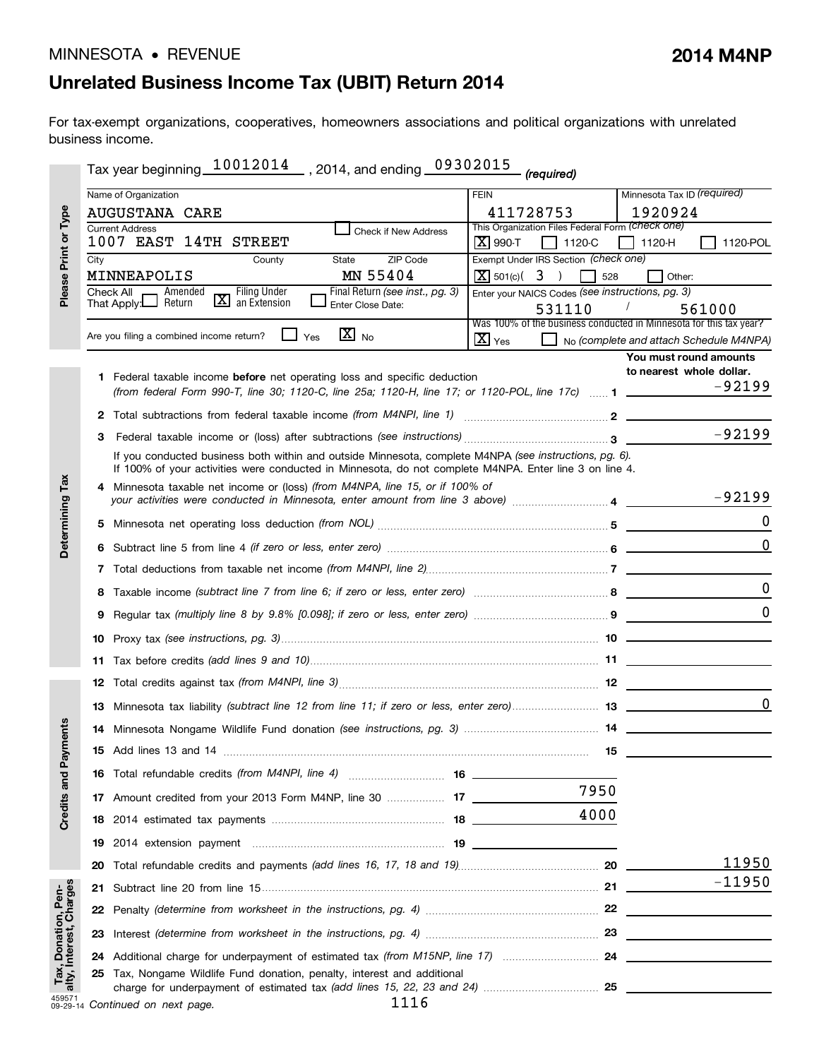MINNESOTA • REVENUE

**2014 M4NP**

# Unrelated Business Income Tax (UBIT) Return 2014

For tax-exempt organizations, cooperatives, homeowners associations and political organizations with unrelated business income.

Tax year beginning 10012014, 2014, and ending 09302015 *(required)*

**Please Print or Type**

| | | | |
|---|---|---|---|
| Name of Organization: AUGUSTANA CARE | | FEIN: 411728753 | Minnesota Tax ID *(required)*: 1920924 |
| Current Address: 1007 EAST 14TH STREET | ☐ Check if New Address | This Organization Files Federal Form *(check one)*: [X] 990-T ☐ 1120-C ☐ 1120-H ☐ 1120-POL | |
| City: MINNEAPOLIS | County / State: MN / ZIP Code: 55404 | Exempt Under IRS Section *(check one)*: [X] 501(c)( 3 ) ☐ 528 ☐ Other: | |
| Check All That Apply: ☐ Amended Return [X] Filing Under an Extension ☐ Final Return *(see inst., pg. 3)* Enter Close Date: | | Enter your NAICS Codes *(see instructions, pg. 3)*: 531110 / 561000 | |
| Are you filing a combined income return? ☐ Yes [X] No | | Was 100% of the business conducted in Minnesota for this tax year? [X] Yes ☐ No *(complete and attach Schedule M4NPA)* | |

**Determining Tax**

**You must round amounts to nearest whole dollar.**

| Line | Description | Amount |
|---|---|---|
| 1 | Federal taxable income **before** net operating loss and specific deduction *(from federal Form 990-T, line 30; 1120-C, line 25a; 1120-H, line 17; or 1120-POL, line 17c)* | -92199 |
| 2 | Total subtractions from federal taxable income *(from M4NPI, line 1)* | |
| 3 | Federal taxable income or (loss) after subtractions *(see instructions)* | -92199 |
| | If you conducted business both within and outside Minnesota, complete M4NPA *(see instructions, pg. 6).* If 100% of your activities were conducted in Minnesota, do not complete M4NPA. Enter line 3 on line 4. | |
| 4 | Minnesota taxable net income or (loss) *(from M4NPA, line 15, or if 100% of your activities were conducted in Minnesota, enter amount from line 3 above)* | -92199 |
| 5 | Minnesota net operating loss deduction *(from NOL)* | 0 |
| 6 | Subtract line 5 from line 4 *(if zero or less, enter zero)* | 0 |
| 7 | Total deductions from taxable net income *(from M4NPI, line 2)* | |
| 8 | Taxable income *(subtract line 7 from line 6; if zero or less, enter zero)* | 0 |
| 9 | Regular tax *(multiply line 8 by 9.8% [0.098]; if zero or less, enter zero)* | 0 |
| 10 | Proxy tax *(see instructions, pg. 3)* | |
| 11 | Tax before credits *(add lines 9 and 10)* | |

**Credits and Payments**

| Line | Description | Sub-amount | Amount |
|---|---|---|---|
| 12 | Total credits against tax *(from M4NPI, line 3)* | | |
| 13 | Minnesota tax liability *(subtract line 12 from line 11; if zero or less, enter zero)* | | 0 |
| 14 | Minnesota Nongame Wildlife Fund donation *(see instructions, pg. 3)* | | |
| 15 | Add lines 13 and 14 | | |
| 16 | Total refundable credits *(from M4NPI, line 4)* | | |
| 17 | Amount credited from your 2013 Form M4NP, line 30 | 7950 | |
| 18 | 2014 estimated tax payments | 4000 | |
| 19 | 2014 extension payment | | |
| 20 | Total refundable credits and payments *(add lines 16, 17, 18 and 19)* | | 11950 |

**Tax, Donation, Penalty, Interest, Charges**

| Line | Description | Amount |
|---|---|---|
| 21 | Subtract line 20 from line 15 | -11950 |
| 22 | Penalty *(determine from worksheet in the instructions, pg. 4)* | |
| 23 | Interest *(determine from worksheet in the instructions, pg. 4)* | |
| 24 | Additional charge for underpayment of estimated tax *(from M15NP, line 17)* | |
| 25 | Tax, Nongame Wildlife Fund donation, penalty, interest and additional charge for underpayment of estimated tax *(add lines 15, 22, 23 and 24)* | |

459571 09-29-14 *Continued on next page.*

1116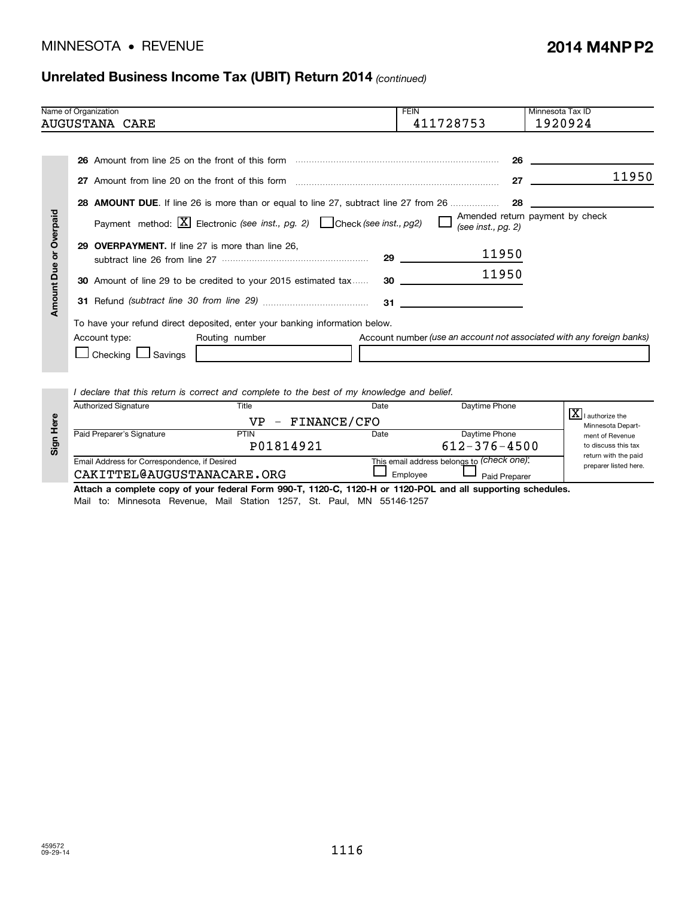MINNESOTA • REVENUE

# 2014 M4NP P2

## Unrelated Business Income Tax (UBIT) Return 2014 *(continued)*

| Name of Organization | FEIN | Minnesota Tax ID |
|---|---|---|
| AUGUSTANA CARE | 411728753 | 1920924 |

### Amount Due or Overpaid

**26** Amount from line 25 on the front of this form ........ **26**

**27** Amount from line 20 on the front of this form ........ **27** 11950

**28 AMOUNT DUE**. If line 26 is more than or equal to line 27, subtract line 27 from 26 ........ **28**

Payment method: [X] Electronic *(see inst., pg. 2)* [ ] Check *(see inst., pg2)* [ ] Amended return payment by check *(see inst., pg. 2)*

**29 OVERPAYMENT.** If line 27 is more than line 26, subtract line 26 from line 27 ........ **29** 11950

**30** Amount of line 29 to be credited to your 2015 estimated tax ........ **30** 11950

**31** Refund *(subtract line 30 from line 29)* ........ **31**

To have your refund direct deposited, enter your banking information below.

Account type: [ ] Checking [ ] Savings

Routing number

Account number *(use an account not associated with any foreign banks)*

### Sign Here

*I declare that this return is correct and complete to the best of my knowledge and belief.*

| Authorized Signature | Title | Date | Daytime Phone |
|---|---|---|---|
| | VP - FINANCE/CFO | | |
| **Paid Preparer's Signature** | **PTIN** | **Date** | **Daytime Phone** |
| | P01814921 | | 612-376-4500 |

Email Address for Correspondence, if Desired: CAKITTEL@AUGUSTANACARE.ORG

This email address belongs to *(check one)*: [ ] Employee [ ] Paid Preparer

[X] I authorize the Minnesota Department of Revenue to discuss this tax return with the paid preparer listed here.

**Attach a complete copy of your federal Form 990-T, 1120-C, 1120-H or 1120-POL and all supporting schedules.**

Mail to: Minnesota Revenue, Mail Station 1257, St. Paul, MN 55146-1257

459572
09-29-14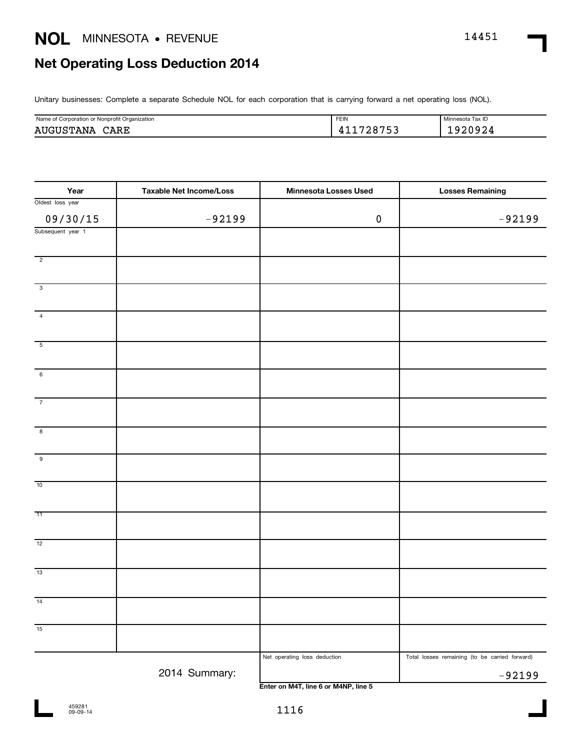**NOL** MINNESOTA • REVENUE

14451

# Net Operating Loss Deduction 2014

Unitary businesses: Complete a separate Schedule NOL for each corporation that is carrying forward a net operating loss (NOL).

| Name of Corporation or Nonprofit Organization | FEIN | Minnesota Tax ID |
|---|---|---|
| AUGUSTANA CARE | 411728753 | 1920924 |

| Year | Taxable Net Income/Loss | Minnesota Losses Used | Losses Remaining |
|---|---|---|---|
| Oldest loss year 09/30/15 | -92199 | 0 | -92199 |
| Subsequent year 1 | | | |
| 2 | | | |
| 3 | | | |
| 4 | | | |
| 5 | | | |
| 6 | | | |
| 7 | | | |
| 8 | | | |
| 9 | | | |
| 10 | | | |
| 11 | | | |
| 12 | | | |
| 13 | | | |
| 14 | | | |
| 15 | | | |
| | 2014 Summary: | Net operating loss deduction | Total losses remaining (to be carried forward) -92199 |

Enter on M4T, line 6 or M4NP, line 5

459281
09-09-14

1116